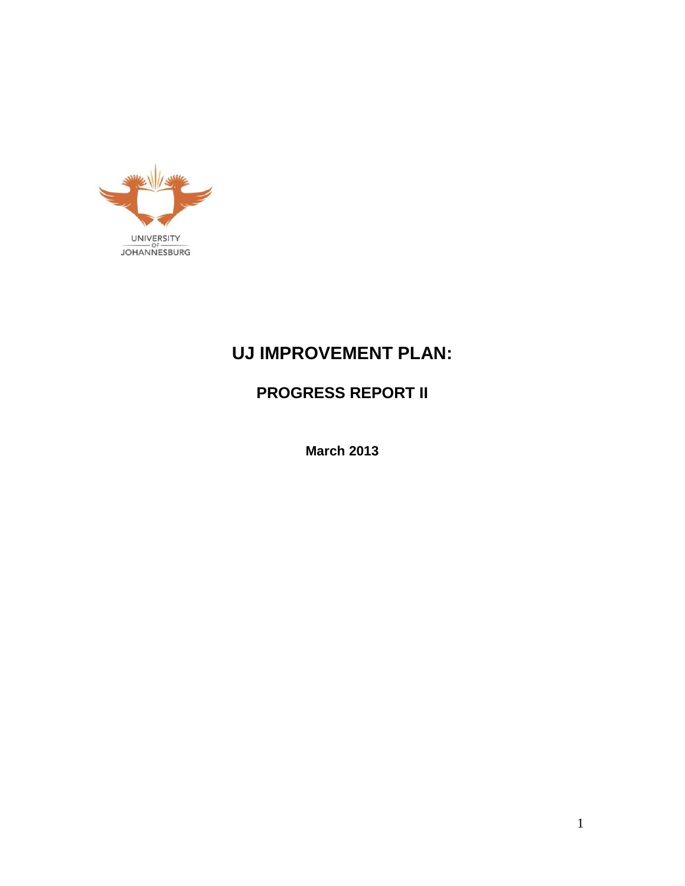UNIVERSITY OF JOHANNESBURG

# UJ IMPROVEMENT PLAN:

## PROGRESS REPORT II

**March 2013**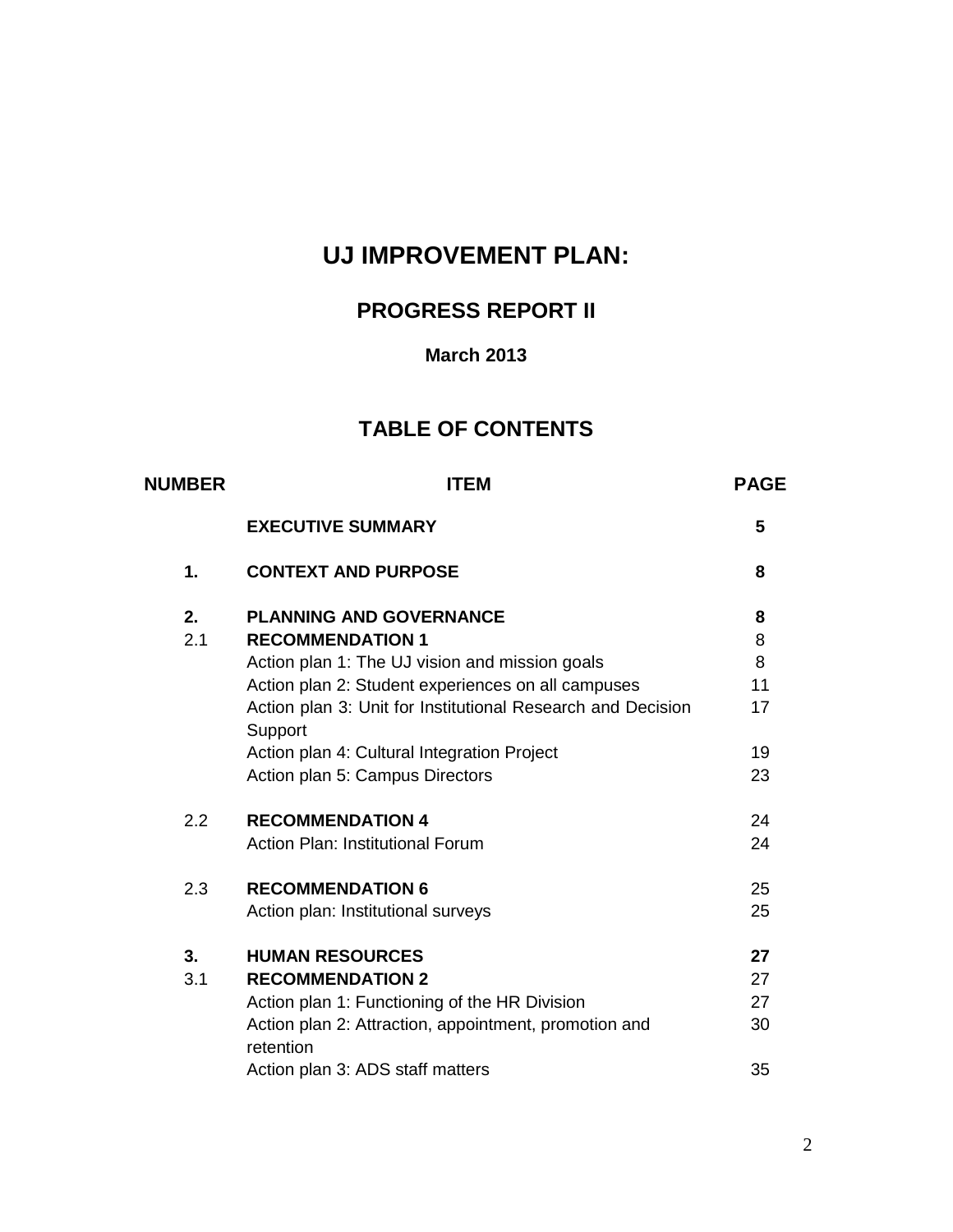# UJ IMPROVEMENT PLAN:

## PROGRESS REPORT II

### March 2013

## TABLE OF CONTENTS

| NUMBER | ITEM | PAGE |
|---|---|---|
| | **EXECUTIVE SUMMARY** | **5** |
| **1.** | **CONTEXT AND PURPOSE** | **8** |
| **2.** | **PLANNING AND GOVERNANCE** | **8** |
| 2.1 | **RECOMMENDATION 1** | 8 |
| | Action plan 1: The UJ vision and mission goals | 8 |
| | Action plan 2: Student experiences on all campuses | 11 |
| | Action plan 3: Unit for Institutional Research and Decision Support | 17 |
| | Action plan 4: Cultural Integration Project | 19 |
| | Action plan 5: Campus Directors | 23 |
| 2.2 | **RECOMMENDATION 4** | 24 |
| | Action Plan: Institutional Forum | 24 |
| 2.3 | **RECOMMENDATION 6** | 25 |
| | Action plan: Institutional surveys | 25 |
| **3.** | **HUMAN RESOURCES** | **27** |
| 3.1 | **RECOMMENDATION 2** | 27 |
| | Action plan 1: Functioning of the HR Division | 27 |
| | Action plan 2: Attraction, appointment, promotion and retention | 30 |
| | Action plan 3: ADS staff matters | 35 |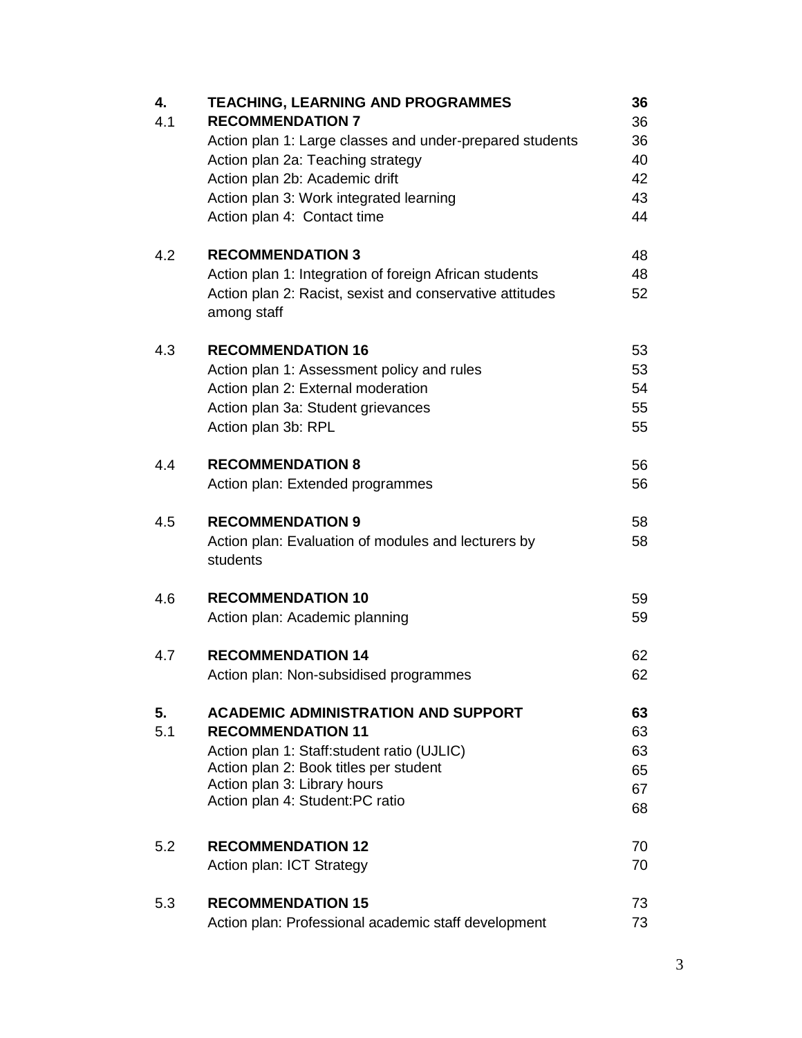| | | |
|---|---|---|
| **4.** | **TEACHING, LEARNING AND PROGRAMMES** | **36** |
| 4.1 | **RECOMMENDATION 7** | 36 |
| | Action plan 1: Large classes and under-prepared students | 36 |
| | Action plan 2a: Teaching strategy | 40 |
| | Action plan 2b: Academic drift | 42 |
| | Action plan 3: Work integrated learning | 43 |
| | Action plan 4: Contact time | 44 |
| 4.2 | **RECOMMENDATION 3** | 48 |
| | Action plan 1: Integration of foreign African students | 48 |
| | Action plan 2: Racist, sexist and conservative attitudes among staff | 52 |
| 4.3 | **RECOMMENDATION 16** | 53 |
| | Action plan 1: Assessment policy and rules | 53 |
| | Action plan 2: External moderation | 54 |
| | Action plan 3a: Student grievances | 55 |
| | Action plan 3b: RPL | 55 |
| 4.4 | **RECOMMENDATION 8** | 56 |
| | Action plan: Extended programmes | 56 |
| 4.5 | **RECOMMENDATION 9** | 58 |
| | Action plan: Evaluation of modules and lecturers by students | 58 |
| 4.6 | **RECOMMENDATION 10** | 59 |
| | Action plan: Academic planning | 59 |
| 4.7 | **RECOMMENDATION 14** | 62 |
| | Action plan: Non-subsidised programmes | 62 |
| **5.** | **ACADEMIC ADMINISTRATION AND SUPPORT** | **63** |
| 5.1 | **RECOMMENDATION 11** | 63 |
| | Action plan 1: Staff:student ratio (UJLIC) | 63 |
| | Action plan 2: Book titles per student | 65 |
| | Action plan 3: Library hours | 67 |
| | Action plan 4: Student:PC ratio | 68 |
| 5.2 | **RECOMMENDATION 12** | 70 |
| | Action plan: ICT Strategy | 70 |
| 5.3 | **RECOMMENDATION 15** | 73 |
| | Action plan: Professional academic staff development | 73 |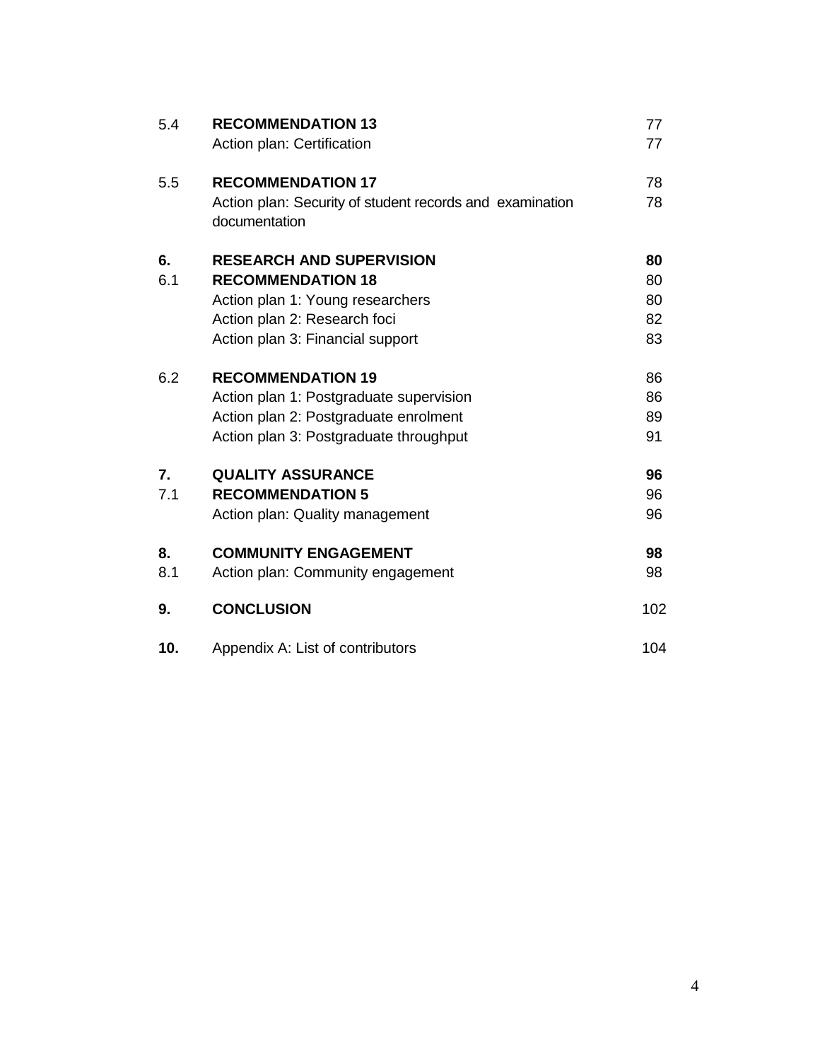| | | |
|---|---|---|
| 5.4 | **RECOMMENDATION 13** | 77 |
| | Action plan: Certification | 77 |
| 5.5 | **RECOMMENDATION 17** | 78 |
| | Action plan: Security of student records and examination documentation | 78 |
| **6.** | **RESEARCH AND SUPERVISION** | **80** |
| 6.1 | **RECOMMENDATION 18** | 80 |
| | Action plan 1: Young researchers | 80 |
| | Action plan 2: Research foci | 82 |
| | Action plan 3: Financial support | 83 |
| 6.2 | **RECOMMENDATION 19** | 86 |
| | Action plan 1: Postgraduate supervision | 86 |
| | Action plan 2: Postgraduate enrolment | 89 |
| | Action plan 3: Postgraduate throughput | 91 |
| **7.** | **QUALITY ASSURANCE** | **96** |
| 7.1 | **RECOMMENDATION 5** | 96 |
| | Action plan: Quality management | 96 |
| **8.** | **COMMUNITY ENGAGEMENT** | **98** |
| 8.1 | Action plan: Community engagement | 98 |
| **9.** | **CONCLUSION** | 102 |
| **10.** | Appendix A: List of contributors | 104 |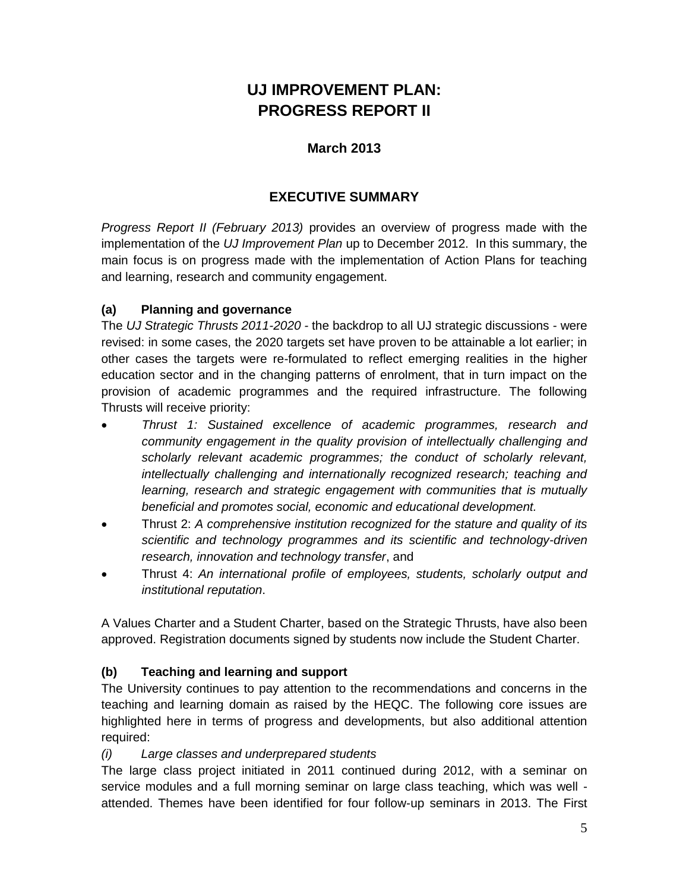# UJ IMPROVEMENT PLAN: PROGRESS REPORT II

**March 2013**

## EXECUTIVE SUMMARY

*Progress Report II (February 2013)* provides an overview of progress made with the implementation of the *UJ Improvement Plan* up to December 2012. In this summary, the main focus is on progress made with the implementation of Action Plans for teaching and learning, research and community engagement.

### (a) Planning and governance

The *UJ Strategic Thrusts 2011-2020* - the backdrop to all UJ strategic discussions - were revised: in some cases, the 2020 targets set have proven to be attainable a lot earlier; in other cases the targets were re-formulated to reflect emerging realities in the higher education sector and in the changing patterns of enrolment, that in turn impact on the provision of academic programmes and the required infrastructure. The following Thrusts will receive priority:

- *Thrust 1: Sustained excellence of academic programmes, research and community engagement in the quality provision of intellectually challenging and scholarly relevant academic programmes; the conduct of scholarly relevant, intellectually challenging and internationally recognized research; teaching and learning, research and strategic engagement with communities that is mutually beneficial and promotes social, economic and educational development.*
- Thrust 2: *A comprehensive institution recognized for the stature and quality of its scientific and technology programmes and its scientific and technology-driven research, innovation and technology transfer*, and
- Thrust 4: *An international profile of employees, students, scholarly output and institutional reputation*.

A Values Charter and a Student Charter, based on the Strategic Thrusts, have also been approved. Registration documents signed by students now include the Student Charter.

### (b) Teaching and learning and support

The University continues to pay attention to the recommendations and concerns in the teaching and learning domain as raised by the HEQC. The following core issues are highlighted here in terms of progress and developments, but also additional attention required:

*(i) Large classes and underprepared students*

The large class project initiated in 2011 continued during 2012, with a seminar on service modules and a full morning seminar on large class teaching, which was well - attended. Themes have been identified for four follow-up seminars in 2013. The First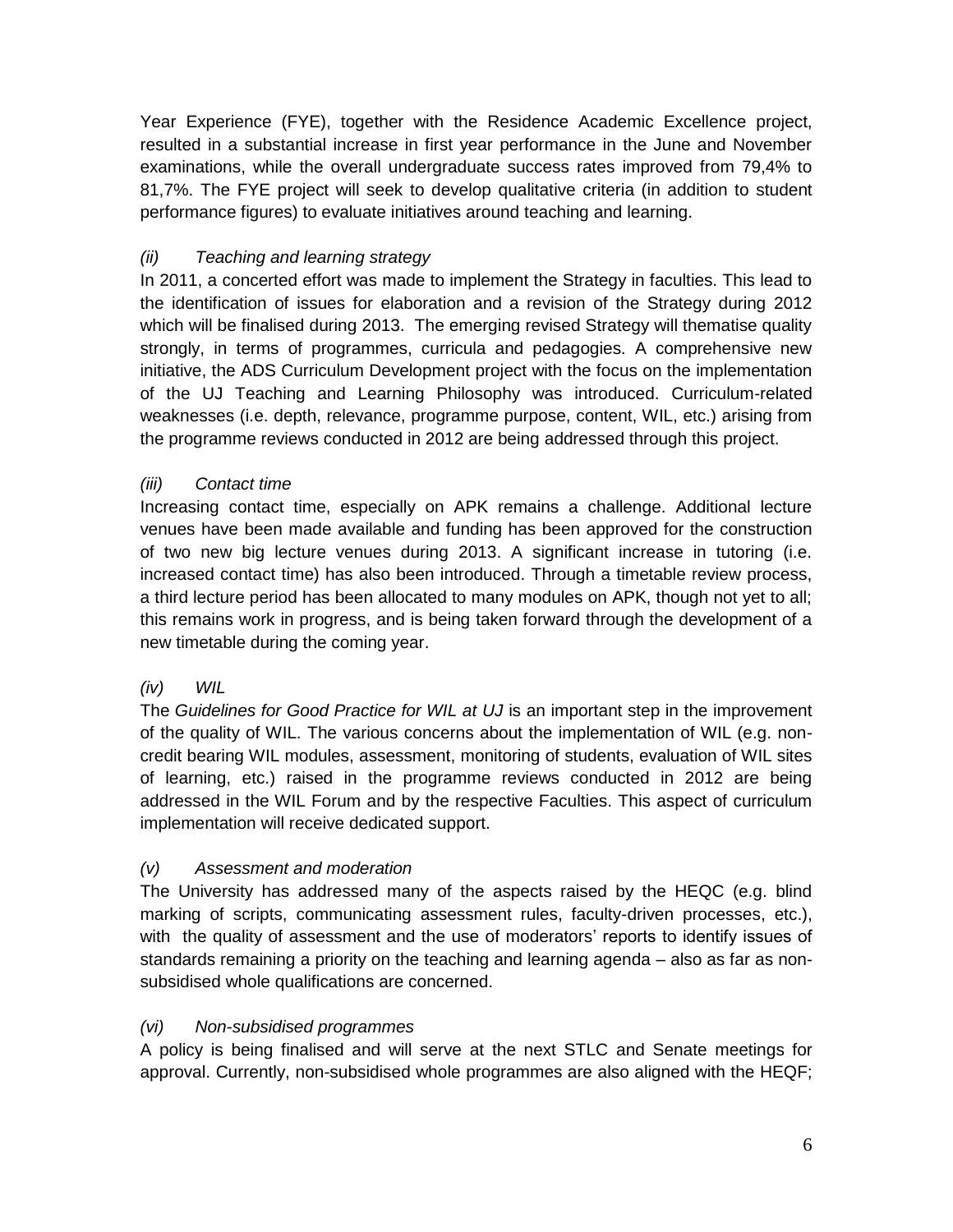Year Experience (FYE), together with the Residence Academic Excellence project, resulted in a substantial increase in first year performance in the June and November examinations, while the overall undergraduate success rates improved from 79,4% to 81,7%. The FYE project will seek to develop qualitative criteria (in addition to student performance figures) to evaluate initiatives around teaching and learning.

*(ii) Teaching and learning strategy*

In 2011, a concerted effort was made to implement the Strategy in faculties. This lead to the identification of issues for elaboration and a revision of the Strategy during 2012 which will be finalised during 2013. The emerging revised Strategy will thematise quality strongly, in terms of programmes, curricula and pedagogies. A comprehensive new initiative, the ADS Curriculum Development project with the focus on the implementation of the UJ Teaching and Learning Philosophy was introduced. Curriculum-related weaknesses (i.e. depth, relevance, programme purpose, content, WIL, etc.) arising from the programme reviews conducted in 2012 are being addressed through this project.

*(iii) Contact time*

Increasing contact time, especially on APK remains a challenge. Additional lecture venues have been made available and funding has been approved for the construction of two new big lecture venues during 2013. A significant increase in tutoring (i.e. increased contact time) has also been introduced. Through a timetable review process, a third lecture period has been allocated to many modules on APK, though not yet to all; this remains work in progress, and is being taken forward through the development of a new timetable during the coming year.

*(iv) WIL*

The *Guidelines for Good Practice for WIL at UJ* is an important step in the improvement of the quality of WIL. The various concerns about the implementation of WIL (e.g. non-credit bearing WIL modules, assessment, monitoring of students, evaluation of WIL sites of learning, etc.) raised in the programme reviews conducted in 2012 are being addressed in the WIL Forum and by the respective Faculties. This aspect of curriculum implementation will receive dedicated support.

*(v) Assessment and moderation*

The University has addressed many of the aspects raised by the HEQC (e.g. blind marking of scripts, communicating assessment rules, faculty-driven processes, etc.), with the quality of assessment and the use of moderators' reports to identify issues of standards remaining a priority on the teaching and learning agenda – also as far as non-subsidised whole qualifications are concerned.

*(vi) Non-subsidised programmes*

A policy is being finalised and will serve at the next STLC and Senate meetings for approval. Currently, non-subsidised whole programmes are also aligned with the HEQF;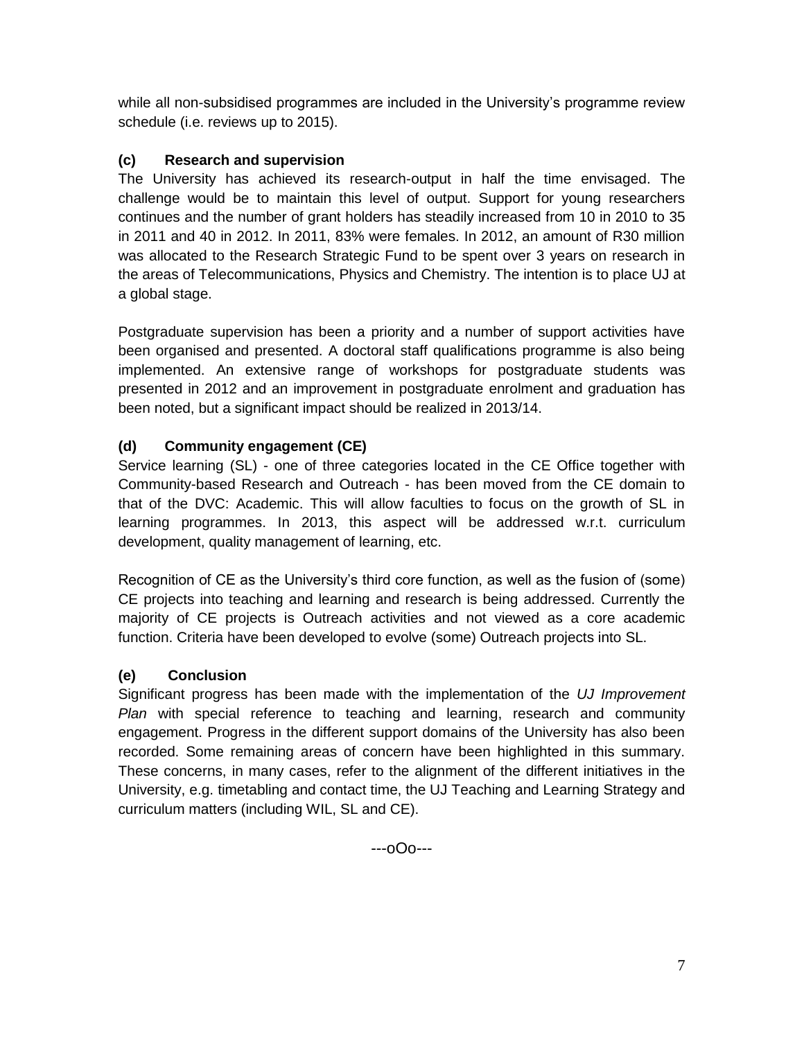while all non-subsidised programmes are included in the University's programme review schedule (i.e. reviews up to 2015).

### (c) Research and supervision

The University has achieved its research-output in half the time envisaged. The challenge would be to maintain this level of output. Support for young researchers continues and the number of grant holders has steadily increased from 10 in 2010 to 35 in 2011 and 40 in 2012. In 2011, 83% were females. In 2012, an amount of R30 million was allocated to the Research Strategic Fund to be spent over 3 years on research in the areas of Telecommunications, Physics and Chemistry. The intention is to place UJ at a global stage.

Postgraduate supervision has been a priority and a number of support activities have been organised and presented. A doctoral staff qualifications programme is also being implemented. An extensive range of workshops for postgraduate students was presented in 2012 and an improvement in postgraduate enrolment and graduation has been noted, but a significant impact should be realized in 2013/14.

### (d) Community engagement (CE)

Service learning (SL) - one of three categories located in the CE Office together with Community-based Research and Outreach - has been moved from the CE domain to that of the DVC: Academic. This will allow faculties to focus on the growth of SL in learning programmes. In 2013, this aspect will be addressed w.r.t. curriculum development, quality management of learning, etc.

Recognition of CE as the University's third core function, as well as the fusion of (some) CE projects into teaching and learning and research is being addressed. Currently the majority of CE projects is Outreach activities and not viewed as a core academic function. Criteria have been developed to evolve (some) Outreach projects into SL.

### (e) Conclusion

Significant progress has been made with the implementation of the *UJ Improvement Plan* with special reference to teaching and learning, research and community engagement. Progress in the different support domains of the University has also been recorded. Some remaining areas of concern have been highlighted in this summary. These concerns, in many cases, refer to the alignment of the different initiatives in the University, e.g. timetabling and contact time, the UJ Teaching and Learning Strategy and curriculum matters (including WIL, SL and CE).

---oOo---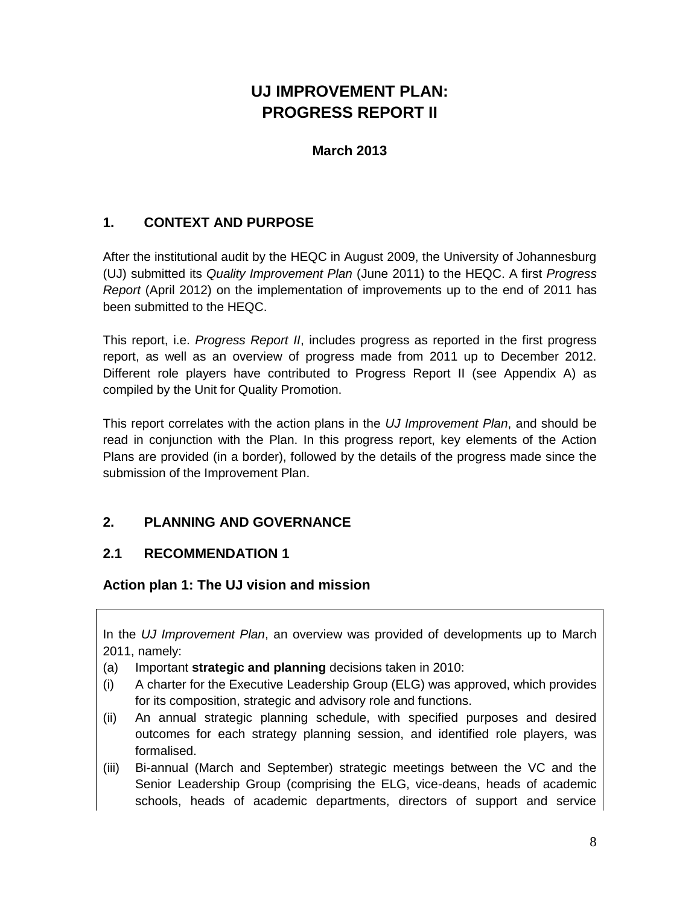# UJ IMPROVEMENT PLAN: PROGRESS REPORT II

**March 2013**

## 1. CONTEXT AND PURPOSE

After the institutional audit by the HEQC in August 2009, the University of Johannesburg (UJ) submitted its *Quality Improvement Plan* (June 2011) to the HEQC. A first *Progress Report* (April 2012) on the implementation of improvements up to the end of 2011 has been submitted to the HEQC.

This report, i.e. *Progress Report II*, includes progress as reported in the first progress report, as well as an overview of progress made from 2011 up to December 2012. Different role players have contributed to Progress Report II (see Appendix A) as compiled by the Unit for Quality Promotion.

This report correlates with the action plans in the *UJ Improvement Plan*, and should be read in conjunction with the Plan. In this progress report, key elements of the Action Plans are provided (in a border), followed by the details of the progress made since the submission of the Improvement Plan.

## 2. PLANNING AND GOVERNANCE

### 2.1 RECOMMENDATION 1

### Action plan 1: The UJ vision and mission

In the *UJ Improvement Plan*, an overview was provided of developments up to March 2011, namely:

(a) Important **strategic and planning** decisions taken in 2010:

(i) A charter for the Executive Leadership Group (ELG) was approved, which provides for its composition, strategic and advisory role and functions.

(ii) An annual strategic planning schedule, with specified purposes and desired outcomes for each strategy planning session, and identified role players, was formalised.

(iii) Bi-annual (March and September) strategic meetings between the VC and the Senior Leadership Group (comprising the ELG, vice-deans, heads of academic schools, heads of academic departments, directors of support and service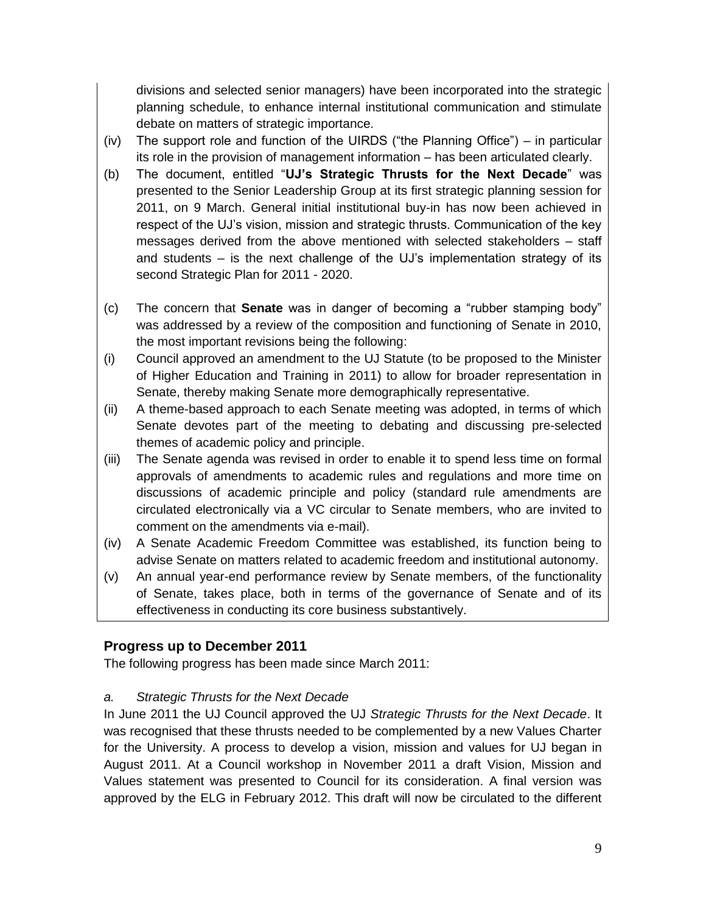divisions and selected senior managers) have been incorporated into the strategic planning schedule, to enhance internal institutional communication and stimulate debate on matters of strategic importance.

(iv) The support role and function of the UIRDS ("the Planning Office") – in particular its role in the provision of management information – has been articulated clearly.

(b) The document, entitled "**UJ's Strategic Thrusts for the Next Decade**" was presented to the Senior Leadership Group at its first strategic planning session for 2011, on 9 March. General initial institutional buy-in has now been achieved in respect of the UJ's vision, mission and strategic thrusts. Communication of the key messages derived from the above mentioned with selected stakeholders – staff and students – is the next challenge of the UJ's implementation strategy of its second Strategic Plan for 2011 - 2020.

(c) The concern that **Senate** was in danger of becoming a "rubber stamping body" was addressed by a review of the composition and functioning of Senate in 2010, the most important revisions being the following:

(i) Council approved an amendment to the UJ Statute (to be proposed to the Minister of Higher Education and Training in 2011) to allow for broader representation in Senate, thereby making Senate more demographically representative.

(ii) A theme-based approach to each Senate meeting was adopted, in terms of which Senate devotes part of the meeting to debating and discussing pre-selected themes of academic policy and principle.

(iii) The Senate agenda was revised in order to enable it to spend less time on formal approvals of amendments to academic rules and regulations and more time on discussions of academic principle and policy (standard rule amendments are circulated electronically via a VC circular to Senate members, who are invited to comment on the amendments via e-mail).

(iv) A Senate Academic Freedom Committee was established, its function being to advise Senate on matters related to academic freedom and institutional autonomy.

(v) An annual year-end performance review by Senate members, of the functionality of Senate, takes place, both in terms of the governance of Senate and of its effectiveness in conducting its core business substantively.

## Progress up to December 2011

The following progress has been made since March 2011:

*a. Strategic Thrusts for the Next Decade*

In June 2011 the UJ Council approved the UJ *Strategic Thrusts for the Next Decade*. It was recognised that these thrusts needed to be complemented by a new Values Charter for the University. A process to develop a vision, mission and values for UJ began in August 2011. At a Council workshop in November 2011 a draft Vision, Mission and Values statement was presented to Council for its consideration. A final version was approved by the ELG in February 2012. This draft will now be circulated to the different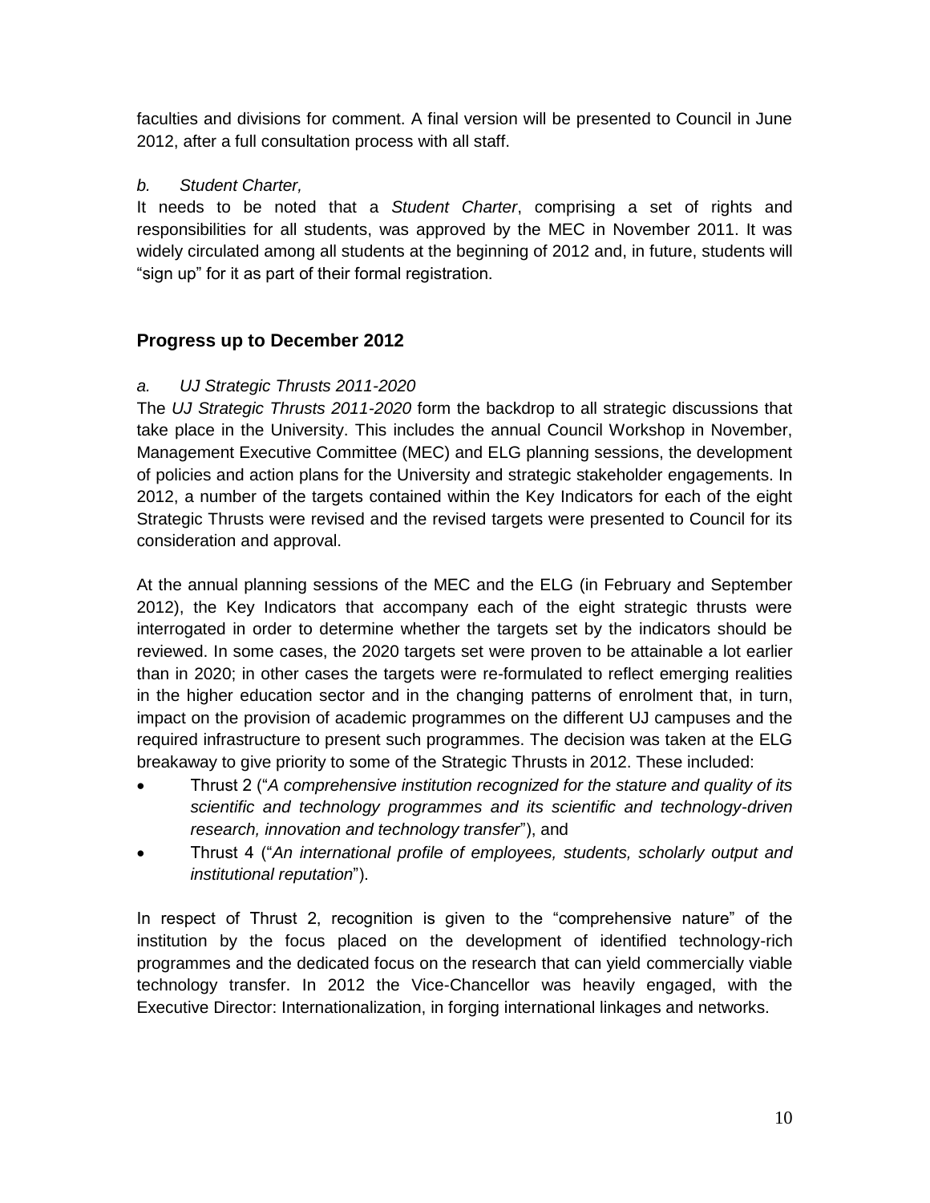faculties and divisions for comment. A final version will be presented to Council in June 2012, after a full consultation process with all staff.

*b. Student Charter,*

It needs to be noted that a *Student Charter*, comprising a set of rights and responsibilities for all students, was approved by the MEC in November 2011. It was widely circulated among all students at the beginning of 2012 and, in future, students will "sign up" for it as part of their formal registration.

## Progress up to December 2012

*a. UJ Strategic Thrusts 2011-2020*

The *UJ Strategic Thrusts 2011-2020* form the backdrop to all strategic discussions that take place in the University. This includes the annual Council Workshop in November, Management Executive Committee (MEC) and ELG planning sessions, the development of policies and action plans for the University and strategic stakeholder engagements. In 2012, a number of the targets contained within the Key Indicators for each of the eight Strategic Thrusts were revised and the revised targets were presented to Council for its consideration and approval.

At the annual planning sessions of the MEC and the ELG (in February and September 2012), the Key Indicators that accompany each of the eight strategic thrusts were interrogated in order to determine whether the targets set by the indicators should be reviewed. In some cases, the 2020 targets set were proven to be attainable a lot earlier than in 2020; in other cases the targets were re-formulated to reflect emerging realities in the higher education sector and in the changing patterns of enrolment that, in turn, impact on the provision of academic programmes on the different UJ campuses and the required infrastructure to present such programmes. The decision was taken at the ELG breakaway to give priority to some of the Strategic Thrusts in 2012. These included:

- Thrust 2 ("*A comprehensive institution recognized for the stature and quality of its scientific and technology programmes and its scientific and technology-driven research, innovation and technology transfer*"), and
- Thrust 4 ("*An international profile of employees, students, scholarly output and institutional reputation*").

In respect of Thrust 2, recognition is given to the "comprehensive nature" of the institution by the focus placed on the development of identified technology-rich programmes and the dedicated focus on the research that can yield commercially viable technology transfer. In 2012 the Vice-Chancellor was heavily engaged, with the Executive Director: Internationalization, in forging international linkages and networks.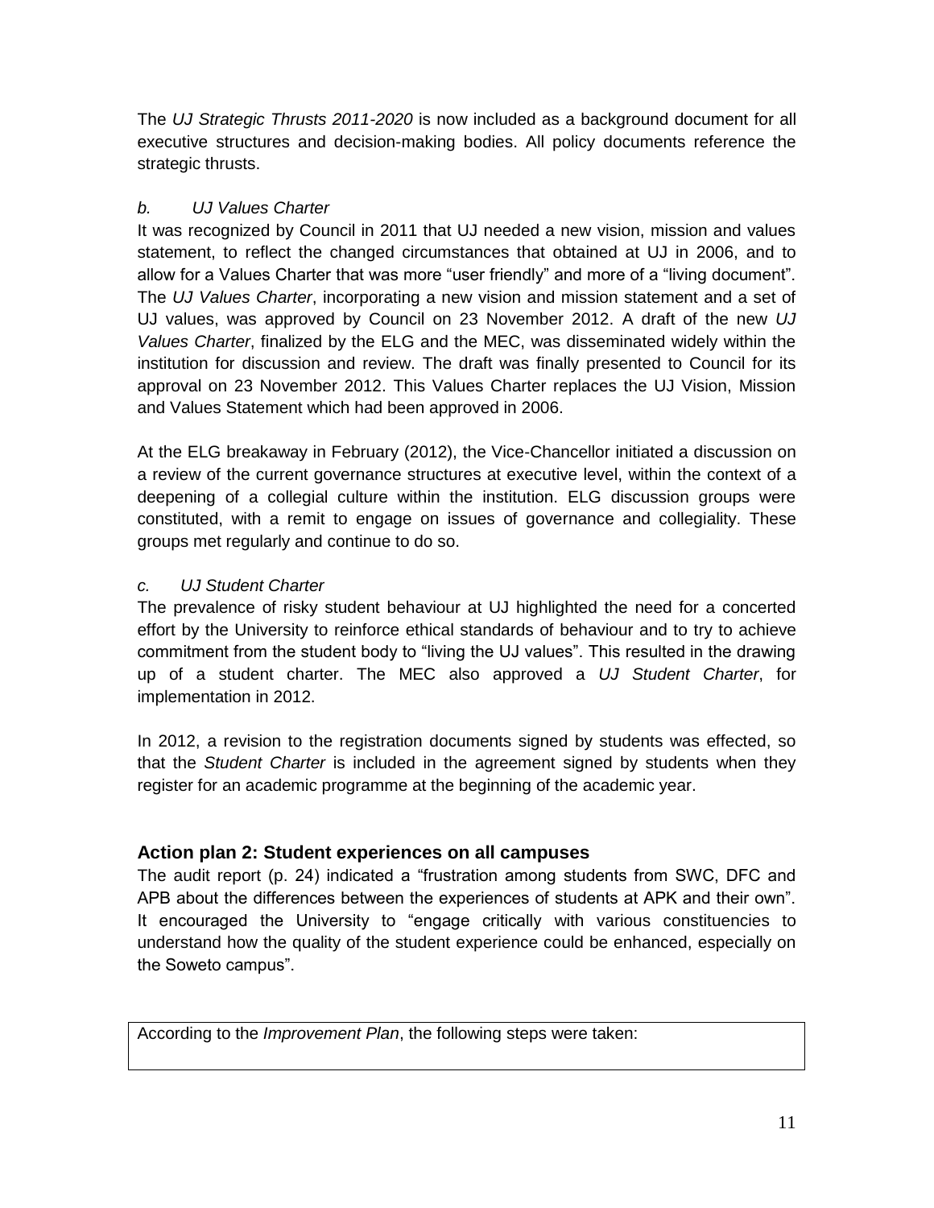The *UJ Strategic Thrusts 2011-2020* is now included as a background document for all executive structures and decision-making bodies. All policy documents reference the strategic thrusts.

*b. UJ Values Charter*

It was recognized by Council in 2011 that UJ needed a new vision, mission and values statement, to reflect the changed circumstances that obtained at UJ in 2006, and to allow for a Values Charter that was more "user friendly" and more of a "living document". The *UJ Values Charter*, incorporating a new vision and mission statement and a set of UJ values, was approved by Council on 23 November 2012. A draft of the new *UJ Values Charter*, finalized by the ELG and the MEC, was disseminated widely within the institution for discussion and review. The draft was finally presented to Council for its approval on 23 November 2012. This Values Charter replaces the UJ Vision, Mission and Values Statement which had been approved in 2006.

At the ELG breakaway in February (2012), the Vice-Chancellor initiated a discussion on a review of the current governance structures at executive level, within the context of a deepening of a collegial culture within the institution. ELG discussion groups were constituted, with a remit to engage on issues of governance and collegiality. These groups met regularly and continue to do so.

*c. UJ Student Charter*

The prevalence of risky student behaviour at UJ highlighted the need for a concerted effort by the University to reinforce ethical standards of behaviour and to try to achieve commitment from the student body to "living the UJ values". This resulted in the drawing up of a student charter. The MEC also approved a *UJ Student Charter*, for implementation in 2012.

In 2012, a revision to the registration documents signed by students was effected, so that the *Student Charter* is included in the agreement signed by students when they register for an academic programme at the beginning of the academic year.

### Action plan 2: Student experiences on all campuses

The audit report (p. 24) indicated a "frustration among students from SWC, DFC and APB about the differences between the experiences of students at APK and their own". It encouraged the University to "engage critically with various constituencies to understand how the quality of the student experience could be enhanced, especially on the Soweto campus".

According to the *Improvement Plan*, the following steps were taken: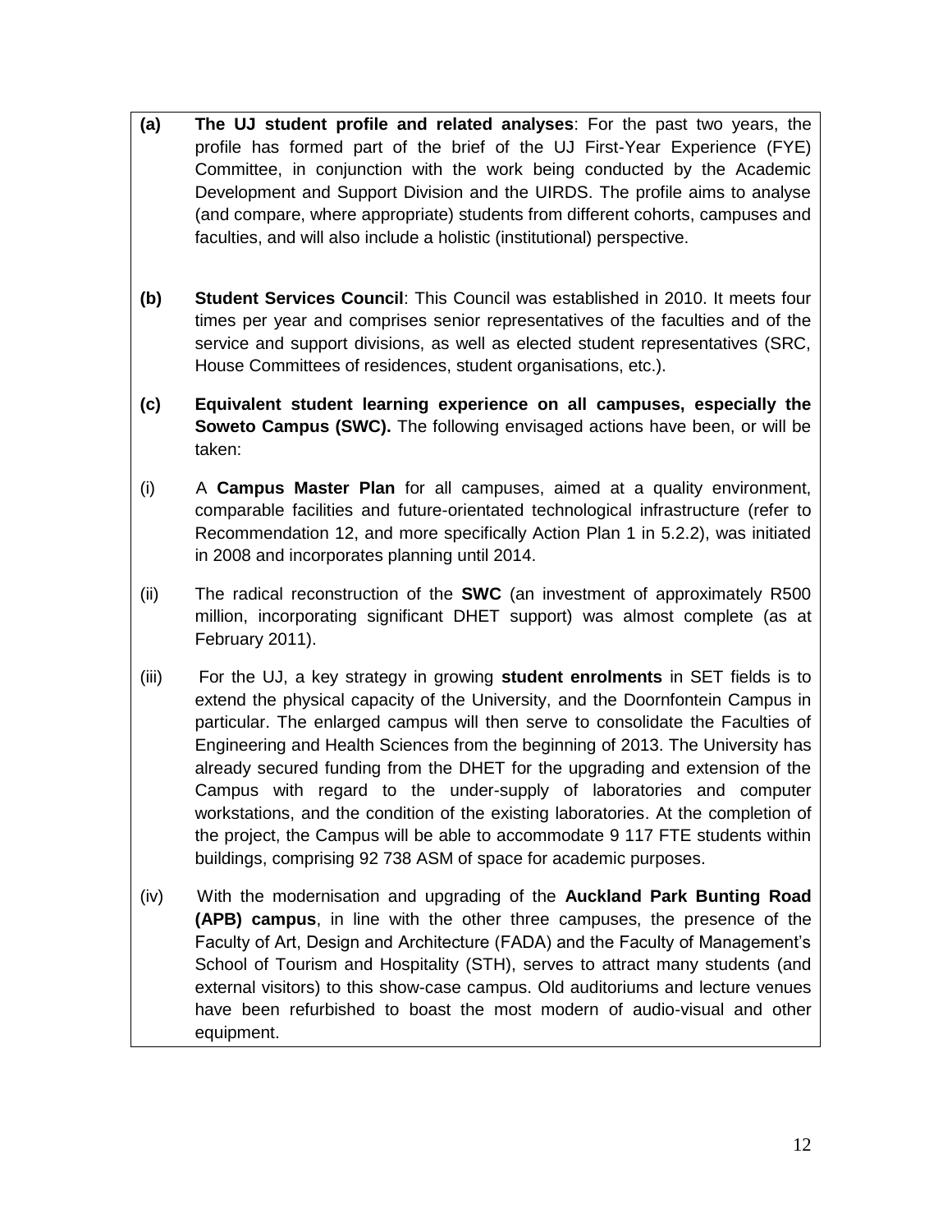**(a)** **The UJ student profile and related analyses**: For the past two years, the profile has formed part of the brief of the UJ First-Year Experience (FYE) Committee, in conjunction with the work being conducted by the Academic Development and Support Division and the UIRDS. The profile aims to analyse (and compare, where appropriate) students from different cohorts, campuses and faculties, and will also include a holistic (institutional) perspective.

**(b)** **Student Services Council**: This Council was established in 2010. It meets four times per year and comprises senior representatives of the faculties and of the service and support divisions, as well as elected student representatives (SRC, House Committees of residences, student organisations, etc.).

**(c)** **Equivalent student learning experience on all campuses, especially the Soweto Campus (SWC).** The following envisaged actions have been, or will be taken:

(i) A **Campus Master Plan** for all campuses, aimed at a quality environment, comparable facilities and future-orientated technological infrastructure (refer to Recommendation 12, and more specifically Action Plan 1 in 5.2.2), was initiated in 2008 and incorporates planning until 2014.

(ii) The radical reconstruction of the **SWC** (an investment of approximately R500 million, incorporating significant DHET support) was almost complete (as at February 2011).

(iii) For the UJ, a key strategy in growing **student enrolments** in SET fields is to extend the physical capacity of the University, and the Doornfontein Campus in particular. The enlarged campus will then serve to consolidate the Faculties of Engineering and Health Sciences from the beginning of 2013. The University has already secured funding from the DHET for the upgrading and extension of the Campus with regard to the under-supply of laboratories and computer workstations, and the condition of the existing laboratories. At the completion of the project, the Campus will be able to accommodate 9 117 FTE students within buildings, comprising 92 738 ASM of space for academic purposes.

(iv) With the modernisation and upgrading of the **Auckland Park Bunting Road (APB) campus**, in line with the other three campuses, the presence of the Faculty of Art, Design and Architecture (FADA) and the Faculty of Management's School of Tourism and Hospitality (STH), serves to attract many students (and external visitors) to this show-case campus. Old auditoriums and lecture venues have been refurbished to boast the most modern of audio-visual and other equipment.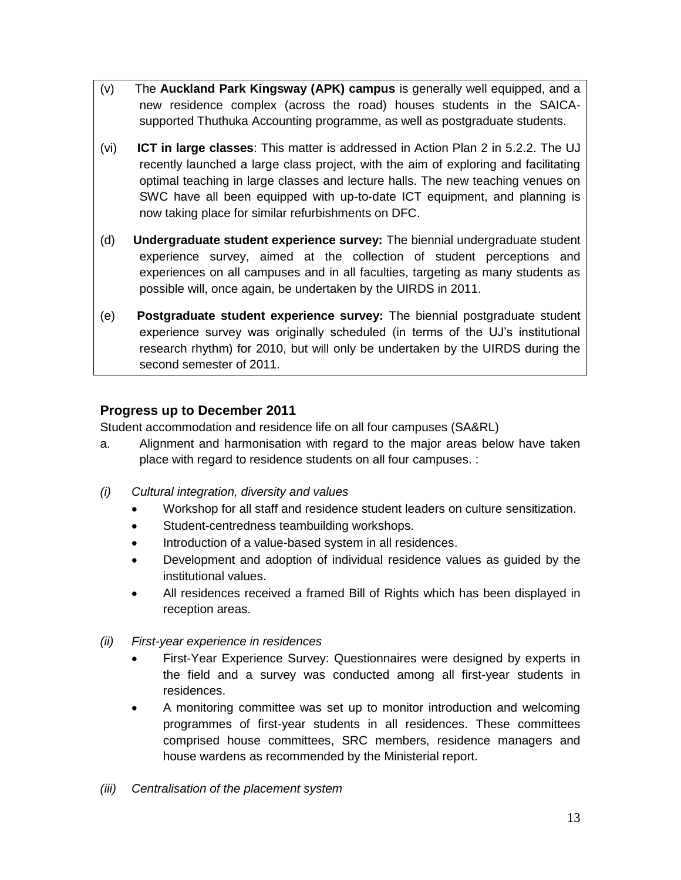(v) The **Auckland Park Kingsway (APK) campus** is generally well equipped, and a new residence complex (across the road) houses students in the SAICA-supported Thuthuka Accounting programme, as well as postgraduate students.

(vi) **ICT in large classes**: This matter is addressed in Action Plan 2 in 5.2.2. The UJ recently launched a large class project, with the aim of exploring and facilitating optimal teaching in large classes and lecture halls. The new teaching venues on SWC have all been equipped with up-to-date ICT equipment, and planning is now taking place for similar refurbishments on DFC.

(d) **Undergraduate student experience survey:** The biennial undergraduate student experience survey, aimed at the collection of student perceptions and experiences on all campuses and in all faculties, targeting as many students as possible will, once again, be undertaken by the UIRDS in 2011.

(e) **Postgraduate student experience survey:** The biennial postgraduate student experience survey was originally scheduled (in terms of the UJ's institutional research rhythm) for 2010, but will only be undertaken by the UIRDS during the second semester of 2011.

## Progress up to December 2011

Student accommodation and residence life on all four campuses (SA&RL)

a. Alignment and harmonisation with regard to the major areas below have taken place with regard to residence students on all four campuses. :

*(i) Cultural integration, diversity and values*

- Workshop for all staff and residence student leaders on culture sensitization.
- Student-centredness teambuilding workshops.
- Introduction of a value-based system in all residences.
- Development and adoption of individual residence values as guided by the institutional values.
- All residences received a framed Bill of Rights which has been displayed in reception areas.

*(ii) First-year experience in residences*

- First-Year Experience Survey: Questionnaires were designed by experts in the field and a survey was conducted among all first-year students in residences.
- A monitoring committee was set up to monitor introduction and welcoming programmes of first-year students in all residences. These committees comprised house committees, SRC members, residence managers and house wardens as recommended by the Ministerial report.

*(iii) Centralisation of the placement system*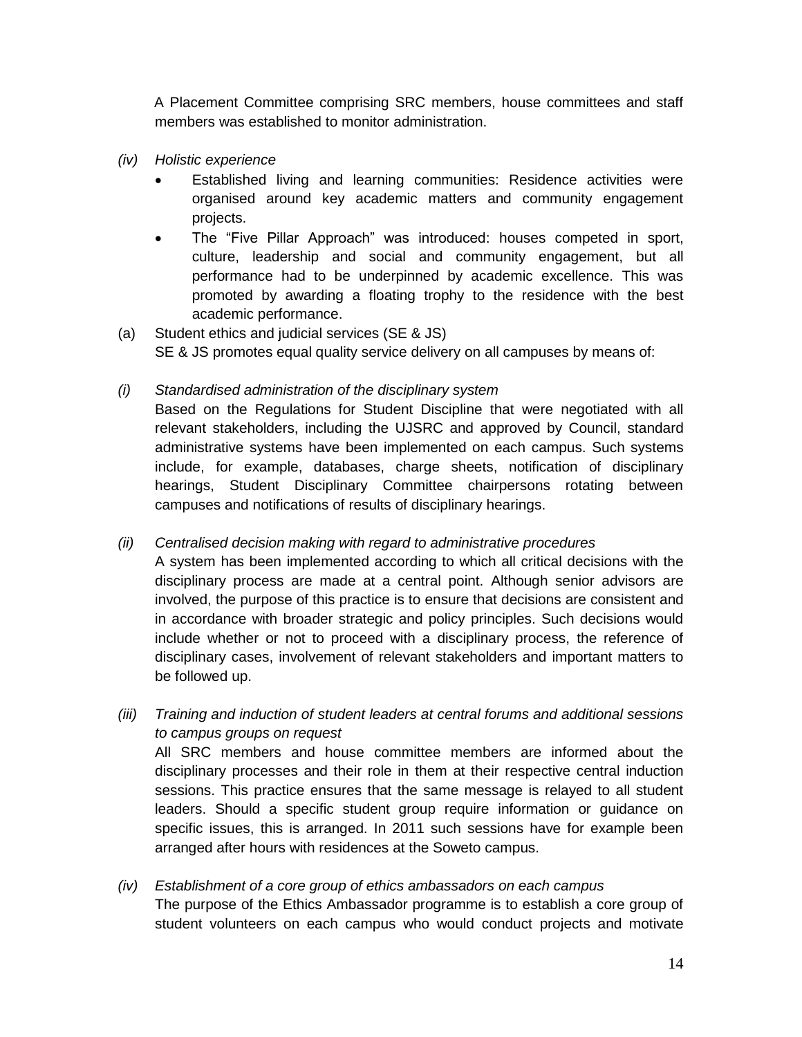A Placement Committee comprising SRC members, house committees and staff members was established to monitor administration.

*(iv) Holistic experience*

- Established living and learning communities: Residence activities were organised around key academic matters and community engagement projects.
- The "Five Pillar Approach" was introduced: houses competed in sport, culture, leadership and social and community engagement, but all performance had to be underpinned by academic excellence. This was promoted by awarding a floating trophy to the residence with the best academic performance.

(a) Student ethics and judicial services (SE & JS)

SE & JS promotes equal quality service delivery on all campuses by means of:

*(i) Standardised administration of the disciplinary system*

Based on the Regulations for Student Discipline that were negotiated with all relevant stakeholders, including the UJSRC and approved by Council, standard administrative systems have been implemented on each campus. Such systems include, for example, databases, charge sheets, notification of disciplinary hearings, Student Disciplinary Committee chairpersons rotating between campuses and notifications of results of disciplinary hearings.

*(ii) Centralised decision making with regard to administrative procedures*

A system has been implemented according to which all critical decisions with the disciplinary process are made at a central point. Although senior advisors are involved, the purpose of this practice is to ensure that decisions are consistent and in accordance with broader strategic and policy principles. Such decisions would include whether or not to proceed with a disciplinary process, the reference of disciplinary cases, involvement of relevant stakeholders and important matters to be followed up.

*(iii) Training and induction of student leaders at central forums and additional sessions to campus groups on request*

All SRC members and house committee members are informed about the disciplinary processes and their role in them at their respective central induction sessions. This practice ensures that the same message is relayed to all student leaders. Should a specific student group require information or guidance on specific issues, this is arranged. In 2011 such sessions have for example been arranged after hours with residences at the Soweto campus.

*(iv) Establishment of a core group of ethics ambassadors on each campus*

The purpose of the Ethics Ambassador programme is to establish a core group of student volunteers on each campus who would conduct projects and motivate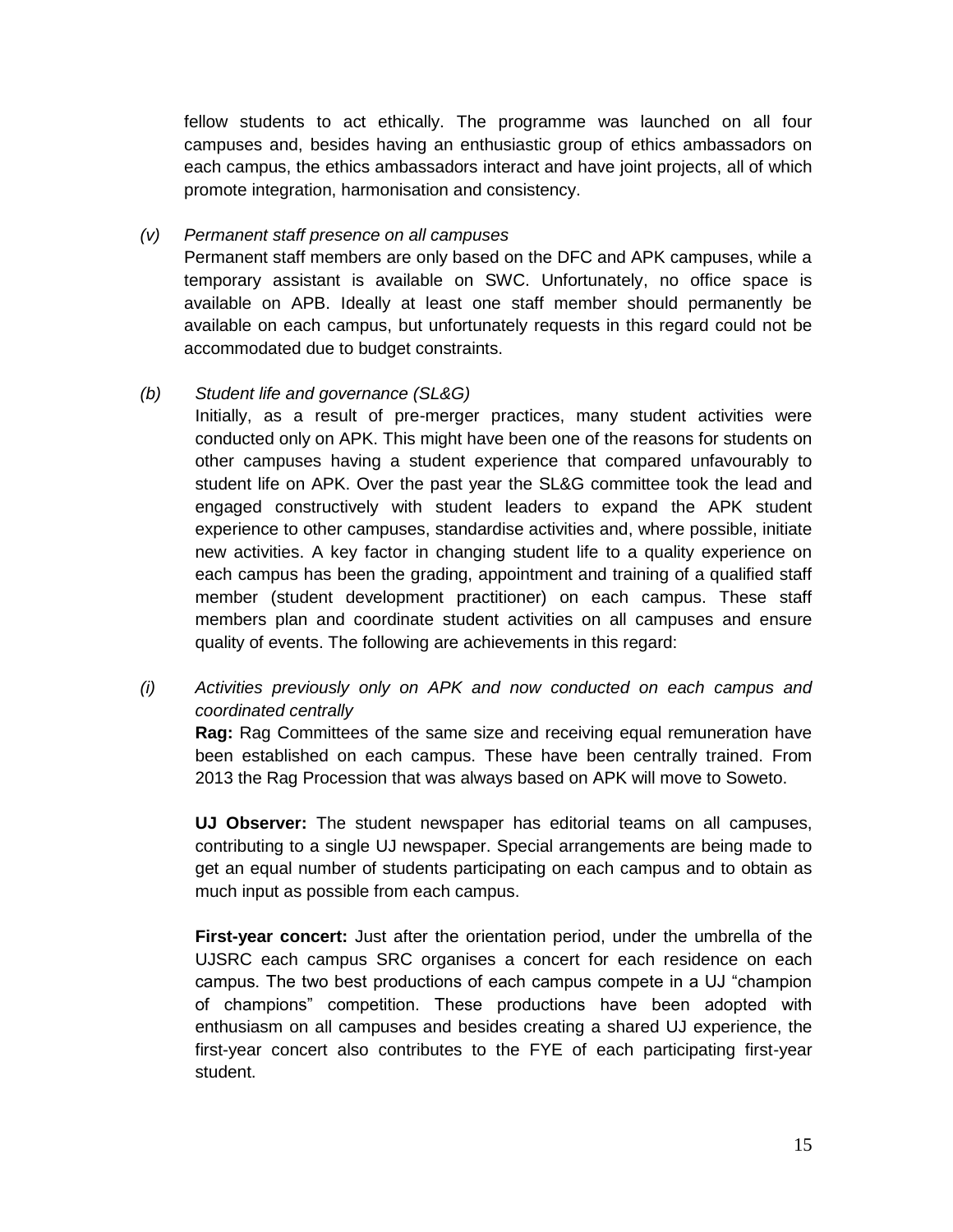fellow students to act ethically. The programme was launched on all four campuses and, besides having an enthusiastic group of ethics ambassadors on each campus, the ethics ambassadors interact and have joint projects, all of which promote integration, harmonisation and consistency.

*(v) Permanent staff presence on all campuses*

Permanent staff members are only based on the DFC and APK campuses, while a temporary assistant is available on SWC. Unfortunately, no office space is available on APB. Ideally at least one staff member should permanently be available on each campus, but unfortunately requests in this regard could not be accommodated due to budget constraints.

*(b) Student life and governance (SL&G)*

Initially, as a result of pre-merger practices, many student activities were conducted only on APK. This might have been one of the reasons for students on other campuses having a student experience that compared unfavourably to student life on APK. Over the past year the SL&G committee took the lead and engaged constructively with student leaders to expand the APK student experience to other campuses, standardise activities and, where possible, initiate new activities. A key factor in changing student life to a quality experience on each campus has been the grading, appointment and training of a qualified staff member (student development practitioner) on each campus. These staff members plan and coordinate student activities on all campuses and ensure quality of events. The following are achievements in this regard:

*(i) Activities previously only on APK and now conducted on each campus and coordinated centrally*

**Rag:** Rag Committees of the same size and receiving equal remuneration have been established on each campus. These have been centrally trained. From 2013 the Rag Procession that was always based on APK will move to Soweto.

**UJ Observer:** The student newspaper has editorial teams on all campuses, contributing to a single UJ newspaper. Special arrangements are being made to get an equal number of students participating on each campus and to obtain as much input as possible from each campus.

**First-year concert:** Just after the orientation period, under the umbrella of the UJSRC each campus SRC organises a concert for each residence on each campus. The two best productions of each campus compete in a UJ "champion of champions" competition. These productions have been adopted with enthusiasm on all campuses and besides creating a shared UJ experience, the first-year concert also contributes to the FYE of each participating first-year student.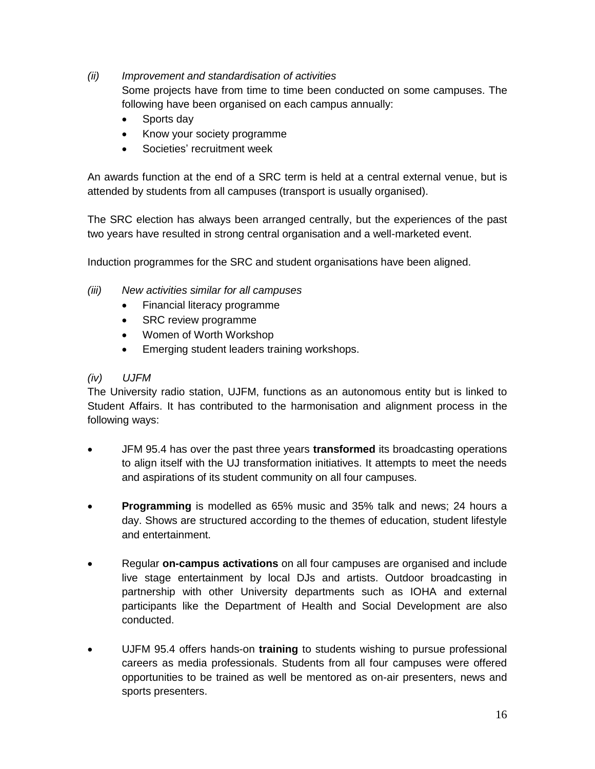*(ii) Improvement and standardisation of activities*

Some projects have from time to time been conducted on some campuses. The following have been organised on each campus annually:

- Sports day
- Know your society programme
- Societies' recruitment week

An awards function at the end of a SRC term is held at a central external venue, but is attended by students from all campuses (transport is usually organised).

The SRC election has always been arranged centrally, but the experiences of the past two years have resulted in strong central organisation and a well-marketed event.

Induction programmes for the SRC and student organisations have been aligned.

*(iii) New activities similar for all campuses*

- Financial literacy programme
- SRC review programme
- Women of Worth Workshop
- Emerging student leaders training workshops.

*(iv) UJFM*

The University radio station, UJFM, functions as an autonomous entity but is linked to Student Affairs. It has contributed to the harmonisation and alignment process in the following ways:

- JFM 95.4 has over the past three years **transformed** its broadcasting operations to align itself with the UJ transformation initiatives. It attempts to meet the needs and aspirations of its student community on all four campuses.

- **Programming** is modelled as 65% music and 35% talk and news; 24 hours a day. Shows are structured according to the themes of education, student lifestyle and entertainment.

- Regular **on-campus activations** on all four campuses are organised and include live stage entertainment by local DJs and artists. Outdoor broadcasting in partnership with other University departments such as IOHA and external participants like the Department of Health and Social Development are also conducted.

- UJFM 95.4 offers hands-on **training** to students wishing to pursue professional careers as media professionals. Students from all four campuses were offered opportunities to be trained as well be mentored as on-air presenters, news and sports presenters.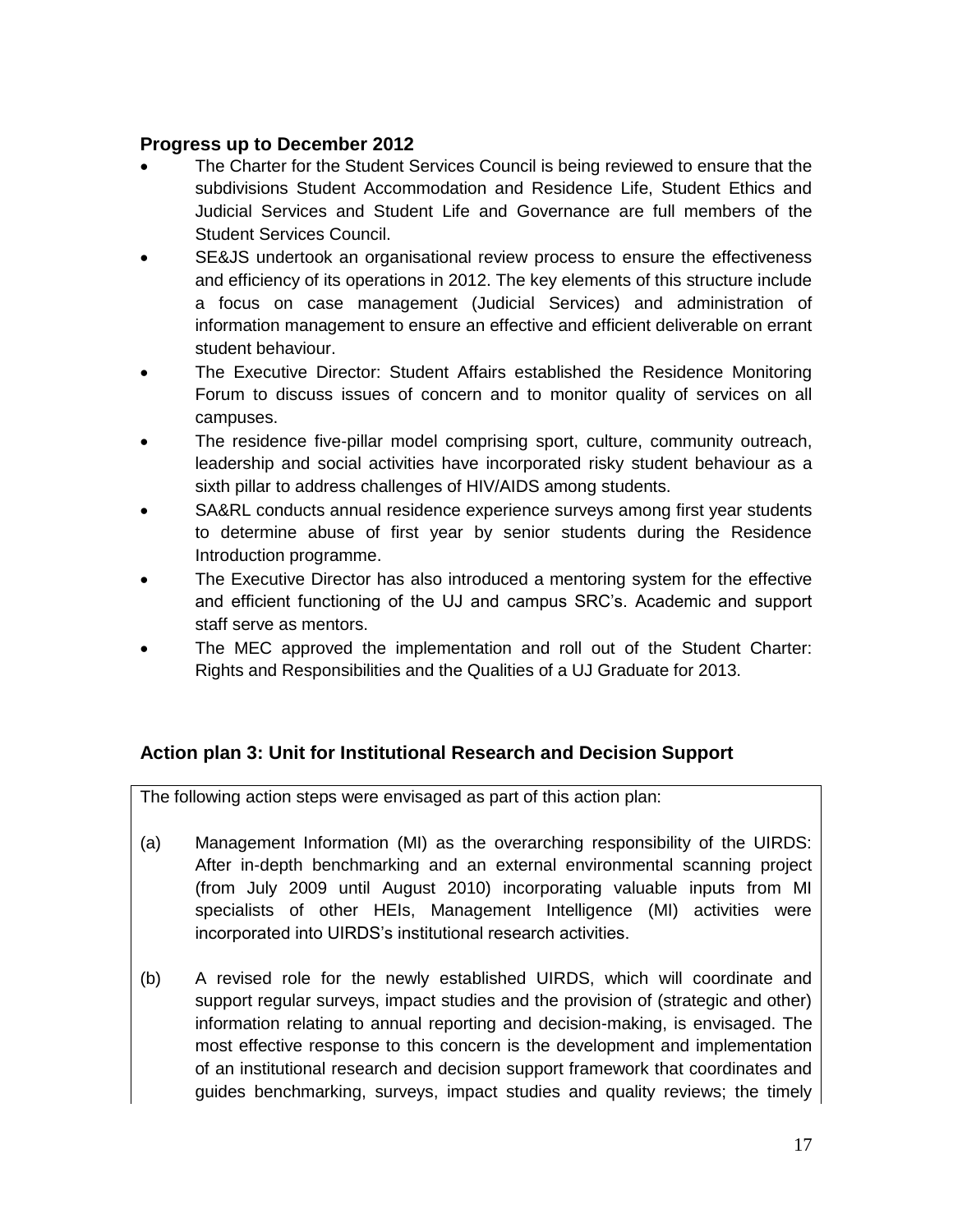### Progress up to December 2012

- The Charter for the Student Services Council is being reviewed to ensure that the subdivisions Student Accommodation and Residence Life, Student Ethics and Judicial Services and Student Life and Governance are full members of the Student Services Council.
- SE&JS undertook an organisational review process to ensure the effectiveness and efficiency of its operations in 2012. The key elements of this structure include a focus on case management (Judicial Services) and administration of information management to ensure an effective and efficient deliverable on errant student behaviour.
- The Executive Director: Student Affairs established the Residence Monitoring Forum to discuss issues of concern and to monitor quality of services on all campuses.
- The residence five-pillar model comprising sport, culture, community outreach, leadership and social activities have incorporated risky student behaviour as a sixth pillar to address challenges of HIV/AIDS among students.
- SA&RL conducts annual residence experience surveys among first year students to determine abuse of first year by senior students during the Residence Introduction programme.
- The Executive Director has also introduced a mentoring system for the effective and efficient functioning of the UJ and campus SRC's. Academic and support staff serve as mentors.
- The MEC approved the implementation and roll out of the Student Charter: Rights and Responsibilities and the Qualities of a UJ Graduate for 2013.

### Action plan 3: Unit for Institutional Research and Decision Support

The following action steps were envisaged as part of this action plan:

(a) Management Information (MI) as the overarching responsibility of the UIRDS: After in-depth benchmarking and an external environmental scanning project (from July 2009 until August 2010) incorporating valuable inputs from MI specialists of other HEIs, Management Intelligence (MI) activities were incorporated into UIRDS's institutional research activities.

(b) A revised role for the newly established UIRDS, which will coordinate and support regular surveys, impact studies and the provision of (strategic and other) information relating to annual reporting and decision-making, is envisaged. The most effective response to this concern is the development and implementation of an institutional research and decision support framework that coordinates and guides benchmarking, surveys, impact studies and quality reviews; the timely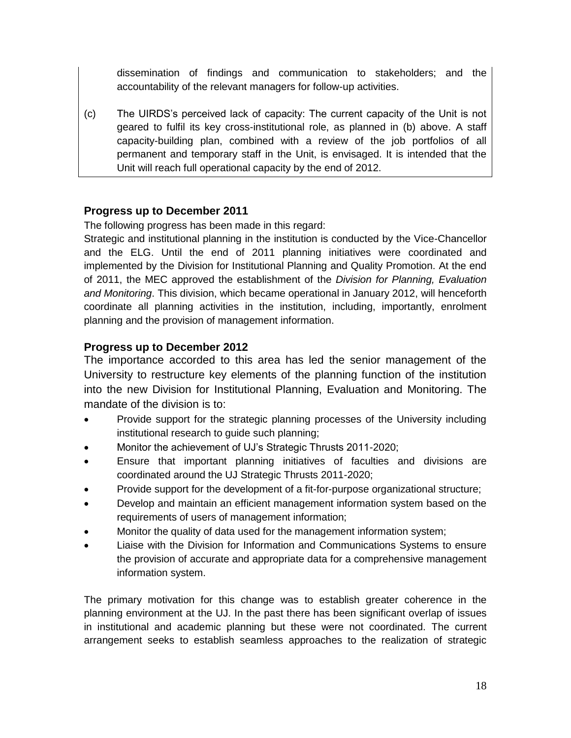dissemination of findings and communication to stakeholders; and the accountability of the relevant managers for follow-up activities.

(c) The UIRDS's perceived lack of capacity: The current capacity of the Unit is not geared to fulfil its key cross-institutional role, as planned in (b) above. A staff capacity-building plan, combined with a review of the job portfolios of all permanent and temporary staff in the Unit, is envisaged. It is intended that the Unit will reach full operational capacity by the end of 2012.

### Progress up to December 2011

The following progress has been made in this regard:

Strategic and institutional planning in the institution is conducted by the Vice-Chancellor and the ELG. Until the end of 2011 planning initiatives were coordinated and implemented by the Division for Institutional Planning and Quality Promotion. At the end of 2011, the MEC approved the establishment of the *Division for Planning, Evaluation and Monitoring*. This division, which became operational in January 2012, will henceforth coordinate all planning activities in the institution, including, importantly, enrolment planning and the provision of management information.

### Progress up to December 2012

The importance accorded to this area has led the senior management of the University to restructure key elements of the planning function of the institution into the new Division for Institutional Planning, Evaluation and Monitoring. The mandate of the division is to:

- Provide support for the strategic planning processes of the University including institutional research to guide such planning;
- Monitor the achievement of UJ's Strategic Thrusts 2011-2020;
- Ensure that important planning initiatives of faculties and divisions are coordinated around the UJ Strategic Thrusts 2011-2020;
- Provide support for the development of a fit-for-purpose organizational structure;
- Develop and maintain an efficient management information system based on the requirements of users of management information;
- Monitor the quality of data used for the management information system;
- Liaise with the Division for Information and Communications Systems to ensure the provision of accurate and appropriate data for a comprehensive management information system.

The primary motivation for this change was to establish greater coherence in the planning environment at the UJ. In the past there has been significant overlap of issues in institutional and academic planning but these were not coordinated. The current arrangement seeks to establish seamless approaches to the realization of strategic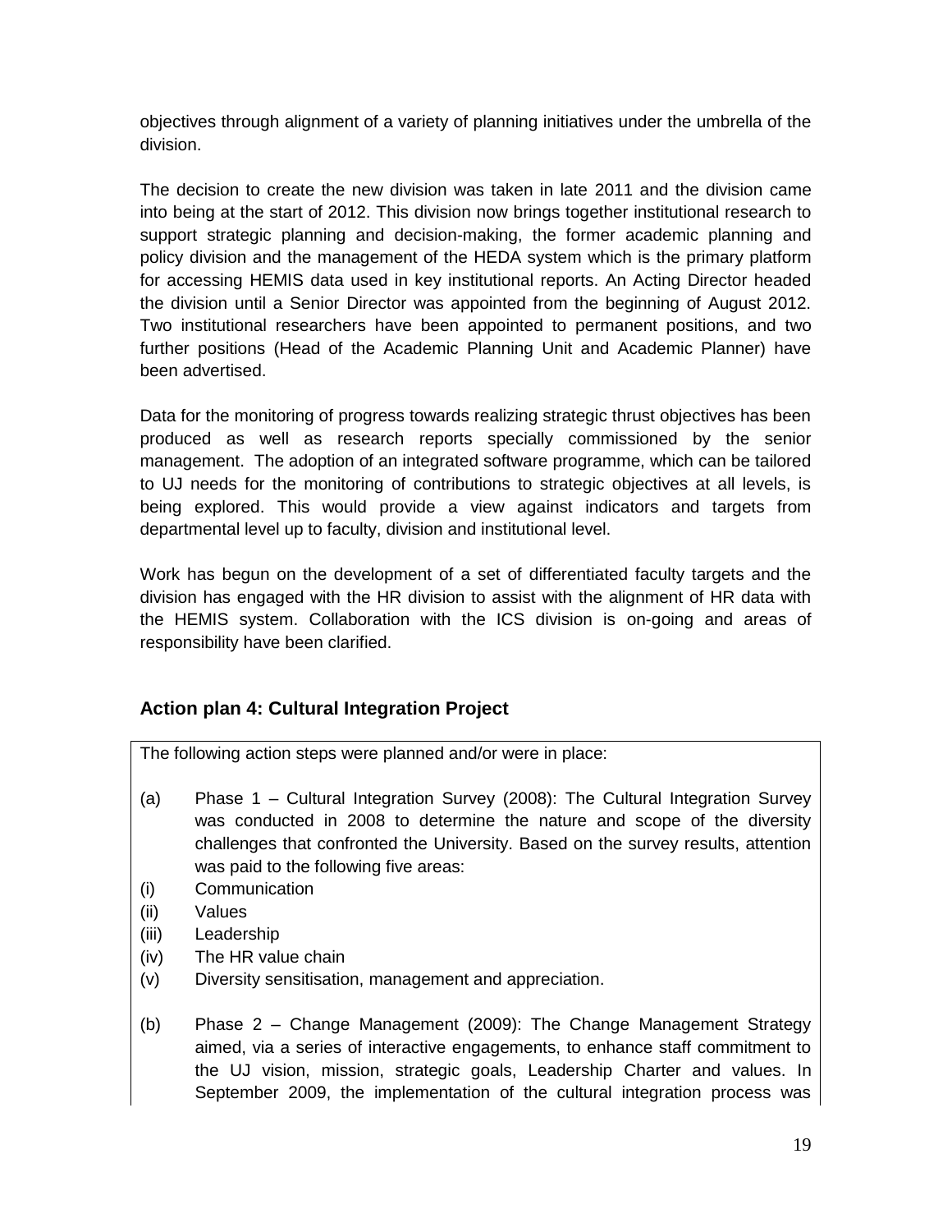objectives through alignment of a variety of planning initiatives under the umbrella of the division.

The decision to create the new division was taken in late 2011 and the division came into being at the start of 2012. This division now brings together institutional research to support strategic planning and decision-making, the former academic planning and policy division and the management of the HEDA system which is the primary platform for accessing HEMIS data used in key institutional reports. An Acting Director headed the division until a Senior Director was appointed from the beginning of August 2012. Two institutional researchers have been appointed to permanent positions, and two further positions (Head of the Academic Planning Unit and Academic Planner) have been advertised.

Data for the monitoring of progress towards realizing strategic thrust objectives has been produced as well as research reports specially commissioned by the senior management. The adoption of an integrated software programme, which can be tailored to UJ needs for the monitoring of contributions to strategic objectives at all levels, is being explored. This would provide a view against indicators and targets from departmental level up to faculty, division and institutional level.

Work has begun on the development of a set of differentiated faculty targets and the division has engaged with the HR division to assist with the alignment of HR data with the HEMIS system. Collaboration with the ICS division is on-going and areas of responsibility have been clarified.

## Action plan 4: Cultural Integration Project

The following action steps were planned and/or were in place:

(a) Phase 1 – Cultural Integration Survey (2008): The Cultural Integration Survey was conducted in 2008 to determine the nature and scope of the diversity challenges that confronted the University. Based on the survey results, attention was paid to the following five areas:

(i) Communication
(ii) Values
(iii) Leadership
(iv) The HR value chain
(v) Diversity sensitisation, management and appreciation.

(b) Phase 2 – Change Management (2009): The Change Management Strategy aimed, via a series of interactive engagements, to enhance staff commitment to the UJ vision, mission, strategic goals, Leadership Charter and values. In September 2009, the implementation of the cultural integration process was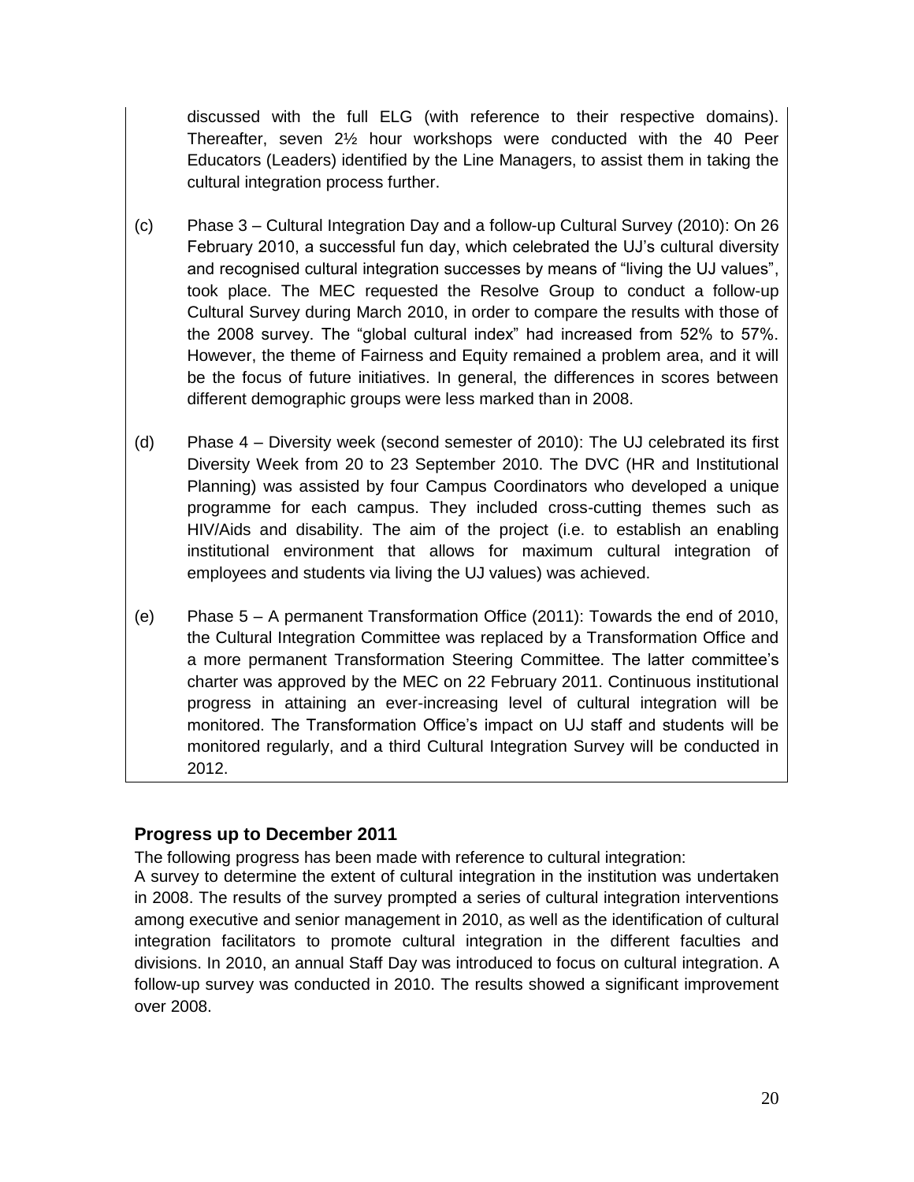discussed with the full ELG (with reference to their respective domains). Thereafter, seven 2½ hour workshops were conducted with the 40 Peer Educators (Leaders) identified by the Line Managers, to assist them in taking the cultural integration process further.

(c) Phase 3 – Cultural Integration Day and a follow-up Cultural Survey (2010): On 26 February 2010, a successful fun day, which celebrated the UJ's cultural diversity and recognised cultural integration successes by means of "living the UJ values", took place. The MEC requested the Resolve Group to conduct a follow-up Cultural Survey during March 2010, in order to compare the results with those of the 2008 survey. The "global cultural index" had increased from 52% to 57%. However, the theme of Fairness and Equity remained a problem area, and it will be the focus of future initiatives. In general, the differences in scores between different demographic groups were less marked than in 2008.

(d) Phase 4 – Diversity week (second semester of 2010): The UJ celebrated its first Diversity Week from 20 to 23 September 2010. The DVC (HR and Institutional Planning) was assisted by four Campus Coordinators who developed a unique programme for each campus. They included cross-cutting themes such as HIV/Aids and disability. The aim of the project (i.e. to establish an enabling institutional environment that allows for maximum cultural integration of employees and students via living the UJ values) was achieved.

(e) Phase 5 – A permanent Transformation Office (2011): Towards the end of 2010, the Cultural Integration Committee was replaced by a Transformation Office and a more permanent Transformation Steering Committee. The latter committee's charter was approved by the MEC on 22 February 2011. Continuous institutional progress in attaining an ever-increasing level of cultural integration will be monitored. The Transformation Office's impact on UJ staff and students will be monitored regularly, and a third Cultural Integration Survey will be conducted in 2012.

### Progress up to December 2011

The following progress has been made with reference to cultural integration:

A survey to determine the extent of cultural integration in the institution was undertaken in 2008. The results of the survey prompted a series of cultural integration interventions among executive and senior management in 2010, as well as the identification of cultural integration facilitators to promote cultural integration in the different faculties and divisions. In 2010, an annual Staff Day was introduced to focus on cultural integration. A follow-up survey was conducted in 2010. The results showed a significant improvement over 2008.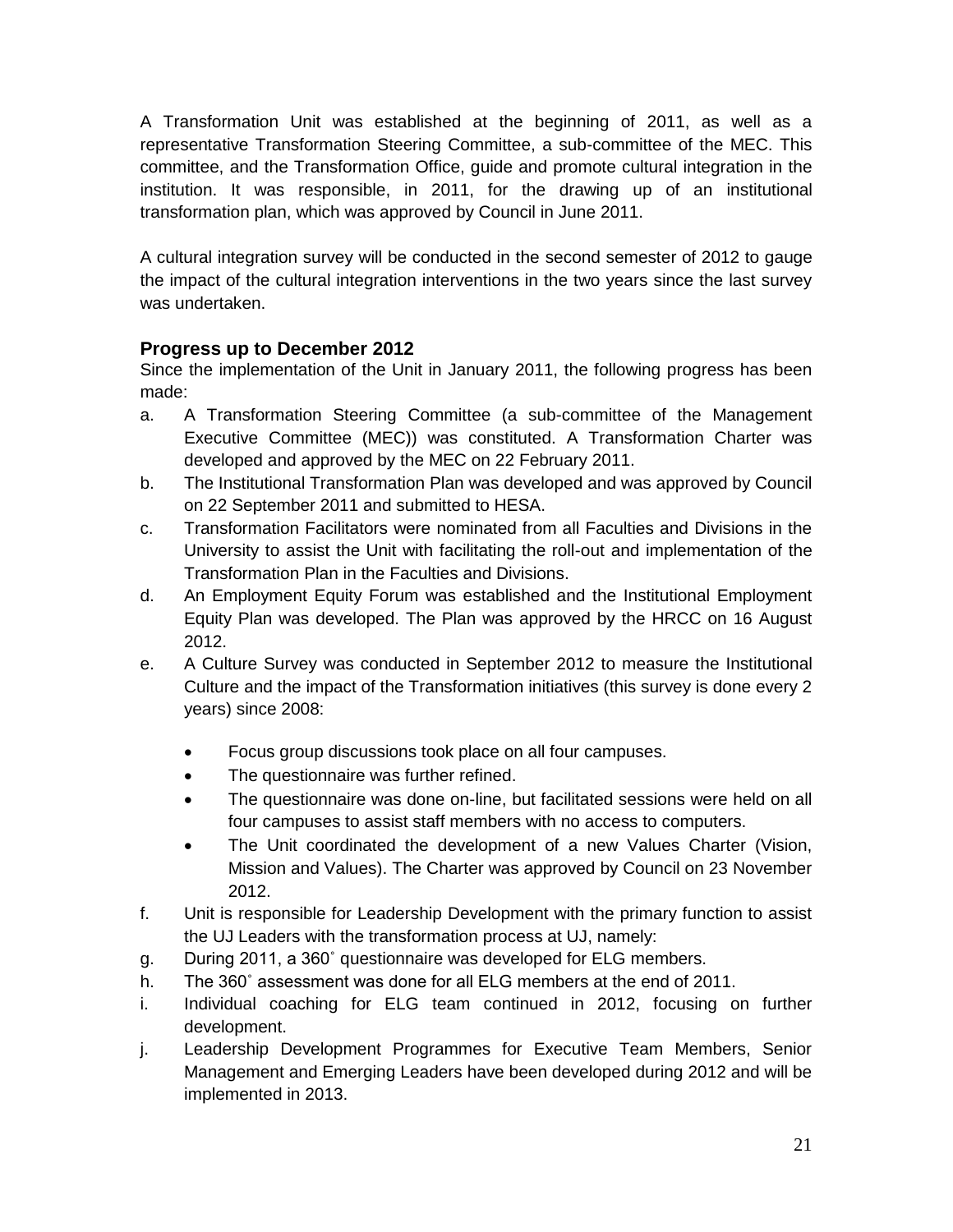A Transformation Unit was established at the beginning of 2011, as well as a representative Transformation Steering Committee, a sub-committee of the MEC. This committee, and the Transformation Office, guide and promote cultural integration in the institution. It was responsible, in 2011, for the drawing up of an institutional transformation plan, which was approved by Council in June 2011.

A cultural integration survey will be conducted in the second semester of 2012 to gauge the impact of the cultural integration interventions in the two years since the last survey was undertaken.

### Progress up to December 2012

Since the implementation of the Unit in January 2011, the following progress has been made:

a. A Transformation Steering Committee (a sub-committee of the Management Executive Committee (MEC)) was constituted. A Transformation Charter was developed and approved by the MEC on 22 February 2011.
b. The Institutional Transformation Plan was developed and was approved by Council on 22 September 2011 and submitted to HESA.
c. Transformation Facilitators were nominated from all Faculties and Divisions in the University to assist the Unit with facilitating the roll-out and implementation of the Transformation Plan in the Faculties and Divisions.
d. An Employment Equity Forum was established and the Institutional Employment Equity Plan was developed. The Plan was approved by the HRCC on 16 August 2012.
e. A Culture Survey was conducted in September 2012 to measure the Institutional Culture and the impact of the Transformation initiatives (this survey is done every 2 years) since 2008:
    - Focus group discussions took place on all four campuses.
    - The questionnaire was further refined.
    - The questionnaire was done on-line, but facilitated sessions were held on all four campuses to assist staff members with no access to computers.
    - The Unit coordinated the development of a new Values Charter (Vision, Mission and Values). The Charter was approved by Council on 23 November 2012.
f. Unit is responsible for Leadership Development with the primary function to assist the UJ Leaders with the transformation process at UJ, namely:
g. During 2011, a 360˚ questionnaire was developed for ELG members.
h. The 360˚ assessment was done for all ELG members at the end of 2011.
i. Individual coaching for ELG team continued in 2012, focusing on further development.
j. Leadership Development Programmes for Executive Team Members, Senior Management and Emerging Leaders have been developed during 2012 and will be implemented in 2013.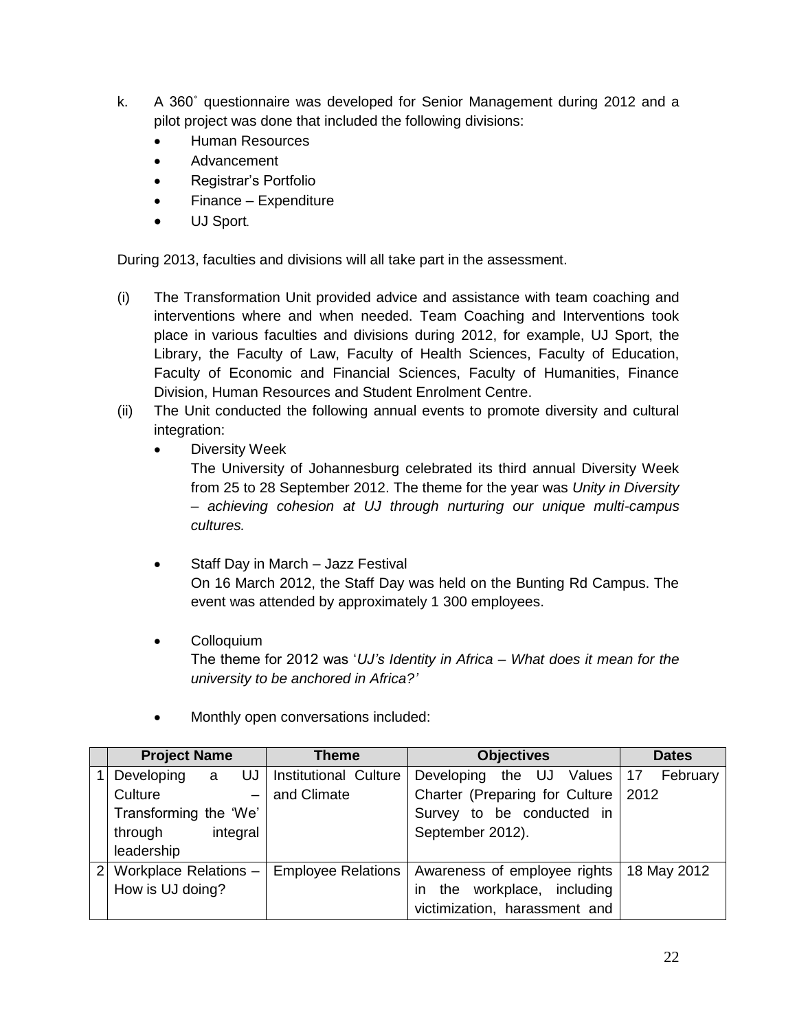k. A 360˚ questionnaire was developed for Senior Management during 2012 and a pilot project was done that included the following divisions:

- Human Resources
- Advancement
- Registrar's Portfolio
- Finance – Expenditure
- UJ Sport.

During 2013, faculties and divisions will all take part in the assessment.

(i) The Transformation Unit provided advice and assistance with team coaching and interventions where and when needed. Team Coaching and Interventions took place in various faculties and divisions during 2012, for example, UJ Sport, the Library, the Faculty of Law, Faculty of Health Sciences, Faculty of Education, Faculty of Economic and Financial Sciences, Faculty of Humanities, Finance Division, Human Resources and Student Enrolment Centre.

(ii) The Unit conducted the following annual events to promote diversity and cultural integration:

- Diversity Week
  The University of Johannesburg celebrated its third annual Diversity Week from 25 to 28 September 2012. The theme for the year was *Unity in Diversity – achieving cohesion at UJ through nurturing our unique multi-campus cultures.*

- Staff Day in March – Jazz Festival
  On 16 March 2012, the Staff Day was held on the Bunting Rd Campus. The event was attended by approximately 1 300 employees.

- Colloquium
  The theme for 2012 was '*UJ's Identity in Africa – What does it mean for the university to be anchored in Africa?'*

- Monthly open conversations included:

| | Project Name | Theme | Objectives | Dates |
|---|---|---|---|---|
| 1 | Developing a UJ Culture – Transforming the 'We' through integral leadership | Institutional Culture and Climate | Developing the UJ Values Charter (Preparing for Culture Survey to be conducted in September 2012). | 17 February 2012 |
| 2 | Workplace Relations – How is UJ doing? | Employee Relations | Awareness of employee rights in the workplace, including victimization, harassment and | 18 May 2012 |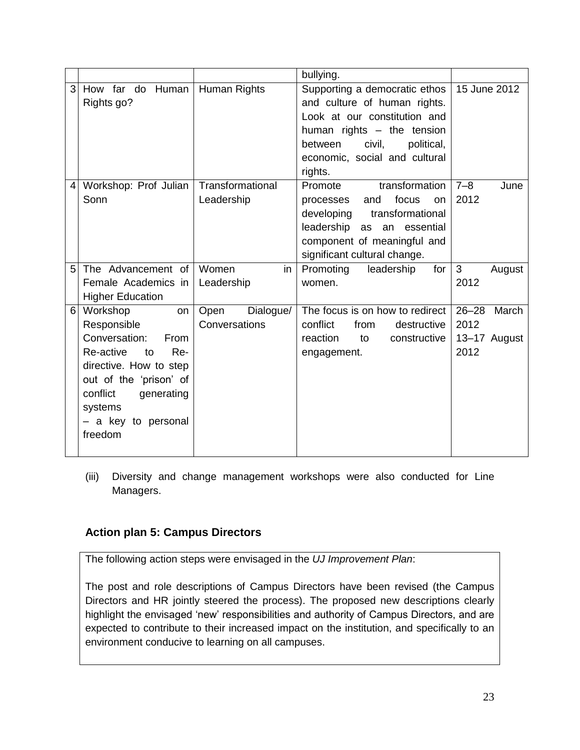|   |   |   |   |   |
|---|---|---|---|---|
|   |   |   | bullying. |   |
| 3 | How far do Human Rights go? | Human Rights | Supporting a democratic ethos and culture of human rights. Look at our constitution and human rights – the tension between civil, political, economic, social and cultural rights. | 15 June 2012 |
| 4 | Workshop: Prof Julian Sonn | Transformational Leadership | Promote transformation processes and focus on developing transformational leadership as an essential component of meaningful and significant cultural change. | 7–8 June 2012 |
| 5 | The Advancement of Female Academics in Higher Education | Women in Leadership | Promoting leadership for women. | 3 August 2012 |
| 6 | Workshop on Responsible Conversation: From Re-active to Re-directive. How to step out of the 'prison' of conflict generating systems – a key to personal freedom | Open Dialogue/ Conversations | The focus is on how to redirect conflict from destructive reaction to constructive engagement. | 26–28 March 2012<br>13–17 August 2012 |

(iii) Diversity and change management workshops were also conducted for Line Managers.

### Action plan 5: Campus Directors

The following action steps were envisaged in the *UJ Improvement Plan*:

The post and role descriptions of Campus Directors have been revised (the Campus Directors and HR jointly steered the process). The proposed new descriptions clearly highlight the envisaged 'new' responsibilities and authority of Campus Directors, and are expected to contribute to their increased impact on the institution, and specifically to an environment conducive to learning on all campuses.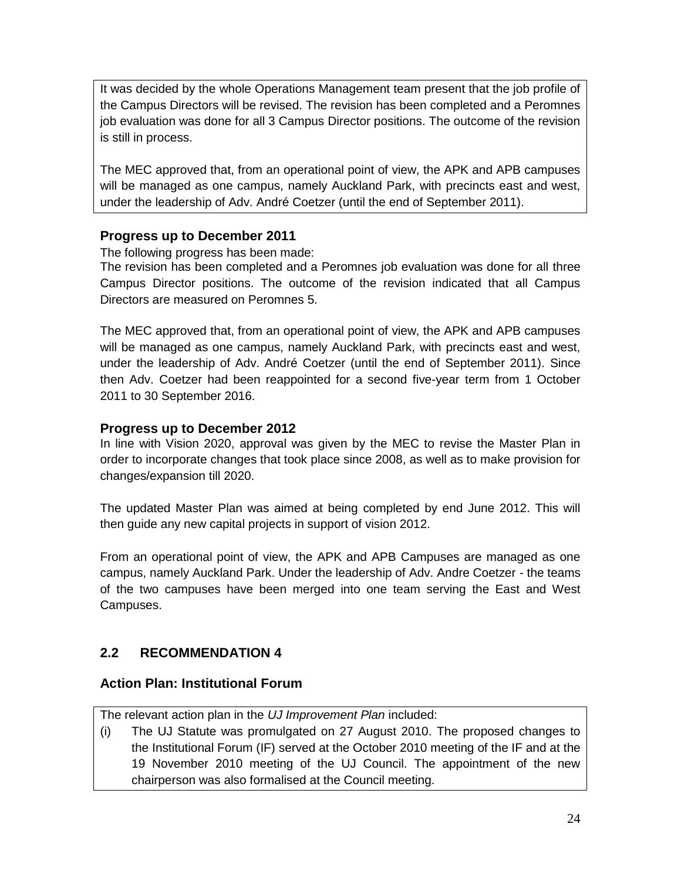It was decided by the whole Operations Management team present that the job profile of the Campus Directors will be revised. The revision has been completed and a Peromnes job evaluation was done for all 3 Campus Director positions. The outcome of the revision is still in process.

The MEC approved that, from an operational point of view, the APK and APB campuses will be managed as one campus, namely Auckland Park, with precincts east and west, under the leadership of Adv. André Coetzer (until the end of September 2011).

### Progress up to December 2011

The following progress has been made:
The revision has been completed and a Peromnes job evaluation was done for all three Campus Director positions. The outcome of the revision indicated that all Campus Directors are measured on Peromnes 5.

The MEC approved that, from an operational point of view, the APK and APB campuses will be managed as one campus, namely Auckland Park, with precincts east and west, under the leadership of Adv. André Coetzer (until the end of September 2011). Since then Adv. Coetzer had been reappointed for a second five-year term from 1 October 2011 to 30 September 2016.

### Progress up to December 2012

In line with Vision 2020, approval was given by the MEC to revise the Master Plan in order to incorporate changes that took place since 2008, as well as to make provision for changes/expansion till 2020.

The updated Master Plan was aimed at being completed by end June 2012. This will then guide any new capital projects in support of vision 2012.

From an operational point of view, the APK and APB Campuses are managed as one campus, namely Auckland Park. Under the leadership of Adv. Andre Coetzer - the teams of the two campuses have been merged into one team serving the East and West Campuses.

## 2.2 RECOMMENDATION 4

### Action Plan: Institutional Forum

The relevant action plan in the *UJ Improvement Plan* included:

(i) The UJ Statute was promulgated on 27 August 2010. The proposed changes to the Institutional Forum (IF) served at the October 2010 meeting of the IF and at the 19 November 2010 meeting of the UJ Council. The appointment of the new chairperson was also formalised at the Council meeting.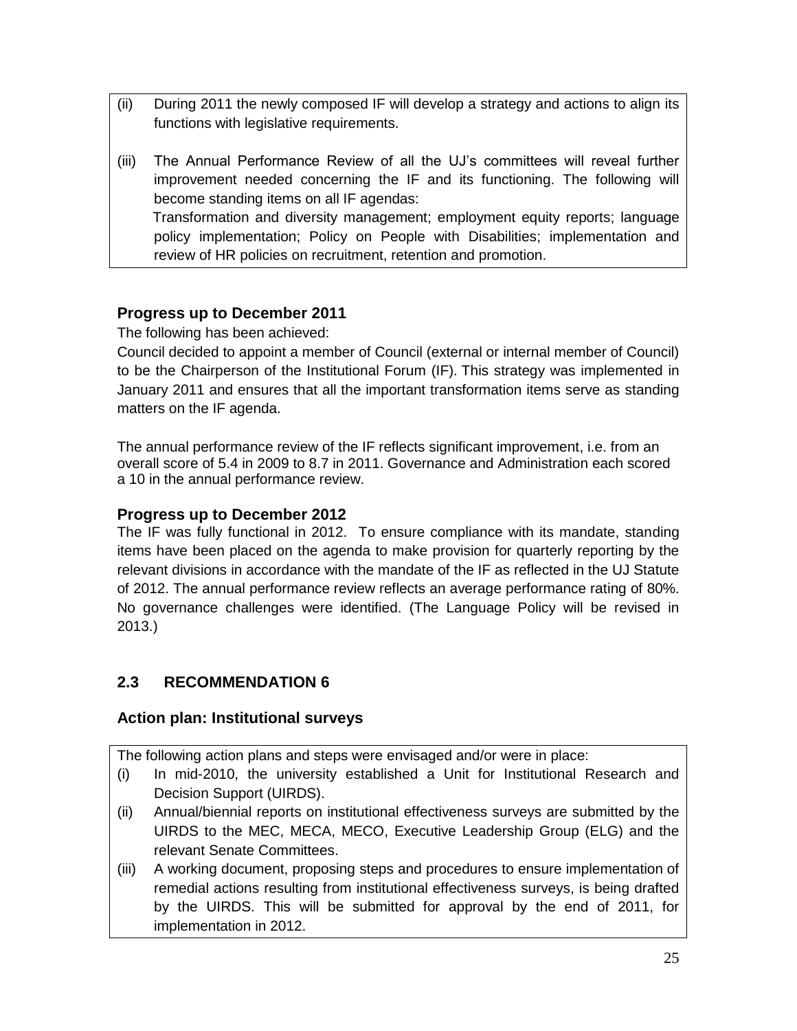(ii) During 2011 the newly composed IF will develop a strategy and actions to align its functions with legislative requirements.

(iii) The Annual Performance Review of all the UJ's committees will reveal further improvement needed concerning the IF and its functioning. The following will become standing items on all IF agendas:
Transformation and diversity management; employment equity reports; language policy implementation; Policy on People with Disabilities; implementation and review of HR policies on recruitment, retention and promotion.

### Progress up to December 2011

The following has been achieved:

Council decided to appoint a member of Council (external or internal member of Council) to be the Chairperson of the Institutional Forum (IF). This strategy was implemented in January 2011 and ensures that all the important transformation items serve as standing matters on the IF agenda.

The annual performance review of the IF reflects significant improvement, i.e. from an overall score of 5.4 in 2009 to 8.7 in 2011. Governance and Administration each scored a 10 in the annual performance review.

### Progress up to December 2012

The IF was fully functional in 2012. To ensure compliance with its mandate, standing items have been placed on the agenda to make provision for quarterly reporting by the relevant divisions in accordance with the mandate of the IF as reflected in the UJ Statute of 2012. The annual performance review reflects an average performance rating of 80%. No governance challenges were identified. (The Language Policy will be revised in 2013.)

## 2.3 RECOMMENDATION 6

### Action plan: Institutional surveys

The following action plans and steps were envisaged and/or were in place:

(i) In mid-2010, the university established a Unit for Institutional Research and Decision Support (UIRDS).

(ii) Annual/biennial reports on institutional effectiveness surveys are submitted by the UIRDS to the MEC, MECA, MECO, Executive Leadership Group (ELG) and the relevant Senate Committees.

(iii) A working document, proposing steps and procedures to ensure implementation of remedial actions resulting from institutional effectiveness surveys, is being drafted by the UIRDS. This will be submitted for approval by the end of 2011, for implementation in 2012.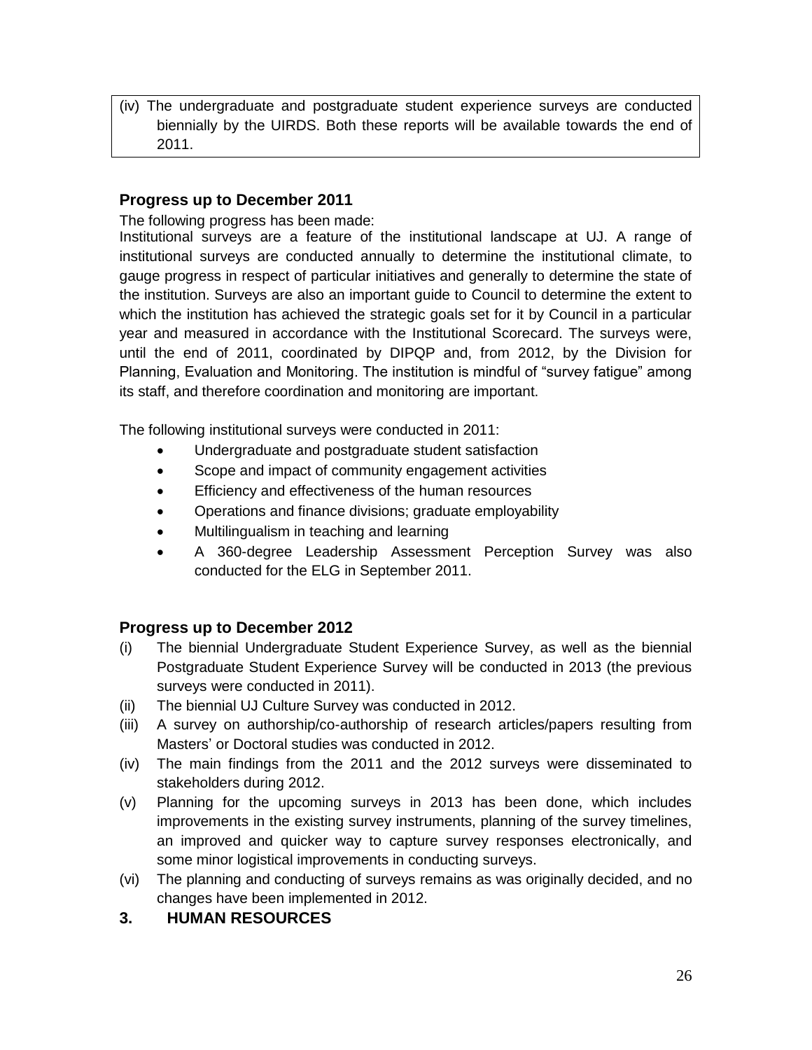(iv) The undergraduate and postgraduate student experience surveys are conducted biennially by the UIRDS. Both these reports will be available towards the end of 2011.

### Progress up to December 2011

The following progress has been made:

Institutional surveys are a feature of the institutional landscape at UJ. A range of institutional surveys are conducted annually to determine the institutional climate, to gauge progress in respect of particular initiatives and generally to determine the state of the institution. Surveys are also an important guide to Council to determine the extent to which the institution has achieved the strategic goals set for it by Council in a particular year and measured in accordance with the Institutional Scorecard. The surveys were, until the end of 2011, coordinated by DIPQP and, from 2012, by the Division for Planning, Evaluation and Monitoring. The institution is mindful of "survey fatigue" among its staff, and therefore coordination and monitoring are important.

The following institutional surveys were conducted in 2011:

- Undergraduate and postgraduate student satisfaction
- Scope and impact of community engagement activities
- Efficiency and effectiveness of the human resources
- Operations and finance divisions; graduate employability
- Multilingualism in teaching and learning
- A 360-degree Leadership Assessment Perception Survey was also conducted for the ELG in September 2011.

### Progress up to December 2012

(i) The biennial Undergraduate Student Experience Survey, as well as the biennial Postgraduate Student Experience Survey will be conducted in 2013 (the previous surveys were conducted in 2011).

(ii) The biennial UJ Culture Survey was conducted in 2012.

(iii) A survey on authorship/co-authorship of research articles/papers resulting from Masters' or Doctoral studies was conducted in 2012.

(iv) The main findings from the 2011 and the 2012 surveys were disseminated to stakeholders during 2012.

(v) Planning for the upcoming surveys in 2013 has been done, which includes improvements in the existing survey instruments, planning of the survey timelines, an improved and quicker way to capture survey responses electronically, and some minor logistical improvements in conducting surveys.

(vi) The planning and conducting of surveys remains as was originally decided, and no changes have been implemented in 2012.

## 3. HUMAN RESOURCES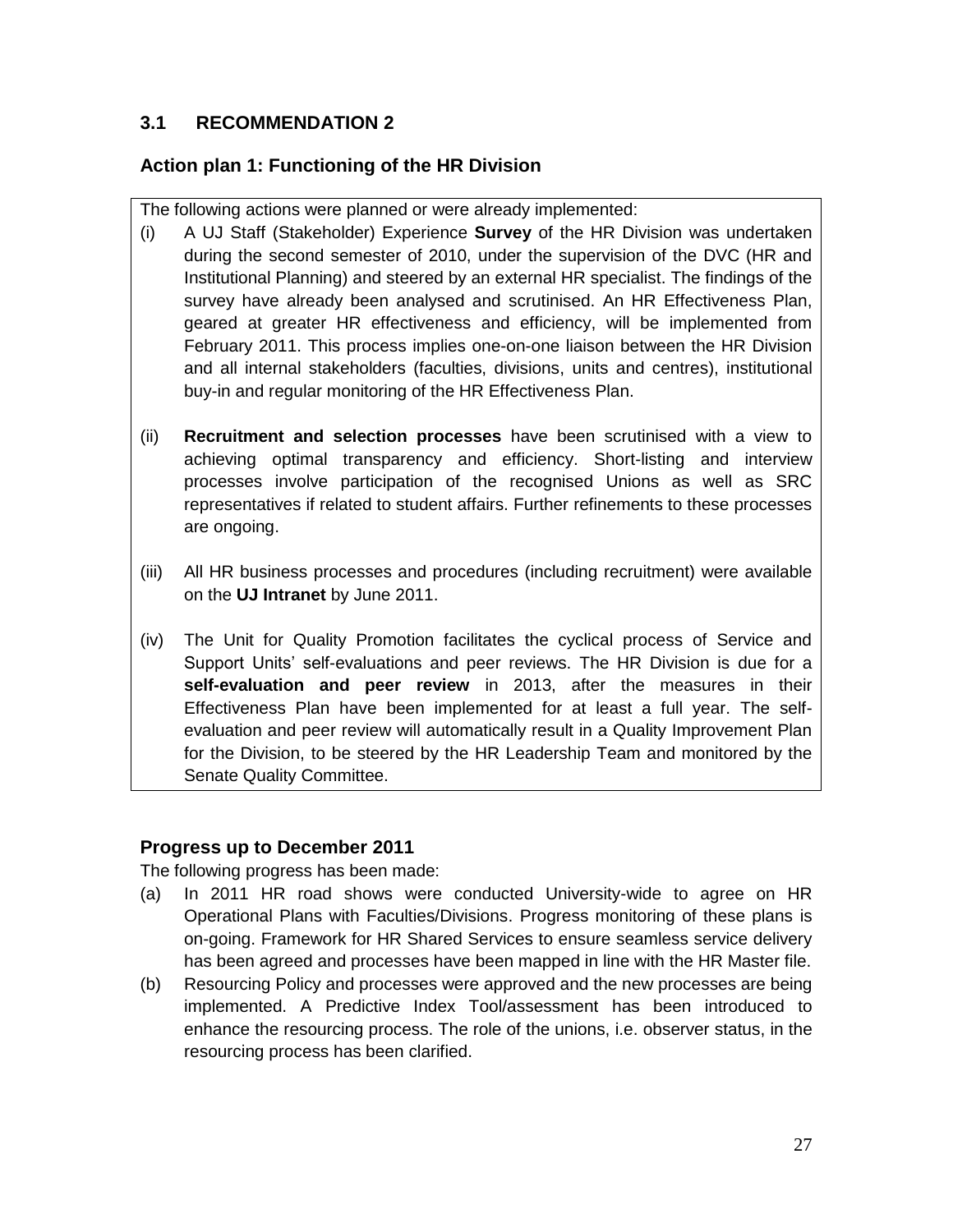## 3.1 RECOMMENDATION 2

### Action plan 1: Functioning of the HR Division

The following actions were planned or were already implemented:

(i) A UJ Staff (Stakeholder) Experience **Survey** of the HR Division was undertaken during the second semester of 2010, under the supervision of the DVC (HR and Institutional Planning) and steered by an external HR specialist. The findings of the survey have already been analysed and scrutinised. An HR Effectiveness Plan, geared at greater HR effectiveness and efficiency, will be implemented from February 2011. This process implies one-on-one liaison between the HR Division and all internal stakeholders (faculties, divisions, units and centres), institutional buy-in and regular monitoring of the HR Effectiveness Plan.

(ii) **Recruitment and selection processes** have been scrutinised with a view to achieving optimal transparency and efficiency. Short-listing and interview processes involve participation of the recognised Unions as well as SRC representatives if related to student affairs. Further refinements to these processes are ongoing.

(iii) All HR business processes and procedures (including recruitment) were available on the **UJ Intranet** by June 2011.

(iv) The Unit for Quality Promotion facilitates the cyclical process of Service and Support Units' self-evaluations and peer reviews. The HR Division is due for a **self-evaluation and peer review** in 2013, after the measures in their Effectiveness Plan have been implemented for at least a full year. The self-evaluation and peer review will automatically result in a Quality Improvement Plan for the Division, to be steered by the HR Leadership Team and monitored by the Senate Quality Committee.

### Progress up to December 2011

The following progress has been made:

(a) In 2011 HR road shows were conducted University-wide to agree on HR Operational Plans with Faculties/Divisions. Progress monitoring of these plans is on-going. Framework for HR Shared Services to ensure seamless service delivery has been agreed and processes have been mapped in line with the HR Master file.

(b) Resourcing Policy and processes were approved and the new processes are being implemented. A Predictive Index Tool/assessment has been introduced to enhance the resourcing process. The role of the unions, i.e. observer status, in the resourcing process has been clarified.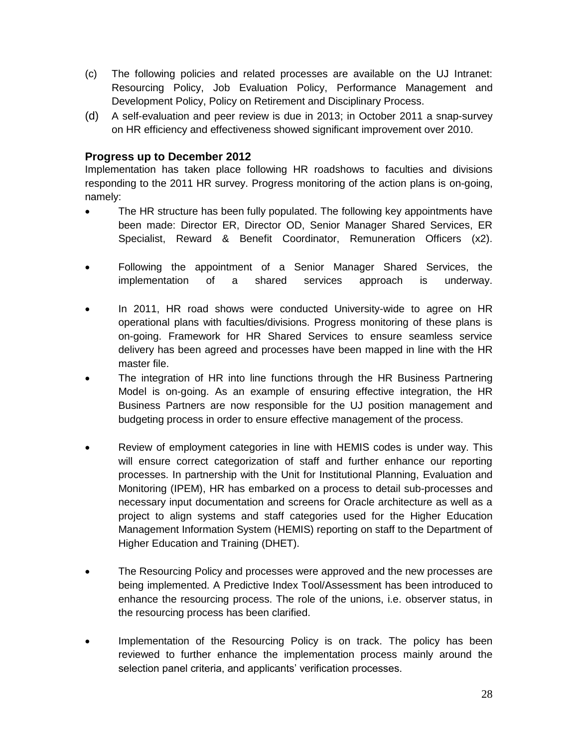(c) The following policies and related processes are available on the UJ Intranet: Resourcing Policy, Job Evaluation Policy, Performance Management and Development Policy, Policy on Retirement and Disciplinary Process.

(d) A self-evaluation and peer review is due in 2013; in October 2011 a snap-survey on HR efficiency and effectiveness showed significant improvement over 2010.

### Progress up to December 2012

Implementation has taken place following HR roadshows to faculties and divisions responding to the 2011 HR survey. Progress monitoring of the action plans is on-going, namely:

- The HR structure has been fully populated. The following key appointments have been made: Director ER, Director OD, Senior Manager Shared Services, ER Specialist, Reward & Benefit Coordinator, Remuneration Officers (x2).
- Following the appointment of a Senior Manager Shared Services, the implementation of a shared services approach is underway.
- In 2011, HR road shows were conducted University-wide to agree on HR operational plans with faculties/divisions. Progress monitoring of these plans is on-going. Framework for HR Shared Services to ensure seamless service delivery has been agreed and processes have been mapped in line with the HR master file.
- The integration of HR into line functions through the HR Business Partnering Model is on-going. As an example of ensuring effective integration, the HR Business Partners are now responsible for the UJ position management and budgeting process in order to ensure effective management of the process.
- Review of employment categories in line with HEMIS codes is under way. This will ensure correct categorization of staff and further enhance our reporting processes. In partnership with the Unit for Institutional Planning, Evaluation and Monitoring (IPEM), HR has embarked on a process to detail sub-processes and necessary input documentation and screens for Oracle architecture as well as a project to align systems and staff categories used for the Higher Education Management Information System (HEMIS) reporting on staff to the Department of Higher Education and Training (DHET).
- The Resourcing Policy and processes were approved and the new processes are being implemented. A Predictive Index Tool/Assessment has been introduced to enhance the resourcing process. The role of the unions, i.e. observer status, in the resourcing process has been clarified.
- Implementation of the Resourcing Policy is on track. The policy has been reviewed to further enhance the implementation process mainly around the selection panel criteria, and applicants' verification processes.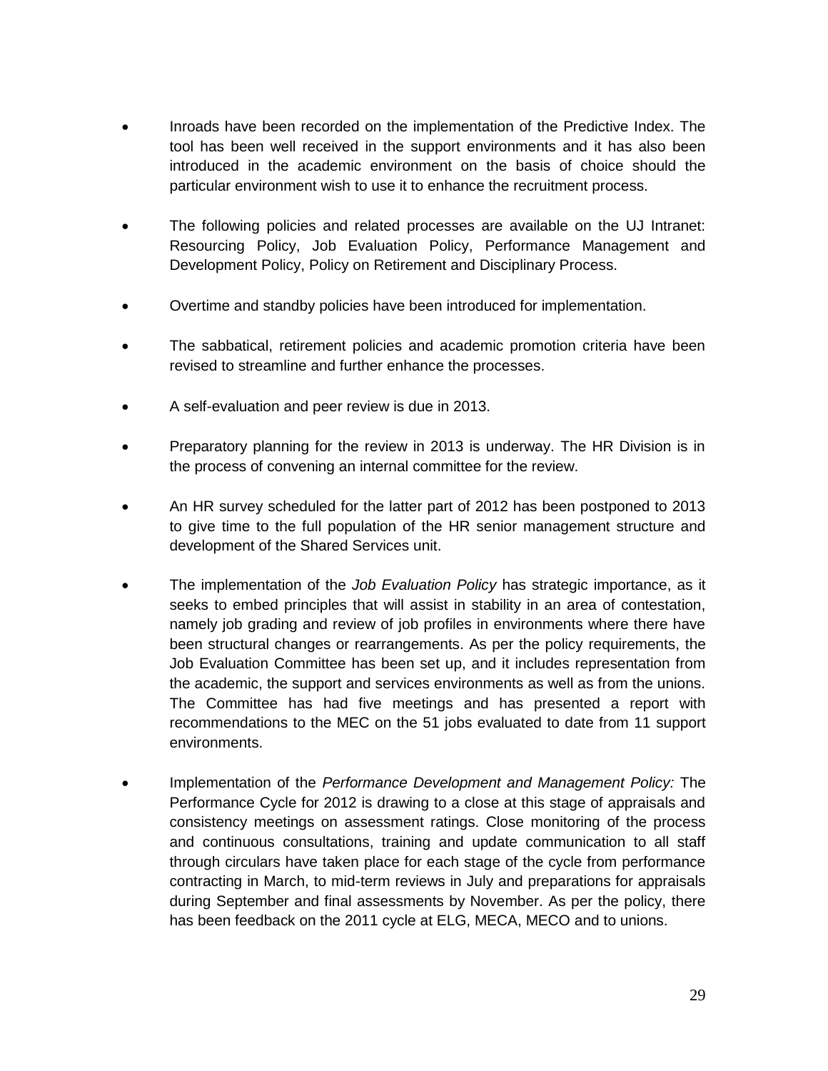- Inroads have been recorded on the implementation of the Predictive Index. The tool has been well received in the support environments and it has also been introduced in the academic environment on the basis of choice should the particular environment wish to use it to enhance the recruitment process.

- The following policies and related processes are available on the UJ Intranet: Resourcing Policy, Job Evaluation Policy, Performance Management and Development Policy, Policy on Retirement and Disciplinary Process.

- Overtime and standby policies have been introduced for implementation.

- The sabbatical, retirement policies and academic promotion criteria have been revised to streamline and further enhance the processes.

- A self-evaluation and peer review is due in 2013.

- Preparatory planning for the review in 2013 is underway. The HR Division is in the process of convening an internal committee for the review.

- An HR survey scheduled for the latter part of 2012 has been postponed to 2013 to give time to the full population of the HR senior management structure and development of the Shared Services unit.

- The implementation of the *Job Evaluation Policy* has strategic importance, as it seeks to embed principles that will assist in stability in an area of contestation, namely job grading and review of job profiles in environments where there have been structural changes or rearrangements. As per the policy requirements, the Job Evaluation Committee has been set up, and it includes representation from the academic, the support and services environments as well as from the unions. The Committee has had five meetings and has presented a report with recommendations to the MEC on the 51 jobs evaluated to date from 11 support environments.

- Implementation of the *Performance Development and Management Policy:* The Performance Cycle for 2012 is drawing to a close at this stage of appraisals and consistency meetings on assessment ratings. Close monitoring of the process and continuous consultations, training and update communication to all staff through circulars have taken place for each stage of the cycle from performance contracting in March, to mid-term reviews in July and preparations for appraisals during September and final assessments by November. As per the policy, there has been feedback on the 2011 cycle at ELG, MECA, MECO and to unions.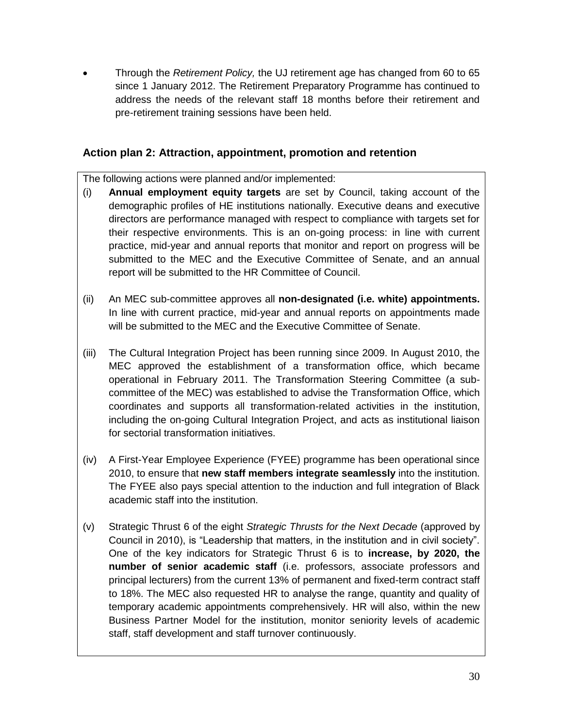- Through the *Retirement Policy,* the UJ retirement age has changed from 60 to 65 since 1 January 2012. The Retirement Preparatory Programme has continued to address the needs of the relevant staff 18 months before their retirement and pre-retirement training sessions have been held.

## Action plan 2: Attraction, appointment, promotion and retention

The following actions were planned and/or implemented:

(i) **Annual employment equity targets** are set by Council, taking account of the demographic profiles of HE institutions nationally. Executive deans and executive directors are performance managed with respect to compliance with targets set for their respective environments. This is an on-going process: in line with current practice, mid-year and annual reports that monitor and report on progress will be submitted to the MEC and the Executive Committee of Senate, and an annual report will be submitted to the HR Committee of Council.

(ii) An MEC sub-committee approves all **non-designated (i.e. white) appointments.** In line with current practice, mid-year and annual reports on appointments made will be submitted to the MEC and the Executive Committee of Senate.

(iii) The Cultural Integration Project has been running since 2009. In August 2010, the MEC approved the establishment of a transformation office, which became operational in February 2011. The Transformation Steering Committee (a sub-committee of the MEC) was established to advise the Transformation Office, which coordinates and supports all transformation-related activities in the institution, including the on-going Cultural Integration Project, and acts as institutional liaison for sectorial transformation initiatives.

(iv) A First-Year Employee Experience (FYEE) programme has been operational since 2010, to ensure that **new staff members integrate seamlessly** into the institution. The FYEE also pays special attention to the induction and full integration of Black academic staff into the institution.

(v) Strategic Thrust 6 of the eight *Strategic Thrusts for the Next Decade* (approved by Council in 2010), is "Leadership that matters, in the institution and in civil society". One of the key indicators for Strategic Thrust 6 is to **increase, by 2020, the number of senior academic staff** (i.e. professors, associate professors and principal lecturers) from the current 13% of permanent and fixed-term contract staff to 18%. The MEC also requested HR to analyse the range, quantity and quality of temporary academic appointments comprehensively. HR will also, within the new Business Partner Model for the institution, monitor seniority levels of academic staff, staff development and staff turnover continuously.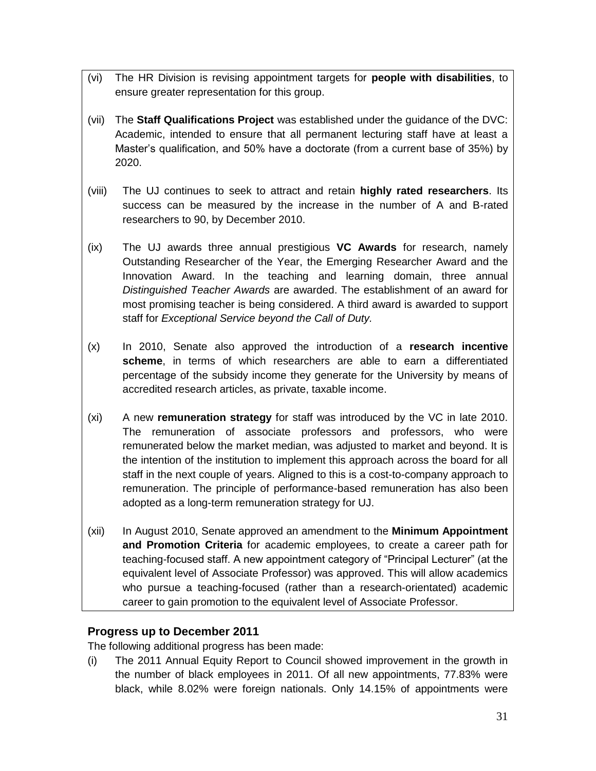(vi) The HR Division is revising appointment targets for **people with disabilities**, to ensure greater representation for this group.

(vii) The **Staff Qualifications Project** was established under the guidance of the DVC: Academic, intended to ensure that all permanent lecturing staff have at least a Master's qualification, and 50% have a doctorate (from a current base of 35%) by 2020.

(viii) The UJ continues to seek to attract and retain **highly rated researchers**. Its success can be measured by the increase in the number of A and B-rated researchers to 90, by December 2010.

(ix) The UJ awards three annual prestigious **VC Awards** for research, namely Outstanding Researcher of the Year, the Emerging Researcher Award and the Innovation Award. In the teaching and learning domain, three annual *Distinguished Teacher Awards* are awarded. The establishment of an award for most promising teacher is being considered. A third award is awarded to support staff for *Exceptional Service beyond the Call of Duty.*

(x) In 2010, Senate also approved the introduction of a **research incentive scheme**, in terms of which researchers are able to earn a differentiated percentage of the subsidy income they generate for the University by means of accredited research articles, as private, taxable income.

(xi) A new **remuneration strategy** for staff was introduced by the VC in late 2010. The remuneration of associate professors and professors, who were remunerated below the market median, was adjusted to market and beyond. It is the intention of the institution to implement this approach across the board for all staff in the next couple of years. Aligned to this is a cost-to-company approach to remuneration. The principle of performance-based remuneration has also been adopted as a long-term remuneration strategy for UJ.

(xii) In August 2010, Senate approved an amendment to the **Minimum Appointment and Promotion Criteria** for academic employees, to create a career path for teaching-focused staff. A new appointment category of "Principal Lecturer" (at the equivalent level of Associate Professor) was approved. This will allow academics who pursue a teaching-focused (rather than a research-orientated) academic career to gain promotion to the equivalent level of Associate Professor.

### Progress up to December 2011

The following additional progress has been made:

(i) The 2011 Annual Equity Report to Council showed improvement in the growth in the number of black employees in 2011. Of all new appointments, 77.83% were black, while 8.02% were foreign nationals. Only 14.15% of appointments were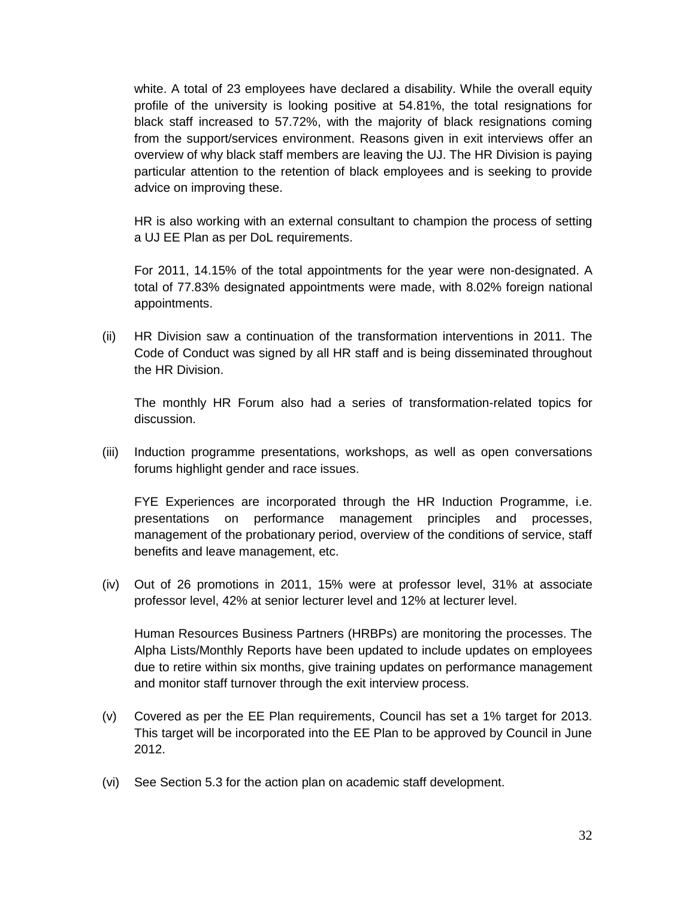white. A total of 23 employees have declared a disability. While the overall equity profile of the university is looking positive at 54.81%, the total resignations for black staff increased to 57.72%, with the majority of black resignations coming from the support/services environment. Reasons given in exit interviews offer an overview of why black staff members are leaving the UJ. The HR Division is paying particular attention to the retention of black employees and is seeking to provide advice on improving these.

HR is also working with an external consultant to champion the process of setting a UJ EE Plan as per DoL requirements.

For 2011, 14.15% of the total appointments for the year were non-designated. A total of 77.83% designated appointments were made, with 8.02% foreign national appointments.

(ii) HR Division saw a continuation of the transformation interventions in 2011. The Code of Conduct was signed by all HR staff and is being disseminated throughout the HR Division.

The monthly HR Forum also had a series of transformation-related topics for discussion.

(iii) Induction programme presentations, workshops, as well as open conversations forums highlight gender and race issues.

FYE Experiences are incorporated through the HR Induction Programme, i.e. presentations on performance management principles and processes, management of the probationary period, overview of the conditions of service, staff benefits and leave management, etc.

(iv) Out of 26 promotions in 2011, 15% were at professor level, 31% at associate professor level, 42% at senior lecturer level and 12% at lecturer level.

Human Resources Business Partners (HRBPs) are monitoring the processes. The Alpha Lists/Monthly Reports have been updated to include updates on employees due to retire within six months, give training updates on performance management and monitor staff turnover through the exit interview process.

(v) Covered as per the EE Plan requirements, Council has set a 1% target for 2013. This target will be incorporated into the EE Plan to be approved by Council in June 2012.

(vi) See Section 5.3 for the action plan on academic staff development.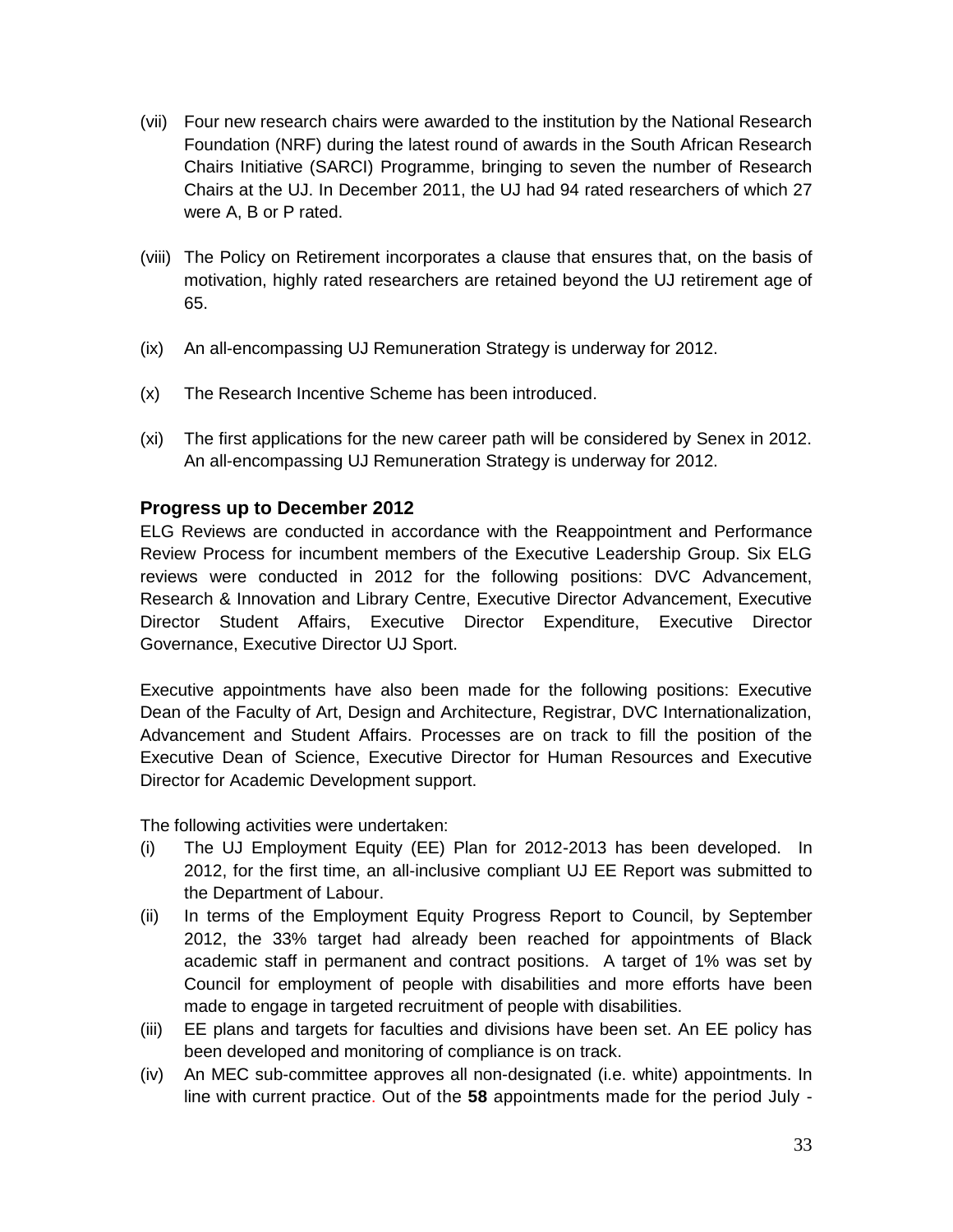(vii) Four new research chairs were awarded to the institution by the National Research Foundation (NRF) during the latest round of awards in the South African Research Chairs Initiative (SARCI) Programme, bringing to seven the number of Research Chairs at the UJ. In December 2011, the UJ had 94 rated researchers of which 27 were A, B or P rated.

(viii) The Policy on Retirement incorporates a clause that ensures that, on the basis of motivation, highly rated researchers are retained beyond the UJ retirement age of 65.

(ix) An all-encompassing UJ Remuneration Strategy is underway for 2012.

(x) The Research Incentive Scheme has been introduced.

(xi) The first applications for the new career path will be considered by Senex in 2012. An all-encompassing UJ Remuneration Strategy is underway for 2012.

### Progress up to December 2012

ELG Reviews are conducted in accordance with the Reappointment and Performance Review Process for incumbent members of the Executive Leadership Group. Six ELG reviews were conducted in 2012 for the following positions: DVC Advancement, Research & Innovation and Library Centre, Executive Director Advancement, Executive Director Student Affairs, Executive Director Expenditure, Executive Director Governance, Executive Director UJ Sport.

Executive appointments have also been made for the following positions: Executive Dean of the Faculty of Art, Design and Architecture, Registrar, DVC Internationalization, Advancement and Student Affairs. Processes are on track to fill the position of the Executive Dean of Science, Executive Director for Human Resources and Executive Director for Academic Development support.

The following activities were undertaken:

(i) The UJ Employment Equity (EE) Plan for 2012-2013 has been developed. In 2012, for the first time, an all-inclusive compliant UJ EE Report was submitted to the Department of Labour.

(ii) In terms of the Employment Equity Progress Report to Council, by September 2012, the 33% target had already been reached for appointments of Black academic staff in permanent and contract positions. A target of 1% was set by Council for employment of people with disabilities and more efforts have been made to engage in targeted recruitment of people with disabilities.

(iii) EE plans and targets for faculties and divisions have been set. An EE policy has been developed and monitoring of compliance is on track.

(iv) An MEC sub-committee approves all non-designated (i.e. white) appointments. In line with current practice. Out of the **58** appointments made for the period July -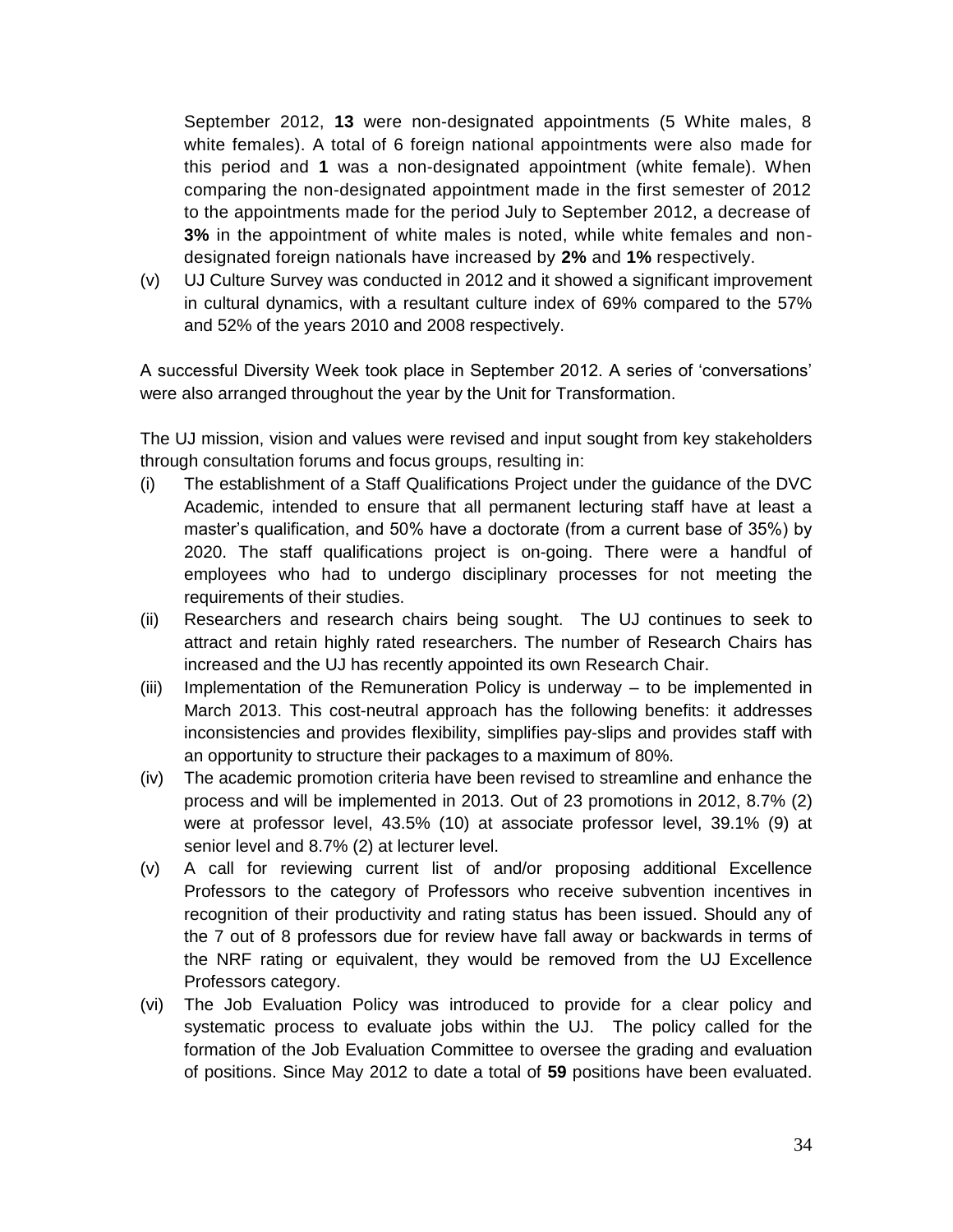September 2012, **13** were non-designated appointments (5 White males, 8 white females). A total of 6 foreign national appointments were also made for this period and **1** was a non-designated appointment (white female). When comparing the non-designated appointment made in the first semester of 2012 to the appointments made for the period July to September 2012, a decrease of **3%** in the appointment of white males is noted, while white females and non-designated foreign nationals have increased by **2%** and **1%** respectively.

(v) UJ Culture Survey was conducted in 2012 and it showed a significant improvement in cultural dynamics, with a resultant culture index of 69% compared to the 57% and 52% of the years 2010 and 2008 respectively.

A successful Diversity Week took place in September 2012. A series of 'conversations' were also arranged throughout the year by the Unit for Transformation.

The UJ mission, vision and values were revised and input sought from key stakeholders through consultation forums and focus groups, resulting in:

(i) The establishment of a Staff Qualifications Project under the guidance of the DVC Academic, intended to ensure that all permanent lecturing staff have at least a master's qualification, and 50% have a doctorate (from a current base of 35%) by 2020. The staff qualifications project is on-going. There were a handful of employees who had to undergo disciplinary processes for not meeting the requirements of their studies.

(ii) Researchers and research chairs being sought. The UJ continues to seek to attract and retain highly rated researchers. The number of Research Chairs has increased and the UJ has recently appointed its own Research Chair.

(iii) Implementation of the Remuneration Policy is underway – to be implemented in March 2013. This cost-neutral approach has the following benefits: it addresses inconsistencies and provides flexibility, simplifies pay-slips and provides staff with an opportunity to structure their packages to a maximum of 80%.

(iv) The academic promotion criteria have been revised to streamline and enhance the process and will be implemented in 2013. Out of 23 promotions in 2012, 8.7% (2) were at professor level, 43.5% (10) at associate professor level, 39.1% (9) at senior level and 8.7% (2) at lecturer level.

(v) A call for reviewing current list of and/or proposing additional Excellence Professors to the category of Professors who receive subvention incentives in recognition of their productivity and rating status has been issued. Should any of the 7 out of 8 professors due for review have fall away or backwards in terms of the NRF rating or equivalent, they would be removed from the UJ Excellence Professors category.

(vi) The Job Evaluation Policy was introduced to provide for a clear policy and systematic process to evaluate jobs within the UJ. The policy called for the formation of the Job Evaluation Committee to oversee the grading and evaluation of positions. Since May 2012 to date a total of **59** positions have been evaluated.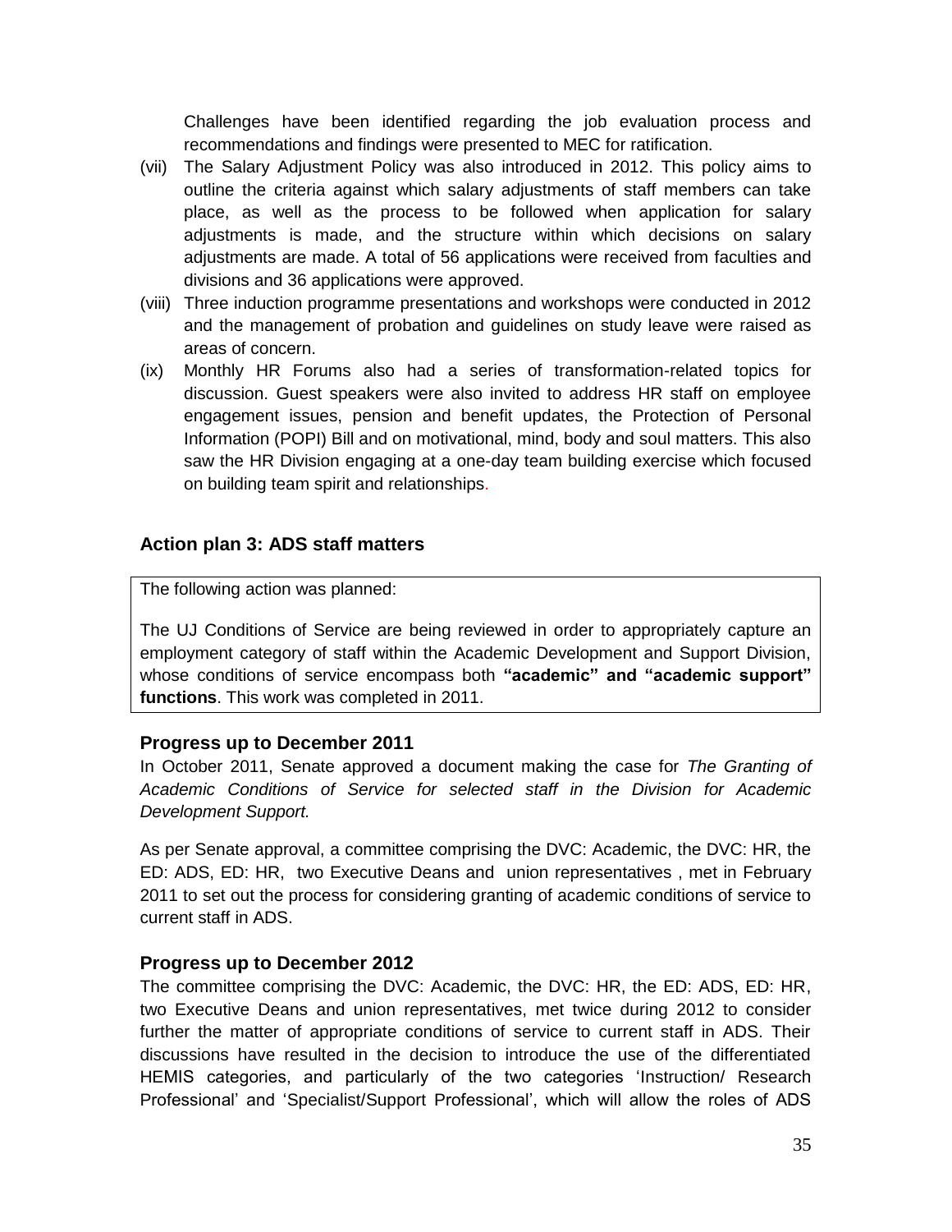Challenges have been identified regarding the job evaluation process and recommendations and findings were presented to MEC for ratification.

(vii) The Salary Adjustment Policy was also introduced in 2012. This policy aims to outline the criteria against which salary adjustments of staff members can take place, as well as the process to be followed when application for salary adjustments is made, and the structure within which decisions on salary adjustments are made. A total of 56 applications were received from faculties and divisions and 36 applications were approved.

(viii) Three induction programme presentations and workshops were conducted in 2012 and the management of probation and guidelines on study leave were raised as areas of concern.

(ix) Monthly HR Forums also had a series of transformation-related topics for discussion. Guest speakers were also invited to address HR staff on employee engagement issues, pension and benefit updates, the Protection of Personal Information (POPI) Bill and on motivational, mind, body and soul matters. This also saw the HR Division engaging at a one-day team building exercise which focused on building team spirit and relationships.

### Action plan 3: ADS staff matters

The following action was planned:

The UJ Conditions of Service are being reviewed in order to appropriately capture an employment category of staff within the Academic Development and Support Division, whose conditions of service encompass both **"academic" and "academic support" functions**. This work was completed in 2011.

### Progress up to December 2011

In October 2011, Senate approved a document making the case for *The Granting of Academic Conditions of Service for selected staff in the Division for Academic Development Support.*

As per Senate approval, a committee comprising the DVC: Academic, the DVC: HR, the ED: ADS, ED: HR, two Executive Deans and union representatives , met in February 2011 to set out the process for considering granting of academic conditions of service to current staff in ADS.

### Progress up to December 2012

The committee comprising the DVC: Academic, the DVC: HR, the ED: ADS, ED: HR, two Executive Deans and union representatives, met twice during 2012 to consider further the matter of appropriate conditions of service to current staff in ADS. Their discussions have resulted in the decision to introduce the use of the differentiated HEMIS categories, and particularly of the two categories 'Instruction/ Research Professional' and 'Specialist/Support Professional', which will allow the roles of ADS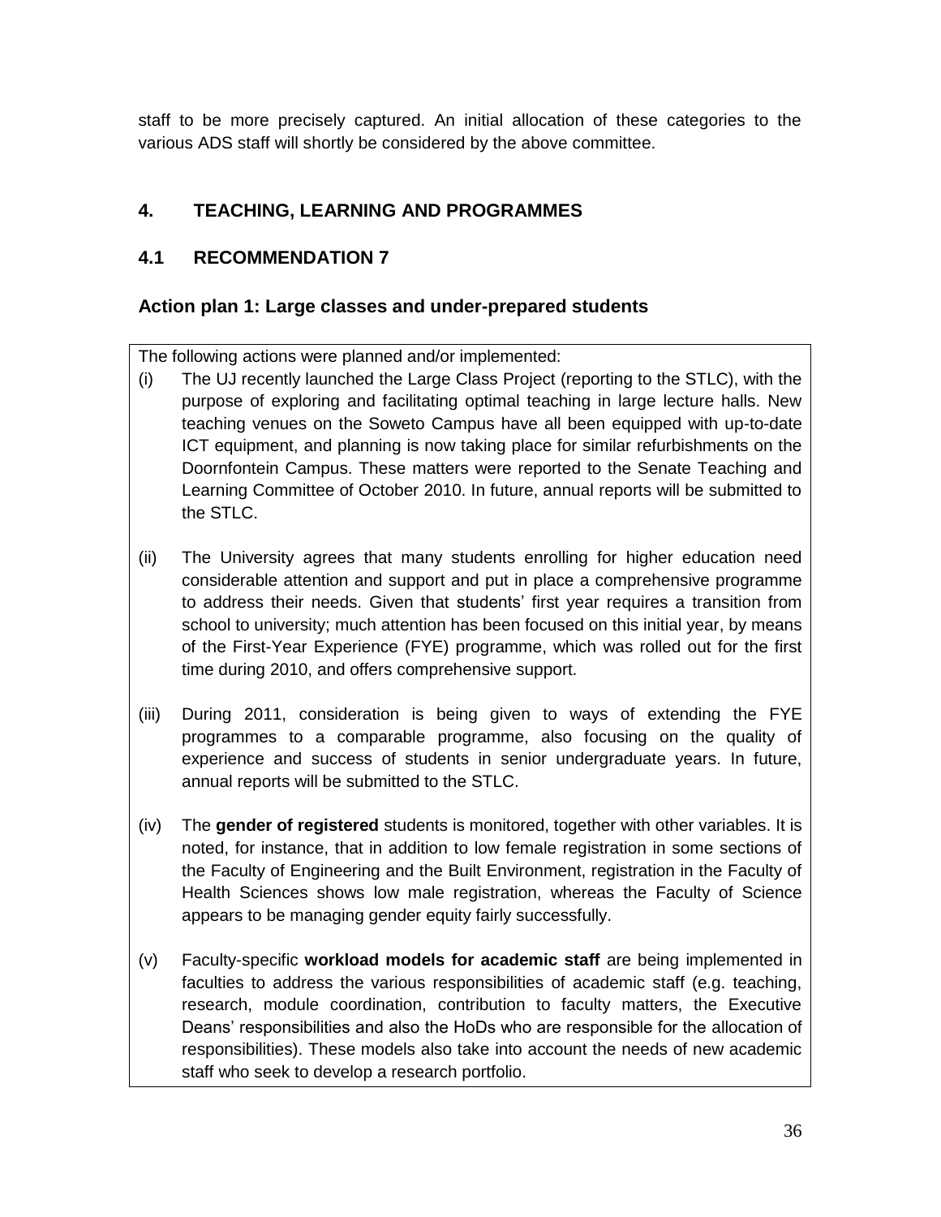staff to be more precisely captured. An initial allocation of these categories to the various ADS staff will shortly be considered by the above committee.

## 4. TEACHING, LEARNING AND PROGRAMMES

### 4.1 RECOMMENDATION 7

#### Action plan 1: Large classes and under-prepared students

The following actions were planned and/or implemented:

(i) The UJ recently launched the Large Class Project (reporting to the STLC), with the purpose of exploring and facilitating optimal teaching in large lecture halls. New teaching venues on the Soweto Campus have all been equipped with up-to-date ICT equipment, and planning is now taking place for similar refurbishments on the Doornfontein Campus. These matters were reported to the Senate Teaching and Learning Committee of October 2010. In future, annual reports will be submitted to the STLC.

(ii) The University agrees that many students enrolling for higher education need considerable attention and support and put in place a comprehensive programme to address their needs. Given that students' first year requires a transition from school to university; much attention has been focused on this initial year, by means of the First-Year Experience (FYE) programme, which was rolled out for the first time during 2010, and offers comprehensive support.

(iii) During 2011, consideration is being given to ways of extending the FYE programmes to a comparable programme, also focusing on the quality of experience and success of students in senior undergraduate years. In future, annual reports will be submitted to the STLC.

(iv) The **gender of registered** students is monitored, together with other variables. It is noted, for instance, that in addition to low female registration in some sections of the Faculty of Engineering and the Built Environment, registration in the Faculty of Health Sciences shows low male registration, whereas the Faculty of Science appears to be managing gender equity fairly successfully.

(v) Faculty-specific **workload models for academic staff** are being implemented in faculties to address the various responsibilities of academic staff (e.g. teaching, research, module coordination, contribution to faculty matters, the Executive Deans' responsibilities and also the HoDs who are responsible for the allocation of responsibilities). These models also take into account the needs of new academic staff who seek to develop a research portfolio.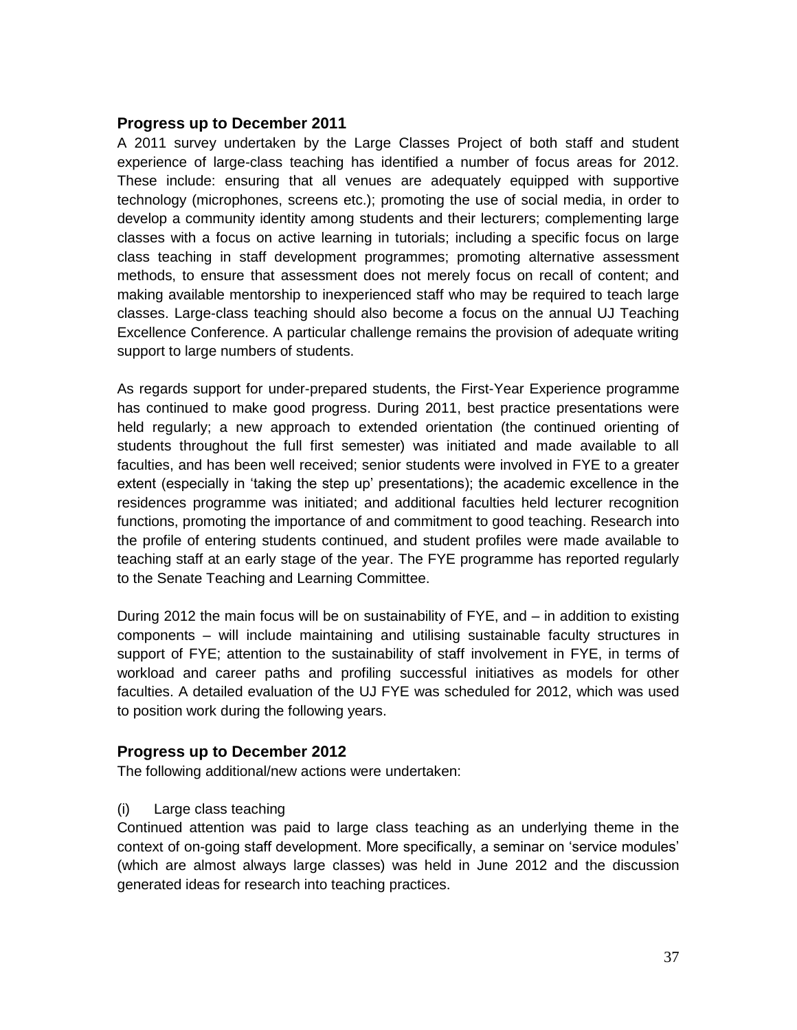## Progress up to December 2011

A 2011 survey undertaken by the Large Classes Project of both staff and student experience of large-class teaching has identified a number of focus areas for 2012. These include: ensuring that all venues are adequately equipped with supportive technology (microphones, screens etc.); promoting the use of social media, in order to develop a community identity among students and their lecturers; complementing large classes with a focus on active learning in tutorials; including a specific focus on large class teaching in staff development programmes; promoting alternative assessment methods, to ensure that assessment does not merely focus on recall of content; and making available mentorship to inexperienced staff who may be required to teach large classes. Large-class teaching should also become a focus on the annual UJ Teaching Excellence Conference. A particular challenge remains the provision of adequate writing support to large numbers of students.

As regards support for under-prepared students, the First-Year Experience programme has continued to make good progress. During 2011, best practice presentations were held regularly; a new approach to extended orientation (the continued orienting of students throughout the full first semester) was initiated and made available to all faculties, and has been well received; senior students were involved in FYE to a greater extent (especially in 'taking the step up' presentations); the academic excellence in the residences programme was initiated; and additional faculties held lecturer recognition functions, promoting the importance of and commitment to good teaching. Research into the profile of entering students continued, and student profiles were made available to teaching staff at an early stage of the year. The FYE programme has reported regularly to the Senate Teaching and Learning Committee.

During 2012 the main focus will be on sustainability of FYE, and – in addition to existing components – will include maintaining and utilising sustainable faculty structures in support of FYE; attention to the sustainability of staff involvement in FYE, in terms of workload and career paths and profiling successful initiatives as models for other faculties. A detailed evaluation of the UJ FYE was scheduled for 2012, which was used to position work during the following years.

## Progress up to December 2012

The following additional/new actions were undertaken:

(i) Large class teaching

Continued attention was paid to large class teaching as an underlying theme in the context of on-going staff development. More specifically, a seminar on 'service modules' (which are almost always large classes) was held in June 2012 and the discussion generated ideas for research into teaching practices.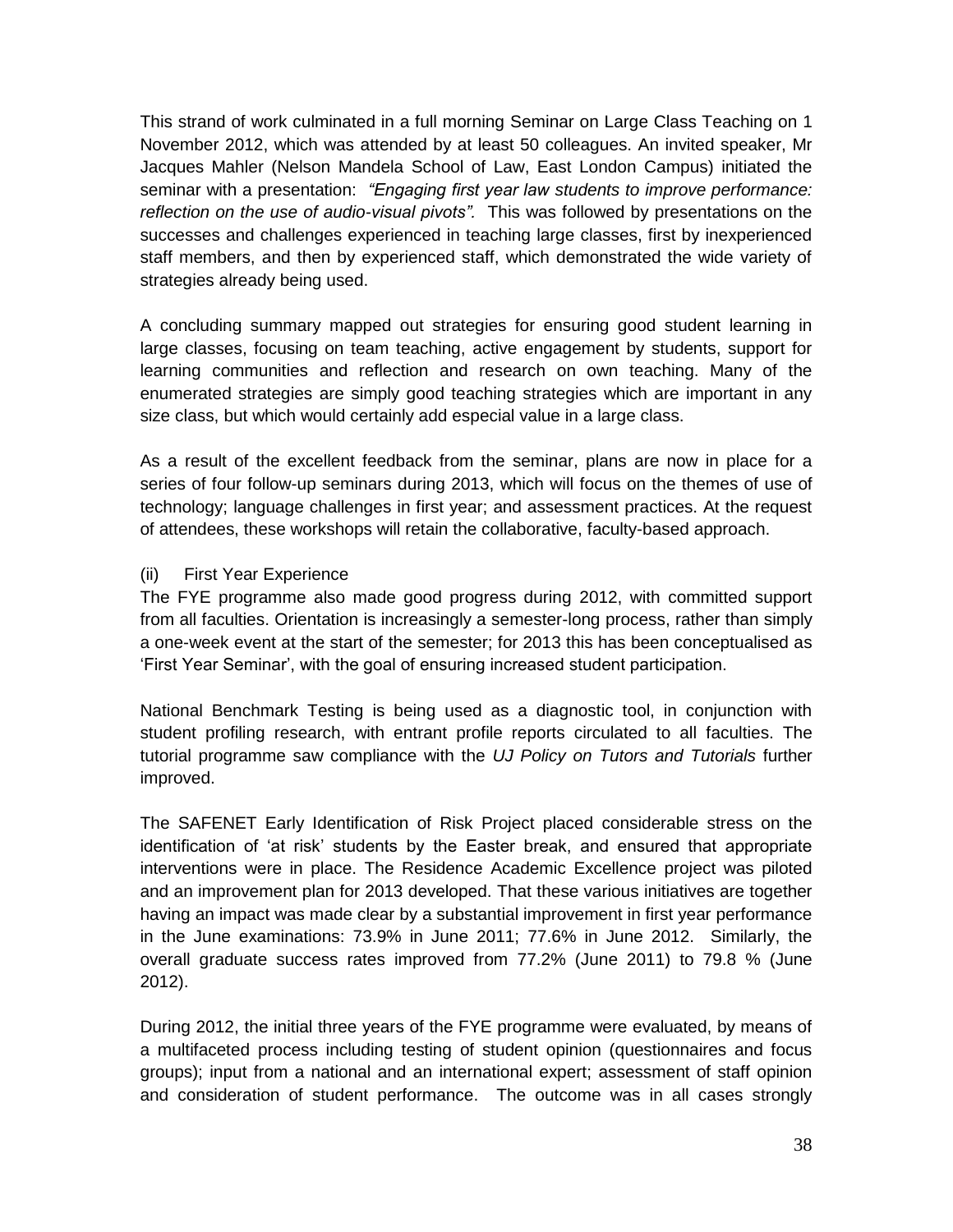This strand of work culminated in a full morning Seminar on Large Class Teaching on 1 November 2012, which was attended by at least 50 colleagues. An invited speaker, Mr Jacques Mahler (Nelson Mandela School of Law, East London Campus) initiated the seminar with a presentation: *"Engaging first year law students to improve performance: reflection on the use of audio-visual pivots".* This was followed by presentations on the successes and challenges experienced in teaching large classes, first by inexperienced staff members, and then by experienced staff, which demonstrated the wide variety of strategies already being used.

A concluding summary mapped out strategies for ensuring good student learning in large classes, focusing on team teaching, active engagement by students, support for learning communities and reflection and research on own teaching. Many of the enumerated strategies are simply good teaching strategies which are important in any size class, but which would certainly add especial value in a large class.

As a result of the excellent feedback from the seminar, plans are now in place for a series of four follow-up seminars during 2013, which will focus on the themes of use of technology; language challenges in first year; and assessment practices. At the request of attendees, these workshops will retain the collaborative, faculty-based approach.

(ii) First Year Experience

The FYE programme also made good progress during 2012, with committed support from all faculties. Orientation is increasingly a semester-long process, rather than simply a one-week event at the start of the semester; for 2013 this has been conceptualised as 'First Year Seminar', with the goal of ensuring increased student participation.

National Benchmark Testing is being used as a diagnostic tool, in conjunction with student profiling research, with entrant profile reports circulated to all faculties. The tutorial programme saw compliance with the *UJ Policy on Tutors and Tutorials* further improved.

The SAFENET Early Identification of Risk Project placed considerable stress on the identification of 'at risk' students by the Easter break, and ensured that appropriate interventions were in place. The Residence Academic Excellence project was piloted and an improvement plan for 2013 developed. That these various initiatives are together having an impact was made clear by a substantial improvement in first year performance in the June examinations: 73.9% in June 2011; 77.6% in June 2012. Similarly, the overall graduate success rates improved from 77.2% (June 2011) to 79.8 % (June 2012).

During 2012, the initial three years of the FYE programme were evaluated, by means of a multifaceted process including testing of student opinion (questionnaires and focus groups); input from a national and an international expert; assessment of staff opinion and consideration of student performance. The outcome was in all cases strongly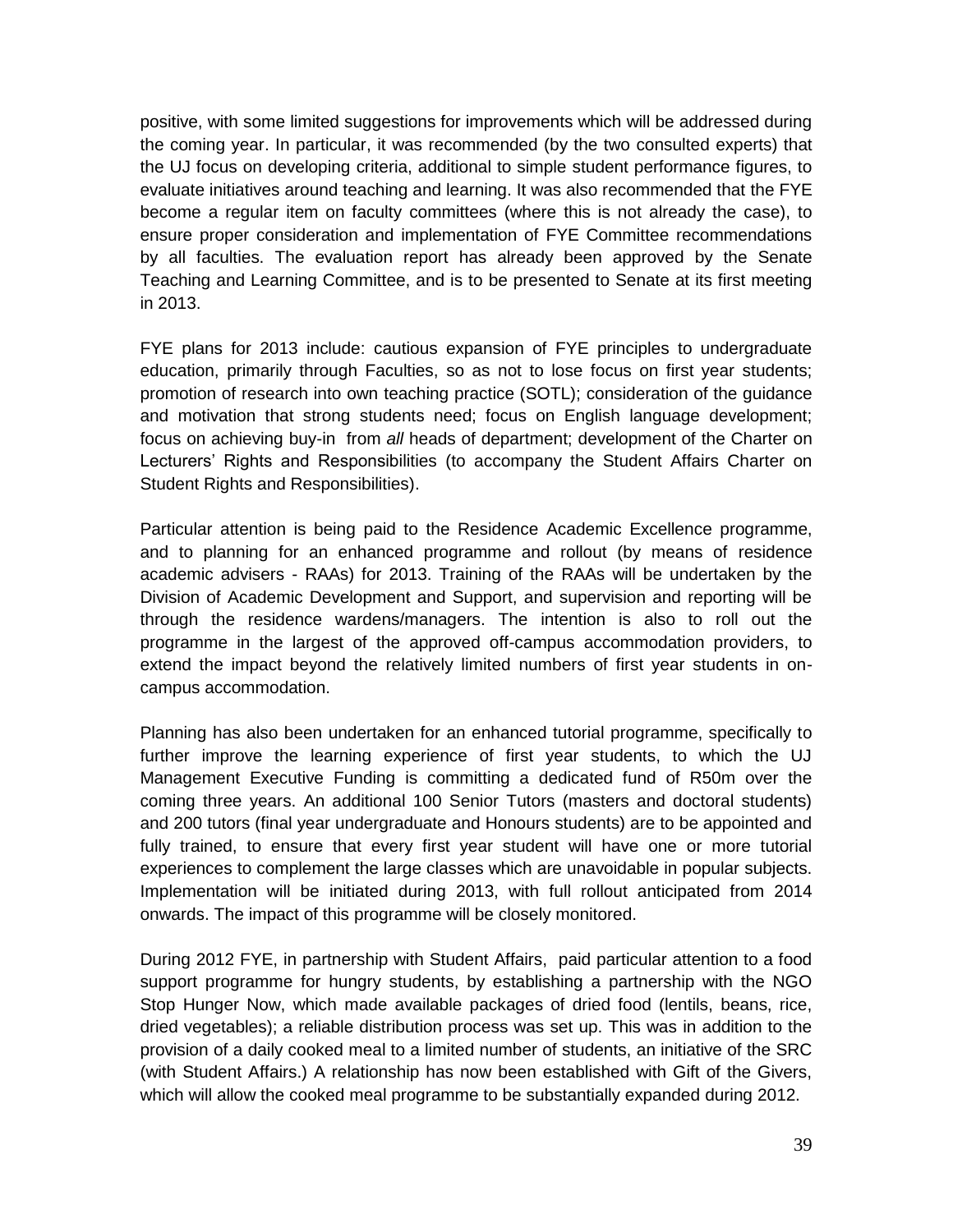positive, with some limited suggestions for improvements which will be addressed during the coming year. In particular, it was recommended (by the two consulted experts) that the UJ focus on developing criteria, additional to simple student performance figures, to evaluate initiatives around teaching and learning. It was also recommended that the FYE become a regular item on faculty committees (where this is not already the case), to ensure proper consideration and implementation of FYE Committee recommendations by all faculties. The evaluation report has already been approved by the Senate Teaching and Learning Committee, and is to be presented to Senate at its first meeting in 2013.

FYE plans for 2013 include: cautious expansion of FYE principles to undergraduate education, primarily through Faculties, so as not to lose focus on first year students; promotion of research into own teaching practice (SOTL); consideration of the guidance and motivation that strong students need; focus on English language development; focus on achieving buy-in from *all* heads of department; development of the Charter on Lecturers' Rights and Responsibilities (to accompany the Student Affairs Charter on Student Rights and Responsibilities).

Particular attention is being paid to the Residence Academic Excellence programme, and to planning for an enhanced programme and rollout (by means of residence academic advisers - RAAs) for 2013. Training of the RAAs will be undertaken by the Division of Academic Development and Support, and supervision and reporting will be through the residence wardens/managers. The intention is also to roll out the programme in the largest of the approved off-campus accommodation providers, to extend the impact beyond the relatively limited numbers of first year students in on-campus accommodation.

Planning has also been undertaken for an enhanced tutorial programme, specifically to further improve the learning experience of first year students, to which the UJ Management Executive Funding is committing a dedicated fund of R50m over the coming three years. An additional 100 Senior Tutors (masters and doctoral students) and 200 tutors (final year undergraduate and Honours students) are to be appointed and fully trained, to ensure that every first year student will have one or more tutorial experiences to complement the large classes which are unavoidable in popular subjects. Implementation will be initiated during 2013, with full rollout anticipated from 2014 onwards. The impact of this programme will be closely monitored.

During 2012 FYE, in partnership with Student Affairs, paid particular attention to a food support programme for hungry students, by establishing a partnership with the NGO Stop Hunger Now, which made available packages of dried food (lentils, beans, rice, dried vegetables); a reliable distribution process was set up. This was in addition to the provision of a daily cooked meal to a limited number of students, an initiative of the SRC (with Student Affairs.) A relationship has now been established with Gift of the Givers, which will allow the cooked meal programme to be substantially expanded during 2012.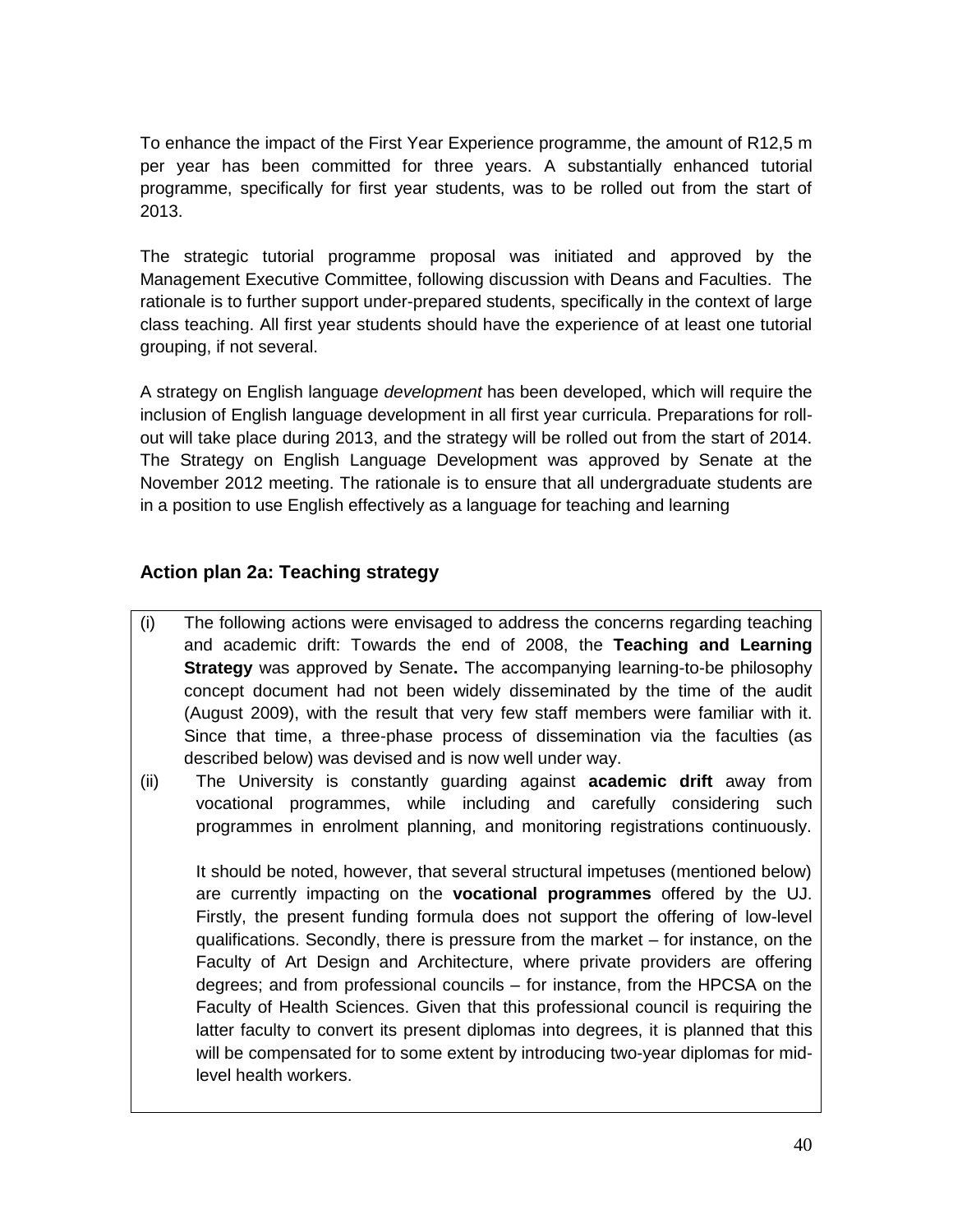To enhance the impact of the First Year Experience programme, the amount of R12,5 m per year has been committed for three years. A substantially enhanced tutorial programme, specifically for first year students, was to be rolled out from the start of 2013.

The strategic tutorial programme proposal was initiated and approved by the Management Executive Committee, following discussion with Deans and Faculties. The rationale is to further support under-prepared students, specifically in the context of large class teaching. All first year students should have the experience of at least one tutorial grouping, if not several.

A strategy on English language *development* has been developed, which will require the inclusion of English language development in all first year curricula. Preparations for roll-out will take place during 2013, and the strategy will be rolled out from the start of 2014. The Strategy on English Language Development was approved by Senate at the November 2012 meeting. The rationale is to ensure that all undergraduate students are in a position to use English effectively as a language for teaching and learning

### Action plan 2a: Teaching strategy

(i) The following actions were envisaged to address the concerns regarding teaching and academic drift: Towards the end of 2008, the **Teaching and Learning Strategy** was approved by Senate**.** The accompanying learning-to-be philosophy concept document had not been widely disseminated by the time of the audit (August 2009), with the result that very few staff members were familiar with it. Since that time, a three-phase process of dissemination via the faculties (as described below) was devised and is now well under way.

(ii) The University is constantly guarding against **academic drift** away from vocational programmes, while including and carefully considering such programmes in enrolment planning, and monitoring registrations continuously.

It should be noted, however, that several structural impetuses (mentioned below) are currently impacting on the **vocational programmes** offered by the UJ. Firstly, the present funding formula does not support the offering of low-level qualifications. Secondly, there is pressure from the market – for instance, on the Faculty of Art Design and Architecture, where private providers are offering degrees; and from professional councils – for instance, from the HPCSA on the Faculty of Health Sciences. Given that this professional council is requiring the latter faculty to convert its present diplomas into degrees, it is planned that this will be compensated for to some extent by introducing two-year diplomas for mid-level health workers.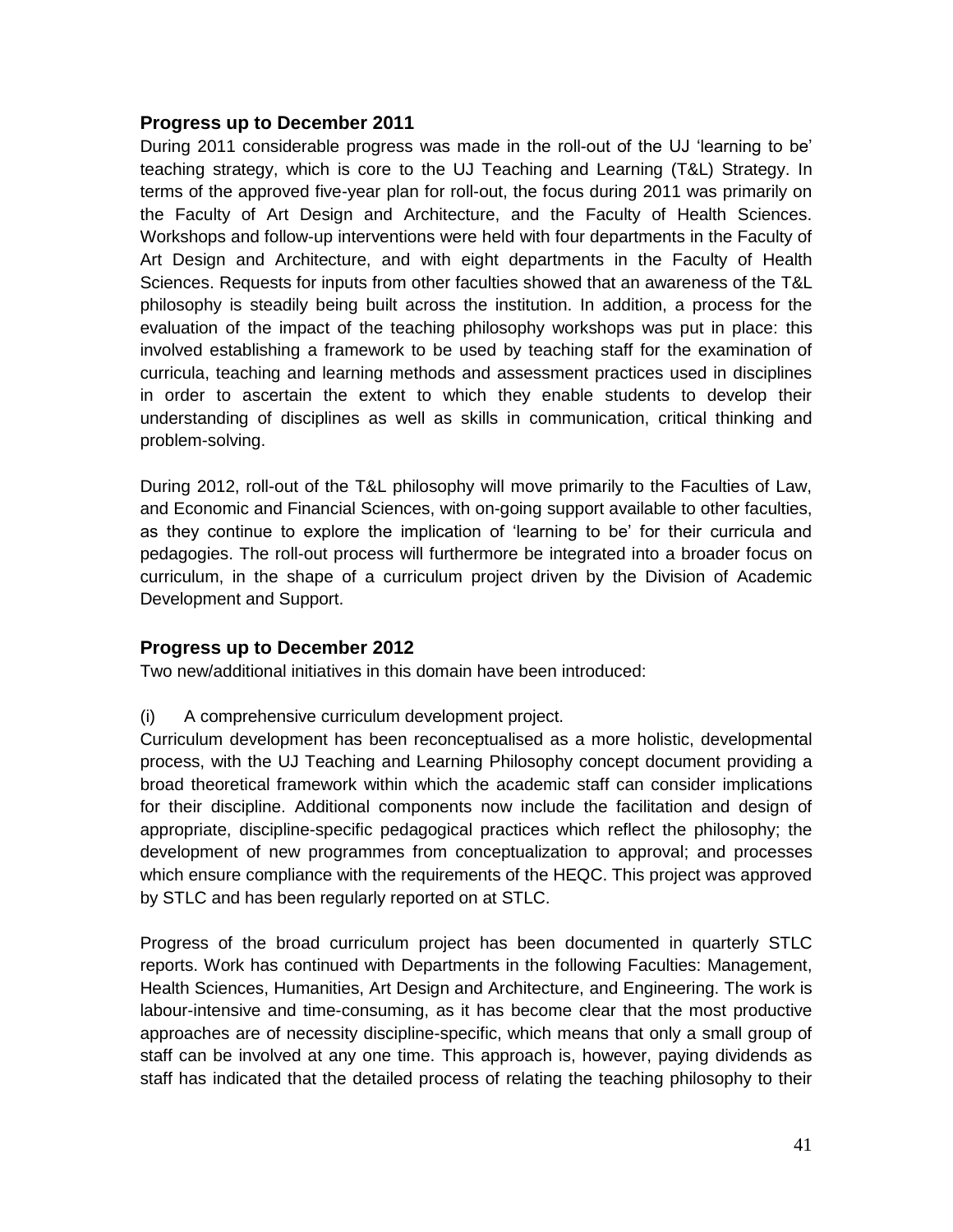### Progress up to December 2011

During 2011 considerable progress was made in the roll-out of the UJ 'learning to be' teaching strategy, which is core to the UJ Teaching and Learning (T&L) Strategy. In terms of the approved five-year plan for roll-out, the focus during 2011 was primarily on the Faculty of Art Design and Architecture, and the Faculty of Health Sciences. Workshops and follow-up interventions were held with four departments in the Faculty of Art Design and Architecture, and with eight departments in the Faculty of Health Sciences. Requests for inputs from other faculties showed that an awareness of the T&L philosophy is steadily being built across the institution. In addition, a process for the evaluation of the impact of the teaching philosophy workshops was put in place: this involved establishing a framework to be used by teaching staff for the examination of curricula, teaching and learning methods and assessment practices used in disciplines in order to ascertain the extent to which they enable students to develop their understanding of disciplines as well as skills in communication, critical thinking and problem-solving.

During 2012, roll-out of the T&L philosophy will move primarily to the Faculties of Law, and Economic and Financial Sciences, with on-going support available to other faculties, as they continue to explore the implication of 'learning to be' for their curricula and pedagogies. The roll-out process will furthermore be integrated into a broader focus on curriculum, in the shape of a curriculum project driven by the Division of Academic Development and Support.

### Progress up to December 2012

Two new/additional initiatives in this domain have been introduced:

(i) A comprehensive curriculum development project.

Curriculum development has been reconceptualised as a more holistic, developmental process, with the UJ Teaching and Learning Philosophy concept document providing a broad theoretical framework within which the academic staff can consider implications for their discipline. Additional components now include the facilitation and design of appropriate, discipline-specific pedagogical practices which reflect the philosophy; the development of new programmes from conceptualization to approval; and processes which ensure compliance with the requirements of the HEQC. This project was approved by STLC and has been regularly reported on at STLC.

Progress of the broad curriculum project has been documented in quarterly STLC reports. Work has continued with Departments in the following Faculties: Management, Health Sciences, Humanities, Art Design and Architecture, and Engineering. The work is labour-intensive and time-consuming, as it has become clear that the most productive approaches are of necessity discipline-specific, which means that only a small group of staff can be involved at any one time. This approach is, however, paying dividends as staff has indicated that the detailed process of relating the teaching philosophy to their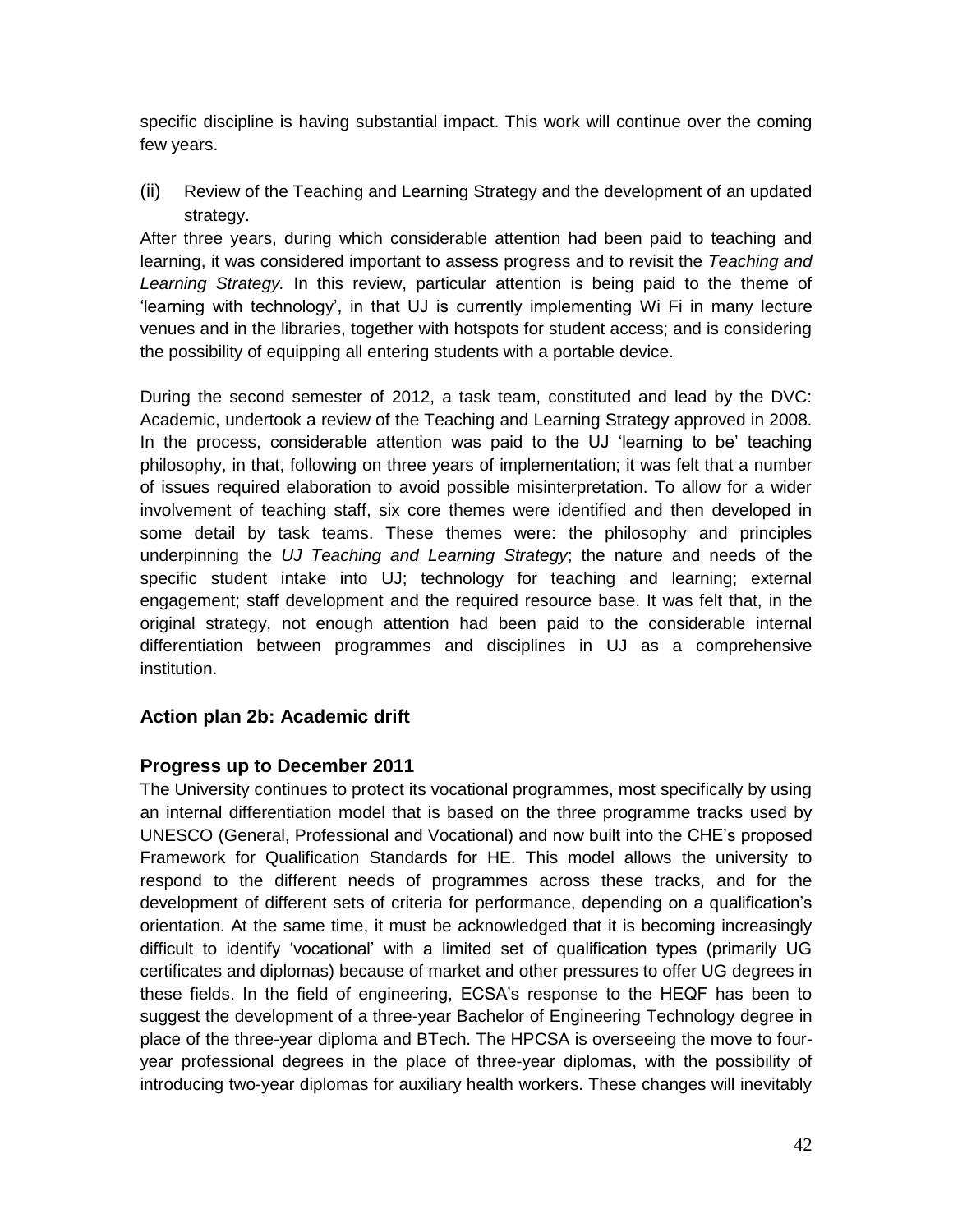specific discipline is having substantial impact. This work will continue over the coming few years.

(ii) Review of the Teaching and Learning Strategy and the development of an updated strategy.

After three years, during which considerable attention had been paid to teaching and learning, it was considered important to assess progress and to revisit the *Teaching and Learning Strategy.* In this review, particular attention is being paid to the theme of 'learning with technology', in that UJ is currently implementing Wi Fi in many lecture venues and in the libraries, together with hotspots for student access; and is considering the possibility of equipping all entering students with a portable device.

During the second semester of 2012, a task team, constituted and lead by the DVC: Academic, undertook a review of the Teaching and Learning Strategy approved in 2008. In the process, considerable attention was paid to the UJ 'learning to be' teaching philosophy, in that, following on three years of implementation; it was felt that a number of issues required elaboration to avoid possible misinterpretation. To allow for a wider involvement of teaching staff, six core themes were identified and then developed in some detail by task teams. These themes were: the philosophy and principles underpinning the *UJ Teaching and Learning Strategy*; the nature and needs of the specific student intake into UJ; technology for teaching and learning; external engagement; staff development and the required resource base. It was felt that, in the original strategy, not enough attention had been paid to the considerable internal differentiation between programmes and disciplines in UJ as a comprehensive institution.

### Action plan 2b: Academic drift

### Progress up to December 2011

The University continues to protect its vocational programmes, most specifically by using an internal differentiation model that is based on the three programme tracks used by UNESCO (General, Professional and Vocational) and now built into the CHE's proposed Framework for Qualification Standards for HE. This model allows the university to respond to the different needs of programmes across these tracks, and for the development of different sets of criteria for performance, depending on a qualification's orientation. At the same time, it must be acknowledged that it is becoming increasingly difficult to identify 'vocational' with a limited set of qualification types (primarily UG certificates and diplomas) because of market and other pressures to offer UG degrees in these fields. In the field of engineering, ECSA's response to the HEQF has been to suggest the development of a three-year Bachelor of Engineering Technology degree in place of the three-year diploma and BTech. The HPCSA is overseeing the move to four-year professional degrees in the place of three-year diplomas, with the possibility of introducing two-year diplomas for auxiliary health workers. These changes will inevitably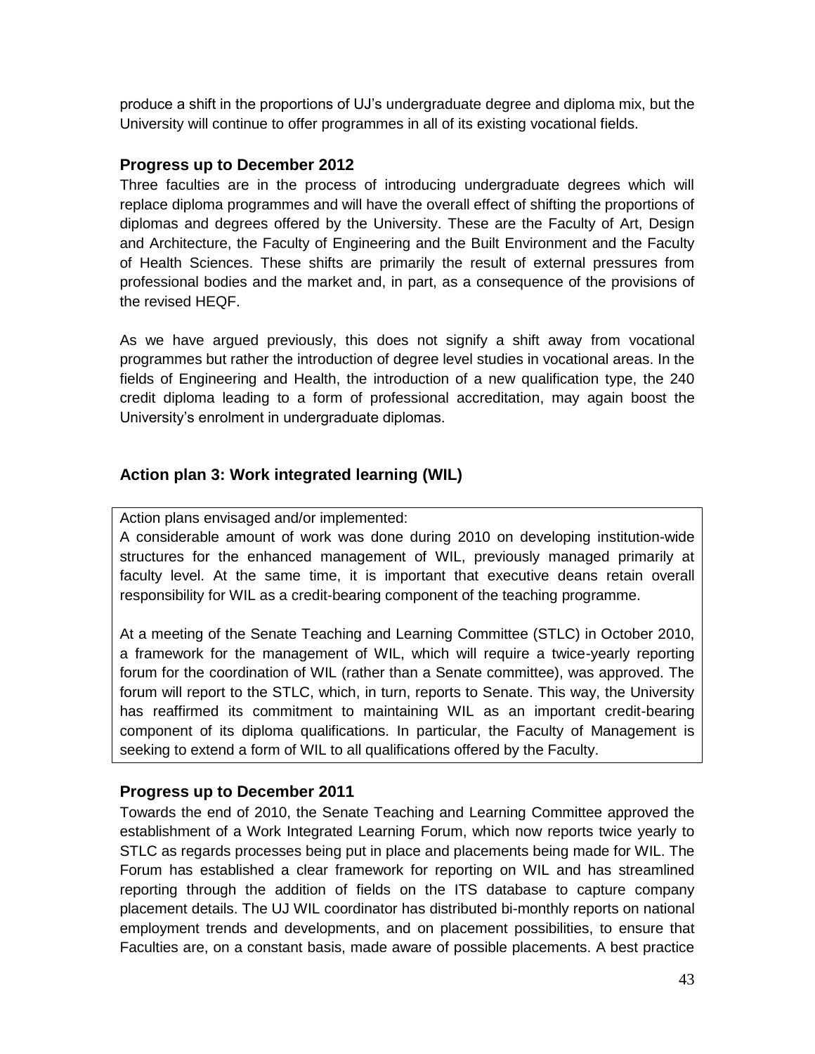produce a shift in the proportions of UJ's undergraduate degree and diploma mix, but the University will continue to offer programmes in all of its existing vocational fields.

### Progress up to December 2012

Three faculties are in the process of introducing undergraduate degrees which will replace diploma programmes and will have the overall effect of shifting the proportions of diplomas and degrees offered by the University. These are the Faculty of Art, Design and Architecture, the Faculty of Engineering and the Built Environment and the Faculty of Health Sciences. These shifts are primarily the result of external pressures from professional bodies and the market and, in part, as a consequence of the provisions of the revised HEQF.

As we have argued previously, this does not signify a shift away from vocational programmes but rather the introduction of degree level studies in vocational areas. In the fields of Engineering and Health, the introduction of a new qualification type, the 240 credit diploma leading to a form of professional accreditation, may again boost the University's enrolment in undergraduate diplomas.

## Action plan 3: Work integrated learning (WIL)

Action plans envisaged and/or implemented:

A considerable amount of work was done during 2010 on developing institution-wide structures for the enhanced management of WIL, previously managed primarily at faculty level. At the same time, it is important that executive deans retain overall responsibility for WIL as a credit-bearing component of the teaching programme.

At a meeting of the Senate Teaching and Learning Committee (STLC) in October 2010, a framework for the management of WIL, which will require a twice-yearly reporting forum for the coordination of WIL (rather than a Senate committee), was approved. The forum will report to the STLC, which, in turn, reports to Senate. This way, the University has reaffirmed its commitment to maintaining WIL as an important credit-bearing component of its diploma qualifications. In particular, the Faculty of Management is seeking to extend a form of WIL to all qualifications offered by the Faculty.

### Progress up to December 2011

Towards the end of 2010, the Senate Teaching and Learning Committee approved the establishment of a Work Integrated Learning Forum, which now reports twice yearly to STLC as regards processes being put in place and placements being made for WIL. The Forum has established a clear framework for reporting on WIL and has streamlined reporting through the addition of fields on the ITS database to capture company placement details. The UJ WIL coordinator has distributed bi-monthly reports on national employment trends and developments, and on placement possibilities, to ensure that Faculties are, on a constant basis, made aware of possible placements. A best practice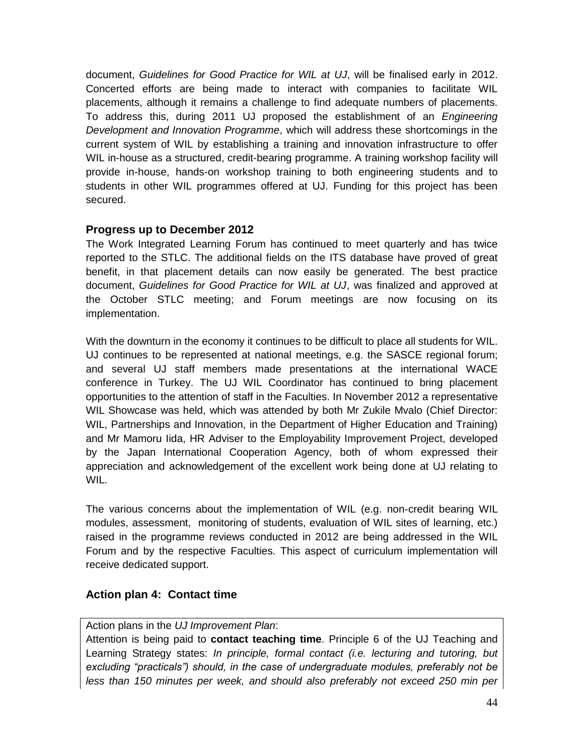document, *Guidelines for Good Practice for WIL at UJ*, will be finalised early in 2012. Concerted efforts are being made to interact with companies to facilitate WIL placements, although it remains a challenge to find adequate numbers of placements. To address this, during 2011 UJ proposed the establishment of an *Engineering Development and Innovation Programme*, which will address these shortcomings in the current system of WIL by establishing a training and innovation infrastructure to offer WIL in-house as a structured, credit-bearing programme. A training workshop facility will provide in-house, hands-on workshop training to both engineering students and to students in other WIL programmes offered at UJ. Funding for this project has been secured.

### Progress up to December 2012

The Work Integrated Learning Forum has continued to meet quarterly and has twice reported to the STLC. The additional fields on the ITS database have proved of great benefit, in that placement details can now easily be generated. The best practice document, *Guidelines for Good Practice for WIL at UJ*, was finalized and approved at the October STLC meeting; and Forum meetings are now focusing on its implementation.

With the downturn in the economy it continues to be difficult to place all students for WIL. UJ continues to be represented at national meetings, e.g. the SASCE regional forum; and several UJ staff members made presentations at the international WACE conference in Turkey. The UJ WIL Coordinator has continued to bring placement opportunities to the attention of staff in the Faculties. In November 2012 a representative WIL Showcase was held, which was attended by both Mr Zukile Mvalo (Chief Director: WIL, Partnerships and Innovation, in the Department of Higher Education and Training) and Mr Mamoru Iida, HR Adviser to the Employability Improvement Project, developed by the Japan International Cooperation Agency, both of whom expressed their appreciation and acknowledgement of the excellent work being done at UJ relating to WIL.

The various concerns about the implementation of WIL (e.g. non-credit bearing WIL modules, assessment, monitoring of students, evaluation of WIL sites of learning, etc.) raised in the programme reviews conducted in 2012 are being addressed in the WIL Forum and by the respective Faculties. This aspect of curriculum implementation will receive dedicated support.

### Action plan 4: Contact time

Action plans in the *UJ Improvement Plan*:
Attention is being paid to **contact teaching time**. Principle 6 of the UJ Teaching and Learning Strategy states: *In principle, formal contact (i.e. lecturing and tutoring, but excluding "practicals") should, in the case of undergraduate modules, preferably not be less than 150 minutes per week, and should also preferably not exceed 250 min per*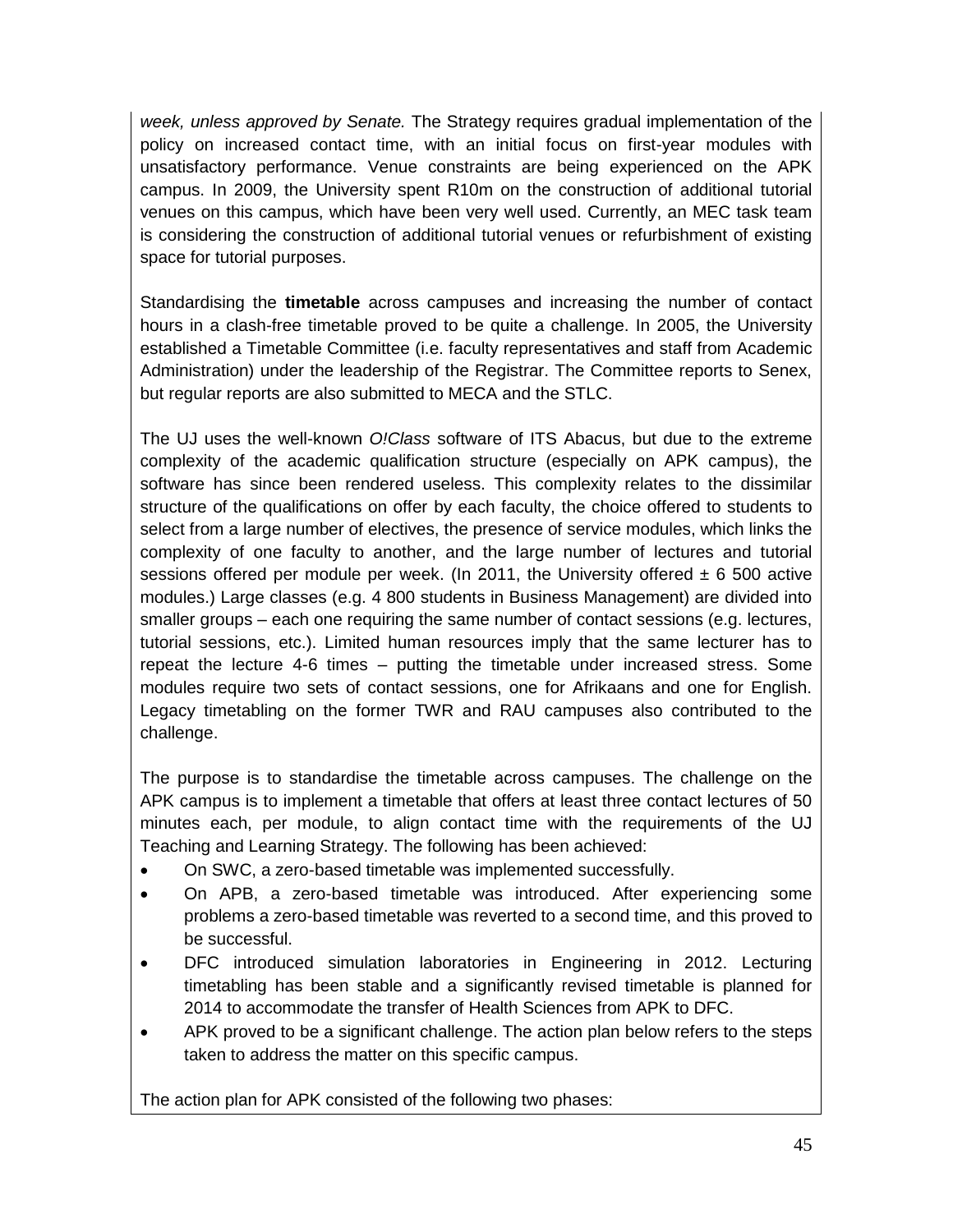*week, unless approved by Senate.* The Strategy requires gradual implementation of the policy on increased contact time, with an initial focus on first-year modules with unsatisfactory performance. Venue constraints are being experienced on the APK campus. In 2009, the University spent R10m on the construction of additional tutorial venues on this campus, which have been very well used. Currently, an MEC task team is considering the construction of additional tutorial venues or refurbishment of existing space for tutorial purposes.

Standardising the **timetable** across campuses and increasing the number of contact hours in a clash-free timetable proved to be quite a challenge. In 2005, the University established a Timetable Committee (i.e. faculty representatives and staff from Academic Administration) under the leadership of the Registrar. The Committee reports to Senex, but regular reports are also submitted to MECA and the STLC.

The UJ uses the well-known *O!Class* software of ITS Abacus, but due to the extreme complexity of the academic qualification structure (especially on APK campus), the software has since been rendered useless. This complexity relates to the dissimilar structure of the qualifications on offer by each faculty, the choice offered to students to select from a large number of electives, the presence of service modules, which links the complexity of one faculty to another, and the large number of lectures and tutorial sessions offered per module per week. (In 2011, the University offered ± 6 500 active modules.) Large classes (e.g. 4 800 students in Business Management) are divided into smaller groups – each one requiring the same number of contact sessions (e.g. lectures, tutorial sessions, etc.). Limited human resources imply that the same lecturer has to repeat the lecture 4-6 times – putting the timetable under increased stress. Some modules require two sets of contact sessions, one for Afrikaans and one for English. Legacy timetabling on the former TWR and RAU campuses also contributed to the challenge.

The purpose is to standardise the timetable across campuses. The challenge on the APK campus is to implement a timetable that offers at least three contact lectures of 50 minutes each, per module, to align contact time with the requirements of the UJ Teaching and Learning Strategy. The following has been achieved:

- On SWC, a zero-based timetable was implemented successfully.
- On APB, a zero-based timetable was introduced. After experiencing some problems a zero-based timetable was reverted to a second time, and this proved to be successful.
- DFC introduced simulation laboratories in Engineering in 2012. Lecturing timetabling has been stable and a significantly revised timetable is planned for 2014 to accommodate the transfer of Health Sciences from APK to DFC.
- APK proved to be a significant challenge. The action plan below refers to the steps taken to address the matter on this specific campus.

The action plan for APK consisted of the following two phases: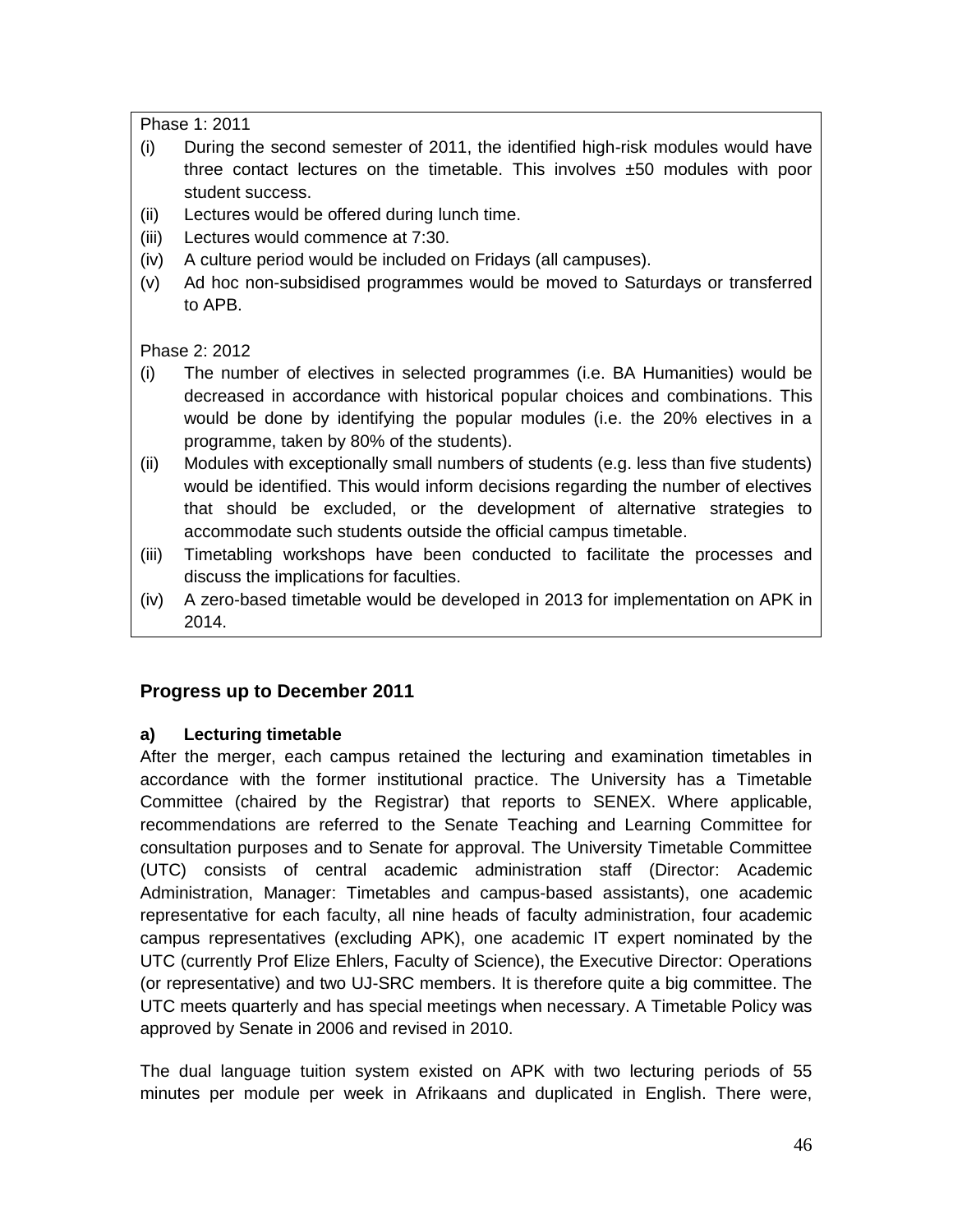Phase 1: 2011

(i) During the second semester of 2011, the identified high-risk modules would have three contact lectures on the timetable. This involves ±50 modules with poor student success.
(ii) Lectures would be offered during lunch time.
(iii) Lectures would commence at 7:30.
(iv) A culture period would be included on Fridays (all campuses).
(v) Ad hoc non-subsidised programmes would be moved to Saturdays or transferred to APB.

Phase 2: 2012

(i) The number of electives in selected programmes (i.e. BA Humanities) would be decreased in accordance with historical popular choices and combinations. This would be done by identifying the popular modules (i.e. the 20% electives in a programme, taken by 80% of the students).
(ii) Modules with exceptionally small numbers of students (e.g. less than five students) would be identified. This would inform decisions regarding the number of electives that should be excluded, or the development of alternative strategies to accommodate such students outside the official campus timetable.
(iii) Timetabling workshops have been conducted to facilitate the processes and discuss the implications for faculties.
(iv) A zero-based timetable would be developed in 2013 for implementation on APK in 2014.

## Progress up to December 2011

**a) Lecturing timetable**

After the merger, each campus retained the lecturing and examination timetables in accordance with the former institutional practice. The University has a Timetable Committee (chaired by the Registrar) that reports to SENEX. Where applicable, recommendations are referred to the Senate Teaching and Learning Committee for consultation purposes and to Senate for approval. The University Timetable Committee (UTC) consists of central academic administration staff (Director: Academic Administration, Manager: Timetables and campus-based assistants), one academic representative for each faculty, all nine heads of faculty administration, four academic campus representatives (excluding APK), one academic IT expert nominated by the UTC (currently Prof Elize Ehlers, Faculty of Science), the Executive Director: Operations (or representative) and two UJ-SRC members. It is therefore quite a big committee. The UTC meets quarterly and has special meetings when necessary. A Timetable Policy was approved by Senate in 2006 and revised in 2010.

The dual language tuition system existed on APK with two lecturing periods of 55 minutes per module per week in Afrikaans and duplicated in English. There were,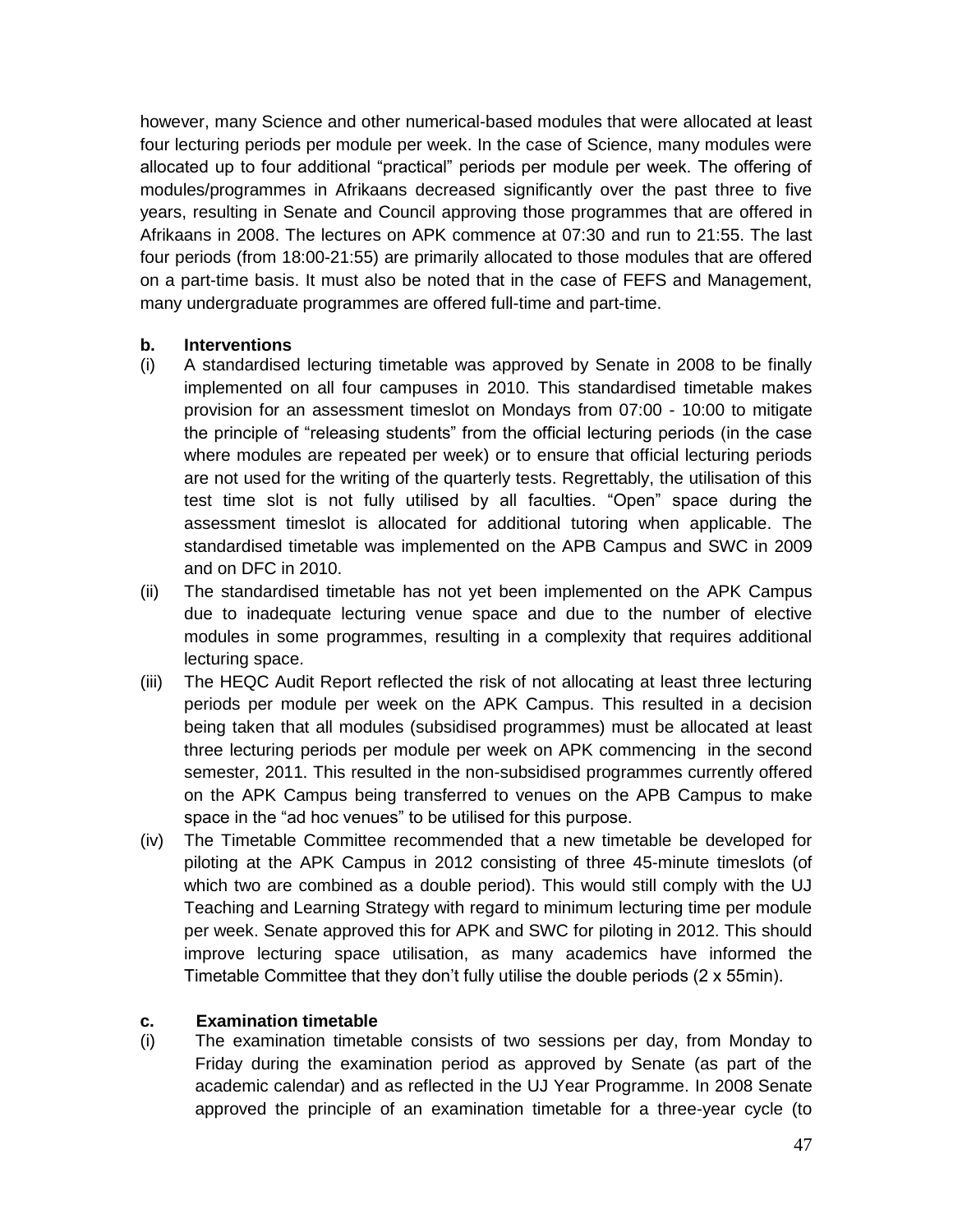however, many Science and other numerical-based modules that were allocated at least four lecturing periods per module per week. In the case of Science, many modules were allocated up to four additional "practical" periods per module per week. The offering of modules/programmes in Afrikaans decreased significantly over the past three to five years, resulting in Senate and Council approving those programmes that are offered in Afrikaans in 2008. The lectures on APK commence at 07:30 and run to 21:55. The last four periods (from 18:00-21:55) are primarily allocated to those modules that are offered on a part-time basis. It must also be noted that in the case of FEFS and Management, many undergraduate programmes are offered full-time and part-time.

**b. Interventions**

(i) A standardised lecturing timetable was approved by Senate in 2008 to be finally implemented on all four campuses in 2010. This standardised timetable makes provision for an assessment timeslot on Mondays from 07:00 - 10:00 to mitigate the principle of "releasing students" from the official lecturing periods (in the case where modules are repeated per week) or to ensure that official lecturing periods are not used for the writing of the quarterly tests. Regrettably, the utilisation of this test time slot is not fully utilised by all faculties. "Open" space during the assessment timeslot is allocated for additional tutoring when applicable. The standardised timetable was implemented on the APB Campus and SWC in 2009 and on DFC in 2010.

(ii) The standardised timetable has not yet been implemented on the APK Campus due to inadequate lecturing venue space and due to the number of elective modules in some programmes, resulting in a complexity that requires additional lecturing space.

(iii) The HEQC Audit Report reflected the risk of not allocating at least three lecturing periods per module per week on the APK Campus. This resulted in a decision being taken that all modules (subsidised programmes) must be allocated at least three lecturing periods per module per week on APK commencing in the second semester, 2011. This resulted in the non-subsidised programmes currently offered on the APK Campus being transferred to venues on the APB Campus to make space in the "ad hoc venues" to be utilised for this purpose.

(iv) The Timetable Committee recommended that a new timetable be developed for piloting at the APK Campus in 2012 consisting of three 45-minute timeslots (of which two are combined as a double period). This would still comply with the UJ Teaching and Learning Strategy with regard to minimum lecturing time per module per week. Senate approved this for APK and SWC for piloting in 2012. This should improve lecturing space utilisation, as many academics have informed the Timetable Committee that they don't fully utilise the double periods (2 x 55min).

**c. Examination timetable**

(i) The examination timetable consists of two sessions per day, from Monday to Friday during the examination period as approved by Senate (as part of the academic calendar) and as reflected in the UJ Year Programme. In 2008 Senate approved the principle of an examination timetable for a three-year cycle (to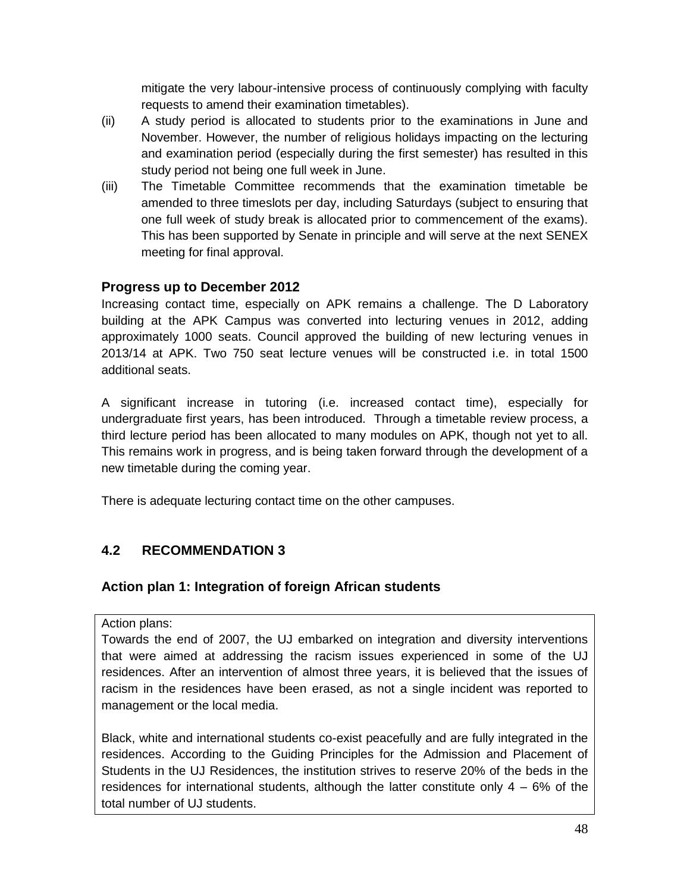mitigate the very labour-intensive process of continuously complying with faculty requests to amend their examination timetables).

(ii) A study period is allocated to students prior to the examinations in June and November. However, the number of religious holidays impacting on the lecturing and examination period (especially during the first semester) has resulted in this study period not being one full week in June.

(iii) The Timetable Committee recommends that the examination timetable be amended to three timeslots per day, including Saturdays (subject to ensuring that one full week of study break is allocated prior to commencement of the exams). This has been supported by Senate in principle and will serve at the next SENEX meeting for final approval.

### Progress up to December 2012

Increasing contact time, especially on APK remains a challenge. The D Laboratory building at the APK Campus was converted into lecturing venues in 2012, adding approximately 1000 seats. Council approved the building of new lecturing venues in 2013/14 at APK. Two 750 seat lecture venues will be constructed i.e. in total 1500 additional seats.

A significant increase in tutoring (i.e. increased contact time), especially for undergraduate first years, has been introduced. Through a timetable review process, a third lecture period has been allocated to many modules on APK, though not yet to all. This remains work in progress, and is being taken forward through the development of a new timetable during the coming year.

There is adequate lecturing contact time on the other campuses.

## 4.2 RECOMMENDATION 3

### Action plan 1: Integration of foreign African students

Action plans:

Towards the end of 2007, the UJ embarked on integration and diversity interventions that were aimed at addressing the racism issues experienced in some of the UJ residences. After an intervention of almost three years, it is believed that the issues of racism in the residences have been erased, as not a single incident was reported to management or the local media.

Black, white and international students co-exist peacefully and are fully integrated in the residences. According to the Guiding Principles for the Admission and Placement of Students in the UJ Residences, the institution strives to reserve 20% of the beds in the residences for international students, although the latter constitute only 4 – 6% of the total number of UJ students.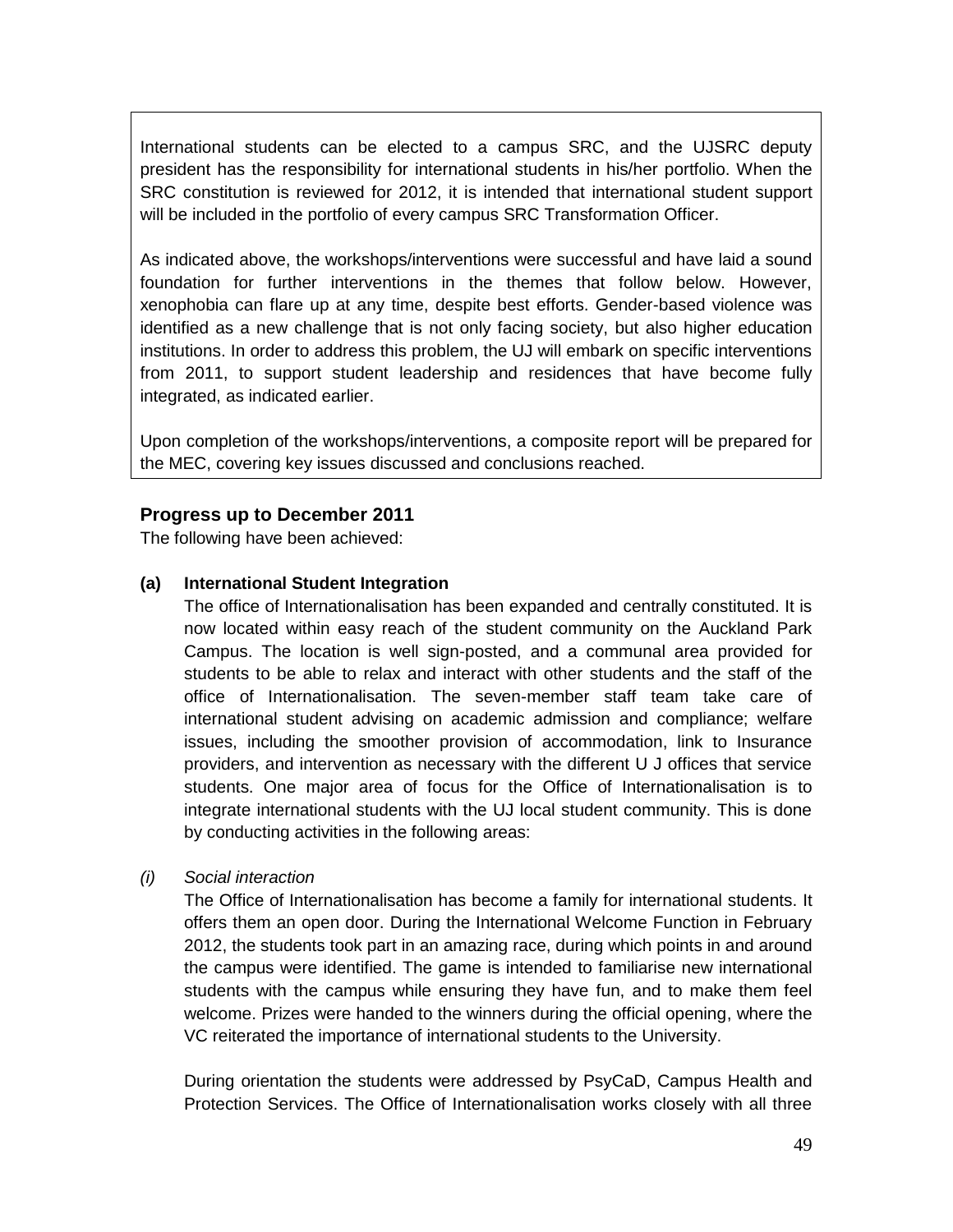International students can be elected to a campus SRC, and the UJSRC deputy president has the responsibility for international students in his/her portfolio. When the SRC constitution is reviewed for 2012, it is intended that international student support will be included in the portfolio of every campus SRC Transformation Officer.

As indicated above, the workshops/interventions were successful and have laid a sound foundation for further interventions in the themes that follow below. However, xenophobia can flare up at any time, despite best efforts. Gender-based violence was identified as a new challenge that is not only facing society, but also higher education institutions. In order to address this problem, the UJ will embark on specific interventions from 2011, to support student leadership and residences that have become fully integrated, as indicated earlier.

Upon completion of the workshops/interventions, a composite report will be prepared for the MEC, covering key issues discussed and conclusions reached.

### Progress up to December 2011

The following have been achieved:

**(a) International Student Integration**

The office of Internationalisation has been expanded and centrally constituted. It is now located within easy reach of the student community on the Auckland Park Campus. The location is well sign-posted, and a communal area provided for students to be able to relax and interact with other students and the staff of the office of Internationalisation. The seven-member staff team take care of international student advising on academic admission and compliance; welfare issues, including the smoother provision of accommodation, link to Insurance providers, and intervention as necessary with the different U J offices that service students. One major area of focus for the Office of Internationalisation is to integrate international students with the UJ local student community. This is done by conducting activities in the following areas:

*(i) Social interaction*

The Office of Internationalisation has become a family for international students. It offers them an open door. During the International Welcome Function in February 2012, the students took part in an amazing race, during which points in and around the campus were identified. The game is intended to familiarise new international students with the campus while ensuring they have fun, and to make them feel welcome. Prizes were handed to the winners during the official opening, where the VC reiterated the importance of international students to the University.

During orientation the students were addressed by PsyCaD, Campus Health and Protection Services. The Office of Internationalisation works closely with all three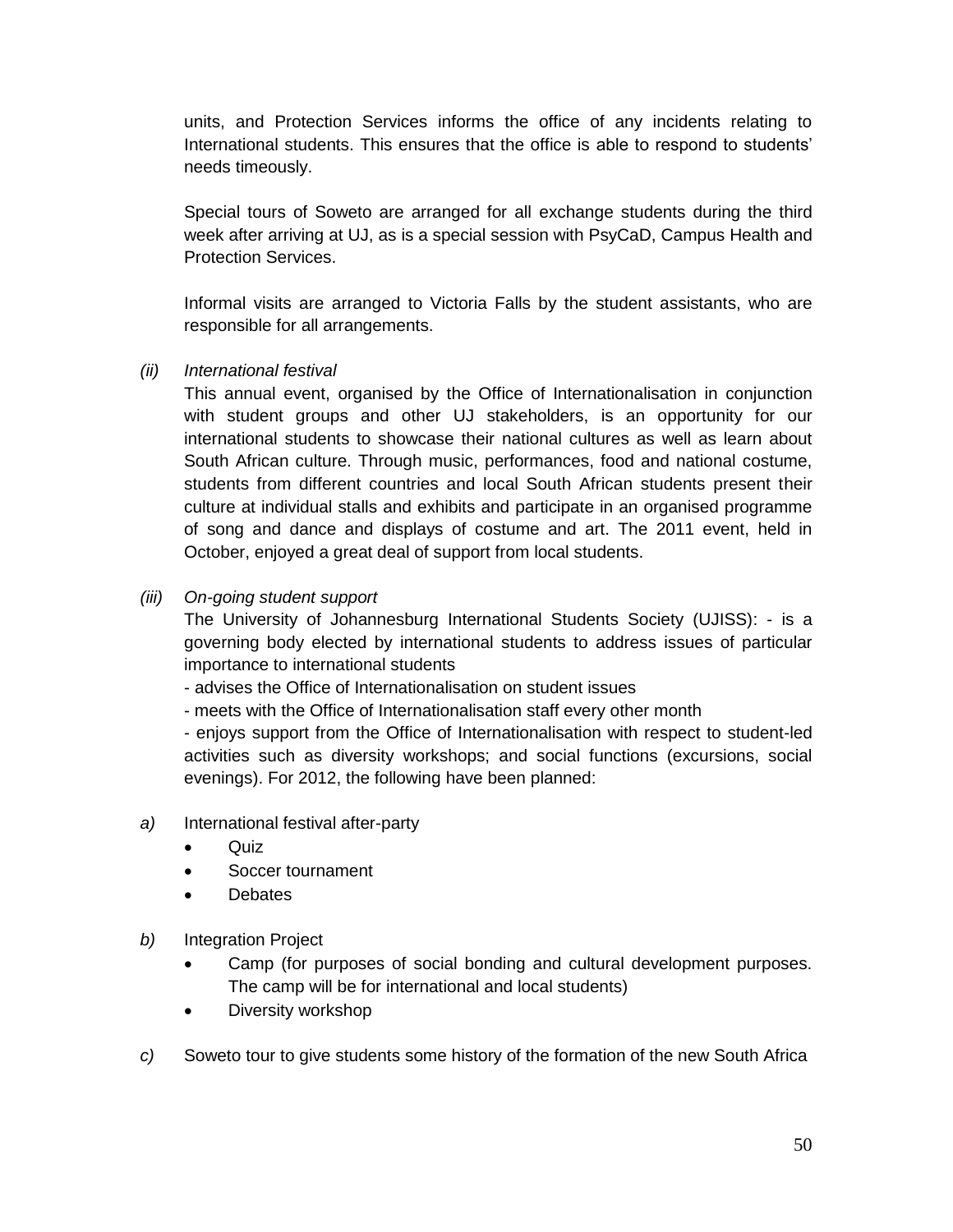units, and Protection Services informs the office of any incidents relating to International students. This ensures that the office is able to respond to students' needs timeously.

Special tours of Soweto are arranged for all exchange students during the third week after arriving at UJ, as is a special session with PsyCaD, Campus Health and Protection Services.

Informal visits are arranged to Victoria Falls by the student assistants, who are responsible for all arrangements.

*(ii)* *International festival*

This annual event, organised by the Office of Internationalisation in conjunction with student groups and other UJ stakeholders, is an opportunity for our international students to showcase their national cultures as well as learn about South African culture. Through music, performances, food and national costume, students from different countries and local South African students present their culture at individual stalls and exhibits and participate in an organised programme of song and dance and displays of costume and art. The 2011 event, held in October, enjoyed a great deal of support from local students.

*(iii)* *On-going student support*

The University of Johannesburg International Students Society (UJISS): - is a governing body elected by international students to address issues of particular importance to international students

- advises the Office of Internationalisation on student issues
- meets with the Office of Internationalisation staff every other month
- enjoys support from the Office of Internationalisation with respect to student-led activities such as diversity workshops; and social functions (excursions, social evenings). For 2012, the following have been planned:

*a)* International festival after-party

- Quiz
- Soccer tournament
- Debates

*b)* Integration Project

- Camp (for purposes of social bonding and cultural development purposes. The camp will be for international and local students)
- Diversity workshop

*c)* Soweto tour to give students some history of the formation of the new South Africa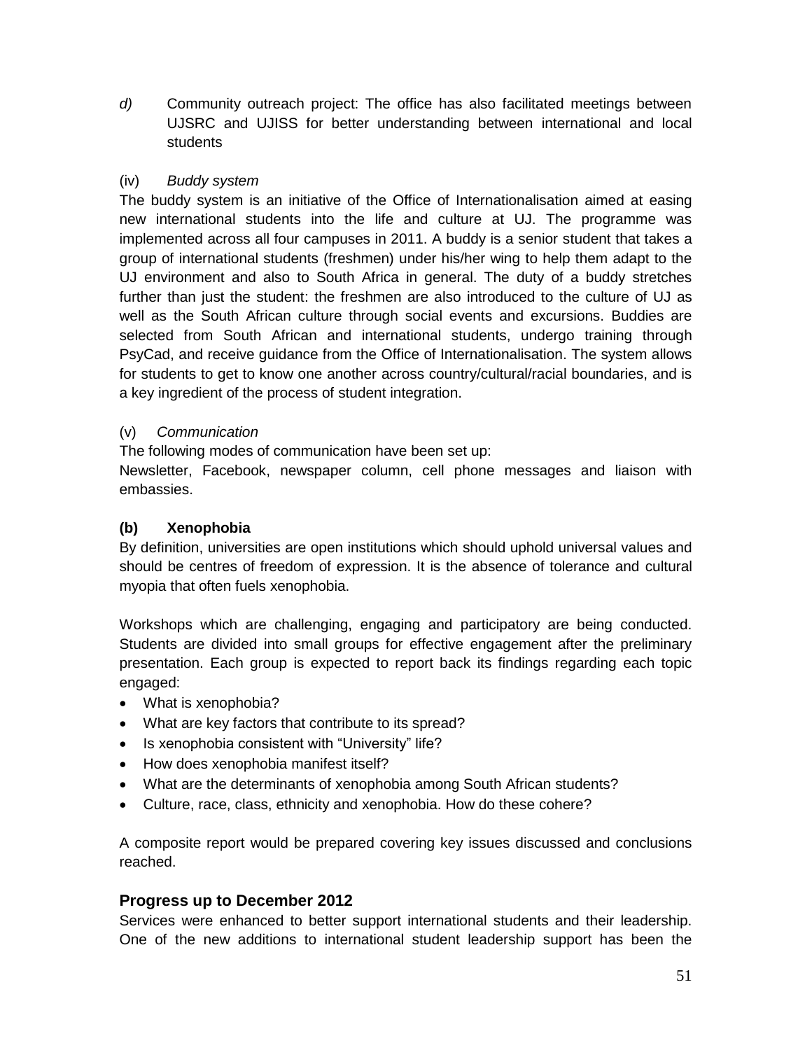*d)* Community outreach project: The office has also facilitated meetings between UJSRC and UJISS for better understanding between international and local students

(iv) *Buddy system*

The buddy system is an initiative of the Office of Internationalisation aimed at easing new international students into the life and culture at UJ. The programme was implemented across all four campuses in 2011. A buddy is a senior student that takes a group of international students (freshmen) under his/her wing to help them adapt to the UJ environment and also to South Africa in general. The duty of a buddy stretches further than just the student: the freshmen are also introduced to the culture of UJ as well as the South African culture through social events and excursions. Buddies are selected from South African and international students, undergo training through PsyCad, and receive guidance from the Office of Internationalisation. The system allows for students to get to know one another across country/cultural/racial boundaries, and is a key ingredient of the process of student integration.

(v) *Communication*

The following modes of communication have been set up:

Newsletter, Facebook, newspaper column, cell phone messages and liaison with embassies.

**(b) Xenophobia**

By definition, universities are open institutions which should uphold universal values and should be centres of freedom of expression. It is the absence of tolerance and cultural myopia that often fuels xenophobia.

Workshops which are challenging, engaging and participatory are being conducted. Students are divided into small groups for effective engagement after the preliminary presentation. Each group is expected to report back its findings regarding each topic engaged:

- What is xenophobia?
- What are key factors that contribute to its spread?
- Is xenophobia consistent with "University" life?
- How does xenophobia manifest itself?
- What are the determinants of xenophobia among South African students?
- Culture, race, class, ethnicity and xenophobia. How do these cohere?

A composite report would be prepared covering key issues discussed and conclusions reached.

### Progress up to December 2012

Services were enhanced to better support international students and their leadership. One of the new additions to international student leadership support has been the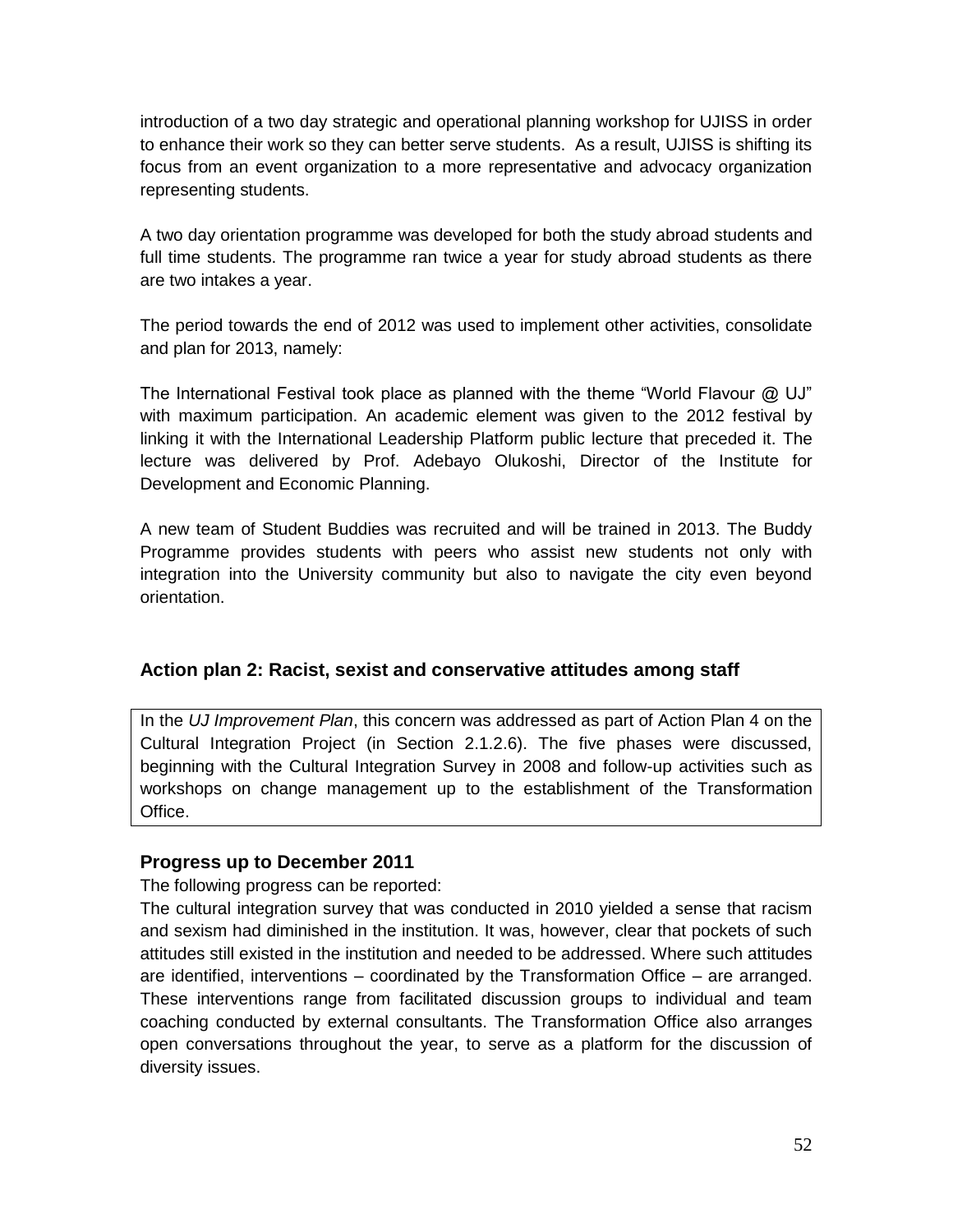introduction of a two day strategic and operational planning workshop for UJISS in order to enhance their work so they can better serve students. As a result, UJISS is shifting its focus from an event organization to a more representative and advocacy organization representing students.

A two day orientation programme was developed for both the study abroad students and full time students. The programme ran twice a year for study abroad students as there are two intakes a year.

The period towards the end of 2012 was used to implement other activities, consolidate and plan for 2013, namely:

The International Festival took place as planned with the theme "World Flavour @ UJ" with maximum participation. An academic element was given to the 2012 festival by linking it with the International Leadership Platform public lecture that preceded it. The lecture was delivered by Prof. Adebayo Olukoshi, Director of the Institute for Development and Economic Planning.

A new team of Student Buddies was recruited and will be trained in 2013. The Buddy Programme provides students with peers who assist new students not only with integration into the University community but also to navigate the city even beyond orientation.

### Action plan 2: Racist, sexist and conservative attitudes among staff

In the *UJ Improvement Plan*, this concern was addressed as part of Action Plan 4 on the Cultural Integration Project (in Section 2.1.2.6). The five phases were discussed, beginning with the Cultural Integration Survey in 2008 and follow-up activities such as workshops on change management up to the establishment of the Transformation Office.

### Progress up to December 2011

The following progress can be reported:

The cultural integration survey that was conducted in 2010 yielded a sense that racism and sexism had diminished in the institution. It was, however, clear that pockets of such attitudes still existed in the institution and needed to be addressed. Where such attitudes are identified, interventions – coordinated by the Transformation Office – are arranged. These interventions range from facilitated discussion groups to individual and team coaching conducted by external consultants. The Transformation Office also arranges open conversations throughout the year, to serve as a platform for the discussion of diversity issues.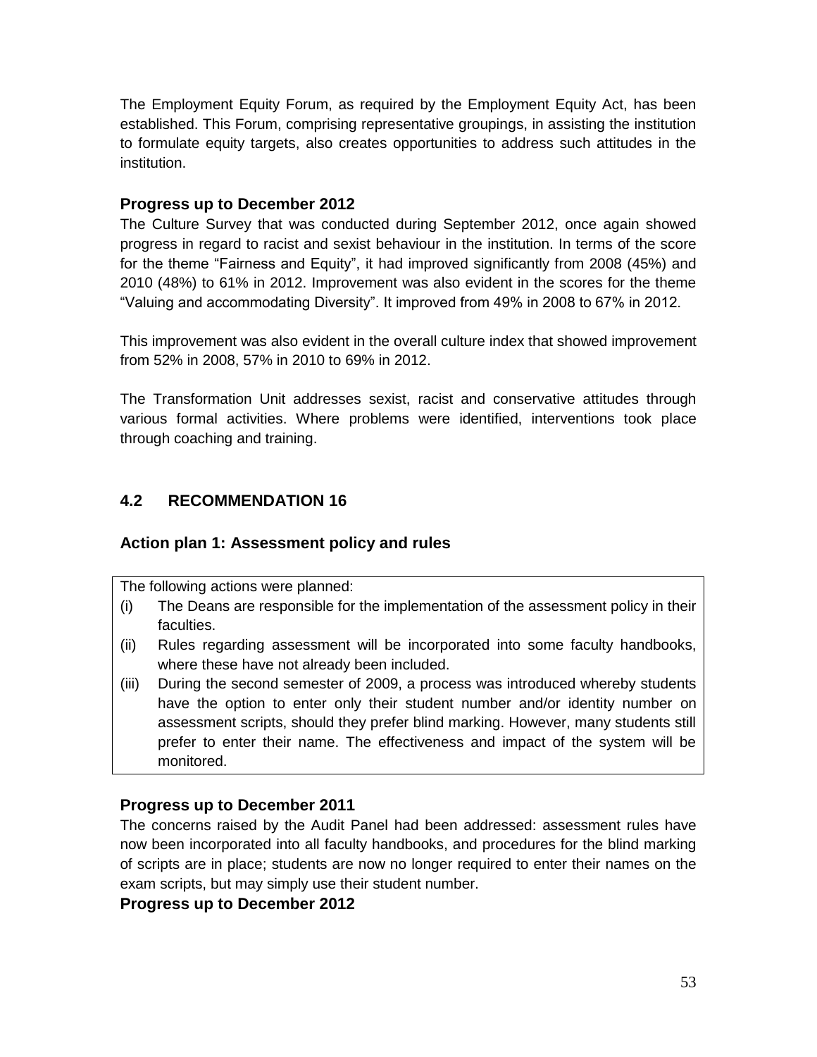The Employment Equity Forum, as required by the Employment Equity Act, has been established. This Forum, comprising representative groupings, in assisting the institution to formulate equity targets, also creates opportunities to address such attitudes in the institution.

### Progress up to December 2012

The Culture Survey that was conducted during September 2012, once again showed progress in regard to racist and sexist behaviour in the institution. In terms of the score for the theme "Fairness and Equity", it had improved significantly from 2008 (45%) and 2010 (48%) to 61% in 2012. Improvement was also evident in the scores for the theme "Valuing and accommodating Diversity". It improved from 49% in 2008 to 67% in 2012.

This improvement was also evident in the overall culture index that showed improvement from 52% in 2008, 57% in 2010 to 69% in 2012.

The Transformation Unit addresses sexist, racist and conservative attitudes through various formal activities. Where problems were identified, interventions took place through coaching and training.

## 4.2 RECOMMENDATION 16

### Action plan 1: Assessment policy and rules

The following actions were planned:

(i) The Deans are responsible for the implementation of the assessment policy in their faculties.

(ii) Rules regarding assessment will be incorporated into some faculty handbooks, where these have not already been included.

(iii) During the second semester of 2009, a process was introduced whereby students have the option to enter only their student number and/or identity number on assessment scripts, should they prefer blind marking. However, many students still prefer to enter their name. The effectiveness and impact of the system will be monitored.

### Progress up to December 2011

The concerns raised by the Audit Panel had been addressed: assessment rules have now been incorporated into all faculty handbooks, and procedures for the blind marking of scripts are in place; students are now no longer required to enter their names on the exam scripts, but may simply use their student number.

### Progress up to December 2012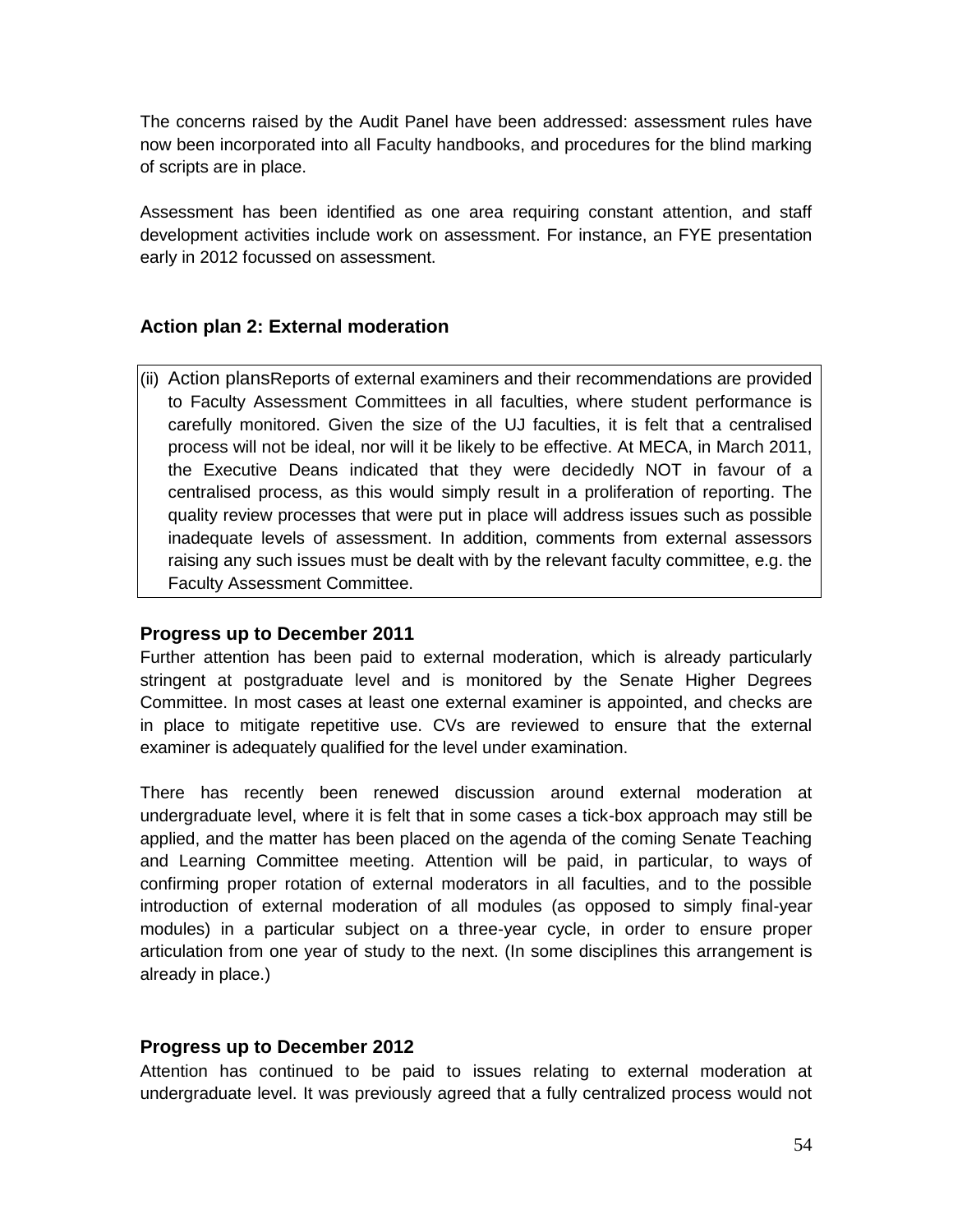The concerns raised by the Audit Panel have been addressed: assessment rules have now been incorporated into all Faculty handbooks, and procedures for the blind marking of scripts are in place.

Assessment has been identified as one area requiring constant attention, and staff development activities include work on assessment. For instance, an FYE presentation early in 2012 focussed on assessment.

### Action plan 2: External moderation

(ii) Action plansReports of external examiners and their recommendations are provided to Faculty Assessment Committees in all faculties, where student performance is carefully monitored. Given the size of the UJ faculties, it is felt that a centralised process will not be ideal, nor will it be likely to be effective. At MECA, in March 2011, the Executive Deans indicated that they were decidedly NOT in favour of a centralised process, as this would simply result in a proliferation of reporting. The quality review processes that were put in place will address issues such as possible inadequate levels of assessment. In addition, comments from external assessors raising any such issues must be dealt with by the relevant faculty committee, e.g. the Faculty Assessment Committee.

#### Progress up to December 2011

Further attention has been paid to external moderation, which is already particularly stringent at postgraduate level and is monitored by the Senate Higher Degrees Committee. In most cases at least one external examiner is appointed, and checks are in place to mitigate repetitive use. CVs are reviewed to ensure that the external examiner is adequately qualified for the level under examination.

There has recently been renewed discussion around external moderation at undergraduate level, where it is felt that in some cases a tick-box approach may still be applied, and the matter has been placed on the agenda of the coming Senate Teaching and Learning Committee meeting. Attention will be paid, in particular, to ways of confirming proper rotation of external moderators in all faculties, and to the possible introduction of external moderation of all modules (as opposed to simply final-year modules) in a particular subject on a three-year cycle, in order to ensure proper articulation from one year of study to the next. (In some disciplines this arrangement is already in place.)

#### Progress up to December 2012

Attention has continued to be paid to issues relating to external moderation at undergraduate level. It was previously agreed that a fully centralized process would not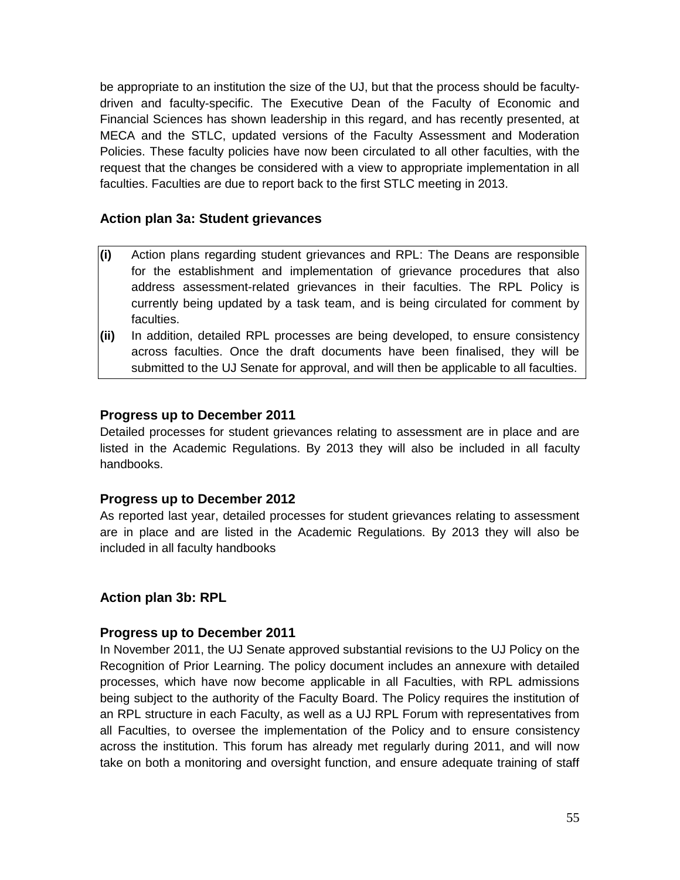be appropriate to an institution the size of the UJ, but that the process should be faculty-driven and faculty-specific. The Executive Dean of the Faculty of Economic and Financial Sciences has shown leadership in this regard, and has recently presented, at MECA and the STLC, updated versions of the Faculty Assessment and Moderation Policies. These faculty policies have now been circulated to all other faculties, with the request that the changes be considered with a view to appropriate implementation in all faculties. Faculties are due to report back to the first STLC meeting in 2013.

### Action plan 3a: Student grievances

| | |
|---|---|
| **(i)** | Action plans regarding student grievances and RPL: The Deans are responsible for the establishment and implementation of grievance procedures that also address assessment-related grievances in their faculties. The RPL Policy is currently being updated by a task team, and is being circulated for comment by faculties. |
| **(ii)** | In addition, detailed RPL processes are being developed, to ensure consistency across faculties. Once the draft documents have been finalised, they will be submitted to the UJ Senate for approval, and will then be applicable to all faculties. |

### Progress up to December 2011

Detailed processes for student grievances relating to assessment are in place and are listed in the Academic Regulations. By 2013 they will also be included in all faculty handbooks.

### Progress up to December 2012

As reported last year, detailed processes for student grievances relating to assessment are in place and are listed in the Academic Regulations. By 2013 they will also be included in all faculty handbooks

### Action plan 3b: RPL

### Progress up to December 2011

In November 2011, the UJ Senate approved substantial revisions to the UJ Policy on the Recognition of Prior Learning. The policy document includes an annexure with detailed processes, which have now become applicable in all Faculties, with RPL admissions being subject to the authority of the Faculty Board. The Policy requires the institution of an RPL structure in each Faculty, as well as a UJ RPL Forum with representatives from all Faculties, to oversee the implementation of the Policy and to ensure consistency across the institution. This forum has already met regularly during 2011, and will now take on both a monitoring and oversight function, and ensure adequate training of staff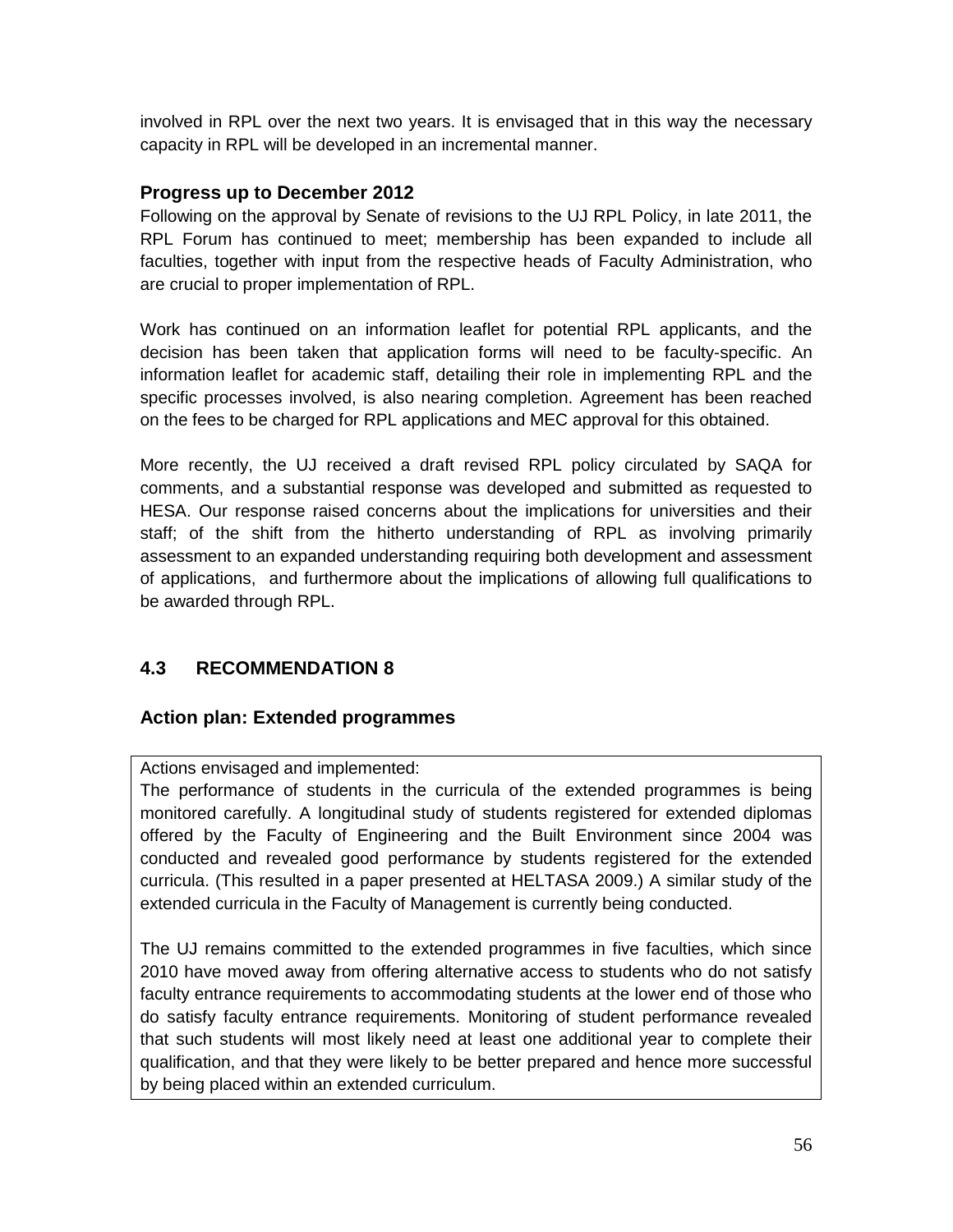involved in RPL over the next two years. It is envisaged that in this way the necessary capacity in RPL will be developed in an incremental manner.

### Progress up to December 2012

Following on the approval by Senate of revisions to the UJ RPL Policy, in late 2011, the RPL Forum has continued to meet; membership has been expanded to include all faculties, together with input from the respective heads of Faculty Administration, who are crucial to proper implementation of RPL.

Work has continued on an information leaflet for potential RPL applicants, and the decision has been taken that application forms will need to be faculty-specific. An information leaflet for academic staff, detailing their role in implementing RPL and the specific processes involved, is also nearing completion. Agreement has been reached on the fees to be charged for RPL applications and MEC approval for this obtained.

More recently, the UJ received a draft revised RPL policy circulated by SAQA for comments, and a substantial response was developed and submitted as requested to HESA. Our response raised concerns about the implications for universities and their staff; of the shift from the hitherto understanding of RPL as involving primarily assessment to an expanded understanding requiring both development and assessment of applications, and furthermore about the implications of allowing full qualifications to be awarded through RPL.

## 4.3 RECOMMENDATION 8

### Action plan: Extended programmes

Actions envisaged and implemented:

The performance of students in the curricula of the extended programmes is being monitored carefully. A longitudinal study of students registered for extended diplomas offered by the Faculty of Engineering and the Built Environment since 2004 was conducted and revealed good performance by students registered for the extended curricula. (This resulted in a paper presented at HELTASA 2009.) A similar study of the extended curricula in the Faculty of Management is currently being conducted.

The UJ remains committed to the extended programmes in five faculties, which since 2010 have moved away from offering alternative access to students who do not satisfy faculty entrance requirements to accommodating students at the lower end of those who do satisfy faculty entrance requirements. Monitoring of student performance revealed that such students will most likely need at least one additional year to complete their qualification, and that they were likely to be better prepared and hence more successful by being placed within an extended curriculum.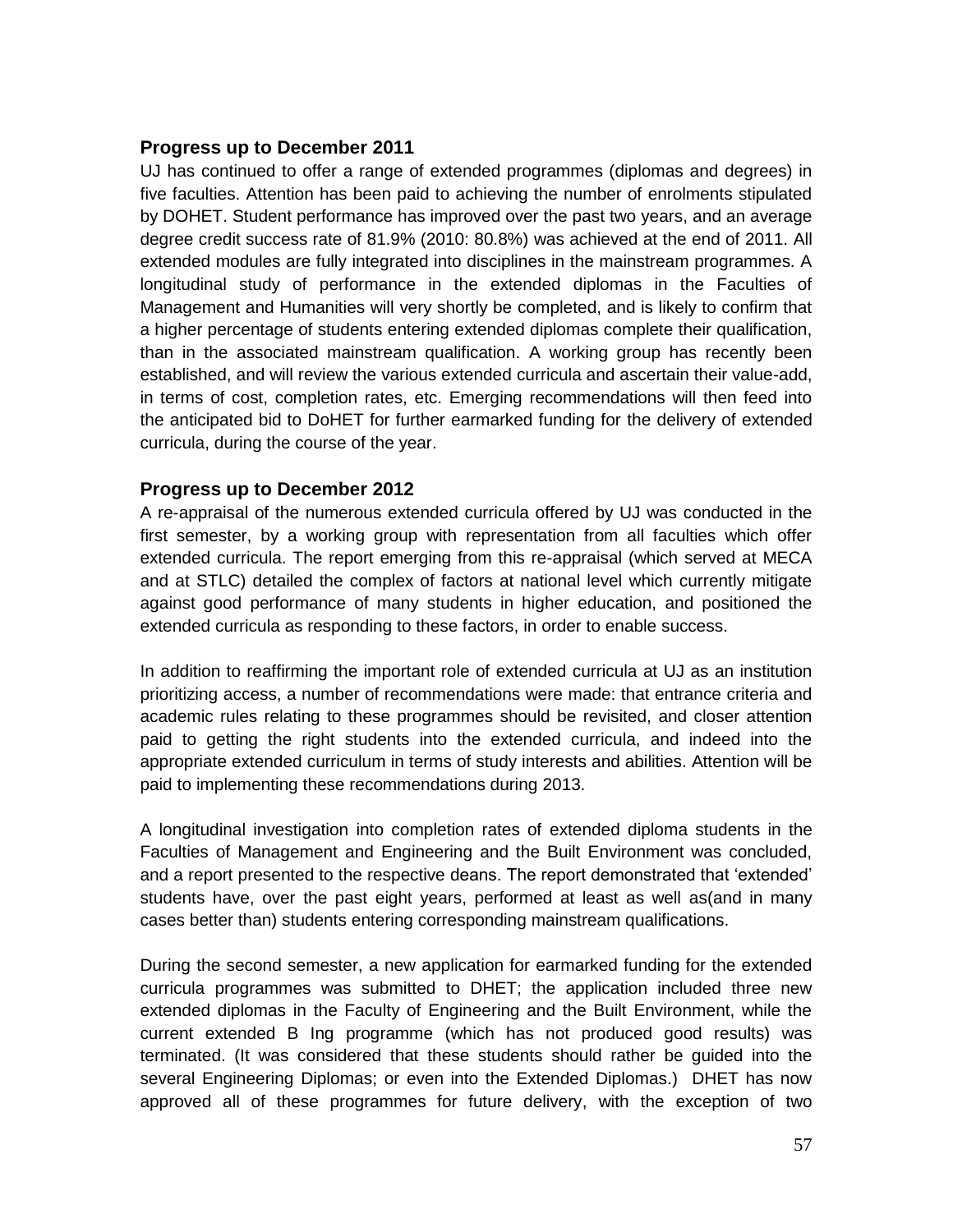## Progress up to December 2011

UJ has continued to offer a range of extended programmes (diplomas and degrees) in five faculties. Attention has been paid to achieving the number of enrolments stipulated by DOHET. Student performance has improved over the past two years, and an average degree credit success rate of 81.9% (2010: 80.8%) was achieved at the end of 2011. All extended modules are fully integrated into disciplines in the mainstream programmes. A longitudinal study of performance in the extended diplomas in the Faculties of Management and Humanities will very shortly be completed, and is likely to confirm that a higher percentage of students entering extended diplomas complete their qualification, than in the associated mainstream qualification. A working group has recently been established, and will review the various extended curricula and ascertain their value-add, in terms of cost, completion rates, etc. Emerging recommendations will then feed into the anticipated bid to DoHET for further earmarked funding for the delivery of extended curricula, during the course of the year.

## Progress up to December 2012

A re-appraisal of the numerous extended curricula offered by UJ was conducted in the first semester, by a working group with representation from all faculties which offer extended curricula. The report emerging from this re-appraisal (which served at MECA and at STLC) detailed the complex of factors at national level which currently mitigate against good performance of many students in higher education, and positioned the extended curricula as responding to these factors, in order to enable success.

In addition to reaffirming the important role of extended curricula at UJ as an institution prioritizing access, a number of recommendations were made: that entrance criteria and academic rules relating to these programmes should be revisited, and closer attention paid to getting the right students into the extended curricula, and indeed into the appropriate extended curriculum in terms of study interests and abilities. Attention will be paid to implementing these recommendations during 2013.

A longitudinal investigation into completion rates of extended diploma students in the Faculties of Management and Engineering and the Built Environment was concluded, and a report presented to the respective deans. The report demonstrated that 'extended' students have, over the past eight years, performed at least as well as(and in many cases better than) students entering corresponding mainstream qualifications.

During the second semester, a new application for earmarked funding for the extended curricula programmes was submitted to DHET; the application included three new extended diplomas in the Faculty of Engineering and the Built Environment, while the current extended B Ing programme (which has not produced good results) was terminated. (It was considered that these students should rather be guided into the several Engineering Diplomas; or even into the Extended Diplomas.) DHET has now approved all of these programmes for future delivery, with the exception of two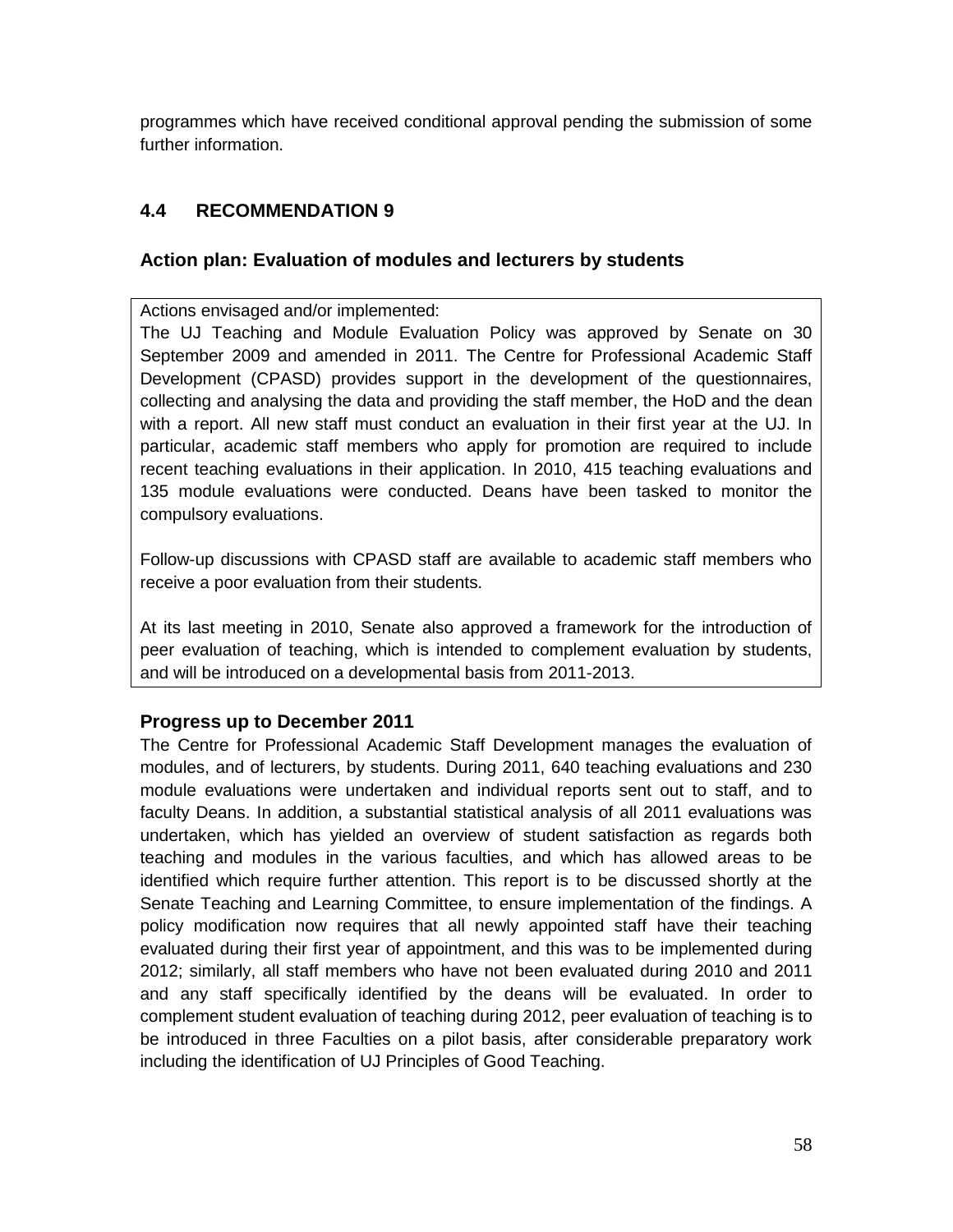programmes which have received conditional approval pending the submission of some further information.

## 4.4 RECOMMENDATION 9

### Action plan: Evaluation of modules and lecturers by students

Actions envisaged and/or implemented:
The UJ Teaching and Module Evaluation Policy was approved by Senate on 30 September 2009 and amended in 2011. The Centre for Professional Academic Staff Development (CPASD) provides support in the development of the questionnaires, collecting and analysing the data and providing the staff member, the HoD and the dean with a report. All new staff must conduct an evaluation in their first year at the UJ. In particular, academic staff members who apply for promotion are required to include recent teaching evaluations in their application. In 2010, 415 teaching evaluations and 135 module evaluations were conducted. Deans have been tasked to monitor the compulsory evaluations.

Follow-up discussions with CPASD staff are available to academic staff members who receive a poor evaluation from their students.

At its last meeting in 2010, Senate also approved a framework for the introduction of peer evaluation of teaching, which is intended to complement evaluation by students, and will be introduced on a developmental basis from 2011-2013.

### Progress up to December 2011

The Centre for Professional Academic Staff Development manages the evaluation of modules, and of lecturers, by students. During 2011, 640 teaching evaluations and 230 module evaluations were undertaken and individual reports sent out to staff, and to faculty Deans. In addition, a substantial statistical analysis of all 2011 evaluations was undertaken, which has yielded an overview of student satisfaction as regards both teaching and modules in the various faculties, and which has allowed areas to be identified which require further attention. This report is to be discussed shortly at the Senate Teaching and Learning Committee, to ensure implementation of the findings. A policy modification now requires that all newly appointed staff have their teaching evaluated during their first year of appointment, and this was to be implemented during 2012; similarly, all staff members who have not been evaluated during 2010 and 2011 and any staff specifically identified by the deans will be evaluated. In order to complement student evaluation of teaching during 2012, peer evaluation of teaching is to be introduced in three Faculties on a pilot basis, after considerable preparatory work including the identification of UJ Principles of Good Teaching.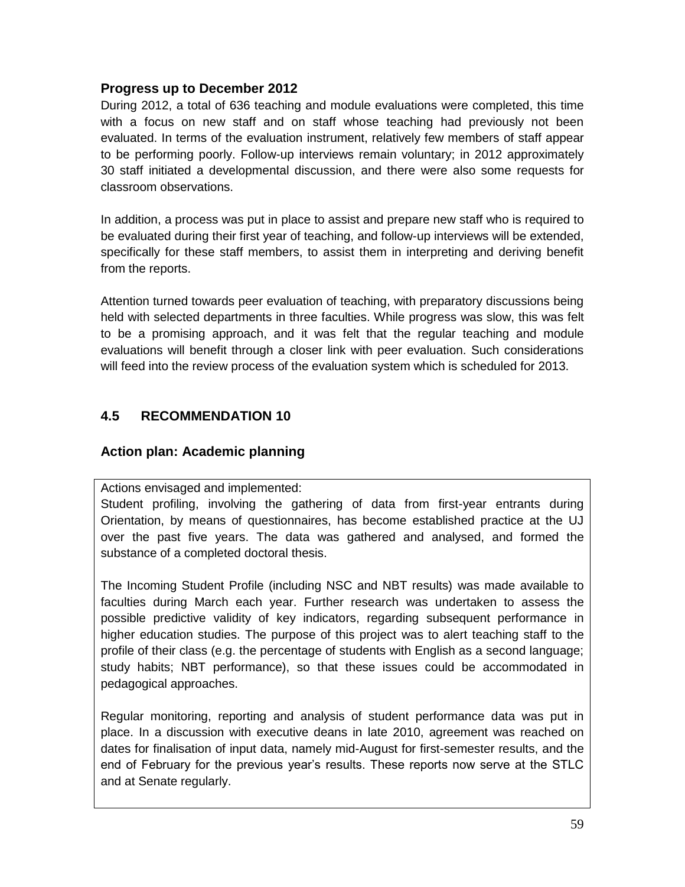### Progress up to December 2012

During 2012, a total of 636 teaching and module evaluations were completed, this time with a focus on new staff and on staff whose teaching had previously not been evaluated. In terms of the evaluation instrument, relatively few members of staff appear to be performing poorly. Follow-up interviews remain voluntary; in 2012 approximately 30 staff initiated a developmental discussion, and there were also some requests for classroom observations.

In addition, a process was put in place to assist and prepare new staff who is required to be evaluated during their first year of teaching, and follow-up interviews will be extended, specifically for these staff members, to assist them in interpreting and deriving benefit from the reports.

Attention turned towards peer evaluation of teaching, with preparatory discussions being held with selected departments in three faculties. While progress was slow, this was felt to be a promising approach, and it was felt that the regular teaching and module evaluations will benefit through a closer link with peer evaluation. Such considerations will feed into the review process of the evaluation system which is scheduled for 2013.

## 4.5 RECOMMENDATION 10

### Action plan: Academic planning

Actions envisaged and implemented:

Student profiling, involving the gathering of data from first-year entrants during Orientation, by means of questionnaires, has become established practice at the UJ over the past five years. The data was gathered and analysed, and formed the substance of a completed doctoral thesis.

The Incoming Student Profile (including NSC and NBT results) was made available to faculties during March each year. Further research was undertaken to assess the possible predictive validity of key indicators, regarding subsequent performance in higher education studies. The purpose of this project was to alert teaching staff to the profile of their class (e.g. the percentage of students with English as a second language; study habits; NBT performance), so that these issues could be accommodated in pedagogical approaches.

Regular monitoring, reporting and analysis of student performance data was put in place. In a discussion with executive deans in late 2010, agreement was reached on dates for finalisation of input data, namely mid-August for first-semester results, and the end of February for the previous year's results. These reports now serve at the STLC and at Senate regularly.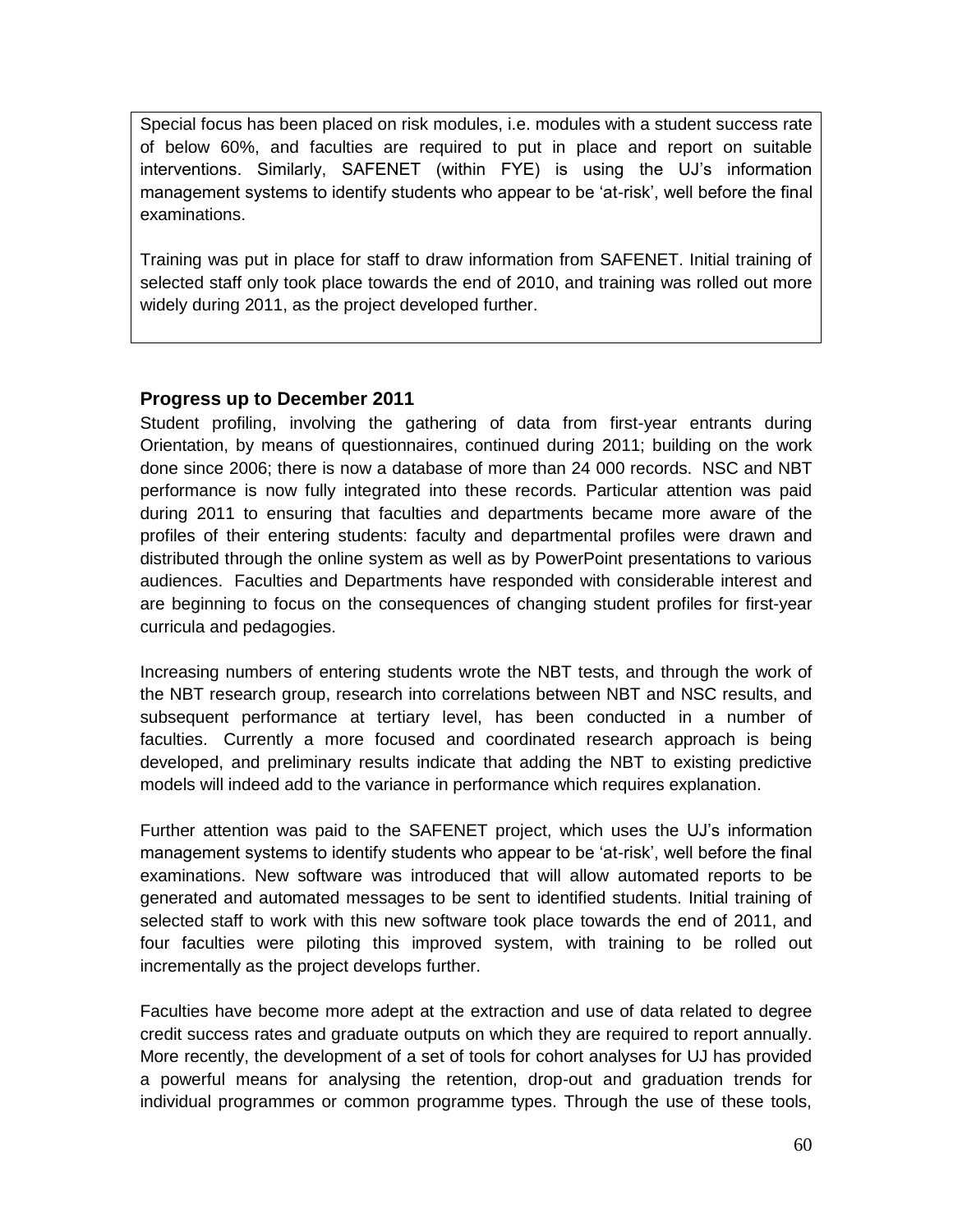Special focus has been placed on risk modules, i.e. modules with a student success rate of below 60%, and faculties are required to put in place and report on suitable interventions. Similarly, SAFENET (within FYE) is using the UJ's information management systems to identify students who appear to be 'at-risk', well before the final examinations.

Training was put in place for staff to draw information from SAFENET. Initial training of selected staff only took place towards the end of 2010, and training was rolled out more widely during 2011, as the project developed further.

### Progress up to December 2011

Student profiling, involving the gathering of data from first-year entrants during Orientation, by means of questionnaires, continued during 2011; building on the work done since 2006; there is now a database of more than 24 000 records. NSC and NBT performance is now fully integrated into these records. Particular attention was paid during 2011 to ensuring that faculties and departments became more aware of the profiles of their entering students: faculty and departmental profiles were drawn and distributed through the online system as well as by PowerPoint presentations to various audiences. Faculties and Departments have responded with considerable interest and are beginning to focus on the consequences of changing student profiles for first-year curricula and pedagogies.

Increasing numbers of entering students wrote the NBT tests, and through the work of the NBT research group, research into correlations between NBT and NSC results, and subsequent performance at tertiary level, has been conducted in a number of faculties. Currently a more focused and coordinated research approach is being developed, and preliminary results indicate that adding the NBT to existing predictive models will indeed add to the variance in performance which requires explanation.

Further attention was paid to the SAFENET project, which uses the UJ's information management systems to identify students who appear to be 'at-risk', well before the final examinations. New software was introduced that will allow automated reports to be generated and automated messages to be sent to identified students. Initial training of selected staff to work with this new software took place towards the end of 2011, and four faculties were piloting this improved system, with training to be rolled out incrementally as the project develops further.

Faculties have become more adept at the extraction and use of data related to degree credit success rates and graduate outputs on which they are required to report annually. More recently, the development of a set of tools for cohort analyses for UJ has provided a powerful means for analysing the retention, drop-out and graduation trends for individual programmes or common programme types. Through the use of these tools,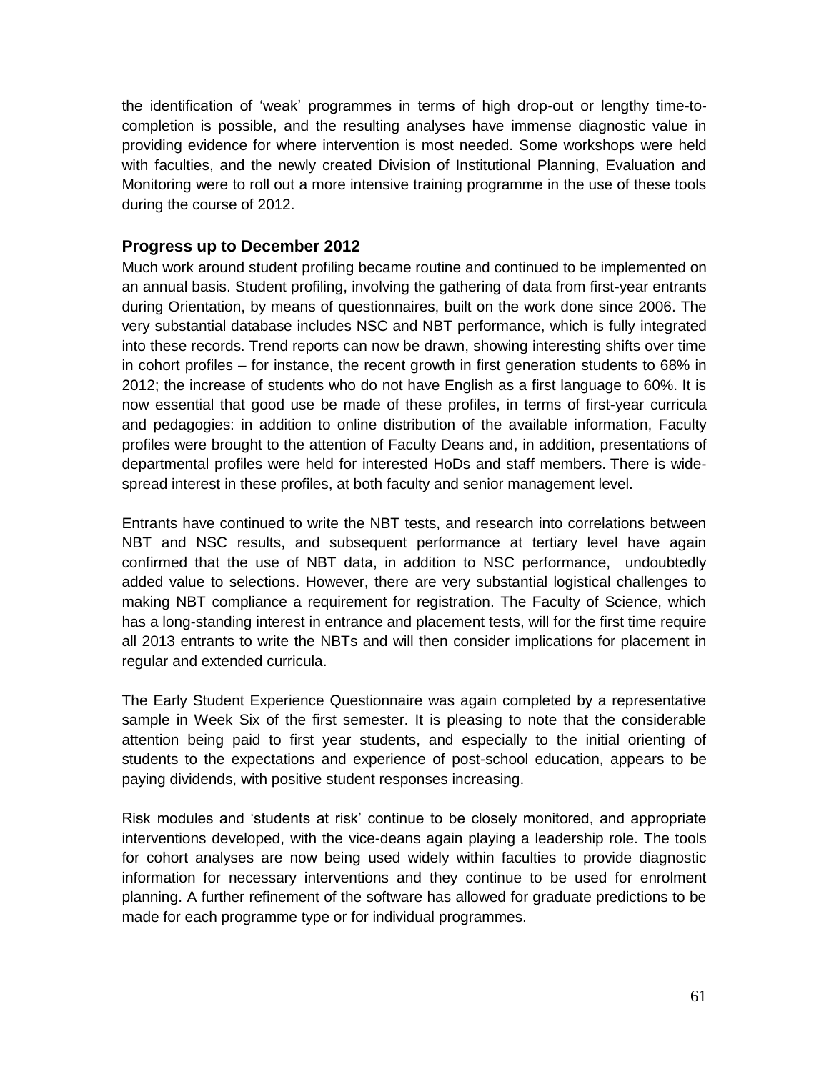the identification of 'weak' programmes in terms of high drop-out or lengthy time-to-completion is possible, and the resulting analyses have immense diagnostic value in providing evidence for where intervention is most needed. Some workshops were held with faculties, and the newly created Division of Institutional Planning, Evaluation and Monitoring were to roll out a more intensive training programme in the use of these tools during the course of 2012.

### Progress up to December 2012

Much work around student profiling became routine and continued to be implemented on an annual basis. Student profiling, involving the gathering of data from first-year entrants during Orientation, by means of questionnaires, built on the work done since 2006. The very substantial database includes NSC and NBT performance, which is fully integrated into these records. Trend reports can now be drawn, showing interesting shifts over time in cohort profiles – for instance, the recent growth in first generation students to 68% in 2012; the increase of students who do not have English as a first language to 60%. It is now essential that good use be made of these profiles, in terms of first-year curricula and pedagogies: in addition to online distribution of the available information, Faculty profiles were brought to the attention of Faculty Deans and, in addition, presentations of departmental profiles were held for interested HoDs and staff members. There is wide-spread interest in these profiles, at both faculty and senior management level.

Entrants have continued to write the NBT tests, and research into correlations between NBT and NSC results, and subsequent performance at tertiary level have again confirmed that the use of NBT data, in addition to NSC performance, undoubtedly added value to selections. However, there are very substantial logistical challenges to making NBT compliance a requirement for registration. The Faculty of Science, which has a long-standing interest in entrance and placement tests, will for the first time require all 2013 entrants to write the NBTs and will then consider implications for placement in regular and extended curricula.

The Early Student Experience Questionnaire was again completed by a representative sample in Week Six of the first semester. It is pleasing to note that the considerable attention being paid to first year students, and especially to the initial orienting of students to the expectations and experience of post-school education, appears to be paying dividends, with positive student responses increasing.

Risk modules and 'students at risk' continue to be closely monitored, and appropriate interventions developed, with the vice-deans again playing a leadership role. The tools for cohort analyses are now being used widely within faculties to provide diagnostic information for necessary interventions and they continue to be used for enrolment planning. A further refinement of the software has allowed for graduate predictions to be made for each programme type or for individual programmes.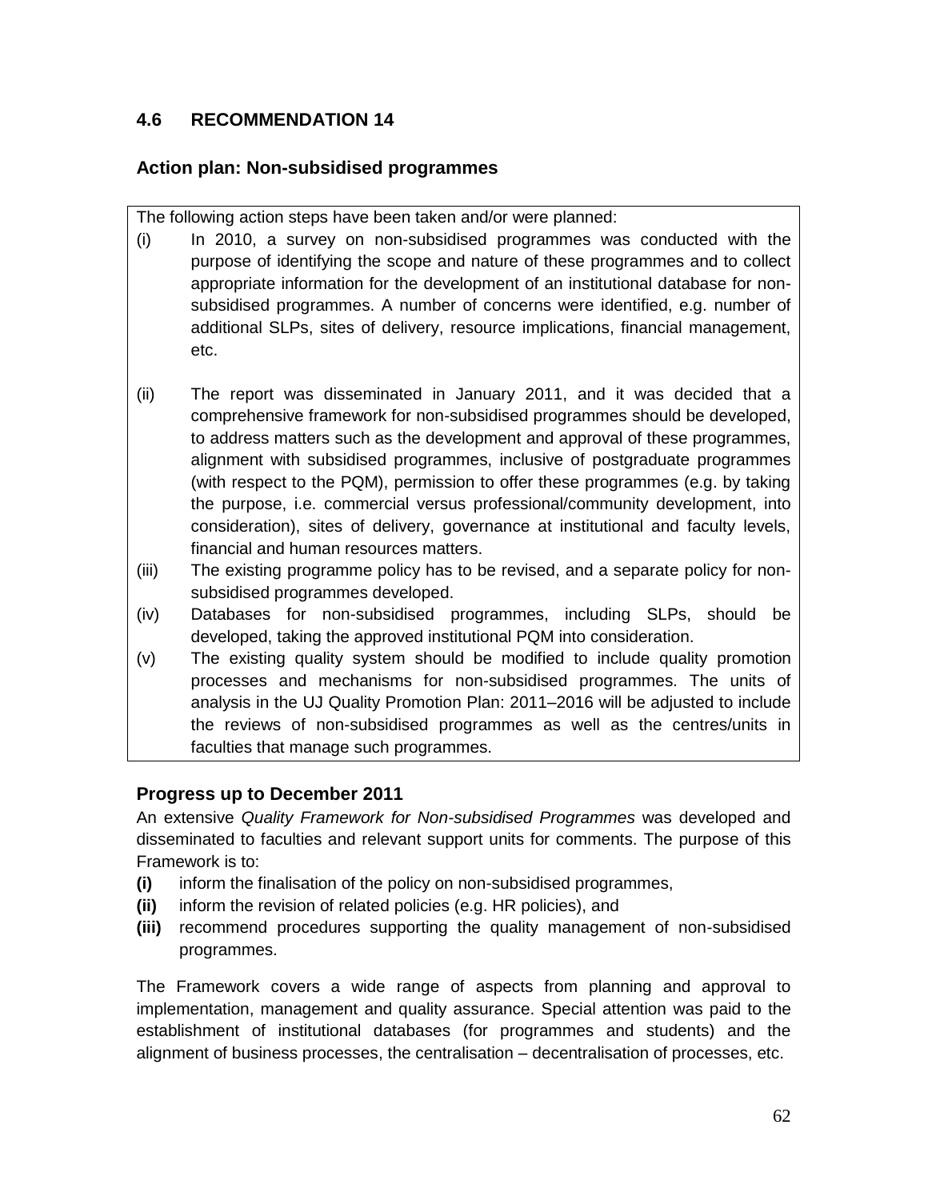## 4.6 RECOMMENDATION 14

### Action plan: Non-subsidised programmes

The following action steps have been taken and/or were planned:

(i) In 2010, a survey on non-subsidised programmes was conducted with the purpose of identifying the scope and nature of these programmes and to collect appropriate information for the development of an institutional database for non-subsidised programmes. A number of concerns were identified, e.g. number of additional SLPs, sites of delivery, resource implications, financial management, etc.

(ii) The report was disseminated in January 2011, and it was decided that a comprehensive framework for non-subsidised programmes should be developed, to address matters such as the development and approval of these programmes, alignment with subsidised programmes, inclusive of postgraduate programmes (with respect to the PQM), permission to offer these programmes (e.g. by taking the purpose, i.e. commercial versus professional/community development, into consideration), sites of delivery, governance at institutional and faculty levels, financial and human resources matters.

(iii) The existing programme policy has to be revised, and a separate policy for non-subsidised programmes developed.

(iv) Databases for non-subsidised programmes, including SLPs, should be developed, taking the approved institutional PQM into consideration.

(v) The existing quality system should be modified to include quality promotion processes and mechanisms for non-subsidised programmes. The units of analysis in the UJ Quality Promotion Plan: 2011–2016 will be adjusted to include the reviews of non-subsidised programmes as well as the centres/units in faculties that manage such programmes.

### Progress up to December 2011

An extensive *Quality Framework for Non-subsidised Programmes* was developed and disseminated to faculties and relevant support units for comments. The purpose of this Framework is to:

**(i)** inform the finalisation of the policy on non-subsidised programmes,

**(ii)** inform the revision of related policies (e.g. HR policies), and

**(iii)** recommend procedures supporting the quality management of non-subsidised programmes.

The Framework covers a wide range of aspects from planning and approval to implementation, management and quality assurance. Special attention was paid to the establishment of institutional databases (for programmes and students) and the alignment of business processes, the centralisation – decentralisation of processes, etc.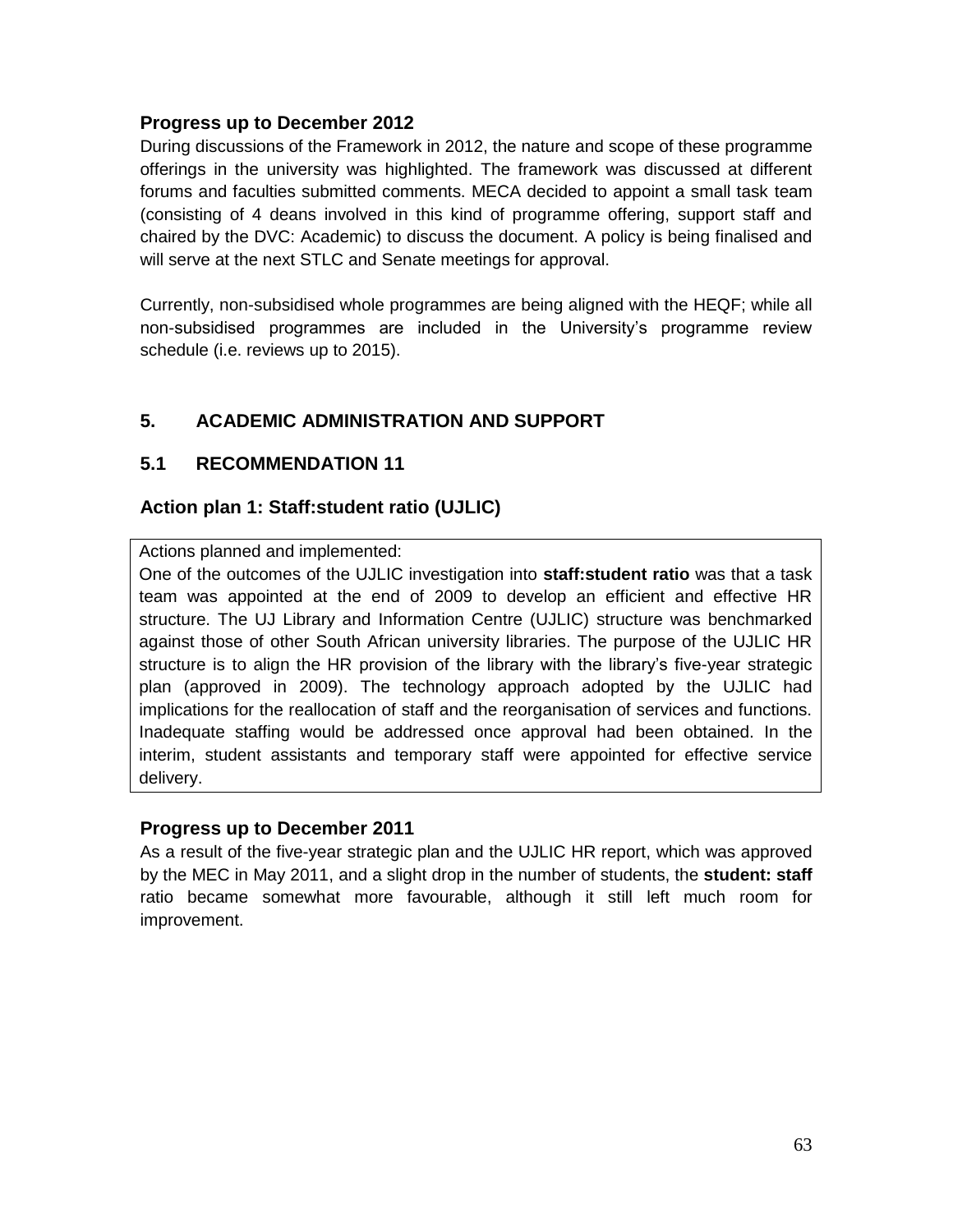### Progress up to December 2012

During discussions of the Framework in 2012, the nature and scope of these programme offerings in the university was highlighted. The framework was discussed at different forums and faculties submitted comments. MECA decided to appoint a small task team (consisting of 4 deans involved in this kind of programme offering, support staff and chaired by the DVC: Academic) to discuss the document. A policy is being finalised and will serve at the next STLC and Senate meetings for approval.

Currently, non-subsidised whole programmes are being aligned with the HEQF; while all non-subsidised programmes are included in the University's programme review schedule (i.e. reviews up to 2015).

## 5. ACADEMIC ADMINISTRATION AND SUPPORT

## 5.1 RECOMMENDATION 11

### Action plan 1: Staff:student ratio (UJLIC)

Actions planned and implemented:

One of the outcomes of the UJLIC investigation into **staff:student ratio** was that a task team was appointed at the end of 2009 to develop an efficient and effective HR structure. The UJ Library and Information Centre (UJLIC) structure was benchmarked against those of other South African university libraries. The purpose of the UJLIC HR structure is to align the HR provision of the library with the library's five-year strategic plan (approved in 2009). The technology approach adopted by the UJLIC had implications for the reallocation of staff and the reorganisation of services and functions. Inadequate staffing would be addressed once approval had been obtained. In the interim, student assistants and temporary staff were appointed for effective service delivery.

### Progress up to December 2011

As a result of the five-year strategic plan and the UJLIC HR report, which was approved by the MEC in May 2011, and a slight drop in the number of students, the **student: staff** ratio became somewhat more favourable, although it still left much room for improvement.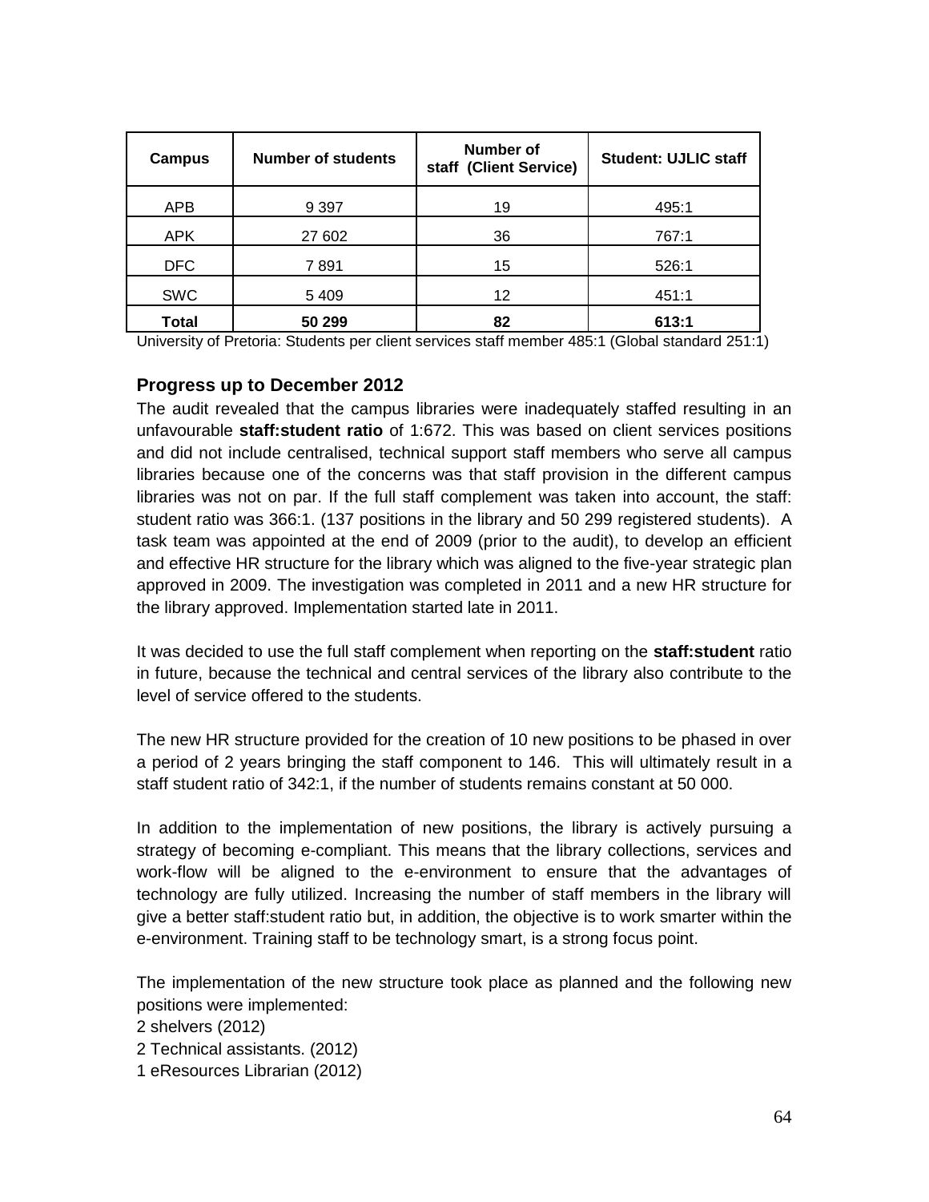| Campus | Number of students | Number of staff (Client Service) | Student: UJLIC staff |
|---|---|---|---|
| APB | 9 397 | 19 | 495:1 |
| APK | 27 602 | 36 | 767:1 |
| DFC | 7 891 | 15 | 526:1 |
| SWC | 5 409 | 12 | 451:1 |
| **Total** | **50 299** | **82** | **613:1** |

University of Pretoria: Students per client services staff member 485:1 (Global standard 251:1)

### Progress up to December 2012

The audit revealed that the campus libraries were inadequately staffed resulting in an unfavourable **staff:student ratio** of 1:672. This was based on client services positions and did not include centralised, technical support staff members who serve all campus libraries because one of the concerns was that staff provision in the different campus libraries was not on par. If the full staff complement was taken into account, the staff: student ratio was 366:1. (137 positions in the library and 50 299 registered students). A task team was appointed at the end of 2009 (prior to the audit), to develop an efficient and effective HR structure for the library which was aligned to the five-year strategic plan approved in 2009. The investigation was completed in 2011 and a new HR structure for the library approved. Implementation started late in 2011.

It was decided to use the full staff complement when reporting on the **staff:student** ratio in future, because the technical and central services of the library also contribute to the level of service offered to the students.

The new HR structure provided for the creation of 10 new positions to be phased in over a period of 2 years bringing the staff component to 146. This will ultimately result in a staff student ratio of 342:1, if the number of students remains constant at 50 000.

In addition to the implementation of new positions, the library is actively pursuing a strategy of becoming e-compliant. This means that the library collections, services and work-flow will be aligned to the e-environment to ensure that the advantages of technology are fully utilized. Increasing the number of staff members in the library will give a better staff:student ratio but, in addition, the objective is to work smarter within the e-environment. Training staff to be technology smart, is a strong focus point.

The implementation of the new structure took place as planned and the following new positions were implemented:

2 shelvers (2012)
2 Technical assistants. (2012)
1 eResources Librarian (2012)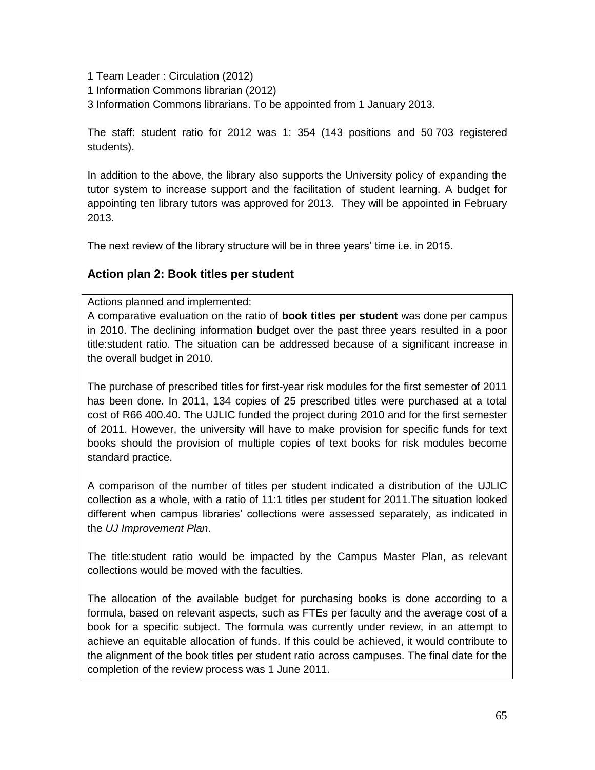1 Team Leader : Circulation (2012)
1 Information Commons librarian (2012)
3 Information Commons librarians. To be appointed from 1 January 2013.

The staff: student ratio for 2012 was 1: 354 (143 positions and 50 703 registered students).

In addition to the above, the library also supports the University policy of expanding the tutor system to increase support and the facilitation of student learning. A budget for appointing ten library tutors was approved for 2013. They will be appointed in February 2013.

The next review of the library structure will be in three years' time i.e. in 2015.

### Action plan 2: Book titles per student

Actions planned and implemented:
A comparative evaluation on the ratio of **book titles per student** was done per campus in 2010. The declining information budget over the past three years resulted in a poor title:student ratio. The situation can be addressed because of a significant increase in the overall budget in 2010.

The purchase of prescribed titles for first-year risk modules for the first semester of 2011 has been done. In 2011, 134 copies of 25 prescribed titles were purchased at a total cost of R66 400.40. The UJLIC funded the project during 2010 and for the first semester of 2011. However, the university will have to make provision for specific funds for text books should the provision of multiple copies of text books for risk modules become standard practice.

A comparison of the number of titles per student indicated a distribution of the UJLIC collection as a whole, with a ratio of 11:1 titles per student for 2011.The situation looked different when campus libraries' collections were assessed separately, as indicated in the *UJ Improvement Plan*.

The title:student ratio would be impacted by the Campus Master Plan, as relevant collections would be moved with the faculties.

The allocation of the available budget for purchasing books is done according to a formula, based on relevant aspects, such as FTEs per faculty and the average cost of a book for a specific subject. The formula was currently under review, in an attempt to achieve an equitable allocation of funds. If this could be achieved, it would contribute to the alignment of the book titles per student ratio across campuses. The final date for the completion of the review process was 1 June 2011.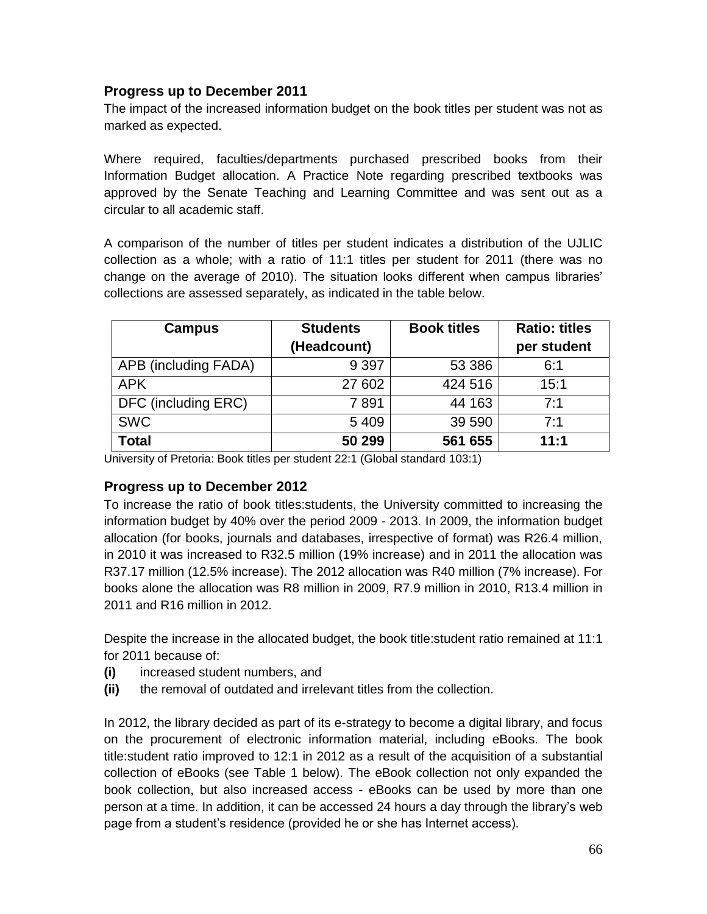### Progress up to December 2011

The impact of the increased information budget on the book titles per student was not as marked as expected.

Where required, faculties/departments purchased prescribed books from their Information Budget allocation. A Practice Note regarding prescribed textbooks was approved by the Senate Teaching and Learning Committee and was sent out as a circular to all academic staff.

A comparison of the number of titles per student indicates a distribution of the UJLIC collection as a whole; with a ratio of 11:1 titles per student for 2011 (there was no change on the average of 2010). The situation looks different when campus libraries' collections are assessed separately, as indicated in the table below.

| Campus | Students (Headcount) | Book titles | Ratio: titles per student |
|---|---|---|---|
| APB (including FADA) | 9 397 | 53 386 | 6:1 |
| APK | 27 602 | 424 516 | 15:1 |
| DFC (including ERC) | 7 891 | 44 163 | 7:1 |
| SWC | 5 409 | 39 590 | 7:1 |
| **Total** | **50 299** | **561 655** | **11:1** |

University of Pretoria: Book titles per student 22:1 (Global standard 103:1)

### Progress up to December 2012

To increase the ratio of book titles:students, the University committed to increasing the information budget by 40% over the period 2009 - 2013. In 2009, the information budget allocation (for books, journals and databases, irrespective of format) was R26.4 million, in 2010 it was increased to R32.5 million (19% increase) and in 2011 the allocation was R37.17 million (12.5% increase). The 2012 allocation was R40 million (7% increase). For books alone the allocation was R8 million in 2009, R7.9 million in 2010, R13.4 million in 2011 and R16 million in 2012.

Despite the increase in the allocated budget, the book title:student ratio remained at 11:1 for 2011 because of:

**(i)** increased student numbers, and

**(ii)** the removal of outdated and irrelevant titles from the collection.

In 2012, the library decided as part of its e-strategy to become a digital library, and focus on the procurement of electronic information material, including eBooks. The book title:student ratio improved to 12:1 in 2012 as a result of the acquisition of a substantial collection of eBooks (see Table 1 below). The eBook collection not only expanded the book collection, but also increased access - eBooks can be used by more than one person at a time. In addition, it can be accessed 24 hours a day through the library's web page from a student's residence (provided he or she has Internet access).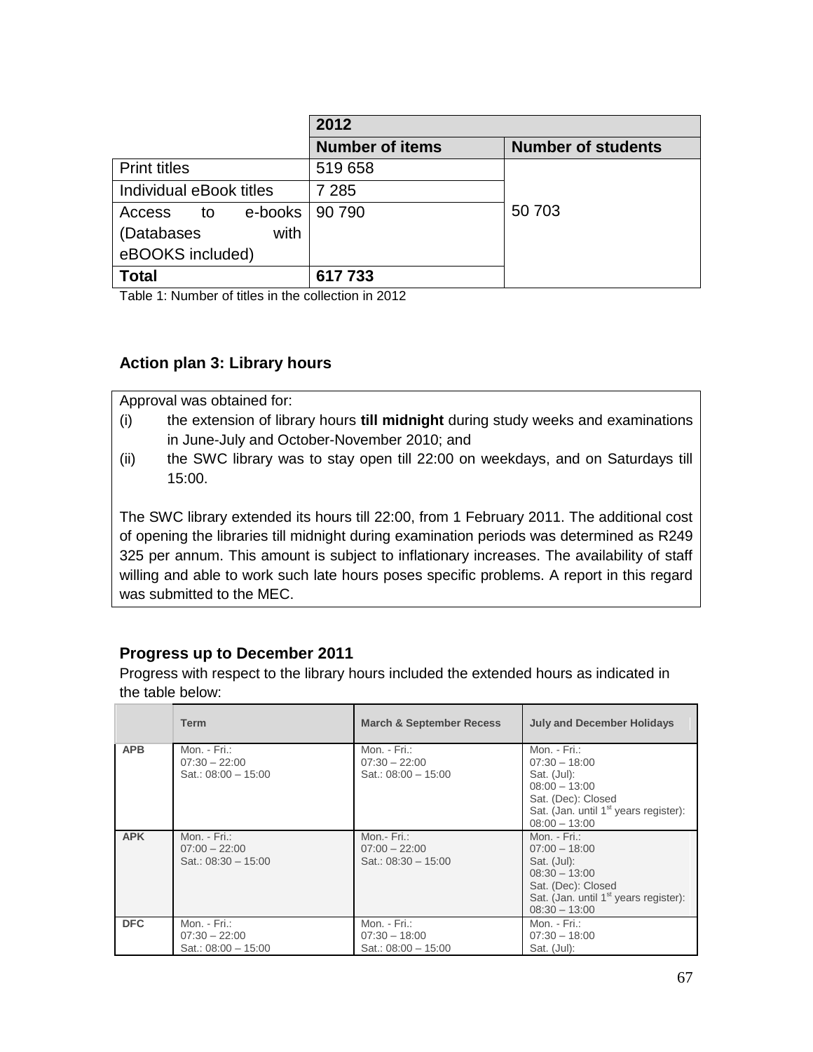| | 2012 | |
|---|---|---|
| | **Number of items** | **Number of students** |
| Print titles | 519 658 | 50 703 |
| Individual eBook titles | 7 285 | |
| Access to e-books (Databases with eBOOKS included) | 90 790 | |
| **Total** | **617 733** | |

Table 1: Number of titles in the collection in 2012

### Action plan 3: Library hours

Approval was obtained for:

(i) the extension of library hours **till midnight** during study weeks and examinations in June-July and October-November 2010; and

(ii) the SWC library was to stay open till 22:00 on weekdays, and on Saturdays till 15:00.

The SWC library extended its hours till 22:00, from 1 February 2011. The additional cost of opening the libraries till midnight during examination periods was determined as R249 325 per annum. This amount is subject to inflationary increases. The availability of staff willing and able to work such late hours poses specific problems. A report in this regard was submitted to the MEC.

### Progress up to December 2011

Progress with respect to the library hours included the extended hours as indicated in the table below:

| | Term | March & September Recess | July and December Holidays |
|---|---|---|---|
| **APB** | Mon. - Fri.: 07:30 – 22:00 Sat.: 08:00 – 15:00 | Mon. - Fri.: 07:30 – 22:00 Sat.: 08:00 – 15:00 | Mon. - Fri.: 07:30 – 18:00 Sat. (Jul): 08:00 – 13:00 Sat. (Dec): Closed Sat. (Jan. until 1st years register): 08:00 – 13:00 |
| **APK** | Mon. - Fri.: 07:00 – 22:00 Sat.: 08:30 – 15:00 | Mon.- Fri.: 07:00 – 22:00 Sat.: 08:30 – 15:00 | Mon. - Fri.: 07:00 – 18:00 Sat. (Jul): 08:30 – 13:00 Sat. (Dec): Closed Sat. (Jan. until 1st years register): 08:30 – 13:00 |
| **DFC** | Mon. - Fri.: 07:30 – 22:00 Sat.: 08:00 – 15:00 | Mon. - Fri.: 07:30 – 18:00 Sat.: 08:00 – 15:00 | Mon. - Fri.: 07:30 – 18:00 Sat. (Jul): |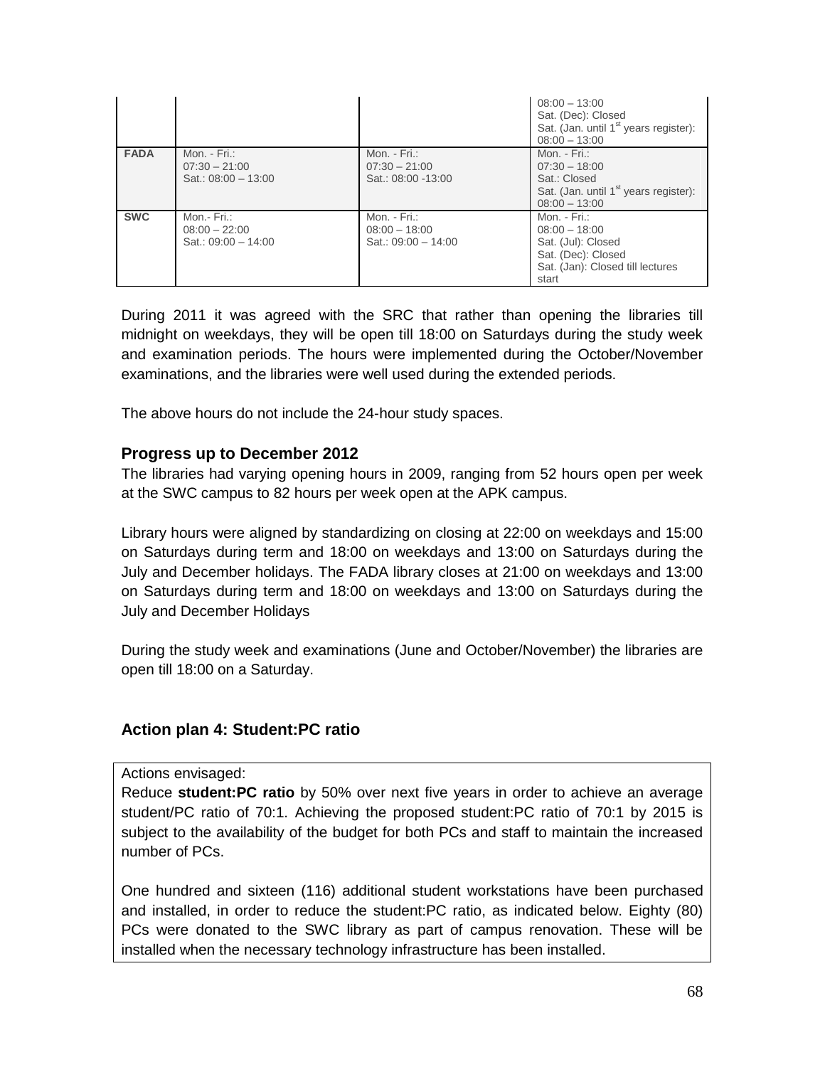| | | | |
|---|---|---|---|
| | | | 08:00 – 13:00<br>Sat. (Dec): Closed<br>Sat. (Jan. until 1st years register): 08:00 – 13:00 |
| **FADA** | Mon. - Fri.:<br>07:30 – 21:00<br>Sat.: 08:00 – 13:00 | Mon. - Fri.:<br>07:30 – 21:00<br>Sat.: 08:00 -13:00 | Mon. - Fri.:<br>07:30 – 18:00<br>Sat.: Closed<br>Sat. (Jan. until 1st years register): 08:00 – 13:00 |
| **SWC** | Mon.- Fri.:<br>08:00 – 22:00<br>Sat.: 09:00 – 14:00 | Mon. - Fri.:<br>08:00 – 18:00<br>Sat.: 09:00 – 14:00 | Mon. - Fri.:<br>08:00 – 18:00<br>Sat. (Jul): Closed<br>Sat. (Dec): Closed<br>Sat. (Jan): Closed till lectures start |

During 2011 it was agreed with the SRC that rather than opening the libraries till midnight on weekdays, they will be open till 18:00 on Saturdays during the study week and examination periods. The hours were implemented during the October/November examinations, and the libraries were well used during the extended periods.

The above hours do not include the 24-hour study spaces.

### Progress up to December 2012

The libraries had varying opening hours in 2009, ranging from 52 hours open per week at the SWC campus to 82 hours per week open at the APK campus.

Library hours were aligned by standardizing on closing at 22:00 on weekdays and 15:00 on Saturdays during term and 18:00 on weekdays and 13:00 on Saturdays during the July and December holidays. The FADA library closes at 21:00 on weekdays and 13:00 on Saturdays during term and 18:00 on weekdays and 13:00 on Saturdays during the July and December Holidays

During the study week and examinations (June and October/November) the libraries are open till 18:00 on a Saturday.

### Action plan 4: Student:PC ratio

Actions envisaged:
Reduce **student:PC ratio** by 50% over next five years in order to achieve an average student/PC ratio of 70:1. Achieving the proposed student:PC ratio of 70:1 by 2015 is subject to the availability of the budget for both PCs and staff to maintain the increased number of PCs.

One hundred and sixteen (116) additional student workstations have been purchased and installed, in order to reduce the student:PC ratio, as indicated below. Eighty (80) PCs were donated to the SWC library as part of campus renovation. These will be installed when the necessary technology infrastructure has been installed.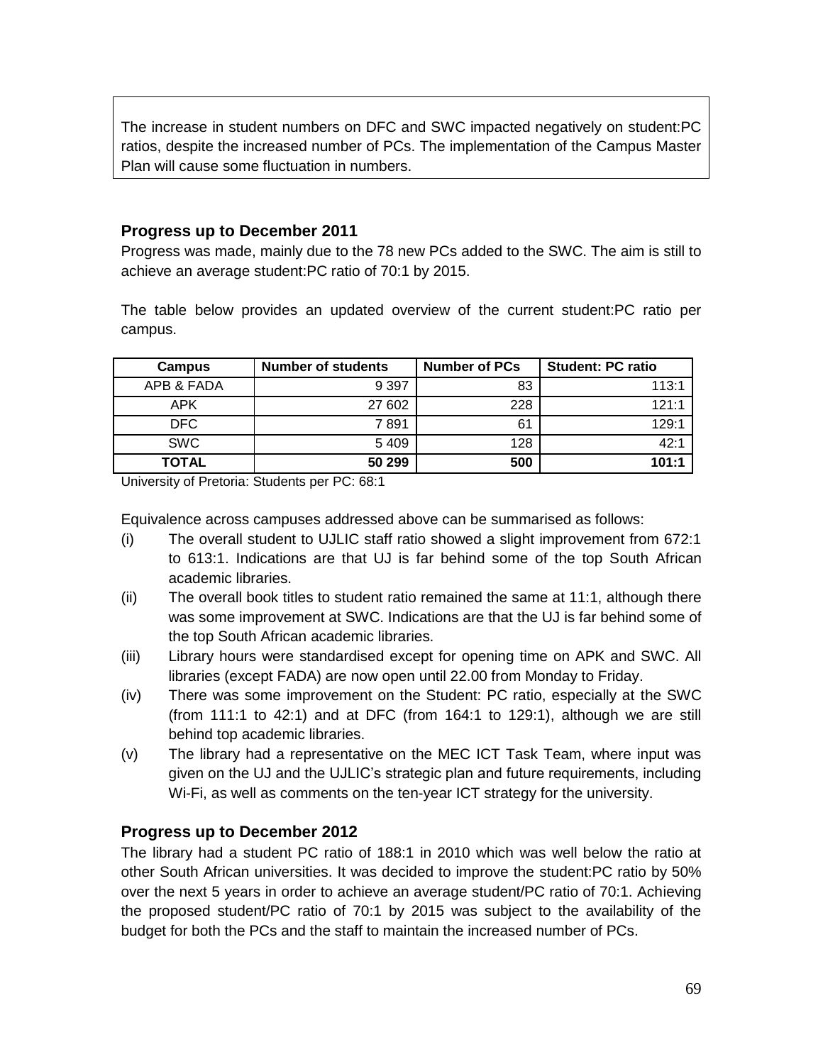The increase in student numbers on DFC and SWC impacted negatively on student:PC ratios, despite the increased number of PCs. The implementation of the Campus Master Plan will cause some fluctuation in numbers.

### Progress up to December 2011

Progress was made, mainly due to the 78 new PCs added to the SWC. The aim is still to achieve an average student:PC ratio of 70:1 by 2015.

The table below provides an updated overview of the current student:PC ratio per campus.

| Campus | Number of students | Number of PCs | Student: PC ratio |
|---|---|---|---|
| APB & FADA | 9 397 | 83 | 113:1 |
| APK | 27 602 | 228 | 121:1 |
| DFC | 7 891 | 61 | 129:1 |
| SWC | 5 409 | 128 | 42:1 |
| **TOTAL** | **50 299** | **500** | **101:1** |

University of Pretoria: Students per PC: 68:1

Equivalence across campuses addressed above can be summarised as follows:

(i) The overall student to UJLIC staff ratio showed a slight improvement from 672:1 to 613:1. Indications are that UJ is far behind some of the top South African academic libraries.

(ii) The overall book titles to student ratio remained the same at 11:1, although there was some improvement at SWC. Indications are that the UJ is far behind some of the top South African academic libraries.

(iii) Library hours were standardised except for opening time on APK and SWC. All libraries (except FADA) are now open until 22.00 from Monday to Friday.

(iv) There was some improvement on the Student: PC ratio, especially at the SWC (from 111:1 to 42:1) and at DFC (from 164:1 to 129:1), although we are still behind top academic libraries.

(v) The library had a representative on the MEC ICT Task Team, where input was given on the UJ and the UJLIC's strategic plan and future requirements, including Wi-Fi, as well as comments on the ten-year ICT strategy for the university.

### Progress up to December 2012

The library had a student PC ratio of 188:1 in 2010 which was well below the ratio at other South African universities. It was decided to improve the student:PC ratio by 50% over the next 5 years in order to achieve an average student/PC ratio of 70:1. Achieving the proposed student/PC ratio of 70:1 by 2015 was subject to the availability of the budget for both the PCs and the staff to maintain the increased number of PCs.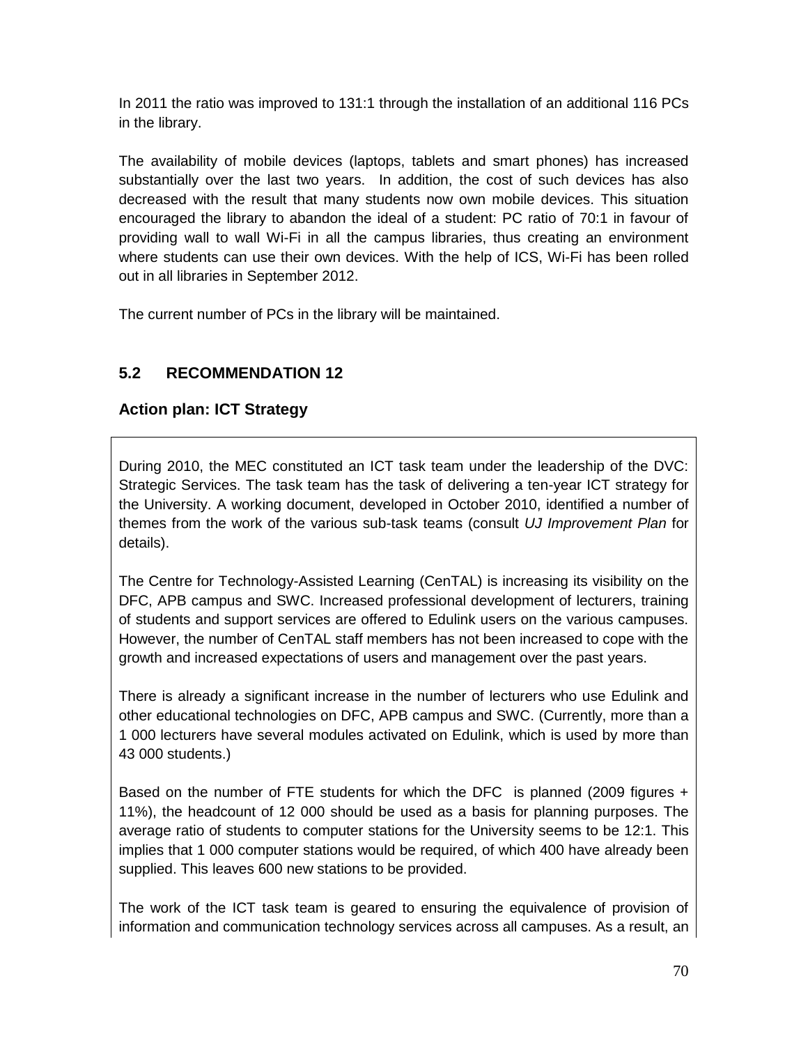In 2011 the ratio was improved to 131:1 through the installation of an additional 116 PCs in the library.

The availability of mobile devices (laptops, tablets and smart phones) has increased substantially over the last two years. In addition, the cost of such devices has also decreased with the result that many students now own mobile devices. This situation encouraged the library to abandon the ideal of a student: PC ratio of 70:1 in favour of providing wall to wall Wi-Fi in all the campus libraries, thus creating an environment where students can use their own devices. With the help of ICS, Wi-Fi has been rolled out in all libraries in September 2012.

The current number of PCs in the library will be maintained.

## 5.2 RECOMMENDATION 12

### Action plan: ICT Strategy

During 2010, the MEC constituted an ICT task team under the leadership of the DVC: Strategic Services. The task team has the task of delivering a ten-year ICT strategy for the University. A working document, developed in October 2010, identified a number of themes from the work of the various sub-task teams (consult *UJ Improvement Plan* for details).

The Centre for Technology-Assisted Learning (CenTAL) is increasing its visibility on the DFC, APB campus and SWC. Increased professional development of lecturers, training of students and support services are offered to Edulink users on the various campuses. However, the number of CenTAL staff members has not been increased to cope with the growth and increased expectations of users and management over the past years.

There is already a significant increase in the number of lecturers who use Edulink and other educational technologies on DFC, APB campus and SWC. (Currently, more than a 1 000 lecturers have several modules activated on Edulink, which is used by more than 43 000 students.)

Based on the number of FTE students for which the DFC is planned (2009 figures + 11%), the headcount of 12 000 should be used as a basis for planning purposes. The average ratio of students to computer stations for the University seems to be 12:1. This implies that 1 000 computer stations would be required, of which 400 have already been supplied. This leaves 600 new stations to be provided.

The work of the ICT task team is geared to ensuring the equivalence of provision of information and communication technology services across all campuses. As a result, an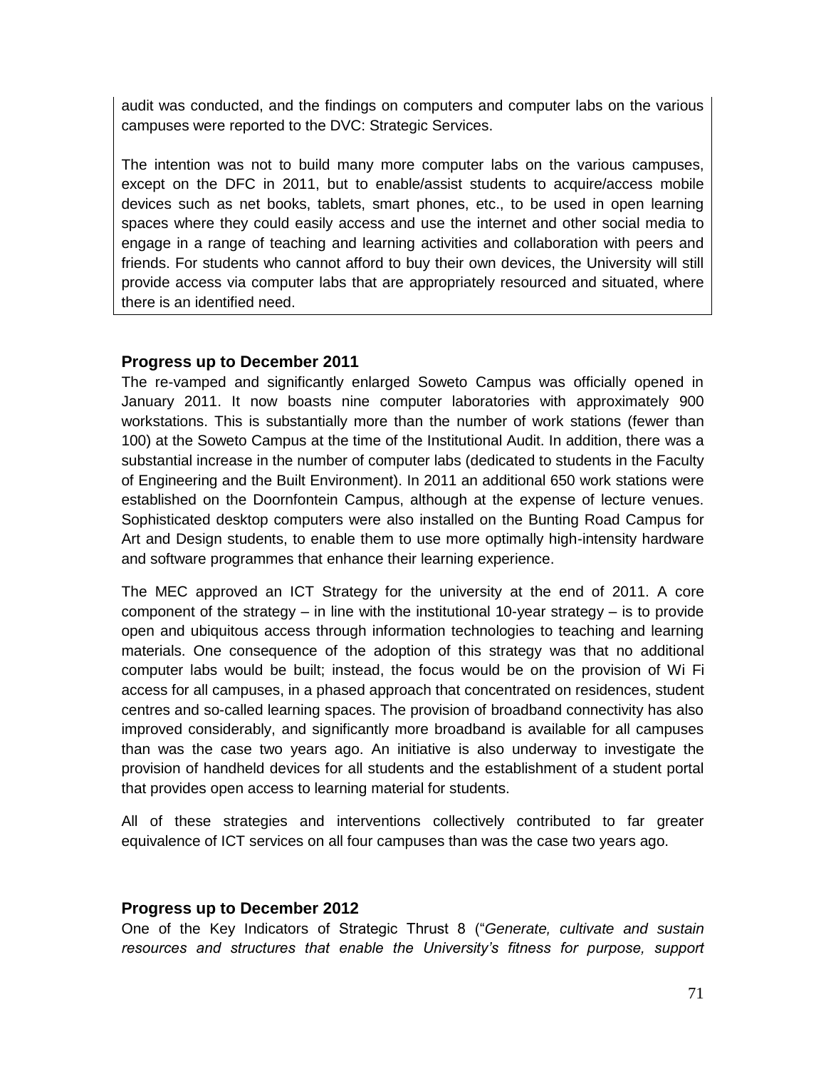audit was conducted, and the findings on computers and computer labs on the various campuses were reported to the DVC: Strategic Services.

The intention was not to build many more computer labs on the various campuses, except on the DFC in 2011, but to enable/assist students to acquire/access mobile devices such as net books, tablets, smart phones, etc., to be used in open learning spaces where they could easily access and use the internet and other social media to engage in a range of teaching and learning activities and collaboration with peers and friends. For students who cannot afford to buy their own devices, the University will still provide access via computer labs that are appropriately resourced and situated, where there is an identified need.

### Progress up to December 2011

The re-vamped and significantly enlarged Soweto Campus was officially opened in January 2011. It now boasts nine computer laboratories with approximately 900 workstations. This is substantially more than the number of work stations (fewer than 100) at the Soweto Campus at the time of the Institutional Audit. In addition, there was a substantial increase in the number of computer labs (dedicated to students in the Faculty of Engineering and the Built Environment). In 2011 an additional 650 work stations were established on the Doornfontein Campus, although at the expense of lecture venues. Sophisticated desktop computers were also installed on the Bunting Road Campus for Art and Design students, to enable them to use more optimally high-intensity hardware and software programmes that enhance their learning experience.

The MEC approved an ICT Strategy for the university at the end of 2011. A core component of the strategy – in line with the institutional 10-year strategy – is to provide open and ubiquitous access through information technologies to teaching and learning materials. One consequence of the adoption of this strategy was that no additional computer labs would be built; instead, the focus would be on the provision of Wi Fi access for all campuses, in a phased approach that concentrated on residences, student centres and so-called learning spaces. The provision of broadband connectivity has also improved considerably, and significantly more broadband is available for all campuses than was the case two years ago. An initiative is also underway to investigate the provision of handheld devices for all students and the establishment of a student portal that provides open access to learning material for students.

All of these strategies and interventions collectively contributed to far greater equivalence of ICT services on all four campuses than was the case two years ago.

### Progress up to December 2012

One of the Key Indicators of Strategic Thrust 8 ("*Generate, cultivate and sustain resources and structures that enable the University's fitness for purpose, support*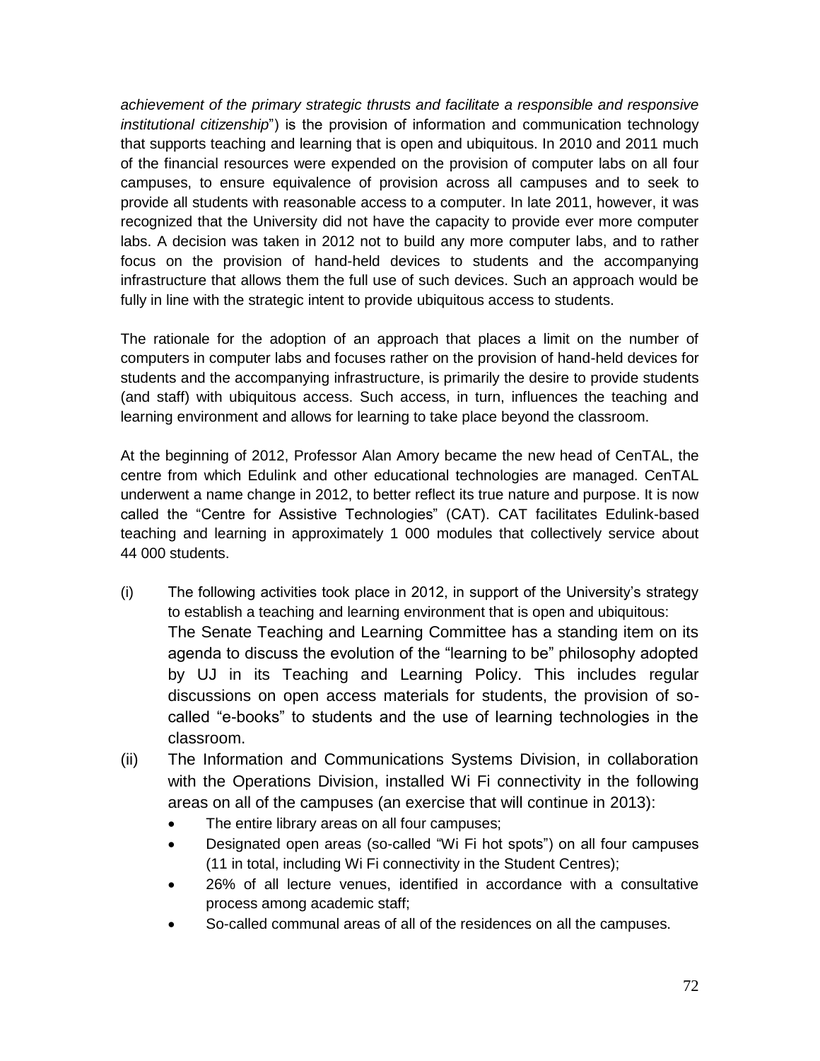*achievement of the primary strategic thrusts and facilitate a responsible and responsive institutional citizenship*") is the provision of information and communication technology that supports teaching and learning that is open and ubiquitous. In 2010 and 2011 much of the financial resources were expended on the provision of computer labs on all four campuses, to ensure equivalence of provision across all campuses and to seek to provide all students with reasonable access to a computer. In late 2011, however, it was recognized that the University did not have the capacity to provide ever more computer labs. A decision was taken in 2012 not to build any more computer labs, and to rather focus on the provision of hand-held devices to students and the accompanying infrastructure that allows them the full use of such devices. Such an approach would be fully in line with the strategic intent to provide ubiquitous access to students.

The rationale for the adoption of an approach that places a limit on the number of computers in computer labs and focuses rather on the provision of hand-held devices for students and the accompanying infrastructure, is primarily the desire to provide students (and staff) with ubiquitous access. Such access, in turn, influences the teaching and learning environment and allows for learning to take place beyond the classroom.

At the beginning of 2012, Professor Alan Amory became the new head of CenTAL, the centre from which Edulink and other educational technologies are managed. CenTAL underwent a name change in 2012, to better reflect its true nature and purpose. It is now called the "Centre for Assistive Technologies" (CAT). CAT facilitates Edulink-based teaching and learning in approximately 1 000 modules that collectively service about 44 000 students.

(i) The following activities took place in 2012, in support of the University's strategy to establish a teaching and learning environment that is open and ubiquitous:
The Senate Teaching and Learning Committee has a standing item on its agenda to discuss the evolution of the "learning to be" philosophy adopted by UJ in its Teaching and Learning Policy. This includes regular discussions on open access materials for students, the provision of so-called "e-books" to students and the use of learning technologies in the classroom.

(ii) The Information and Communications Systems Division, in collaboration with the Operations Division, installed Wi Fi connectivity in the following areas on all of the campuses (an exercise that will continue in 2013):
- The entire library areas on all four campuses;
- Designated open areas (so-called "Wi Fi hot spots") on all four campuses (11 in total, including Wi Fi connectivity in the Student Centres);
- 26% of all lecture venues, identified in accordance with a consultative process among academic staff;
- So-called communal areas of all of the residences on all the campuses.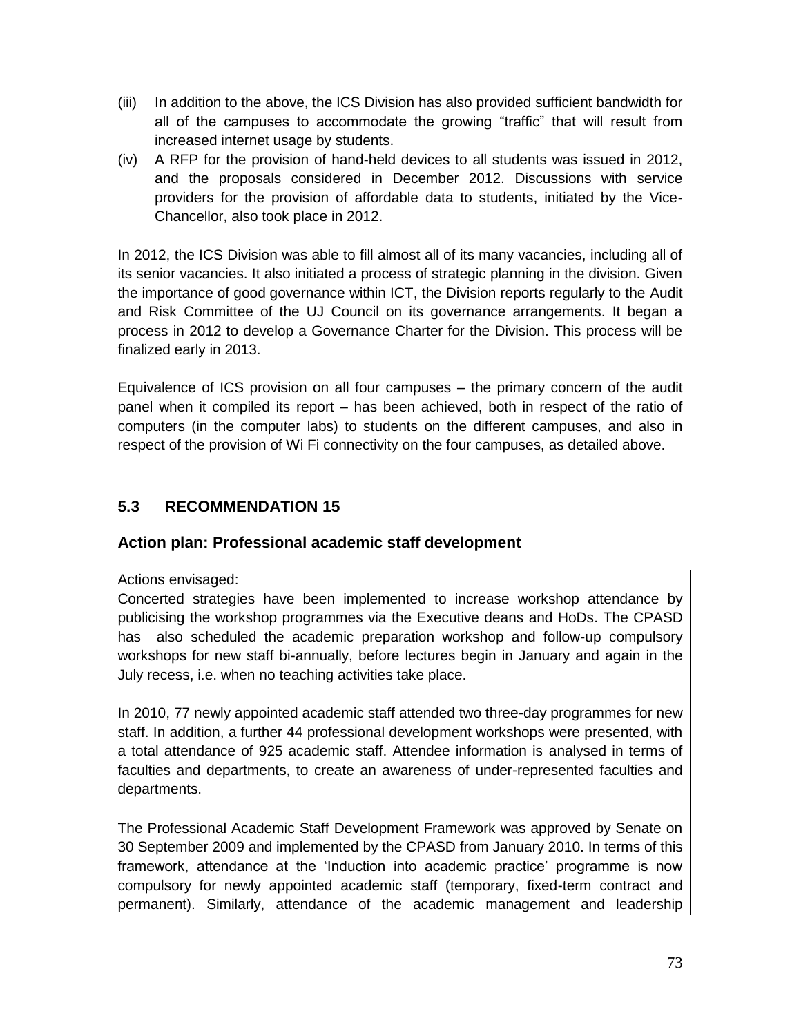(iii) In addition to the above, the ICS Division has also provided sufficient bandwidth for all of the campuses to accommodate the growing "traffic" that will result from increased internet usage by students.

(iv) A RFP for the provision of hand-held devices to all students was issued in 2012, and the proposals considered in December 2012. Discussions with service providers for the provision of affordable data to students, initiated by the Vice-Chancellor, also took place in 2012.

In 2012, the ICS Division was able to fill almost all of its many vacancies, including all of its senior vacancies. It also initiated a process of strategic planning in the division. Given the importance of good governance within ICT, the Division reports regularly to the Audit and Risk Committee of the UJ Council on its governance arrangements. It began a process in 2012 to develop a Governance Charter for the Division. This process will be finalized early in 2013.

Equivalence of ICS provision on all four campuses – the primary concern of the audit panel when it compiled its report – has been achieved, both in respect of the ratio of computers (in the computer labs) to students on the different campuses, and also in respect of the provision of Wi Fi connectivity on the four campuses, as detailed above.

## 5.3 RECOMMENDATION 15

### Action plan: Professional academic staff development

Actions envisaged:

Concerted strategies have been implemented to increase workshop attendance by publicising the workshop programmes via the Executive deans and HoDs. The CPASD has also scheduled the academic preparation workshop and follow-up compulsory workshops for new staff bi-annually, before lectures begin in January and again in the July recess, i.e. when no teaching activities take place.

In 2010, 77 newly appointed academic staff attended two three-day programmes for new staff. In addition, a further 44 professional development workshops were presented, with a total attendance of 925 academic staff. Attendee information is analysed in terms of faculties and departments, to create an awareness of under-represented faculties and departments.

The Professional Academic Staff Development Framework was approved by Senate on 30 September 2009 and implemented by the CPASD from January 2010. In terms of this framework, attendance at the 'Induction into academic practice' programme is now compulsory for newly appointed academic staff (temporary, fixed-term contract and permanent). Similarly, attendance of the academic management and leadership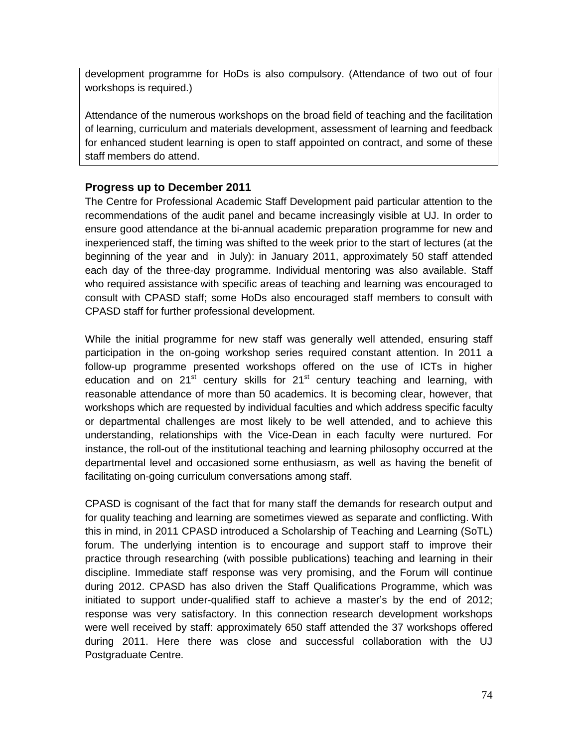development programme for HoDs is also compulsory. (Attendance of two out of four workshops is required.)

Attendance of the numerous workshops on the broad field of teaching and the facilitation of learning, curriculum and materials development, assessment of learning and feedback for enhanced student learning is open to staff appointed on contract, and some of these staff members do attend.

### Progress up to December 2011

The Centre for Professional Academic Staff Development paid particular attention to the recommendations of the audit panel and became increasingly visible at UJ. In order to ensure good attendance at the bi-annual academic preparation programme for new and inexperienced staff, the timing was shifted to the week prior to the start of lectures (at the beginning of the year and in July): in January 2011, approximately 50 staff attended each day of the three-day programme. Individual mentoring was also available. Staff who required assistance with specific areas of teaching and learning was encouraged to consult with CPASD staff; some HoDs also encouraged staff members to consult with CPASD staff for further professional development.

While the initial programme for new staff was generally well attended, ensuring staff participation in the on-going workshop series required constant attention. In 2011 a follow-up programme presented workshops offered on the use of ICTs in higher education and on 21st century skills for 21st century teaching and learning, with reasonable attendance of more than 50 academics. It is becoming clear, however, that workshops which are requested by individual faculties and which address specific faculty or departmental challenges are most likely to be well attended, and to achieve this understanding, relationships with the Vice-Dean in each faculty were nurtured. For instance, the roll-out of the institutional teaching and learning philosophy occurred at the departmental level and occasioned some enthusiasm, as well as having the benefit of facilitating on-going curriculum conversations among staff.

CPASD is cognisant of the fact that for many staff the demands for research output and for quality teaching and learning are sometimes viewed as separate and conflicting. With this in mind, in 2011 CPASD introduced a Scholarship of Teaching and Learning (SoTL) forum. The underlying intention is to encourage and support staff to improve their practice through researching (with possible publications) teaching and learning in their discipline. Immediate staff response was very promising, and the Forum will continue during 2012. CPASD has also driven the Staff Qualifications Programme, which was initiated to support under-qualified staff to achieve a master's by the end of 2012; response was very satisfactory. In this connection research development workshops were well received by staff: approximately 650 staff attended the 37 workshops offered during 2011. Here there was close and successful collaboration with the UJ Postgraduate Centre.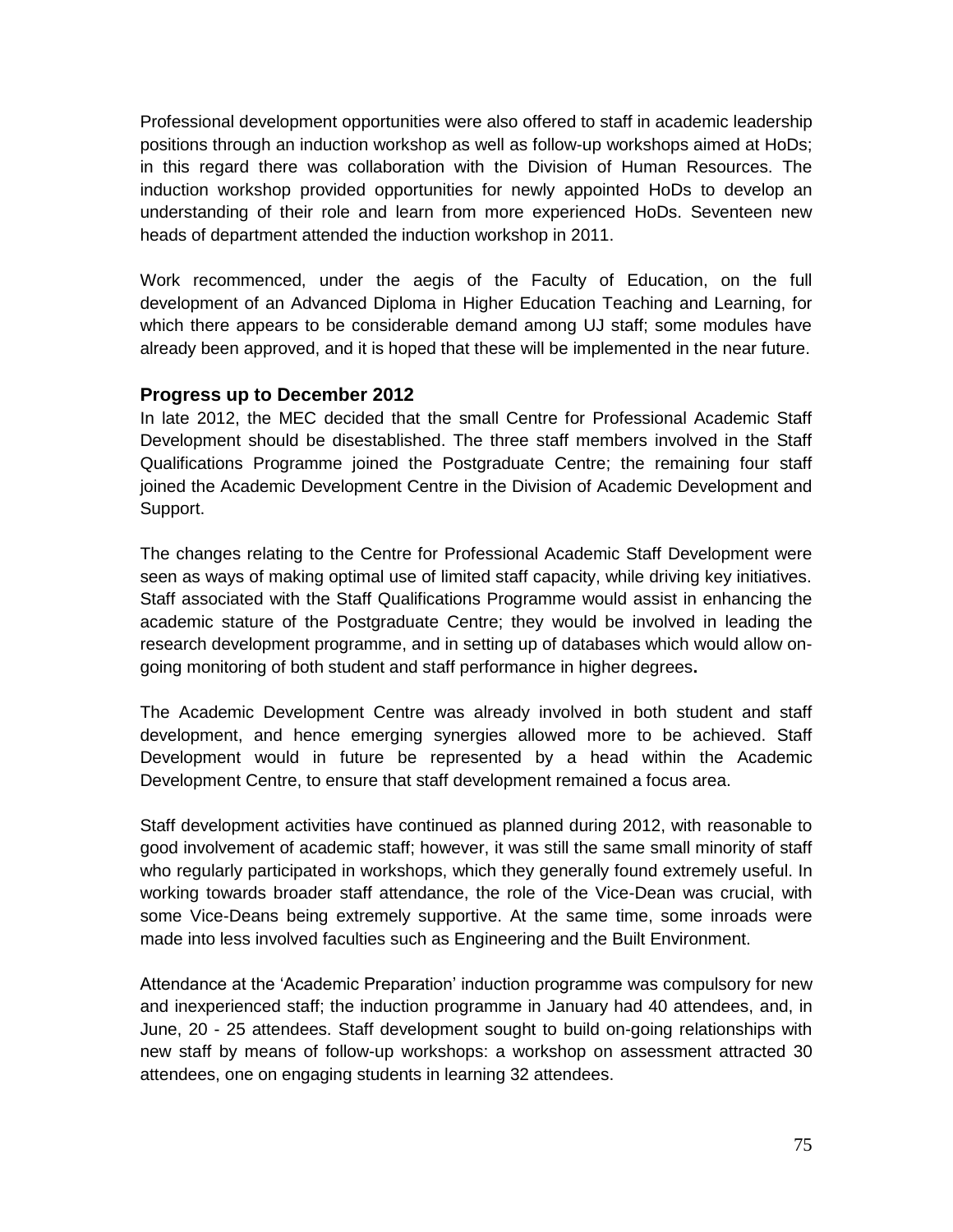Professional development opportunities were also offered to staff in academic leadership positions through an induction workshop as well as follow-up workshops aimed at HoDs; in this regard there was collaboration with the Division of Human Resources. The induction workshop provided opportunities for newly appointed HoDs to develop an understanding of their role and learn from more experienced HoDs. Seventeen new heads of department attended the induction workshop in 2011.

Work recommenced, under the aegis of the Faculty of Education, on the full development of an Advanced Diploma in Higher Education Teaching and Learning, for which there appears to be considerable demand among UJ staff; some modules have already been approved, and it is hoped that these will be implemented in the near future.

### Progress up to December 2012

In late 2012, the MEC decided that the small Centre for Professional Academic Staff Development should be disestablished. The three staff members involved in the Staff Qualifications Programme joined the Postgraduate Centre; the remaining four staff joined the Academic Development Centre in the Division of Academic Development and Support.

The changes relating to the Centre for Professional Academic Staff Development were seen as ways of making optimal use of limited staff capacity, while driving key initiatives. Staff associated with the Staff Qualifications Programme would assist in enhancing the academic stature of the Postgraduate Centre; they would be involved in leading the research development programme, and in setting up of databases which would allow on-going monitoring of both student and staff performance in higher degrees**.**

The Academic Development Centre was already involved in both student and staff development, and hence emerging synergies allowed more to be achieved. Staff Development would in future be represented by a head within the Academic Development Centre, to ensure that staff development remained a focus area.

Staff development activities have continued as planned during 2012, with reasonable to good involvement of academic staff; however, it was still the same small minority of staff who regularly participated in workshops, which they generally found extremely useful. In working towards broader staff attendance, the role of the Vice-Dean was crucial, with some Vice-Deans being extremely supportive. At the same time, some inroads were made into less involved faculties such as Engineering and the Built Environment.

Attendance at the 'Academic Preparation' induction programme was compulsory for new and inexperienced staff; the induction programme in January had 40 attendees, and, in June, 20 - 25 attendees. Staff development sought to build on-going relationships with new staff by means of follow-up workshops: a workshop on assessment attracted 30 attendees, one on engaging students in learning 32 attendees.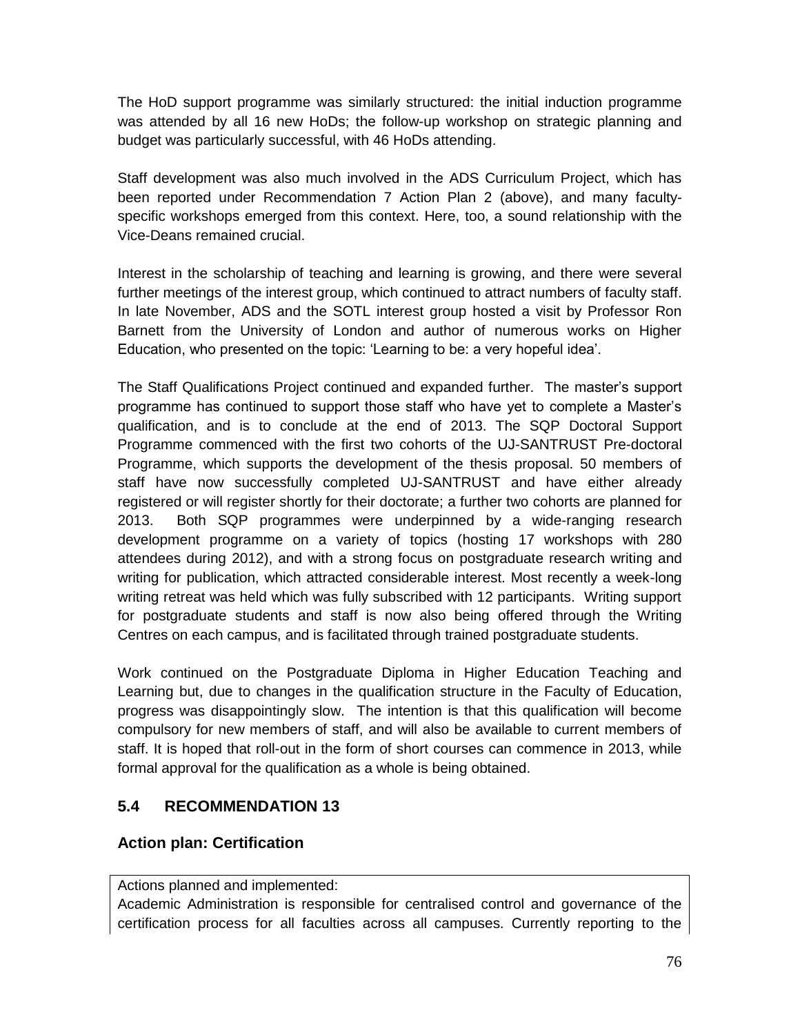The HoD support programme was similarly structured: the initial induction programme was attended by all 16 new HoDs; the follow-up workshop on strategic planning and budget was particularly successful, with 46 HoDs attending.

Staff development was also much involved in the ADS Curriculum Project, which has been reported under Recommendation 7 Action Plan 2 (above), and many faculty-specific workshops emerged from this context. Here, too, a sound relationship with the Vice-Deans remained crucial.

Interest in the scholarship of teaching and learning is growing, and there were several further meetings of the interest group, which continued to attract numbers of faculty staff. In late November, ADS and the SOTL interest group hosted a visit by Professor Ron Barnett from the University of London and author of numerous works on Higher Education, who presented on the topic: 'Learning to be: a very hopeful idea'.

The Staff Qualifications Project continued and expanded further. The master's support programme has continued to support those staff who have yet to complete a Master's qualification, and is to conclude at the end of 2013. The SQP Doctoral Support Programme commenced with the first two cohorts of the UJ-SANTRUST Pre-doctoral Programme, which supports the development of the thesis proposal. 50 members of staff have now successfully completed UJ-SANTRUST and have either already registered or will register shortly for their doctorate; a further two cohorts are planned for 2013. Both SQP programmes were underpinned by a wide-ranging research development programme on a variety of topics (hosting 17 workshops with 280 attendees during 2012), and with a strong focus on postgraduate research writing and writing for publication, which attracted considerable interest. Most recently a week-long writing retreat was held which was fully subscribed with 12 participants. Writing support for postgraduate students and staff is now also being offered through the Writing Centres on each campus, and is facilitated through trained postgraduate students.

Work continued on the Postgraduate Diploma in Higher Education Teaching and Learning but, due to changes in the qualification structure in the Faculty of Education, progress was disappointingly slow. The intention is that this qualification will become compulsory for new members of staff, and will also be available to current members of staff. It is hoped that roll-out in the form of short courses can commence in 2013, while formal approval for the qualification as a whole is being obtained.

## 5.4 RECOMMENDATION 13

### Action plan: Certification

| Actions planned and implemented: |
| --- |
| Academic Administration is responsible for centralised control and governance of the certification process for all faculties across all campuses. Currently reporting to the |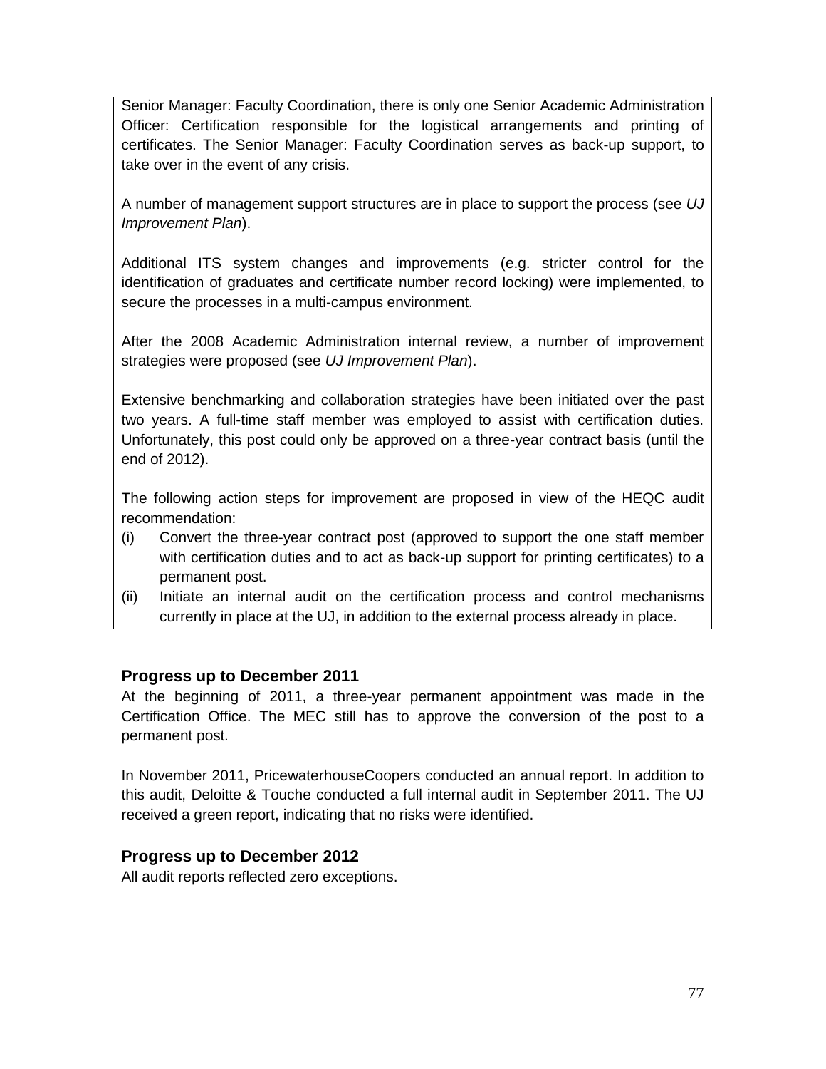Senior Manager: Faculty Coordination, there is only one Senior Academic Administration Officer: Certification responsible for the logistical arrangements and printing of certificates. The Senior Manager: Faculty Coordination serves as back-up support, to take over in the event of any crisis.

A number of management support structures are in place to support the process (see *UJ Improvement Plan*).

Additional ITS system changes and improvements (e.g. stricter control for the identification of graduates and certificate number record locking) were implemented, to secure the processes in a multi-campus environment.

After the 2008 Academic Administration internal review, a number of improvement strategies were proposed (see *UJ Improvement Plan*).

Extensive benchmarking and collaboration strategies have been initiated over the past two years. A full-time staff member was employed to assist with certification duties. Unfortunately, this post could only be approved on a three-year contract basis (until the end of 2012).

The following action steps for improvement are proposed in view of the HEQC audit recommendation:

(i) Convert the three-year contract post (approved to support the one staff member with certification duties and to act as back-up support for printing certificates) to a permanent post.

(ii) Initiate an internal audit on the certification process and control mechanisms currently in place at the UJ, in addition to the external process already in place.

### Progress up to December 2011

At the beginning of 2011, a three-year permanent appointment was made in the Certification Office. The MEC still has to approve the conversion of the post to a permanent post.

In November 2011, PricewaterhouseCoopers conducted an annual report. In addition to this audit, Deloitte & Touche conducted a full internal audit in September 2011. The UJ received a green report, indicating that no risks were identified.

### Progress up to December 2012

All audit reports reflected zero exceptions.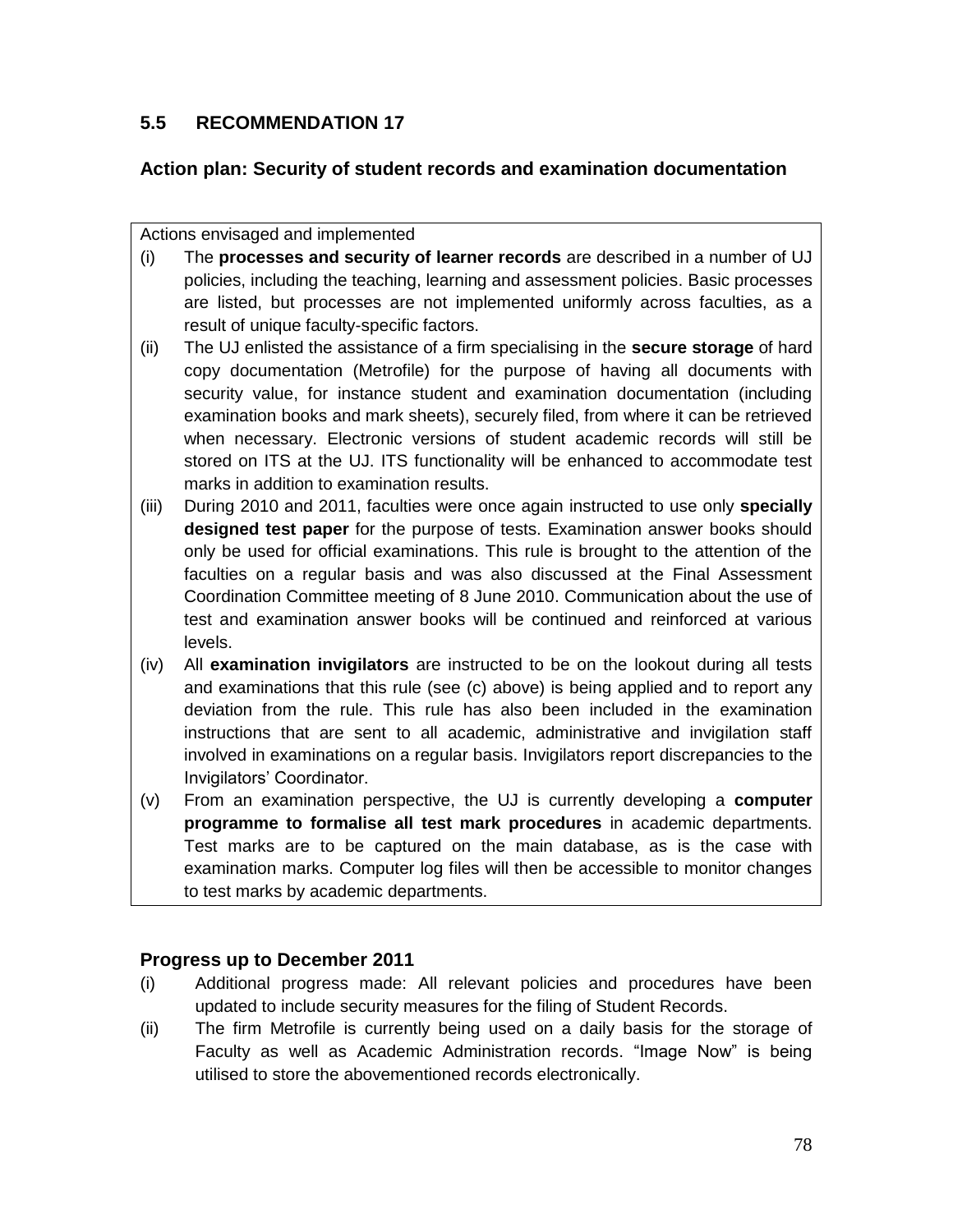## 5.5 RECOMMENDATION 17

### Action plan: Security of student records and examination documentation

Actions envisaged and implemented

(i) The **processes and security of learner records** are described in a number of UJ policies, including the teaching, learning and assessment policies. Basic processes are listed, but processes are not implemented uniformly across faculties, as a result of unique faculty-specific factors.

(ii) The UJ enlisted the assistance of a firm specialising in the **secure storage** of hard copy documentation (Metrofile) for the purpose of having all documents with security value, for instance student and examination documentation (including examination books and mark sheets), securely filed, from where it can be retrieved when necessary. Electronic versions of student academic records will still be stored on ITS at the UJ. ITS functionality will be enhanced to accommodate test marks in addition to examination results.

(iii) During 2010 and 2011, faculties were once again instructed to use only **specially designed test paper** for the purpose of tests. Examination answer books should only be used for official examinations. This rule is brought to the attention of the faculties on a regular basis and was also discussed at the Final Assessment Coordination Committee meeting of 8 June 2010. Communication about the use of test and examination answer books will be continued and reinforced at various levels.

(iv) All **examination invigilators** are instructed to be on the lookout during all tests and examinations that this rule (see (c) above) is being applied and to report any deviation from the rule. This rule has also been included in the examination instructions that are sent to all academic, administrative and invigilation staff involved in examinations on a regular basis. Invigilators report discrepancies to the Invigilators' Coordinator.

(v) From an examination perspective, the UJ is currently developing a **computer programme to formalise all test mark procedures** in academic departments. Test marks are to be captured on the main database, as is the case with examination marks. Computer log files will then be accessible to monitor changes to test marks by academic departments.

### Progress up to December 2011

(i) Additional progress made: All relevant policies and procedures have been updated to include security measures for the filing of Student Records.

(ii) The firm Metrofile is currently being used on a daily basis for the storage of Faculty as well as Academic Administration records. "Image Now" is being utilised to store the abovementioned records electronically.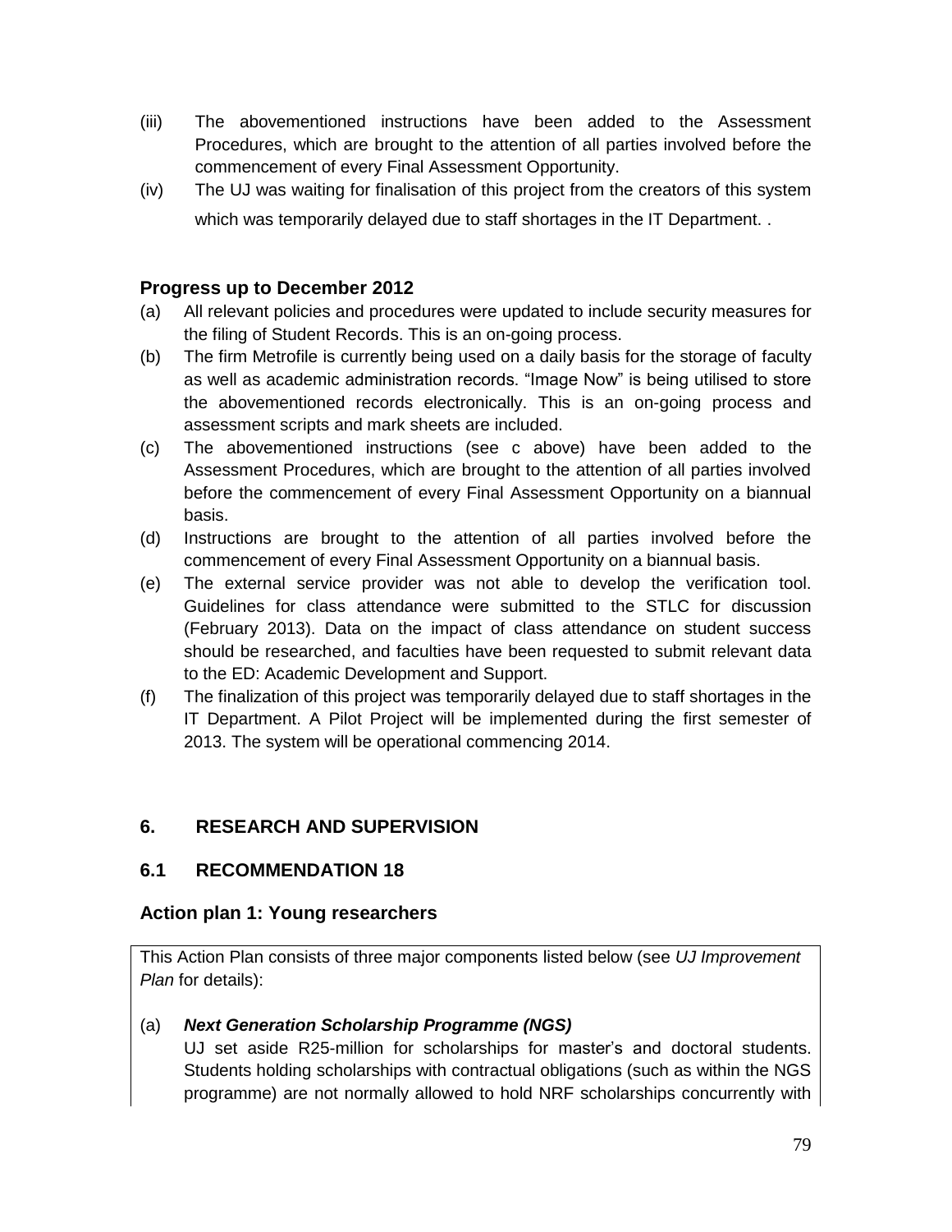(iii) The abovementioned instructions have been added to the Assessment Procedures, which are brought to the attention of all parties involved before the commencement of every Final Assessment Opportunity.

(iv) The UJ was waiting for finalisation of this project from the creators of this system which was temporarily delayed due to staff shortages in the IT Department. .

### Progress up to December 2012

(a) All relevant policies and procedures were updated to include security measures for the filing of Student Records. This is an on-going process.

(b) The firm Metrofile is currently being used on a daily basis for the storage of faculty as well as academic administration records. "Image Now" is being utilised to store the abovementioned records electronically. This is an on-going process and assessment scripts and mark sheets are included.

(c) The abovementioned instructions (see c above) have been added to the Assessment Procedures, which are brought to the attention of all parties involved before the commencement of every Final Assessment Opportunity on a biannual basis.

(d) Instructions are brought to the attention of all parties involved before the commencement of every Final Assessment Opportunity on a biannual basis.

(e) The external service provider was not able to develop the verification tool. Guidelines for class attendance were submitted to the STLC for discussion (February 2013). Data on the impact of class attendance on student success should be researched, and faculties have been requested to submit relevant data to the ED: Academic Development and Support.

(f) The finalization of this project was temporarily delayed due to staff shortages in the IT Department. A Pilot Project will be implemented during the first semester of 2013. The system will be operational commencing 2014.

## 6. RESEARCH AND SUPERVISION

### 6.1 RECOMMENDATION 18

### Action plan 1: Young researchers

This Action Plan consists of three major components listed below (see *UJ Improvement Plan* for details):

(a) ***Next Generation Scholarship Programme (NGS)***
UJ set aside R25-million for scholarships for master's and doctoral students. Students holding scholarships with contractual obligations (such as within the NGS programme) are not normally allowed to hold NRF scholarships concurrently with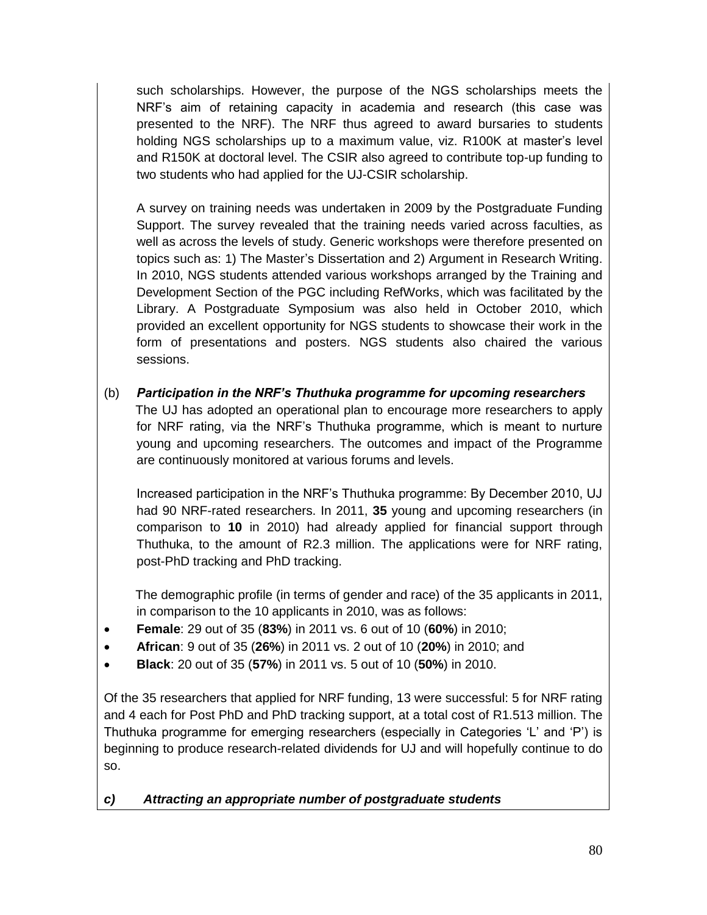such scholarships. However, the purpose of the NGS scholarships meets the NRF's aim of retaining capacity in academia and research (this case was presented to the NRF). The NRF thus agreed to award bursaries to students holding NGS scholarships up to a maximum value, viz. R100K at master's level and R150K at doctoral level. The CSIR also agreed to contribute top-up funding to two students who had applied for the UJ-CSIR scholarship.

A survey on training needs was undertaken in 2009 by the Postgraduate Funding Support. The survey revealed that the training needs varied across faculties, as well as across the levels of study. Generic workshops were therefore presented on topics such as: 1) The Master's Dissertation and 2) Argument in Research Writing. In 2010, NGS students attended various workshops arranged by the Training and Development Section of the PGC including RefWorks, which was facilitated by the Library. A Postgraduate Symposium was also held in October 2010, which provided an excellent opportunity for NGS students to showcase their work in the form of presentations and posters. NGS students also chaired the various sessions.

(b) ***Participation in the NRF's Thuthuka programme for upcoming researchers***

The UJ has adopted an operational plan to encourage more researchers to apply for NRF rating, via the NRF's Thuthuka programme, which is meant to nurture young and upcoming researchers. The outcomes and impact of the Programme are continuously monitored at various forums and levels.

Increased participation in the NRF's Thuthuka programme: By December 2010, UJ had 90 NRF-rated researchers. In 2011, **35** young and upcoming researchers (in comparison to **10** in 2010) had already applied for financial support through Thuthuka, to the amount of R2.3 million. The applications were for NRF rating, post-PhD tracking and PhD tracking.

The demographic profile (in terms of gender and race) of the 35 applicants in 2011, in comparison to the 10 applicants in 2010, was as follows:

- **Female**: 29 out of 35 (**83%**) in 2011 vs. 6 out of 10 (**60%**) in 2010;
- **African**: 9 out of 35 (**26%**) in 2011 vs. 2 out of 10 (**20%**) in 2010; and
- **Black**: 20 out of 35 (**57%**) in 2011 vs. 5 out of 10 (**50%**) in 2010.

Of the 35 researchers that applied for NRF funding, 13 were successful: 5 for NRF rating and 4 each for Post PhD and PhD tracking support, at a total cost of R1.513 million. The Thuthuka programme for emerging researchers (especially in Categories 'L' and 'P') is beginning to produce research-related dividends for UJ and will hopefully continue to do so.

***c) Attracting an appropriate number of postgraduate students***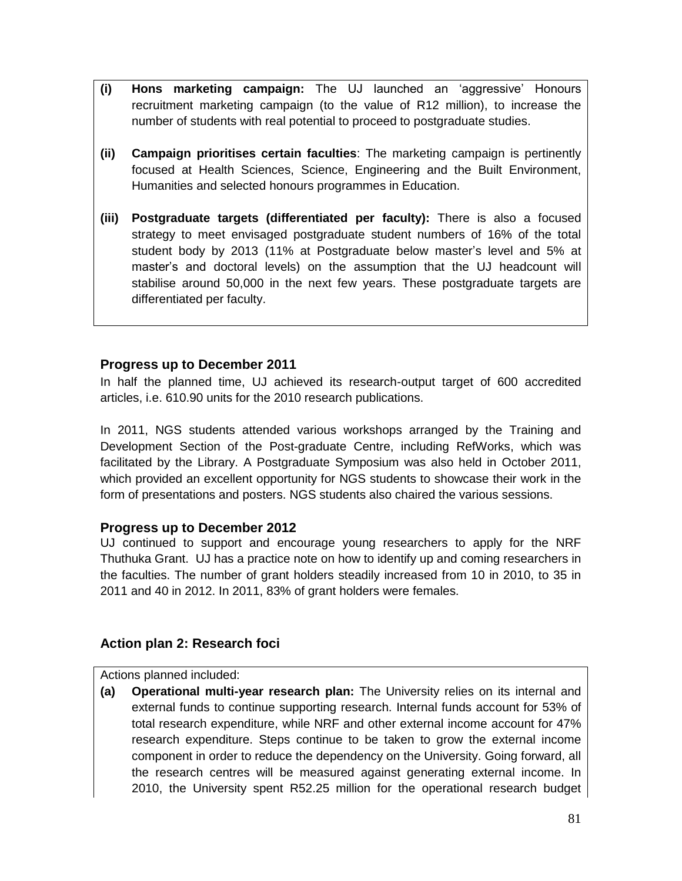- **(i) Hons marketing campaign:** The UJ launched an 'aggressive' Honours recruitment marketing campaign (to the value of R12 million), to increase the number of students with real potential to proceed to postgraduate studies.
- **(ii) Campaign prioritises certain faculties**: The marketing campaign is pertinently focused at Health Sciences, Science, Engineering and the Built Environment, Humanities and selected honours programmes in Education.
- **(iii) Postgraduate targets (differentiated per faculty):** There is also a focused strategy to meet envisaged postgraduate student numbers of 16% of the total student body by 2013 (11% at Postgraduate below master's level and 5% at master's and doctoral levels) on the assumption that the UJ headcount will stabilise around 50,000 in the next few years. These postgraduate targets are differentiated per faculty.

### Progress up to December 2011

In half the planned time, UJ achieved its research-output target of 600 accredited articles, i.e. 610.90 units for the 2010 research publications.

In 2011, NGS students attended various workshops arranged by the Training and Development Section of the Post-graduate Centre, including RefWorks, which was facilitated by the Library. A Postgraduate Symposium was also held in October 2011, which provided an excellent opportunity for NGS students to showcase their work in the form of presentations and posters. NGS students also chaired the various sessions.

### Progress up to December 2012

UJ continued to support and encourage young researchers to apply for the NRF Thuthuka Grant. UJ has a practice note on how to identify up and coming researchers in the faculties. The number of grant holders steadily increased from 10 in 2010, to 35 in 2011 and 40 in 2012. In 2011, 83% of grant holders were females.

### Action plan 2: Research foci

Actions planned included:

- **(a) Operational multi-year research plan:** The University relies on its internal and external funds to continue supporting research. Internal funds account for 53% of total research expenditure, while NRF and other external income account for 47% research expenditure. Steps continue to be taken to grow the external income component in order to reduce the dependency on the University. Going forward, all the research centres will be measured against generating external income. In 2010, the University spent R52.25 million for the operational research budget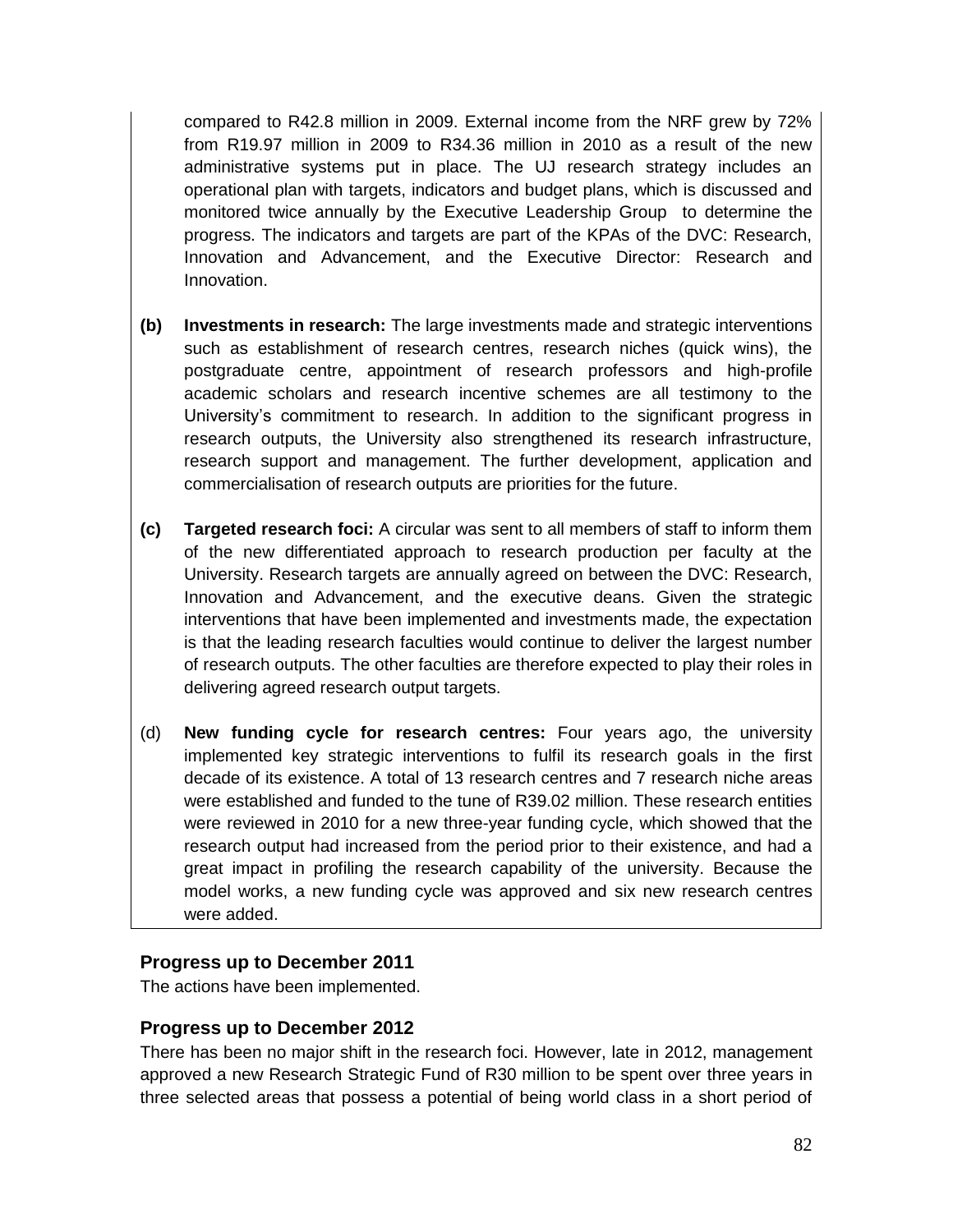compared to R42.8 million in 2009. External income from the NRF grew by 72% from R19.97 million in 2009 to R34.36 million in 2010 as a result of the new administrative systems put in place. The UJ research strategy includes an operational plan with targets, indicators and budget plans, which is discussed and monitored twice annually by the Executive Leadership Group to determine the progress. The indicators and targets are part of the KPAs of the DVC: Research, Innovation and Advancement, and the Executive Director: Research and Innovation.

**(b)** **Investments in research:** The large investments made and strategic interventions such as establishment of research centres, research niches (quick wins), the postgraduate centre, appointment of research professors and high-profile academic scholars and research incentive schemes are all testimony to the University's commitment to research. In addition to the significant progress in research outputs, the University also strengthened its research infrastructure, research support and management. The further development, application and commercialisation of research outputs are priorities for the future.

**(c)** **Targeted research foci:** A circular was sent to all members of staff to inform them of the new differentiated approach to research production per faculty at the University. Research targets are annually agreed on between the DVC: Research, Innovation and Advancement, and the executive deans. Given the strategic interventions that have been implemented and investments made, the expectation is that the leading research faculties would continue to deliver the largest number of research outputs. The other faculties are therefore expected to play their roles in delivering agreed research output targets.

(d) **New funding cycle for research centres:** Four years ago, the university implemented key strategic interventions to fulfil its research goals in the first decade of its existence. A total of 13 research centres and 7 research niche areas were established and funded to the tune of R39.02 million. These research entities were reviewed in 2010 for a new three-year funding cycle, which showed that the research output had increased from the period prior to their existence, and had a great impact in profiling the research capability of the university. Because the model works, a new funding cycle was approved and six new research centres were added.

### Progress up to December 2011

The actions have been implemented.

### Progress up to December 2012

There has been no major shift in the research foci. However, late in 2012, management approved a new Research Strategic Fund of R30 million to be spent over three years in three selected areas that possess a potential of being world class in a short period of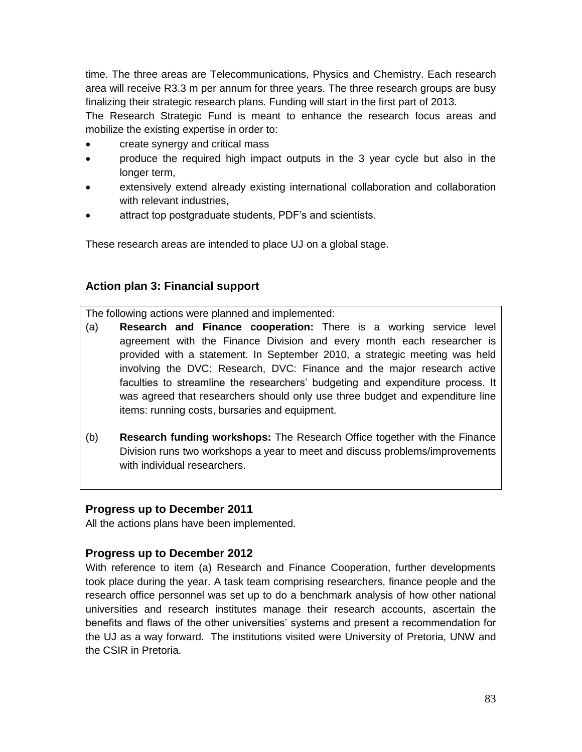time. The three areas are Telecommunications, Physics and Chemistry. Each research area will receive R3.3 m per annum for three years. The three research groups are busy finalizing their strategic research plans. Funding will start in the first part of 2013.

The Research Strategic Fund is meant to enhance the research focus areas and mobilize the existing expertise in order to:

- create synergy and critical mass
- produce the required high impact outputs in the 3 year cycle but also in the longer term,
- extensively extend already existing international collaboration and collaboration with relevant industries,
- attract top postgraduate students, PDF's and scientists.

These research areas are intended to place UJ on a global stage.

### Action plan 3: Financial support

The following actions were planned and implemented:

(a) **Research and Finance cooperation:** There is a working service level agreement with the Finance Division and every month each researcher is provided with a statement. In September 2010, a strategic meeting was held involving the DVC: Research, DVC: Finance and the major research active faculties to streamline the researchers' budgeting and expenditure process. It was agreed that researchers should only use three budget and expenditure line items: running costs, bursaries and equipment.

(b) **Research funding workshops:** The Research Office together with the Finance Division runs two workshops a year to meet and discuss problems/improvements with individual researchers.

### Progress up to December 2011

All the actions plans have been implemented.

### Progress up to December 2012

With reference to item (a) Research and Finance Cooperation, further developments took place during the year. A task team comprising researchers, finance people and the research office personnel was set up to do a benchmark analysis of how other national universities and research institutes manage their research accounts, ascertain the benefits and flaws of the other universities' systems and present a recommendation for the UJ as a way forward. The institutions visited were University of Pretoria, UNW and the CSIR in Pretoria.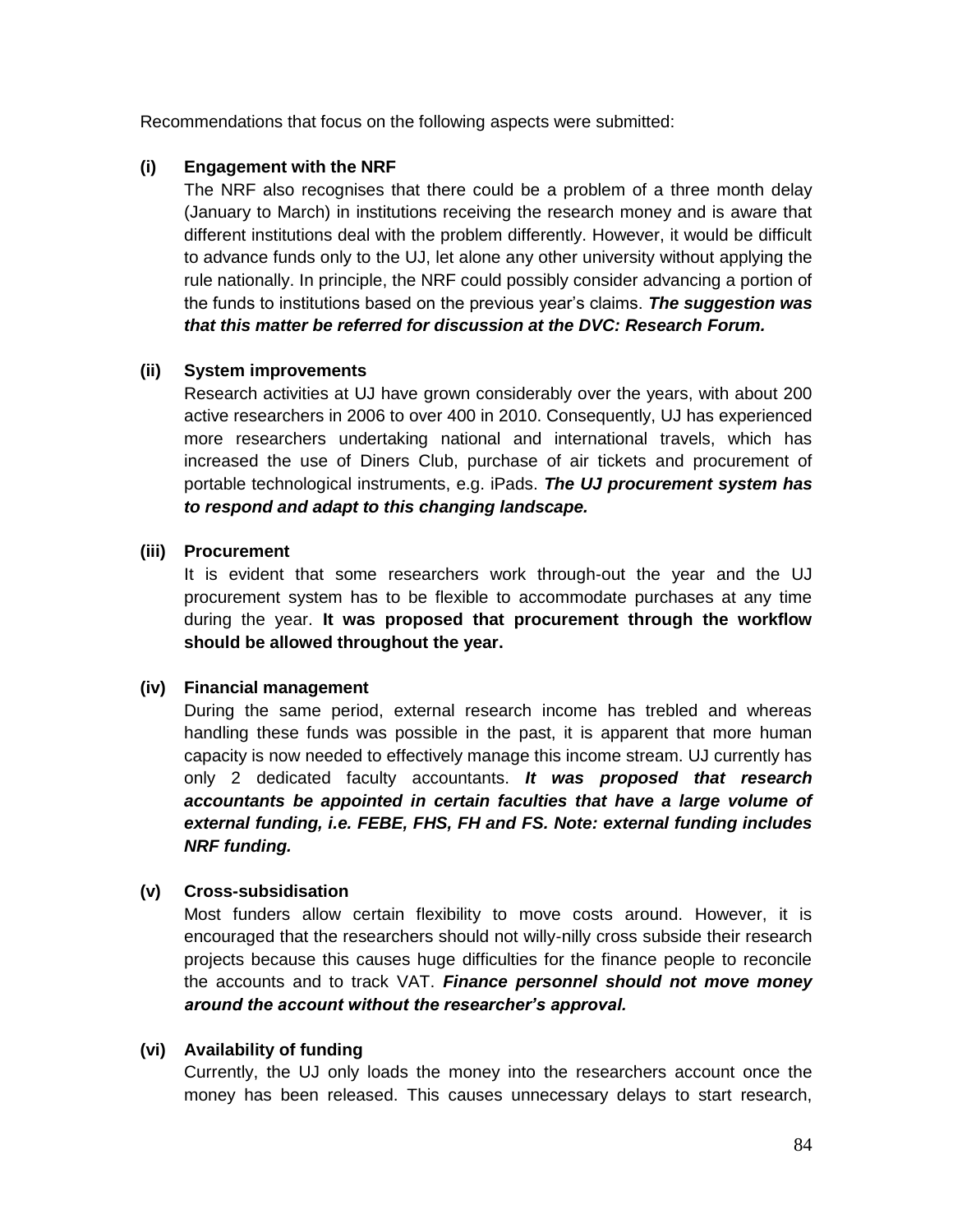Recommendations that focus on the following aspects were submitted:

**(i) Engagement with the NRF**

The NRF also recognises that there could be a problem of a three month delay (January to March) in institutions receiving the research money and is aware that different institutions deal with the problem differently. However, it would be difficult to advance funds only to the UJ, let alone any other university without applying the rule nationally. In principle, the NRF could possibly consider advancing a portion of the funds to institutions based on the previous year's claims. ***The suggestion was that this matter be referred for discussion at the DVC: Research Forum.***

**(ii) System improvements**

Research activities at UJ have grown considerably over the years, with about 200 active researchers in 2006 to over 400 in 2010. Consequently, UJ has experienced more researchers undertaking national and international travels, which has increased the use of Diners Club, purchase of air tickets and procurement of portable technological instruments, e.g. iPads. ***The UJ procurement system has to respond and adapt to this changing landscape.***

**(iii) Procurement**

It is evident that some researchers work through-out the year and the UJ procurement system has to be flexible to accommodate purchases at any time during the year. **It was proposed that procurement through the workflow should be allowed throughout the year.**

**(iv) Financial management**

During the same period, external research income has trebled and whereas handling these funds was possible in the past, it is apparent that more human capacity is now needed to effectively manage this income stream. UJ currently has only 2 dedicated faculty accountants. ***It was proposed that research accountants be appointed in certain faculties that have a large volume of external funding, i.e. FEBE, FHS, FH and FS. Note: external funding includes NRF funding.***

**(v) Cross-subsidisation**

Most funders allow certain flexibility to move costs around. However, it is encouraged that the researchers should not willy-nilly cross subside their research projects because this causes huge difficulties for the finance people to reconcile the accounts and to track VAT. ***Finance personnel should not move money around the account without the researcher's approval.***

**(vi) Availability of funding**

Currently, the UJ only loads the money into the researchers account once the money has been released. This causes unnecessary delays to start research,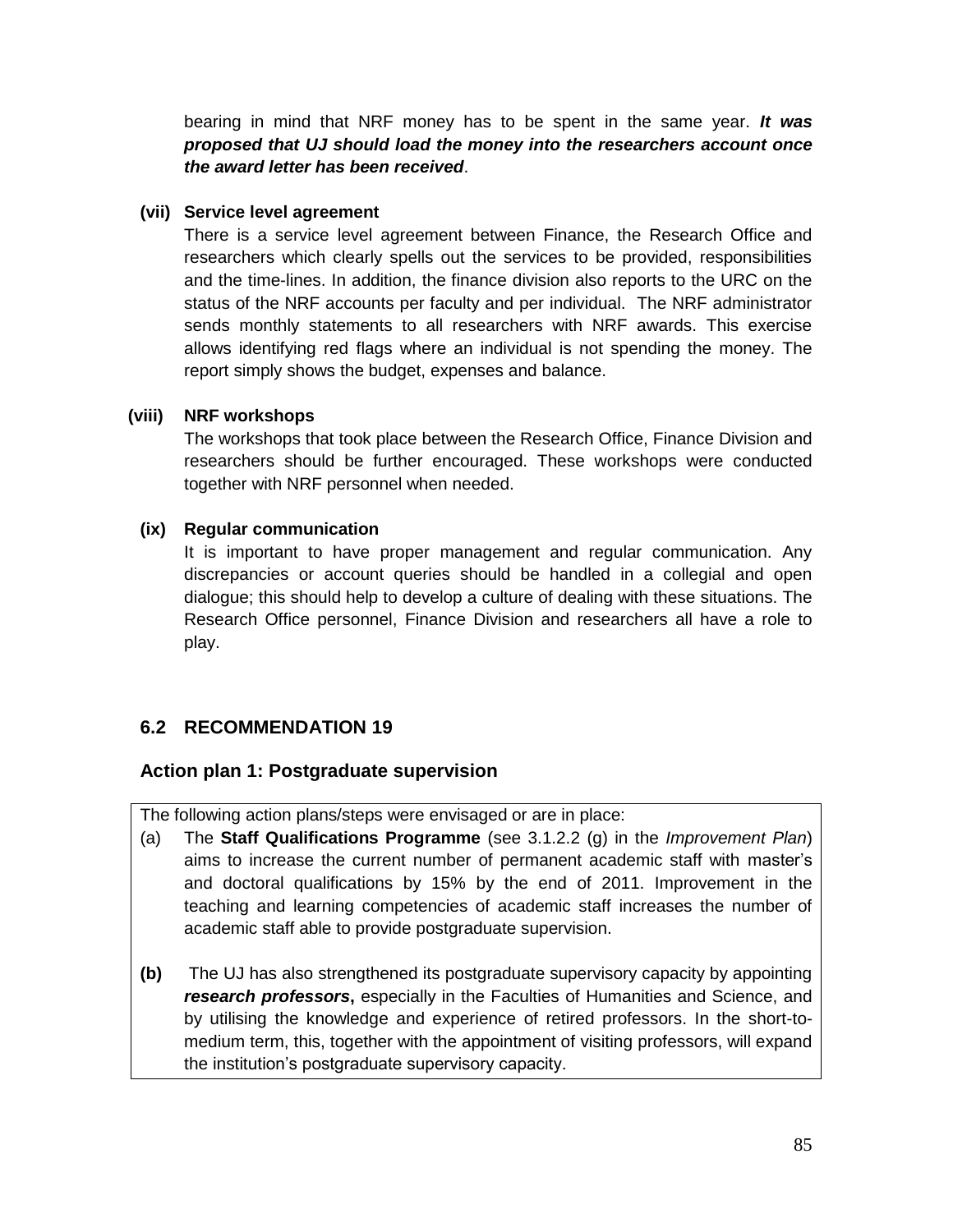bearing in mind that NRF money has to be spent in the same year. ***It was proposed that UJ should load the money into the researchers account once the award letter has been received***.

**(vii) Service level agreement**

There is a service level agreement between Finance, the Research Office and researchers which clearly spells out the services to be provided, responsibilities and the time-lines. In addition, the finance division also reports to the URC on the status of the NRF accounts per faculty and per individual. The NRF administrator sends monthly statements to all researchers with NRF awards. This exercise allows identifying red flags where an individual is not spending the money. The report simply shows the budget, expenses and balance.

**(viii) NRF workshops**

The workshops that took place between the Research Office, Finance Division and researchers should be further encouraged. These workshops were conducted together with NRF personnel when needed.

**(ix) Regular communication**

It is important to have proper management and regular communication. Any discrepancies or account queries should be handled in a collegial and open dialogue; this should help to develop a culture of dealing with these situations. The Research Office personnel, Finance Division and researchers all have a role to play.

## 6.2 RECOMMENDATION 19

### Action plan 1: Postgraduate supervision

The following action plans/steps were envisaged or are in place:

(a) The **Staff Qualifications Programme** (see 3.1.2.2 (g) in the *Improvement Plan*) aims to increase the current number of permanent academic staff with master's and doctoral qualifications by 15% by the end of 2011. Improvement in the teaching and learning competencies of academic staff increases the number of academic staff able to provide postgraduate supervision.

**(b)** The UJ has also strengthened its postgraduate supervisory capacity by appointing ***research professors***, especially in the Faculties of Humanities and Science, and by utilising the knowledge and experience of retired professors. In the short-to-medium term, this, together with the appointment of visiting professors, will expand the institution's postgraduate supervisory capacity.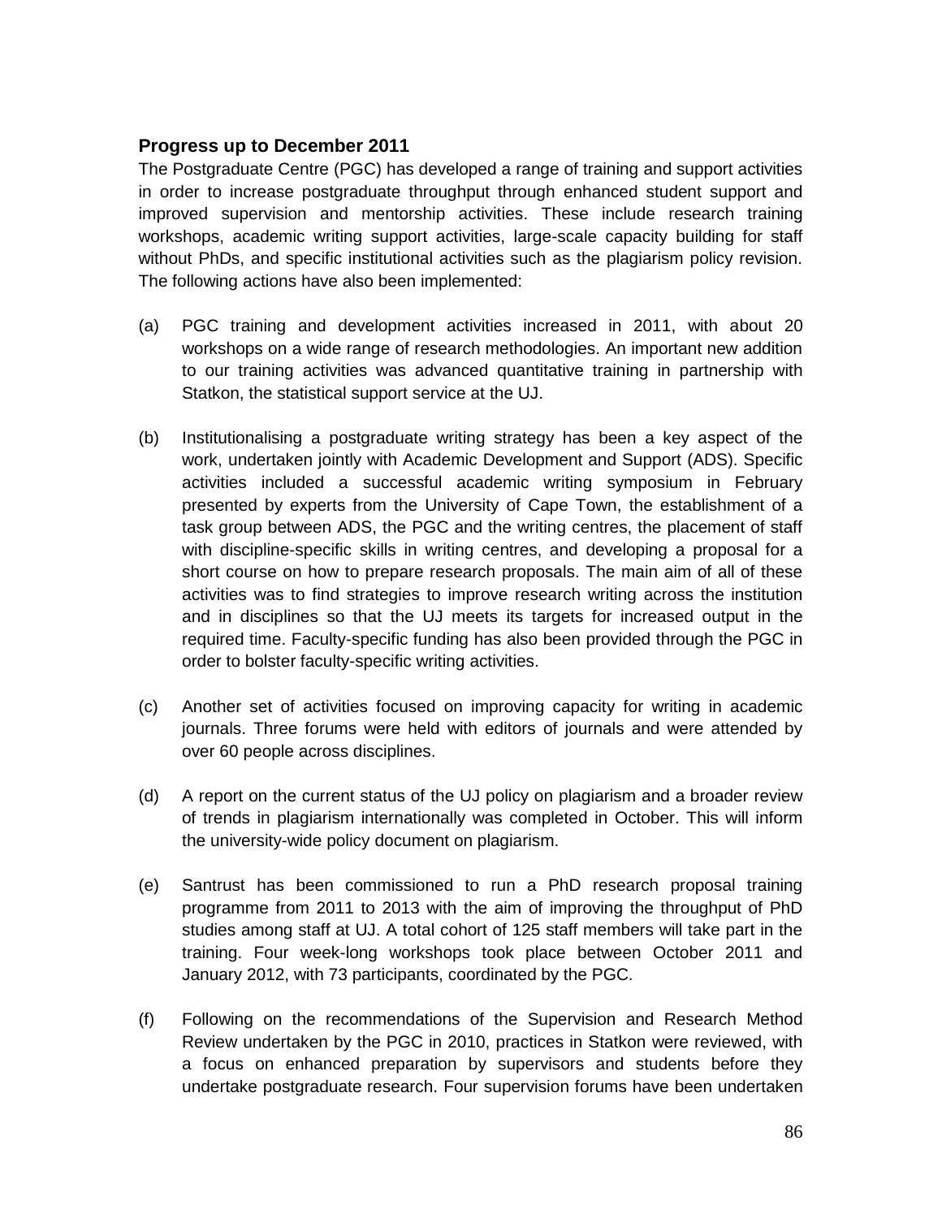### Progress up to December 2011

The Postgraduate Centre (PGC) has developed a range of training and support activities in order to increase postgraduate throughput through enhanced student support and improved supervision and mentorship activities. These include research training workshops, academic writing support activities, large-scale capacity building for staff without PhDs, and specific institutional activities such as the plagiarism policy revision. The following actions have also been implemented:

(a) PGC training and development activities increased in 2011, with about 20 workshops on a wide range of research methodologies. An important new addition to our training activities was advanced quantitative training in partnership with Statkon, the statistical support service at the UJ.

(b) Institutionalising a postgraduate writing strategy has been a key aspect of the work, undertaken jointly with Academic Development and Support (ADS). Specific activities included a successful academic writing symposium in February presented by experts from the University of Cape Town, the establishment of a task group between ADS, the PGC and the writing centres, the placement of staff with discipline-specific skills in writing centres, and developing a proposal for a short course on how to prepare research proposals. The main aim of all of these activities was to find strategies to improve research writing across the institution and in disciplines so that the UJ meets its targets for increased output in the required time. Faculty-specific funding has also been provided through the PGC in order to bolster faculty-specific writing activities.

(c) Another set of activities focused on improving capacity for writing in academic journals. Three forums were held with editors of journals and were attended by over 60 people across disciplines.

(d) A report on the current status of the UJ policy on plagiarism and a broader review of trends in plagiarism internationally was completed in October. This will inform the university-wide policy document on plagiarism.

(e) Santrust has been commissioned to run a PhD research proposal training programme from 2011 to 2013 with the aim of improving the throughput of PhD studies among staff at UJ. A total cohort of 125 staff members will take part in the training. Four week-long workshops took place between October 2011 and January 2012, with 73 participants, coordinated by the PGC.

(f) Following on the recommendations of the Supervision and Research Method Review undertaken by the PGC in 2010, practices in Statkon were reviewed, with a focus on enhanced preparation by supervisors and students before they undertake postgraduate research. Four supervision forums have been undertaken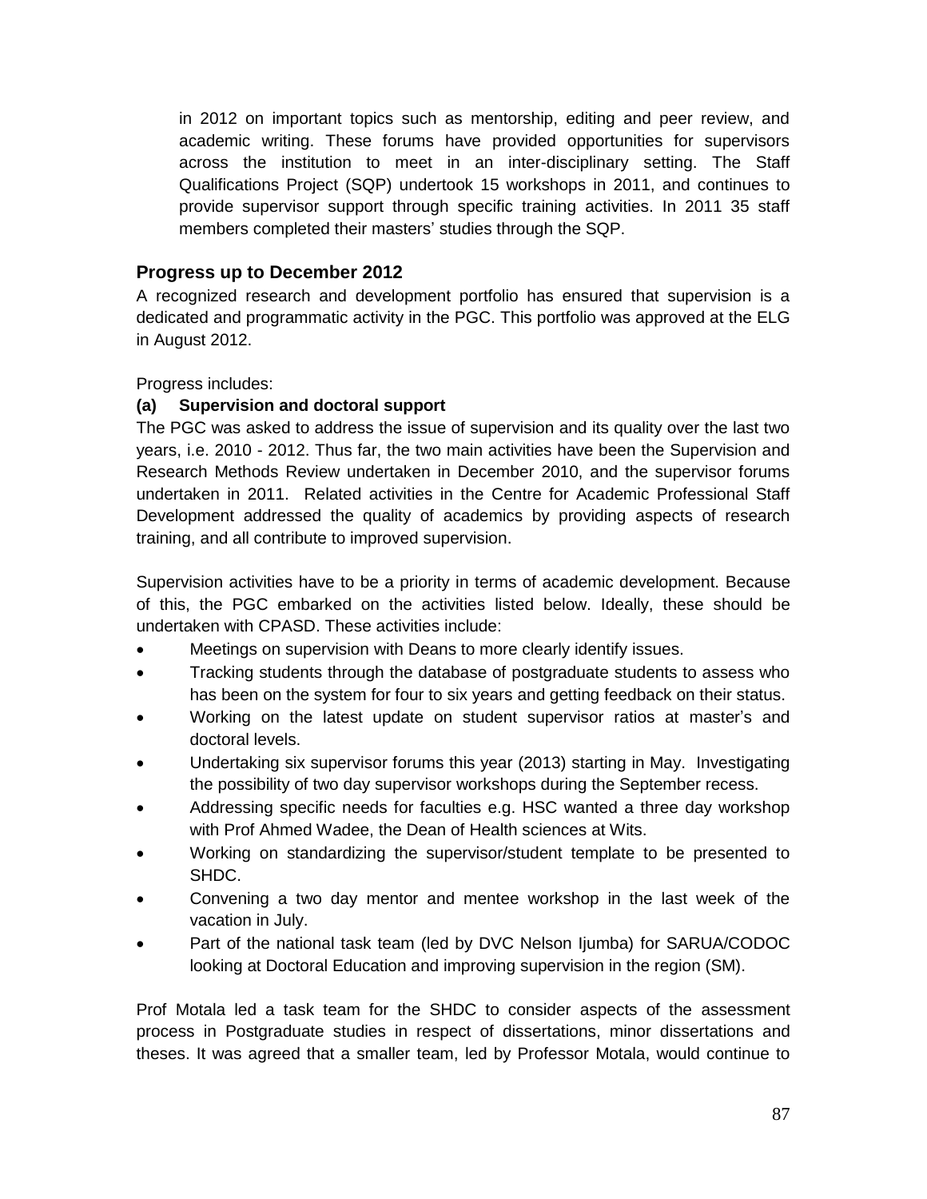in 2012 on important topics such as mentorship, editing and peer review, and academic writing. These forums have provided opportunities for supervisors across the institution to meet in an inter-disciplinary setting. The Staff Qualifications Project (SQP) undertook 15 workshops in 2011, and continues to provide supervisor support through specific training activities. In 2011 35 staff members completed their masters' studies through the SQP.

### Progress up to December 2012

A recognized research and development portfolio has ensured that supervision is a dedicated and programmatic activity in the PGC. This portfolio was approved at the ELG in August 2012.

Progress includes:

**(a) Supervision and doctoral support**

The PGC was asked to address the issue of supervision and its quality over the last two years, i.e. 2010 - 2012. Thus far, the two main activities have been the Supervision and Research Methods Review undertaken in December 2010, and the supervisor forums undertaken in 2011. Related activities in the Centre for Academic Professional Staff Development addressed the quality of academics by providing aspects of research training, and all contribute to improved supervision.

Supervision activities have to be a priority in terms of academic development. Because of this, the PGC embarked on the activities listed below. Ideally, these should be undertaken with CPASD. These activities include:

- Meetings on supervision with Deans to more clearly identify issues.
- Tracking students through the database of postgraduate students to assess who has been on the system for four to six years and getting feedback on their status.
- Working on the latest update on student supervisor ratios at master's and doctoral levels.
- Undertaking six supervisor forums this year (2013) starting in May. Investigating the possibility of two day supervisor workshops during the September recess.
- Addressing specific needs for faculties e.g. HSC wanted a three day workshop with Prof Ahmed Wadee, the Dean of Health sciences at Wits.
- Working on standardizing the supervisor/student template to be presented to SHDC.
- Convening a two day mentor and mentee workshop in the last week of the vacation in July.
- Part of the national task team (led by DVC Nelson Ijumba) for SARUA/CODOC looking at Doctoral Education and improving supervision in the region (SM).

Prof Motala led a task team for the SHDC to consider aspects of the assessment process in Postgraduate studies in respect of dissertations, minor dissertations and theses. It was agreed that a smaller team, led by Professor Motala, would continue to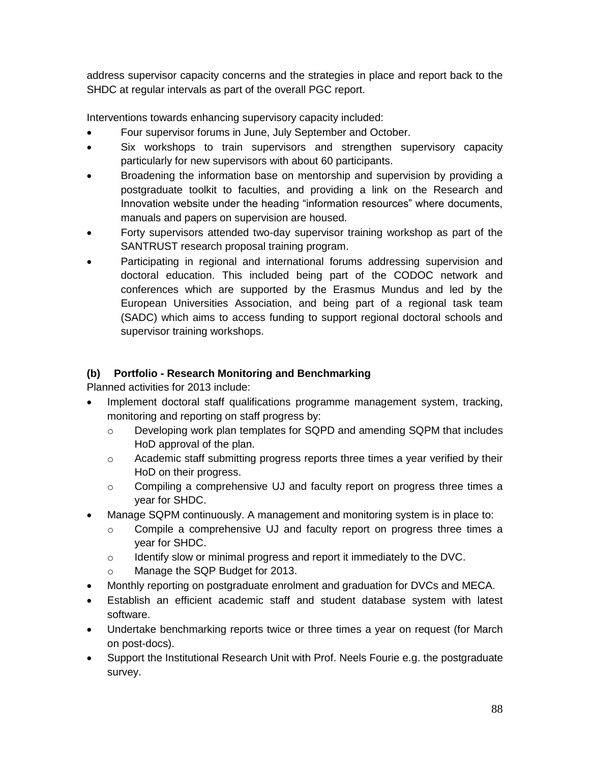address supervisor capacity concerns and the strategies in place and report back to the SHDC at regular intervals as part of the overall PGC report.

Interventions towards enhancing supervisory capacity included:

- Four supervisor forums in June, July September and October.
- Six workshops to train supervisors and strengthen supervisory capacity particularly for new supervisors with about 60 participants.
- Broadening the information base on mentorship and supervision by providing a postgraduate toolkit to faculties, and providing a link on the Research and Innovation website under the heading "information resources" where documents, manuals and papers on supervision are housed.
- Forty supervisors attended two-day supervisor training workshop as part of the SANTRUST research proposal training program.
- Participating in regional and international forums addressing supervision and doctoral education. This included being part of the CODOC network and conferences which are supported by the Erasmus Mundus and led by the European Universities Association, and being part of a regional task team (SADC) which aims to access funding to support regional doctoral schools and supervisor training workshops.

**(b) Portfolio - Research Monitoring and Benchmarking**

Planned activities for 2013 include:

- Implement doctoral staff qualifications programme management system, tracking, monitoring and reporting on staff progress by:
  - Developing work plan templates for SQPD and amending SQPM that includes HoD approval of the plan.
  - Academic staff submitting progress reports three times a year verified by their HoD on their progress.
  - Compiling a comprehensive UJ and faculty report on progress three times a year for SHDC.
- Manage SQPM continuously. A management and monitoring system is in place to:
  - Compile a comprehensive UJ and faculty report on progress three times a year for SHDC.
  - Identify slow or minimal progress and report it immediately to the DVC.
  - Manage the SQP Budget for 2013.
- Monthly reporting on postgraduate enrolment and graduation for DVCs and MECA.
- Establish an efficient academic staff and student database system with latest software.
- Undertake benchmarking reports twice or three times a year on request (for March on post-docs).
- Support the Institutional Research Unit with Prof. Neels Fourie e.g. the postgraduate survey.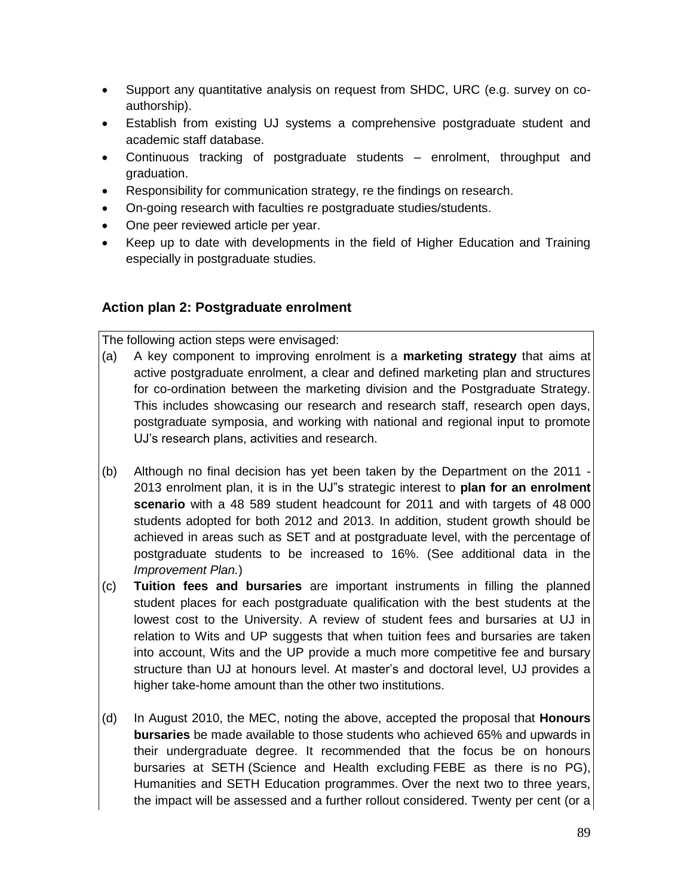- Support any quantitative analysis on request from SHDC, URC (e.g. survey on co-authorship).
- Establish from existing UJ systems a comprehensive postgraduate student and academic staff database.
- Continuous tracking of postgraduate students – enrolment, throughput and graduation.
- Responsibility for communication strategy, re the findings on research.
- On-going research with faculties re postgraduate studies/students.
- One peer reviewed article per year.
- Keep up to date with developments in the field of Higher Education and Training especially in postgraduate studies.

### Action plan 2: Postgraduate enrolment

The following action steps were envisaged:

(a) A key component to improving enrolment is a **marketing strategy** that aims at active postgraduate enrolment, a clear and defined marketing plan and structures for co-ordination between the marketing division and the Postgraduate Strategy. This includes showcasing our research and research staff, research open days, postgraduate symposia, and working with national and regional input to promote UJ's research plans, activities and research.

(b) Although no final decision has yet been taken by the Department on the 2011 - 2013 enrolment plan, it is in the UJ"s strategic interest to **plan for an enrolment scenario** with a 48 589 student headcount for 2011 and with targets of 48 000 students adopted for both 2012 and 2013. In addition, student growth should be achieved in areas such as SET and at postgraduate level, with the percentage of postgraduate students to be increased to 16%. (See additional data in the *Improvement Plan.*)

(c) **Tuition fees and bursaries** are important instruments in filling the planned student places for each postgraduate qualification with the best students at the lowest cost to the University. A review of student fees and bursaries at UJ in relation to Wits and UP suggests that when tuition fees and bursaries are taken into account, Wits and the UP provide a much more competitive fee and bursary structure than UJ at honours level. At master's and doctoral level, UJ provides a higher take-home amount than the other two institutions.

(d) In August 2010, the MEC, noting the above, accepted the proposal that **Honours bursaries** be made available to those students who achieved 65% and upwards in their undergraduate degree. It recommended that the focus be on honours bursaries at SETH (Science and Health excluding FEBE as there is no PG), Humanities and SETH Education programmes. Over the next two to three years, the impact will be assessed and a further rollout considered. Twenty per cent (or a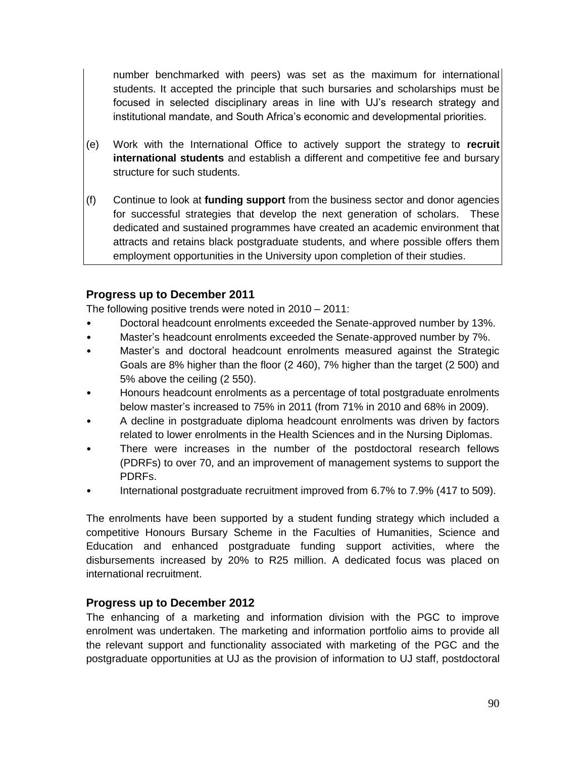number benchmarked with peers) was set as the maximum for international students. It accepted the principle that such bursaries and scholarships must be focused in selected disciplinary areas in line with UJ's research strategy and institutional mandate, and South Africa's economic and developmental priorities.

(e) Work with the International Office to actively support the strategy to **recruit international students** and establish a different and competitive fee and bursary structure for such students.

(f) Continue to look at **funding support** from the business sector and donor agencies for successful strategies that develop the next generation of scholars. These dedicated and sustained programmes have created an academic environment that attracts and retains black postgraduate students, and where possible offers them employment opportunities in the University upon completion of their studies.

## Progress up to December 2011

The following positive trends were noted in 2010 – 2011:

- Doctoral headcount enrolments exceeded the Senate-approved number by 13%.
- Master's headcount enrolments exceeded the Senate-approved number by 7%.
- Master's and doctoral headcount enrolments measured against the Strategic Goals are 8% higher than the floor (2 460), 7% higher than the target (2 500) and 5% above the ceiling (2 550).
- Honours headcount enrolments as a percentage of total postgraduate enrolments below master's increased to 75% in 2011 (from 71% in 2010 and 68% in 2009).
- A decline in postgraduate diploma headcount enrolments was driven by factors related to lower enrolments in the Health Sciences and in the Nursing Diplomas.
- There were increases in the number of the postdoctoral research fellows (PDRFs) to over 70, and an improvement of management systems to support the PDRFs.
- International postgraduate recruitment improved from 6.7% to 7.9% (417 to 509).

The enrolments have been supported by a student funding strategy which included a competitive Honours Bursary Scheme in the Faculties of Humanities, Science and Education and enhanced postgraduate funding support activities, where the disbursements increased by 20% to R25 million. A dedicated focus was placed on international recruitment.

## Progress up to December 2012

The enhancing of a marketing and information division with the PGC to improve enrolment was undertaken. The marketing and information portfolio aims to provide all the relevant support and functionality associated with marketing of the PGC and the postgraduate opportunities at UJ as the provision of information to UJ staff, postdoctoral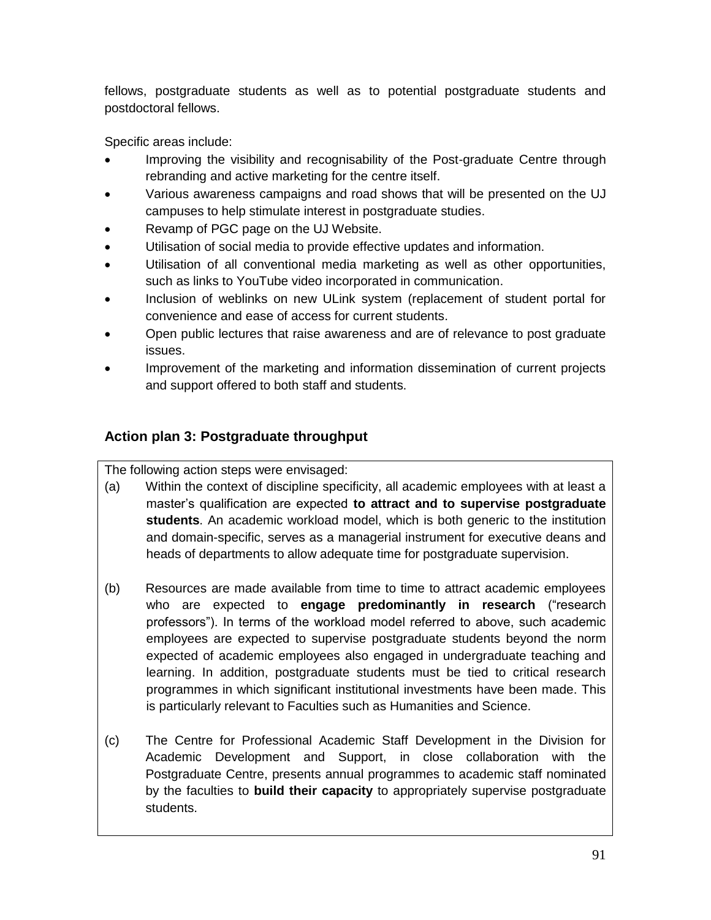fellows, postgraduate students as well as to potential postgraduate students and postdoctoral fellows.

Specific areas include:

- Improving the visibility and recognisability of the Post-graduate Centre through rebranding and active marketing for the centre itself.
- Various awareness campaigns and road shows that will be presented on the UJ campuses to help stimulate interest in postgraduate studies.
- Revamp of PGC page on the UJ Website.
- Utilisation of social media to provide effective updates and information.
- Utilisation of all conventional media marketing as well as other opportunities, such as links to YouTube video incorporated in communication.
- Inclusion of weblinks on new ULink system (replacement of student portal for convenience and ease of access for current students.
- Open public lectures that raise awareness and are of relevance to post graduate issues.
- Improvement of the marketing and information dissemination of current projects and support offered to both staff and students.

### Action plan 3: Postgraduate throughput

The following action steps were envisaged:

(a) Within the context of discipline specificity, all academic employees with at least a master's qualification are expected **to attract and to supervise postgraduate students**. An academic workload model, which is both generic to the institution and domain-specific, serves as a managerial instrument for executive deans and heads of departments to allow adequate time for postgraduate supervision.

(b) Resources are made available from time to time to attract academic employees who are expected to **engage predominantly in research** ("research professors"). In terms of the workload model referred to above, such academic employees are expected to supervise postgraduate students beyond the norm expected of academic employees also engaged in undergraduate teaching and learning. In addition, postgraduate students must be tied to critical research programmes in which significant institutional investments have been made. This is particularly relevant to Faculties such as Humanities and Science.

(c) The Centre for Professional Academic Staff Development in the Division for Academic Development and Support, in close collaboration with the Postgraduate Centre, presents annual programmes to academic staff nominated by the faculties to **build their capacity** to appropriately supervise postgraduate students.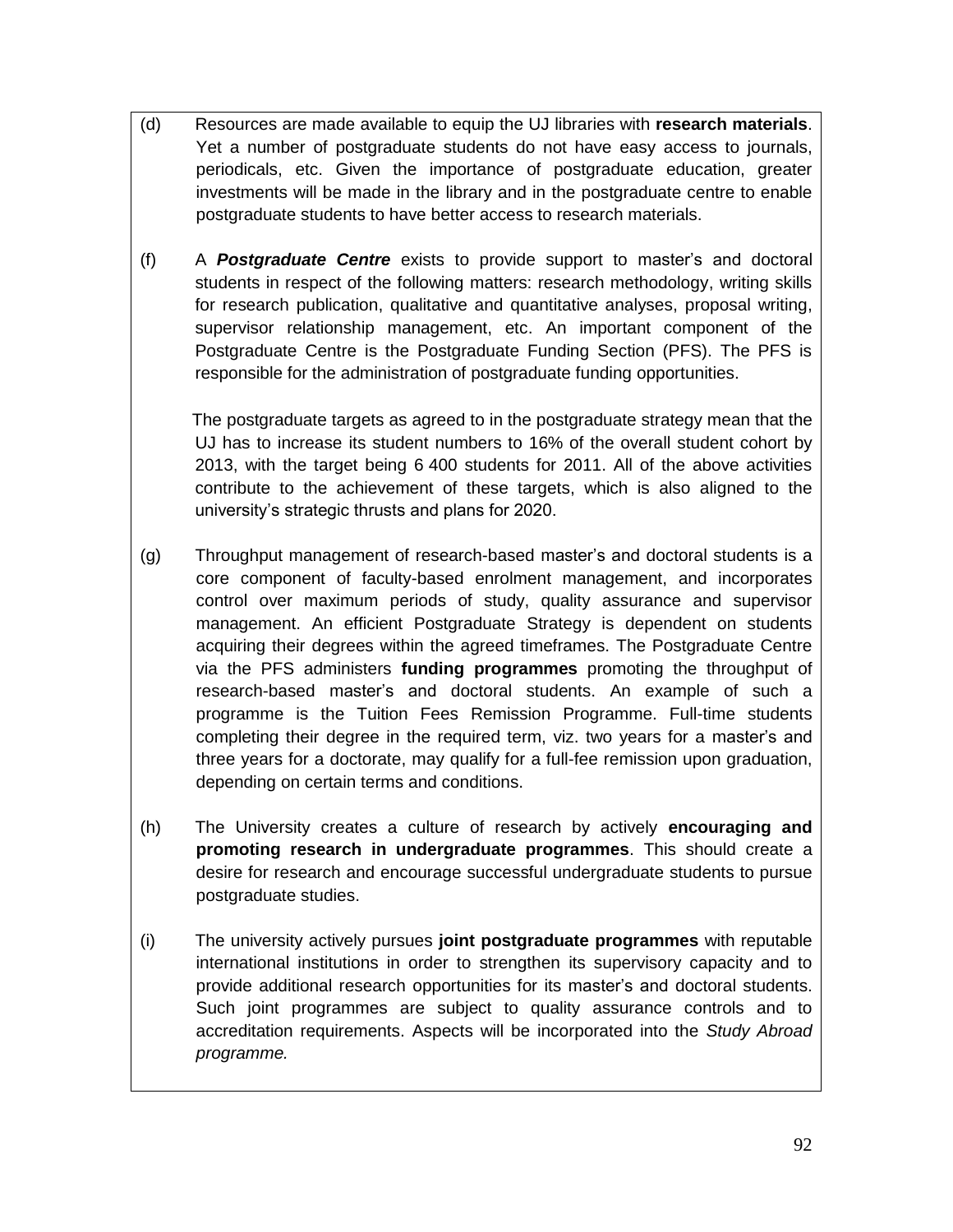(d) Resources are made available to equip the UJ libraries with **research materials**. Yet a number of postgraduate students do not have easy access to journals, periodicals, etc. Given the importance of postgraduate education, greater investments will be made in the library and in the postgraduate centre to enable postgraduate students to have better access to research materials.

(f) A ***Postgraduate Centre*** exists to provide support to master's and doctoral students in respect of the following matters: research methodology, writing skills for research publication, qualitative and quantitative analyses, proposal writing, supervisor relationship management, etc. An important component of the Postgraduate Centre is the Postgraduate Funding Section (PFS). The PFS is responsible for the administration of postgraduate funding opportunities.

The postgraduate targets as agreed to in the postgraduate strategy mean that the UJ has to increase its student numbers to 16% of the overall student cohort by 2013, with the target being 6 400 students for 2011. All of the above activities contribute to the achievement of these targets, which is also aligned to the university's strategic thrusts and plans for 2020.

(g) Throughput management of research-based master's and doctoral students is a core component of faculty-based enrolment management, and incorporates control over maximum periods of study, quality assurance and supervisor management. An efficient Postgraduate Strategy is dependent on students acquiring their degrees within the agreed timeframes. The Postgraduate Centre via the PFS administers **funding programmes** promoting the throughput of research-based master's and doctoral students. An example of such a programme is the Tuition Fees Remission Programme. Full-time students completing their degree in the required term, viz. two years for a master's and three years for a doctorate, may qualify for a full-fee remission upon graduation, depending on certain terms and conditions.

(h) The University creates a culture of research by actively **encouraging and promoting research in undergraduate programmes**. This should create a desire for research and encourage successful undergraduate students to pursue postgraduate studies.

(i) The university actively pursues **joint postgraduate programmes** with reputable international institutions in order to strengthen its supervisory capacity and to provide additional research opportunities for its master's and doctoral students. Such joint programmes are subject to quality assurance controls and to accreditation requirements. Aspects will be incorporated into the *Study Abroad programme.*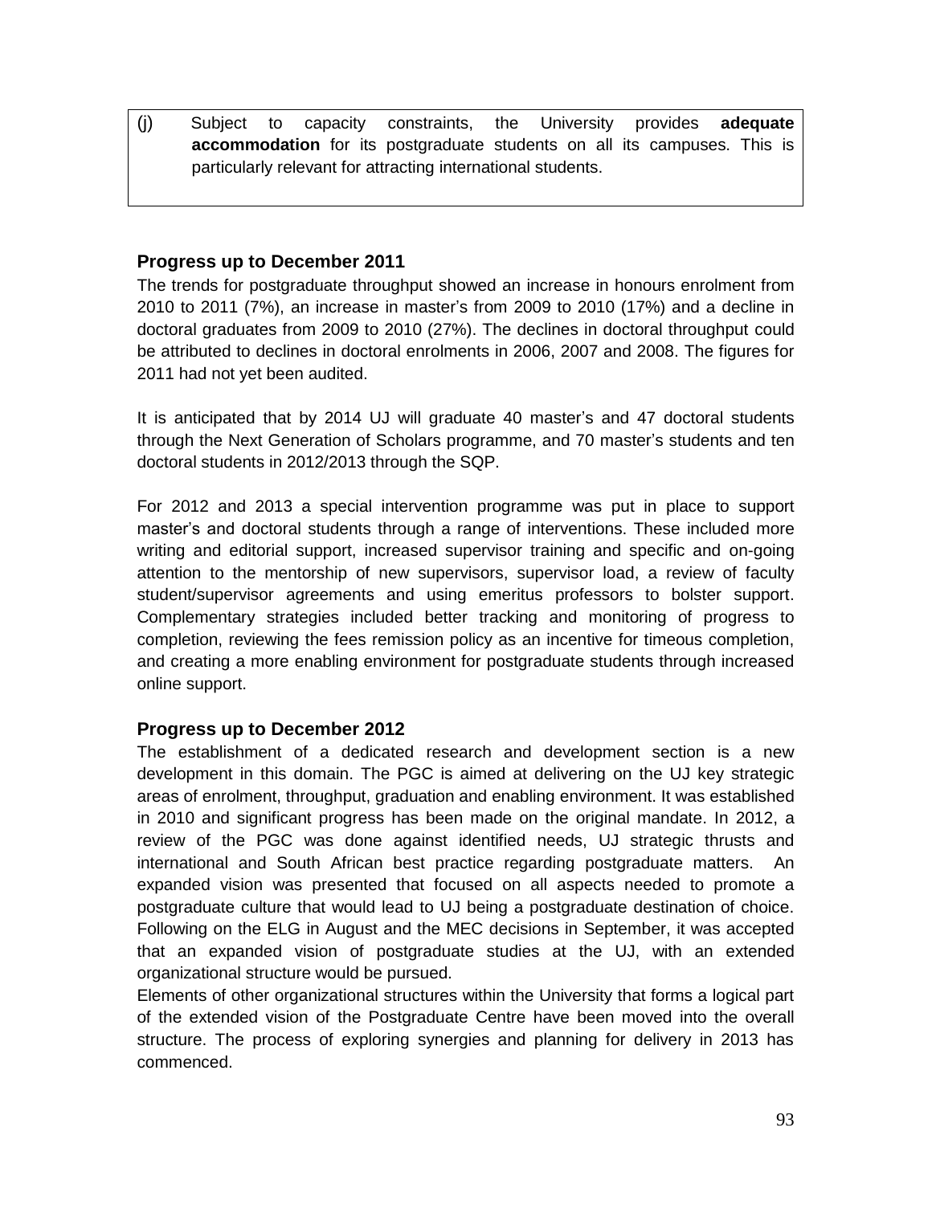(j) Subject to capacity constraints, the University provides **adequate accommodation** for its postgraduate students on all its campuses. This is particularly relevant for attracting international students.

### Progress up to December 2011

The trends for postgraduate throughput showed an increase in honours enrolment from 2010 to 2011 (7%), an increase in master's from 2009 to 2010 (17%) and a decline in doctoral graduates from 2009 to 2010 (27%). The declines in doctoral throughput could be attributed to declines in doctoral enrolments in 2006, 2007 and 2008. The figures for 2011 had not yet been audited.

It is anticipated that by 2014 UJ will graduate 40 master's and 47 doctoral students through the Next Generation of Scholars programme, and 70 master's students and ten doctoral students in 2012/2013 through the SQP.

For 2012 and 2013 a special intervention programme was put in place to support master's and doctoral students through a range of interventions. These included more writing and editorial support, increased supervisor training and specific and on-going attention to the mentorship of new supervisors, supervisor load, a review of faculty student/supervisor agreements and using emeritus professors to bolster support. Complementary strategies included better tracking and monitoring of progress to completion, reviewing the fees remission policy as an incentive for timeous completion, and creating a more enabling environment for postgraduate students through increased online support.

### Progress up to December 2012

The establishment of a dedicated research and development section is a new development in this domain. The PGC is aimed at delivering on the UJ key strategic areas of enrolment, throughput, graduation and enabling environment. It was established in 2010 and significant progress has been made on the original mandate. In 2012, a review of the PGC was done against identified needs, UJ strategic thrusts and international and South African best practice regarding postgraduate matters. An expanded vision was presented that focused on all aspects needed to promote a postgraduate culture that would lead to UJ being a postgraduate destination of choice. Following on the ELG in August and the MEC decisions in September, it was accepted that an expanded vision of postgraduate studies at the UJ, with an extended organizational structure would be pursued.

Elements of other organizational structures within the University that forms a logical part of the extended vision of the Postgraduate Centre have been moved into the overall structure. The process of exploring synergies and planning for delivery in 2013 has commenced.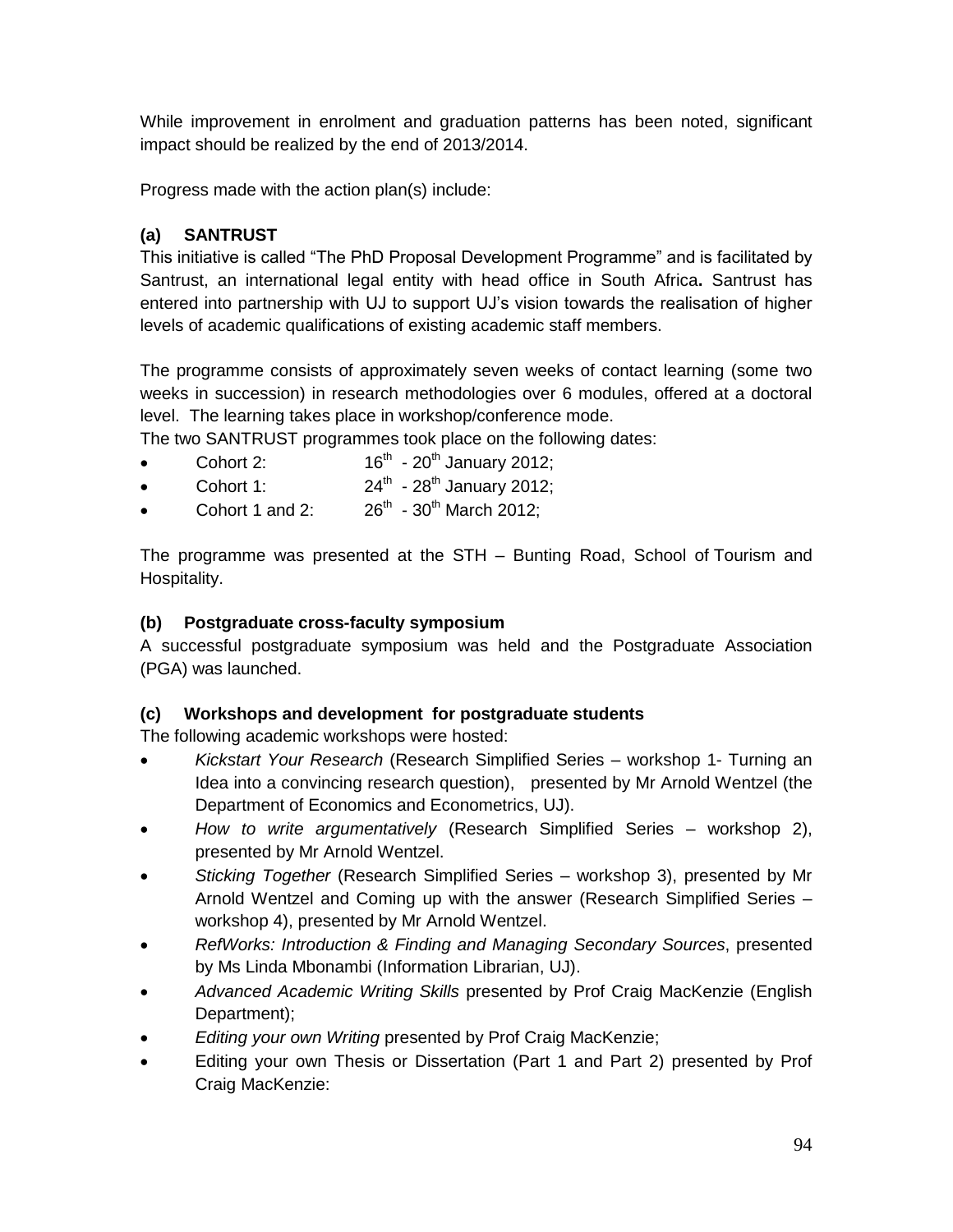While improvement in enrolment and graduation patterns has been noted, significant impact should be realized by the end of 2013/2014.

Progress made with the action plan(s) include:

**(a) SANTRUST**

This initiative is called "The PhD Proposal Development Programme" and is facilitated by Santrust, an international legal entity with head office in South Africa**.** Santrust has entered into partnership with UJ to support UJ's vision towards the realisation of higher levels of academic qualifications of existing academic staff members.

The programme consists of approximately seven weeks of contact learning (some two weeks in succession) in research methodologies over 6 modules, offered at a doctoral level. The learning takes place in workshop/conference mode.

The two SANTRUST programmes took place on the following dates:

- Cohort 2: 16th - 20th January 2012;
- Cohort 1: 24th - 28th January 2012;
- Cohort 1 and 2: 26th - 30th March 2012;

The programme was presented at the STH – Bunting Road, School of Tourism and Hospitality.

**(b) Postgraduate cross-faculty symposium**

A successful postgraduate symposium was held and the Postgraduate Association (PGA) was launched.

**(c) Workshops and development for postgraduate students**

The following academic workshops were hosted:

- *Kickstart Your Research* (Research Simplified Series – workshop 1- Turning an Idea into a convincing research question), presented by Mr Arnold Wentzel (the Department of Economics and Econometrics, UJ).
- *How to write argumentatively* (Research Simplified Series – workshop 2), presented by Mr Arnold Wentzel.
- *Sticking Together* (Research Simplified Series – workshop 3), presented by Mr Arnold Wentzel and Coming up with the answer (Research Simplified Series – workshop 4), presented by Mr Arnold Wentzel.
- *RefWorks: Introduction & Finding and Managing Secondary Sources*, presented by Ms Linda Mbonambi (Information Librarian, UJ).
- *Advanced Academic Writing Skills* presented by Prof Craig MacKenzie (English Department);
- *Editing your own Writing* presented by Prof Craig MacKenzie;
- Editing your own Thesis or Dissertation (Part 1 and Part 2) presented by Prof Craig MacKenzie: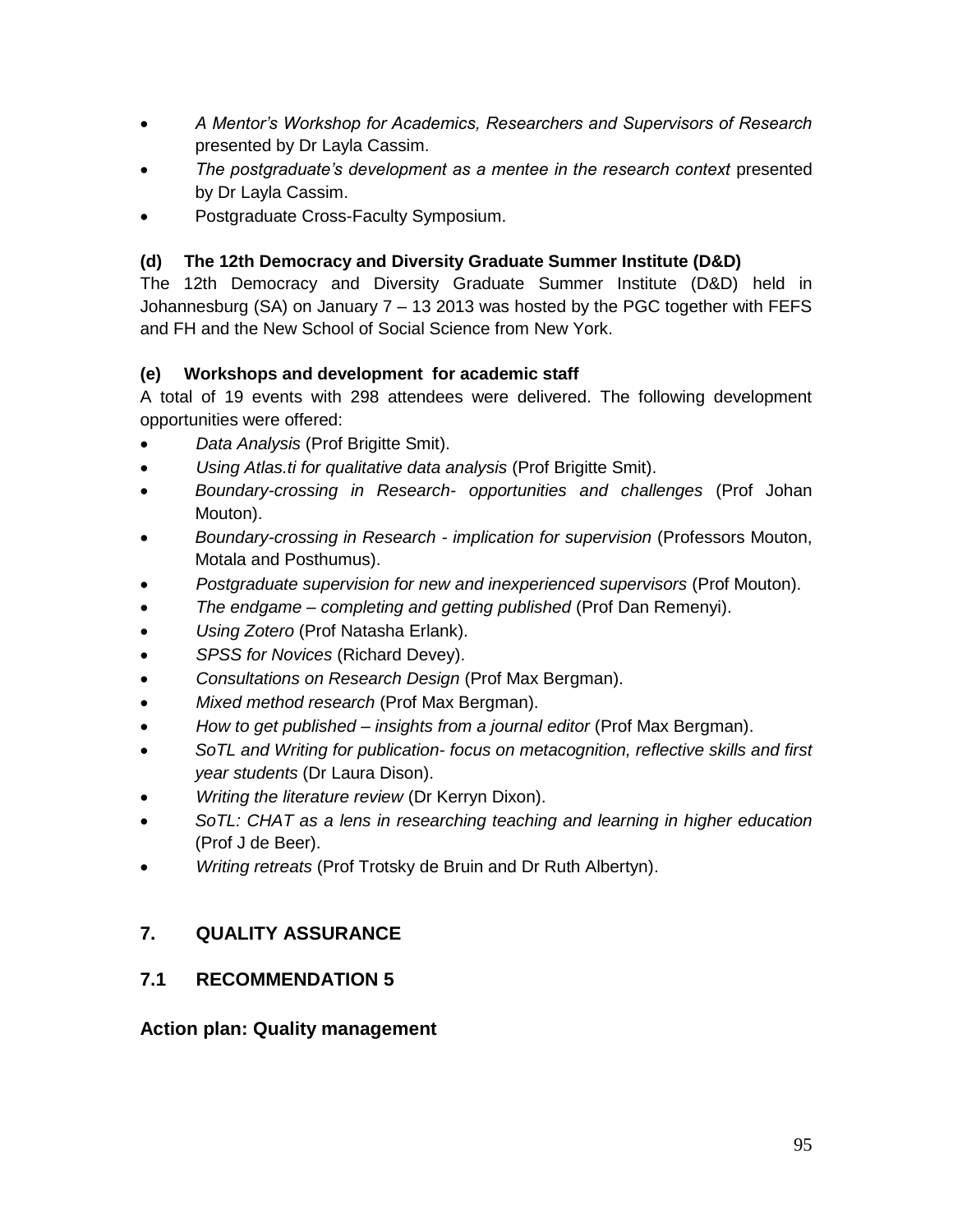- *A Mentor's Workshop for Academics, Researchers and Supervisors of Research* presented by Dr Layla Cassim.
- *The postgraduate's development as a mentee in the research context* presented by Dr Layla Cassim.
- Postgraduate Cross-Faculty Symposium.

**(d) The 12th Democracy and Diversity Graduate Summer Institute (D&D)**

The 12th Democracy and Diversity Graduate Summer Institute (D&D) held in Johannesburg (SA) on January 7 – 13 2013 was hosted by the PGC together with FEFS and FH and the New School of Social Science from New York.

**(e) Workshops and development for academic staff**

A total of 19 events with 298 attendees were delivered. The following development opportunities were offered:

- *Data Analysis* (Prof Brigitte Smit).
- *Using Atlas.ti for qualitative data analysis* (Prof Brigitte Smit).
- *Boundary-crossing in Research- opportunities and challenges* (Prof Johan Mouton).
- *Boundary-crossing in Research - implication for supervision* (Professors Mouton, Motala and Posthumus).
- *Postgraduate supervision for new and inexperienced supervisors* (Prof Mouton).
- *The endgame – completing and getting published* (Prof Dan Remenyi).
- *Using Zotero* (Prof Natasha Erlank).
- *SPSS for Novices* (Richard Devey).
- *Consultations on Research Design* (Prof Max Bergman).
- *Mixed method research* (Prof Max Bergman).
- *How to get published – insights from a journal editor* (Prof Max Bergman).
- *SoTL and Writing for publication- focus on metacognition, reflective skills and first year students* (Dr Laura Dison).
- *Writing the literature review* (Dr Kerryn Dixon).
- *SoTL: CHAT as a lens in researching teaching and learning in higher education* (Prof J de Beer).
- *Writing retreats* (Prof Trotsky de Bruin and Dr Ruth Albertyn).

## 7. QUALITY ASSURANCE

### 7.1 RECOMMENDATION 5

**Action plan: Quality management**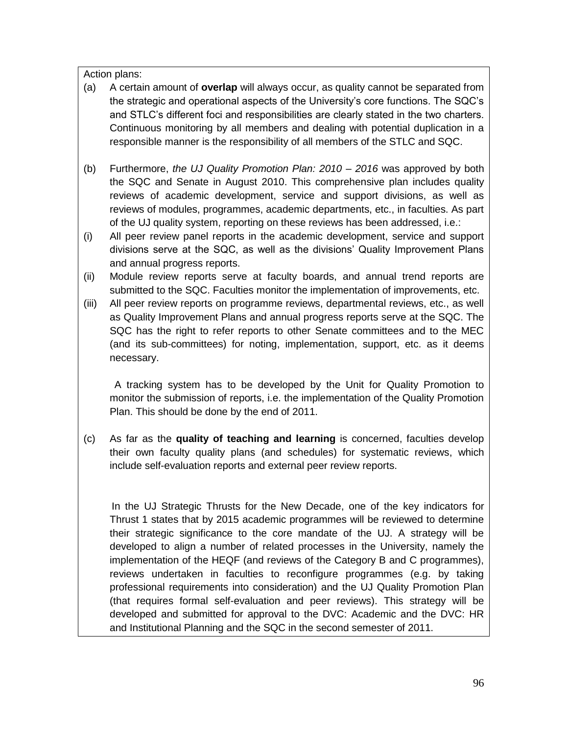Action plans:

(a) A certain amount of **overlap** will always occur, as quality cannot be separated from the strategic and operational aspects of the University's core functions. The SQC's and STLC's different foci and responsibilities are clearly stated in the two charters. Continuous monitoring by all members and dealing with potential duplication in a responsible manner is the responsibility of all members of the STLC and SQC.

(b) Furthermore, *the UJ Quality Promotion Plan: 2010 – 2016* was approved by both the SQC and Senate in August 2010. This comprehensive plan includes quality reviews of academic development, service and support divisions, as well as reviews of modules, programmes, academic departments, etc., in faculties. As part of the UJ quality system, reporting on these reviews has been addressed, i.e.:

(i) All peer review panel reports in the academic development, service and support divisions serve at the SQC, as well as the divisions' Quality Improvement Plans and annual progress reports.

(ii) Module review reports serve at faculty boards, and annual trend reports are submitted to the SQC. Faculties monitor the implementation of improvements, etc.

(iii) All peer review reports on programme reviews, departmental reviews, etc., as well as Quality Improvement Plans and annual progress reports serve at the SQC. The SQC has the right to refer reports to other Senate committees and to the MEC (and its sub-committees) for noting, implementation, support, etc. as it deems necessary.

A tracking system has to be developed by the Unit for Quality Promotion to monitor the submission of reports, i.e. the implementation of the Quality Promotion Plan. This should be done by the end of 2011.

(c) As far as the **quality of teaching and learning** is concerned, faculties develop their own faculty quality plans (and schedules) for systematic reviews, which include self-evaluation reports and external peer review reports.

In the UJ Strategic Thrusts for the New Decade, one of the key indicators for Thrust 1 states that by 2015 academic programmes will be reviewed to determine their strategic significance to the core mandate of the UJ. A strategy will be developed to align a number of related processes in the University, namely the implementation of the HEQF (and reviews of the Category B and C programmes), reviews undertaken in faculties to reconfigure programmes (e.g. by taking professional requirements into consideration) and the UJ Quality Promotion Plan (that requires formal self-evaluation and peer reviews). This strategy will be developed and submitted for approval to the DVC: Academic and the DVC: HR and Institutional Planning and the SQC in the second semester of 2011.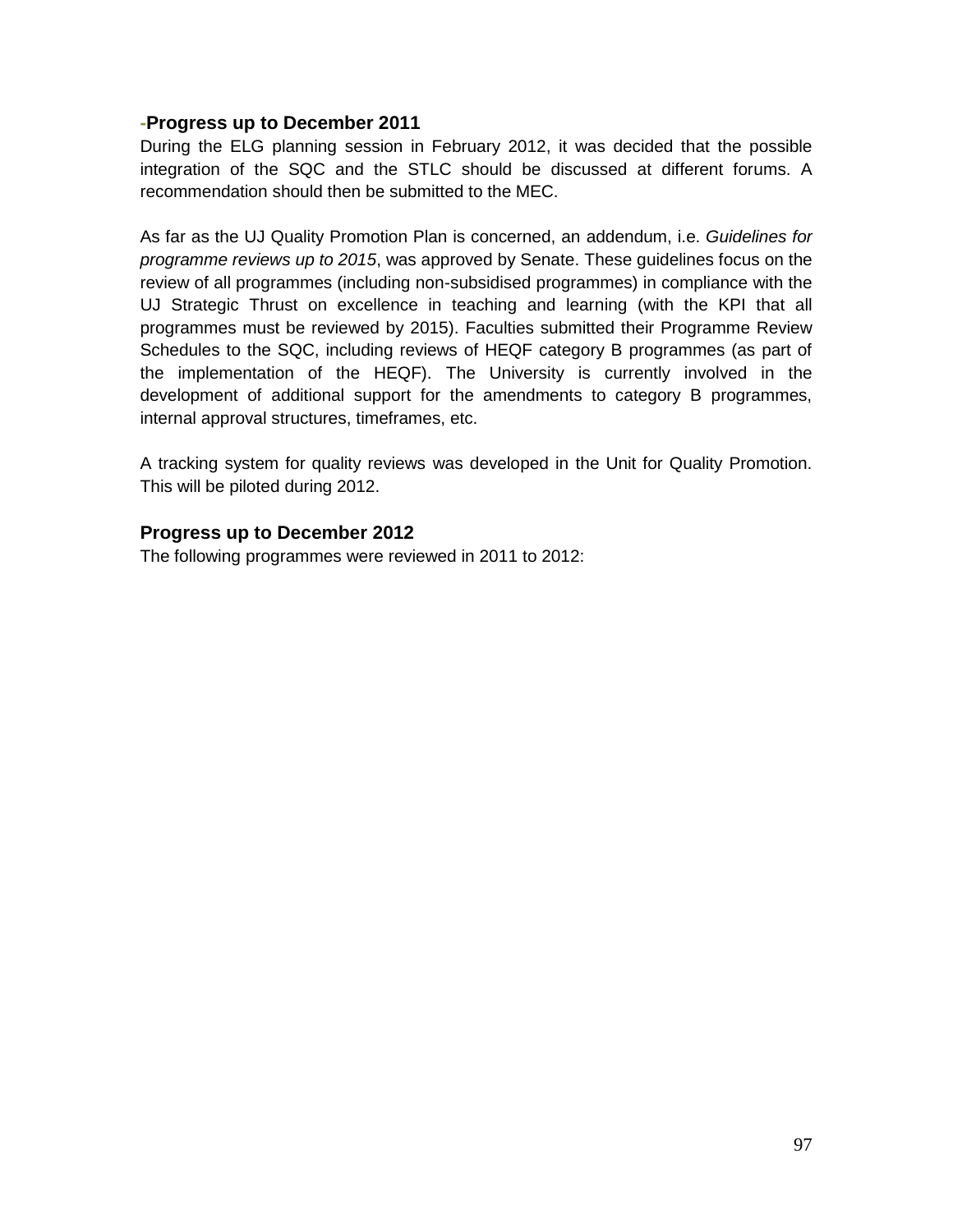**-Progress up to December 2011**

During the ELG planning session in February 2012, it was decided that the possible integration of the SQC and the STLC should be discussed at different forums. A recommendation should then be submitted to the MEC.

As far as the UJ Quality Promotion Plan is concerned, an addendum, i.e. *Guidelines for programme reviews up to 2015*, was approved by Senate. These guidelines focus on the review of all programmes (including non-subsidised programmes) in compliance with the UJ Strategic Thrust on excellence in teaching and learning (with the KPI that all programmes must be reviewed by 2015). Faculties submitted their Programme Review Schedules to the SQC, including reviews of HEQF category B programmes (as part of the implementation of the HEQF). The University is currently involved in the development of additional support for the amendments to category B programmes, internal approval structures, timeframes, etc.

A tracking system for quality reviews was developed in the Unit for Quality Promotion. This will be piloted during 2012.

**Progress up to December 2012**

The following programmes were reviewed in 2011 to 2012: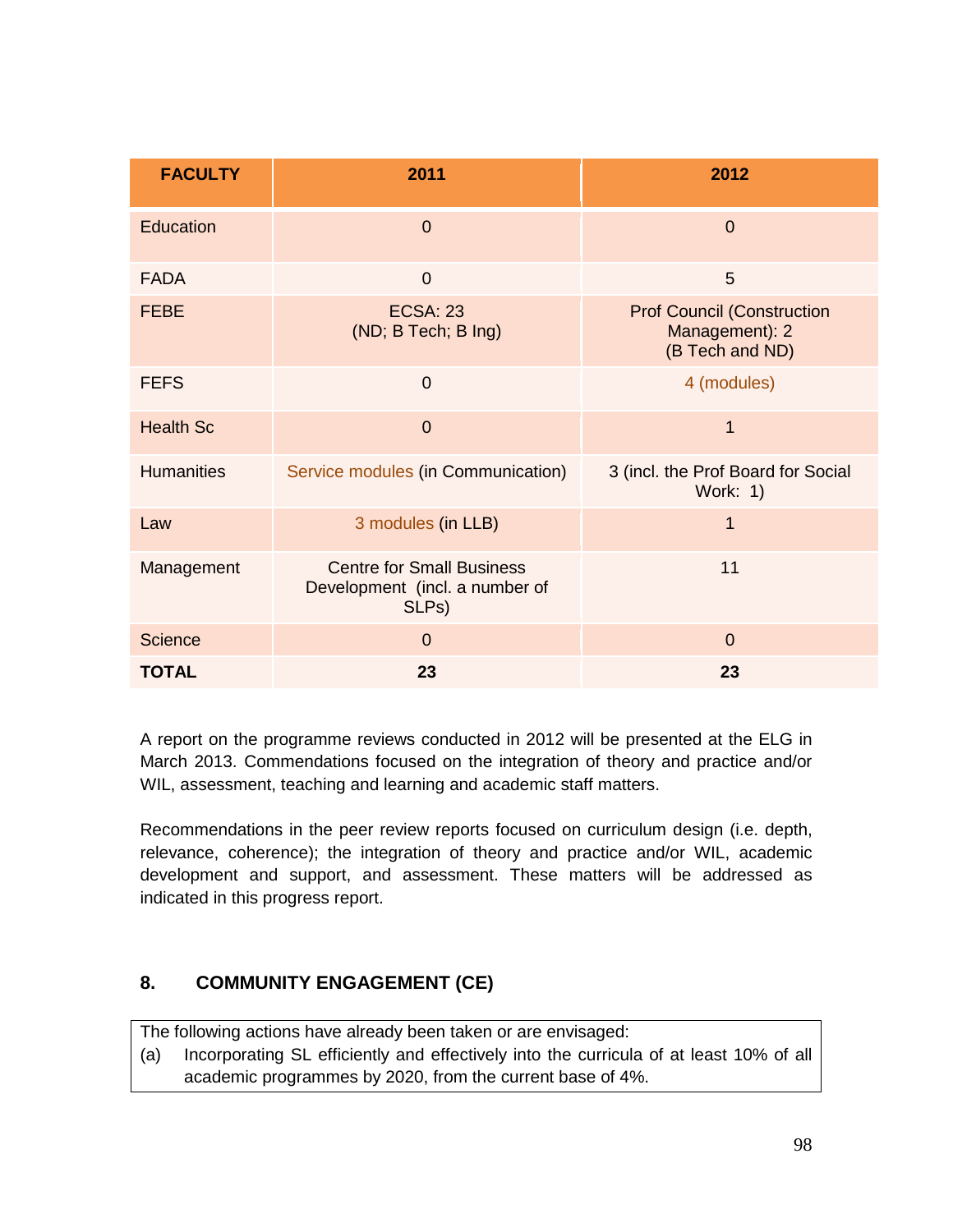| FACULTY | 2011 | 2012 |
|---|---|---|
| Education | 0 | 0 |
| FADA | 0 | 5 |
| FEBE | ECSA: 23 (ND; B Tech; B Ing) | Prof Council (Construction Management): 2 (B Tech and ND) |
| FEFS | 0 | 4 (modules) |
| Health Sc | 0 | 1 |
| Humanities | Service modules (in Communication) | 3 (incl. the Prof Board for Social Work: 1) |
| Law | 3 modules (in LLB) | 1 |
| Management | Centre for Small Business Development (incl. a number of SLPs) | 11 |
| Science | 0 | 0 |
| **TOTAL** | **23** | **23** |

A report on the programme reviews conducted in 2012 will be presented at the ELG in March 2013. Commendations focused on the integration of theory and practice and/or WIL, assessment, teaching and learning and academic staff matters.

Recommendations in the peer review reports focused on curriculum design (i.e. depth, relevance, coherence); the integration of theory and practice and/or WIL, academic development and support, and assessment. These matters will be addressed as indicated in this progress report.

## 8. COMMUNITY ENGAGEMENT (CE)

The following actions have already been taken or are envisaged:

(a) Incorporating SL efficiently and effectively into the curricula of at least 10% of all academic programmes by 2020, from the current base of 4%.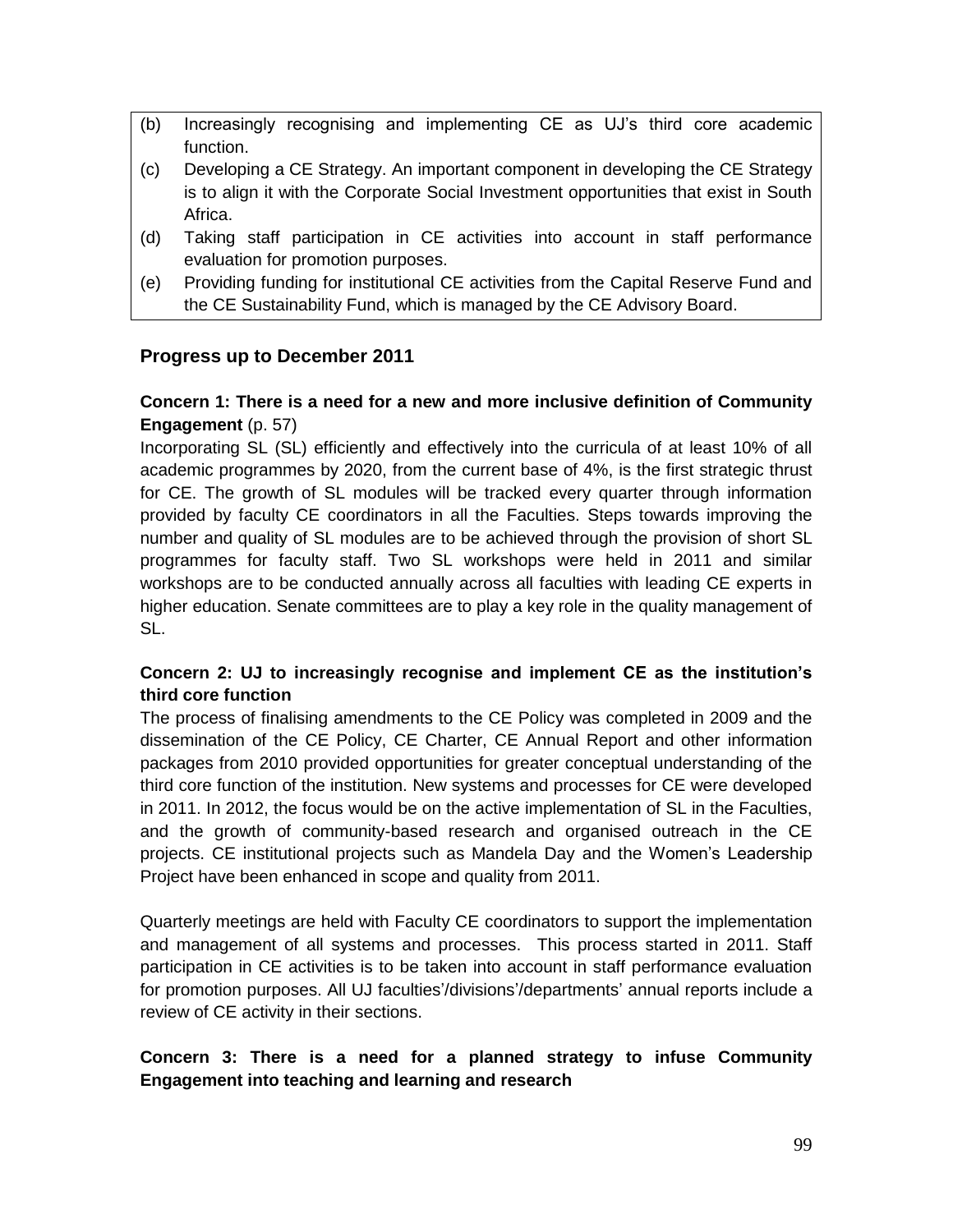(b) Increasingly recognising and implementing CE as UJ's third core academic function.

(c) Developing a CE Strategy. An important component in developing the CE Strategy is to align it with the Corporate Social Investment opportunities that exist in South Africa.

(d) Taking staff participation in CE activities into account in staff performance evaluation for promotion purposes.

(e) Providing funding for institutional CE activities from the Capital Reserve Fund and the CE Sustainability Fund, which is managed by the CE Advisory Board.

## Progress up to December 2011

### Concern 1: There is a need for a new and more inclusive definition of Community Engagement (p. 57)

Incorporating SL (SL) efficiently and effectively into the curricula of at least 10% of all academic programmes by 2020, from the current base of 4%, is the first strategic thrust for CE. The growth of SL modules will be tracked every quarter through information provided by faculty CE coordinators in all the Faculties. Steps towards improving the number and quality of SL modules are to be achieved through the provision of short SL programmes for faculty staff. Two SL workshops were held in 2011 and similar workshops are to be conducted annually across all faculties with leading CE experts in higher education. Senate committees are to play a key role in the quality management of SL.

### Concern 2: UJ to increasingly recognise and implement CE as the institution's third core function

The process of finalising amendments to the CE Policy was completed in 2009 and the dissemination of the CE Policy, CE Charter, CE Annual Report and other information packages from 2010 provided opportunities for greater conceptual understanding of the third core function of the institution. New systems and processes for CE were developed in 2011. In 2012, the focus would be on the active implementation of SL in the Faculties, and the growth of community-based research and organised outreach in the CE projects. CE institutional projects such as Mandela Day and the Women's Leadership Project have been enhanced in scope and quality from 2011.

Quarterly meetings are held with Faculty CE coordinators to support the implementation and management of all systems and processes. This process started in 2011. Staff participation in CE activities is to be taken into account in staff performance evaluation for promotion purposes. All UJ faculties'/divisions'/departments' annual reports include a review of CE activity in their sections.

### Concern 3: There is a need for a planned strategy to infuse Community Engagement into teaching and learning and research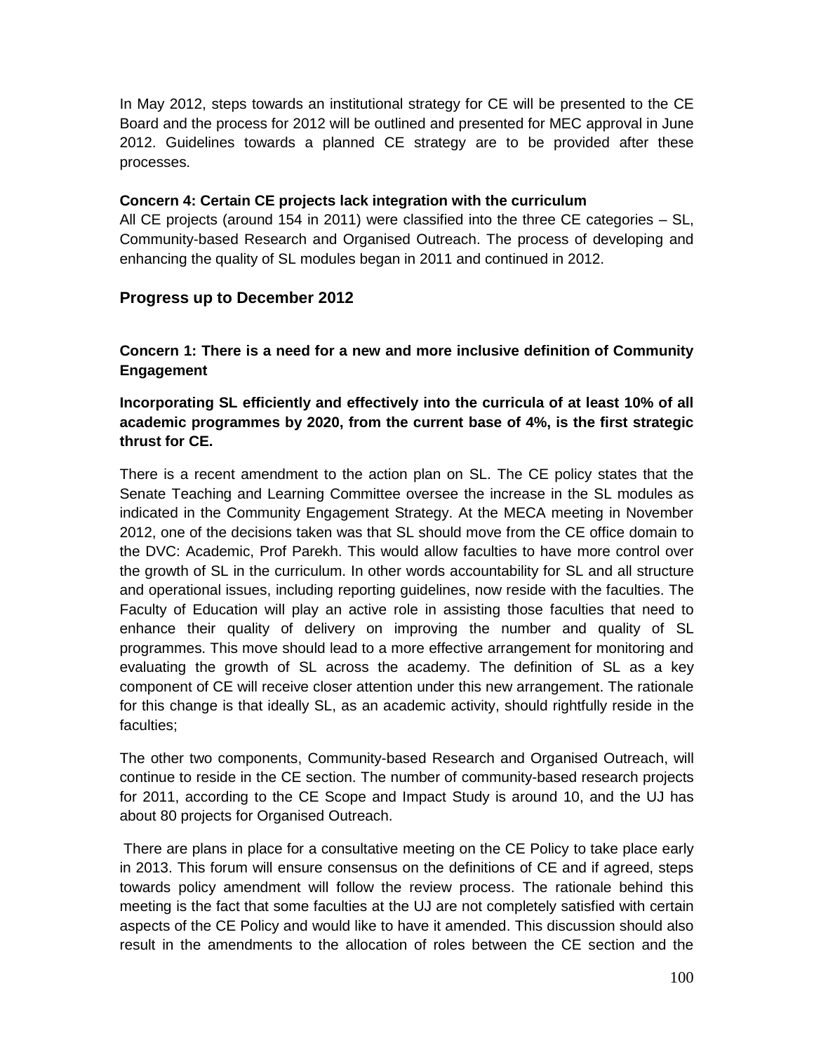In May 2012, steps towards an institutional strategy for CE will be presented to the CE Board and the process for 2012 will be outlined and presented for MEC approval in June 2012. Guidelines towards a planned CE strategy are to be provided after these processes.

**Concern 4: Certain CE projects lack integration with the curriculum**

All CE projects (around 154 in 2011) were classified into the three CE categories – SL, Community-based Research and Organised Outreach. The process of developing and enhancing the quality of SL modules began in 2011 and continued in 2012.

## Progress up to December 2012

**Concern 1: There is a need for a new and more inclusive definition of Community Engagement**

**Incorporating SL efficiently and effectively into the curricula of at least 10% of all academic programmes by 2020, from the current base of 4%, is the first strategic thrust for CE.**

There is a recent amendment to the action plan on SL. The CE policy states that the Senate Teaching and Learning Committee oversee the increase in the SL modules as indicated in the Community Engagement Strategy. At the MECA meeting in November 2012, one of the decisions taken was that SL should move from the CE office domain to the DVC: Academic, Prof Parekh. This would allow faculties to have more control over the growth of SL in the curriculum. In other words accountability for SL and all structure and operational issues, including reporting guidelines, now reside with the faculties. The Faculty of Education will play an active role in assisting those faculties that need to enhance their quality of delivery on improving the number and quality of SL programmes. This move should lead to a more effective arrangement for monitoring and evaluating the growth of SL across the academy. The definition of SL as a key component of CE will receive closer attention under this new arrangement. The rationale for this change is that ideally SL, as an academic activity, should rightfully reside in the faculties;

The other two components, Community-based Research and Organised Outreach, will continue to reside in the CE section. The number of community-based research projects for 2011, according to the CE Scope and Impact Study is around 10, and the UJ has about 80 projects for Organised Outreach.

There are plans in place for a consultative meeting on the CE Policy to take place early in 2013. This forum will ensure consensus on the definitions of CE and if agreed, steps towards policy amendment will follow the review process. The rationale behind this meeting is the fact that some faculties at the UJ are not completely satisfied with certain aspects of the CE Policy and would like to have it amended. This discussion should also result in the amendments to the allocation of roles between the CE section and the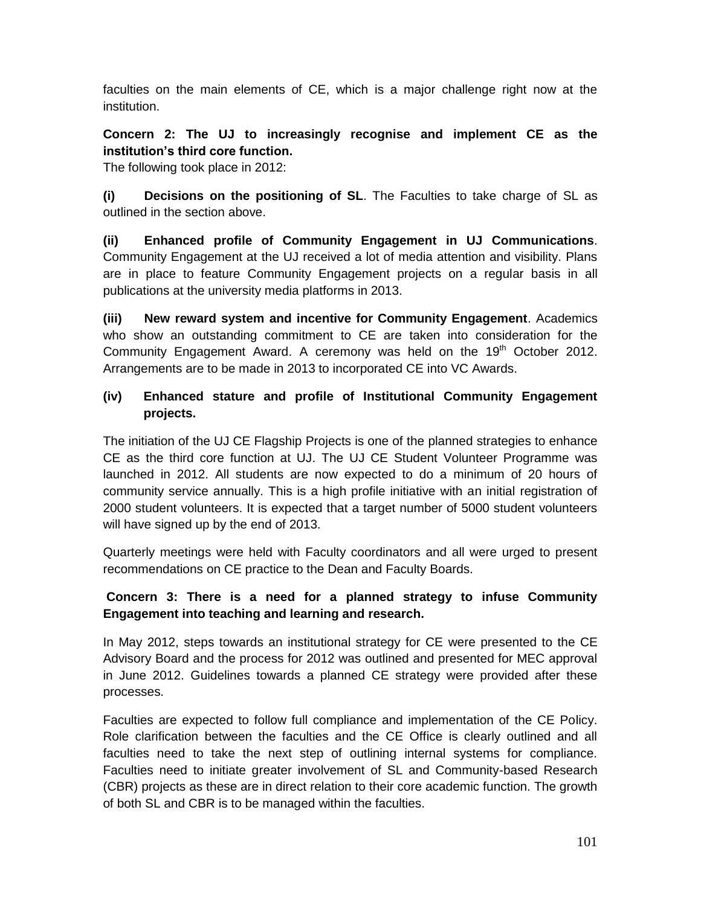faculties on the main elements of CE, which is a major challenge right now at the institution.

**Concern 2: The UJ to increasingly recognise and implement CE as the institution's third core function.**

The following took place in 2012:

**(i) Decisions on the positioning of SL**. The Faculties to take charge of SL as outlined in the section above.

**(ii) Enhanced profile of Community Engagement in UJ Communications**. Community Engagement at the UJ received a lot of media attention and visibility. Plans are in place to feature Community Engagement projects on a regular basis in all publications at the university media platforms in 2013.

**(iii) New reward system and incentive for Community Engagement**. Academics who show an outstanding commitment to CE are taken into consideration for the Community Engagement Award. A ceremony was held on the 19th October 2012. Arrangements are to be made in 2013 to incorporated CE into VC Awards.

**(iv) Enhanced stature and profile of Institutional Community Engagement projects.**

The initiation of the UJ CE Flagship Projects is one of the planned strategies to enhance CE as the third core function at UJ. The UJ CE Student Volunteer Programme was launched in 2012. All students are now expected to do a minimum of 20 hours of community service annually. This is a high profile initiative with an initial registration of 2000 student volunteers. It is expected that a target number of 5000 student volunteers will have signed up by the end of 2013.

Quarterly meetings were held with Faculty coordinators and all were urged to present recommendations on CE practice to the Dean and Faculty Boards.

**Concern 3: There is a need for a planned strategy to infuse Community Engagement into teaching and learning and research.**

In May 2012, steps towards an institutional strategy for CE were presented to the CE Advisory Board and the process for 2012 was outlined and presented for MEC approval in June 2012. Guidelines towards a planned CE strategy were provided after these processes.

Faculties are expected to follow full compliance and implementation of the CE Policy. Role clarification between the faculties and the CE Office is clearly outlined and all faculties need to take the next step of outlining internal systems for compliance. Faculties need to initiate greater involvement of SL and Community-based Research (CBR) projects as these are in direct relation to their core academic function. The growth of both SL and CBR is to be managed within the faculties.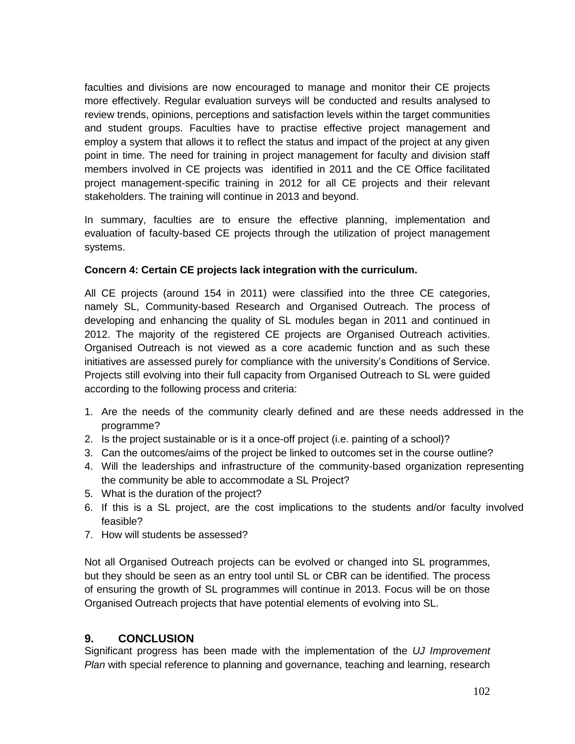faculties and divisions are now encouraged to manage and monitor their CE projects more effectively. Regular evaluation surveys will be conducted and results analysed to review trends, opinions, perceptions and satisfaction levels within the target communities and student groups. Faculties have to practise effective project management and employ a system that allows it to reflect the status and impact of the project at any given point in time. The need for training in project management for faculty and division staff members involved in CE projects was identified in 2011 and the CE Office facilitated project management-specific training in 2012 for all CE projects and their relevant stakeholders. The training will continue in 2013 and beyond.

In summary, faculties are to ensure the effective planning, implementation and evaluation of faculty-based CE projects through the utilization of project management systems.

**Concern 4: Certain CE projects lack integration with the curriculum.**

All CE projects (around 154 in 2011) were classified into the three CE categories, namely SL, Community-based Research and Organised Outreach. The process of developing and enhancing the quality of SL modules began in 2011 and continued in 2012. The majority of the registered CE projects are Organised Outreach activities. Organised Outreach is not viewed as a core academic function and as such these initiatives are assessed purely for compliance with the university's Conditions of Service. Projects still evolving into their full capacity from Organised Outreach to SL were guided according to the following process and criteria:

1. Are the needs of the community clearly defined and are these needs addressed in the programme?
2. Is the project sustainable or is it a once-off project (i.e. painting of a school)?
3. Can the outcomes/aims of the project be linked to outcomes set in the course outline?
4. Will the leaderships and infrastructure of the community-based organization representing the community be able to accommodate a SL Project?
5. What is the duration of the project?
6. If this is a SL project, are the cost implications to the students and/or faculty involved feasible?
7. How will students be assessed?

Not all Organised Outreach projects can be evolved or changed into SL programmes, but they should be seen as an entry tool until SL or CBR can be identified. The process of ensuring the growth of SL programmes will continue in 2013. Focus will be on those Organised Outreach projects that have potential elements of evolving into SL.

## 9. CONCLUSION

Significant progress has been made with the implementation of the *UJ Improvement Plan* with special reference to planning and governance, teaching and learning, research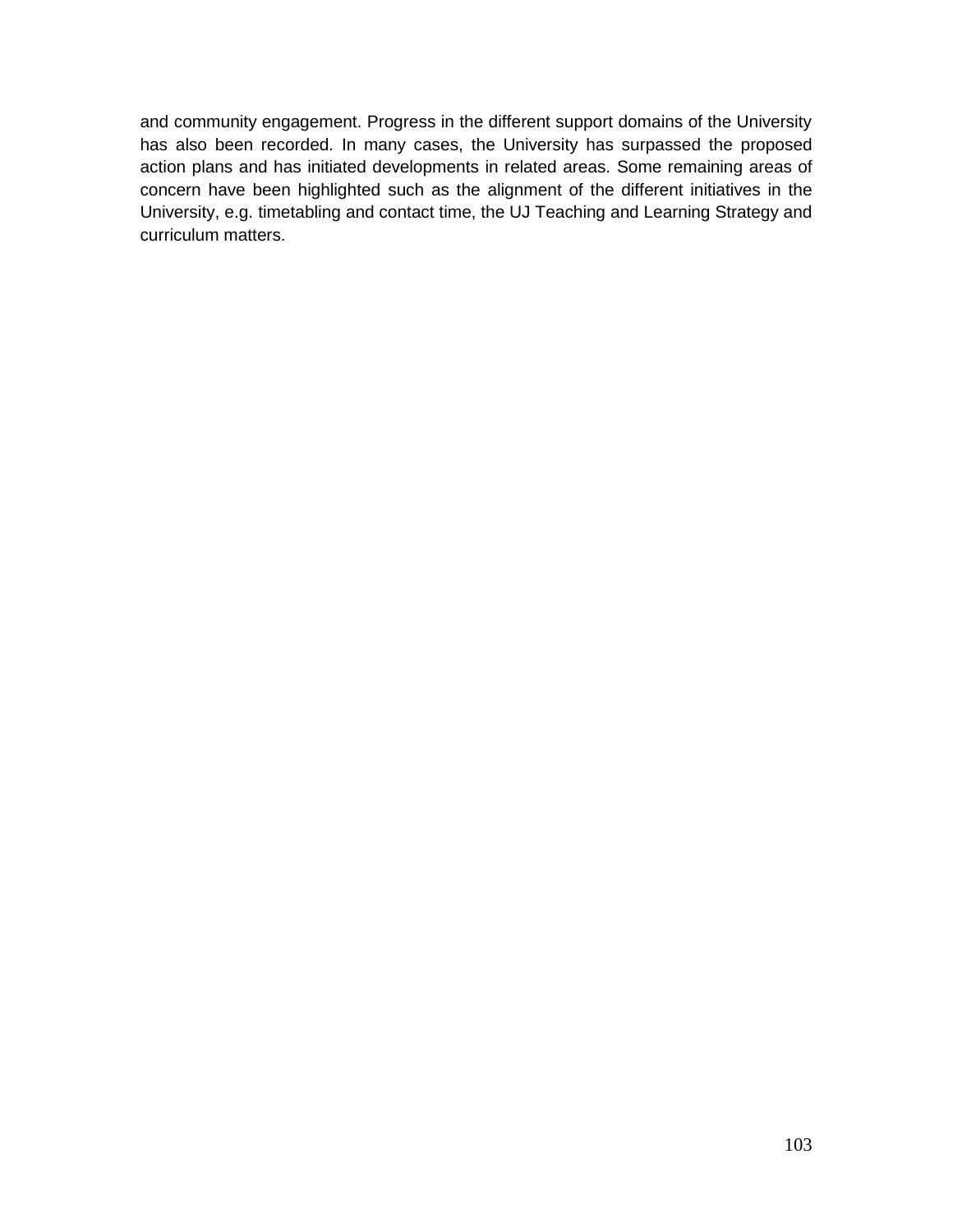and community engagement. Progress in the different support domains of the University has also been recorded. In many cases, the University has surpassed the proposed action plans and has initiated developments in related areas. Some remaining areas of concern have been highlighted such as the alignment of the different initiatives in the University, e.g. timetabling and contact time, the UJ Teaching and Learning Strategy and curriculum matters.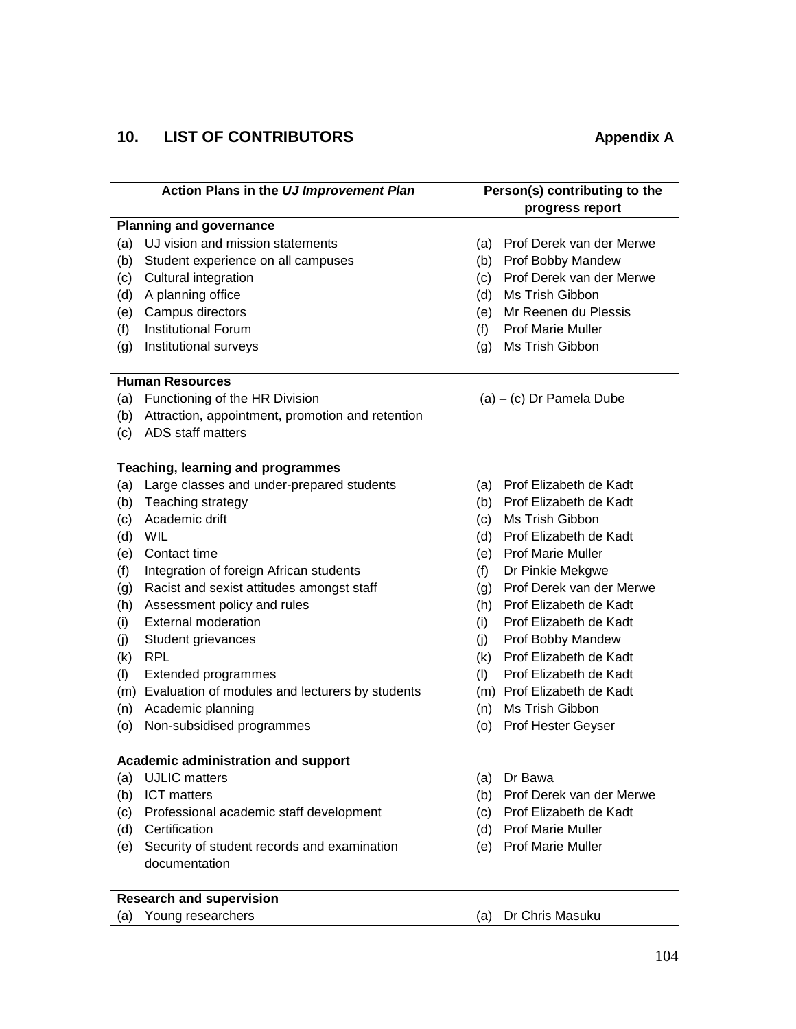## 10. LIST OF CONTRIBUTORS

**Appendix A**

| Action Plans in the *UJ Improvement Plan* | Person(s) contributing to the progress report |
|---|---|
| **Planning and governance** | |
| (a) UJ vision and mission statements | (a) Prof Derek van der Merwe |
| (b) Student experience on all campuses | (b) Prof Bobby Mandew |
| (c) Cultural integration | (c) Prof Derek van der Merwe |
| (d) A planning office | (d) Ms Trish Gibbon |
| (e) Campus directors | (e) Mr Reenen du Plessis |
| (f) Institutional Forum | (f) Prof Marie Muller |
| (g) Institutional surveys | (g) Ms Trish Gibbon |
| **Human Resources** | |
| (a) Functioning of the HR Division | (a) – (c) Dr Pamela Dube |
| (b) Attraction, appointment, promotion and retention | |
| (c) ADS staff matters | |
| **Teaching, learning and programmes** | |
| (a) Large classes and under-prepared students | (a) Prof Elizabeth de Kadt |
| (b) Teaching strategy | (b) Prof Elizabeth de Kadt |
| (c) Academic drift | (c) Ms Trish Gibbon |
| (d) WIL | (d) Prof Elizabeth de Kadt |
| (e) Contact time | (e) Prof Marie Muller |
| (f) Integration of foreign African students | (f) Dr Pinkie Mekgwe |
| (g) Racist and sexist attitudes amongst staff | (g) Prof Derek van der Merwe |
| (h) Assessment policy and rules | (h) Prof Elizabeth de Kadt |
| (i) External moderation | (i) Prof Elizabeth de Kadt |
| (j) Student grievances | (j) Prof Bobby Mandew |
| (k) RPL | (k) Prof Elizabeth de Kadt |
| (l) Extended programmes | (l) Prof Elizabeth de Kadt |
| (m) Evaluation of modules and lecturers by students | (m) Prof Elizabeth de Kadt |
| (n) Academic planning | (n) Ms Trish Gibbon |
| (o) Non-subsidised programmes | (o) Prof Hester Geyser |
| **Academic administration and support** | |
| (a) UJLIC matters | (a) Dr Bawa |
| (b) ICT matters | (b) Prof Derek van der Merwe |
| (c) Professional academic staff development | (c) Prof Elizabeth de Kadt |
| (d) Certification | (d) Prof Marie Muller |
| (e) Security of student records and examination documentation | (e) Prof Marie Muller |
| **Research and supervision** | |
| (a) Young researchers | (a) Dr Chris Masuku |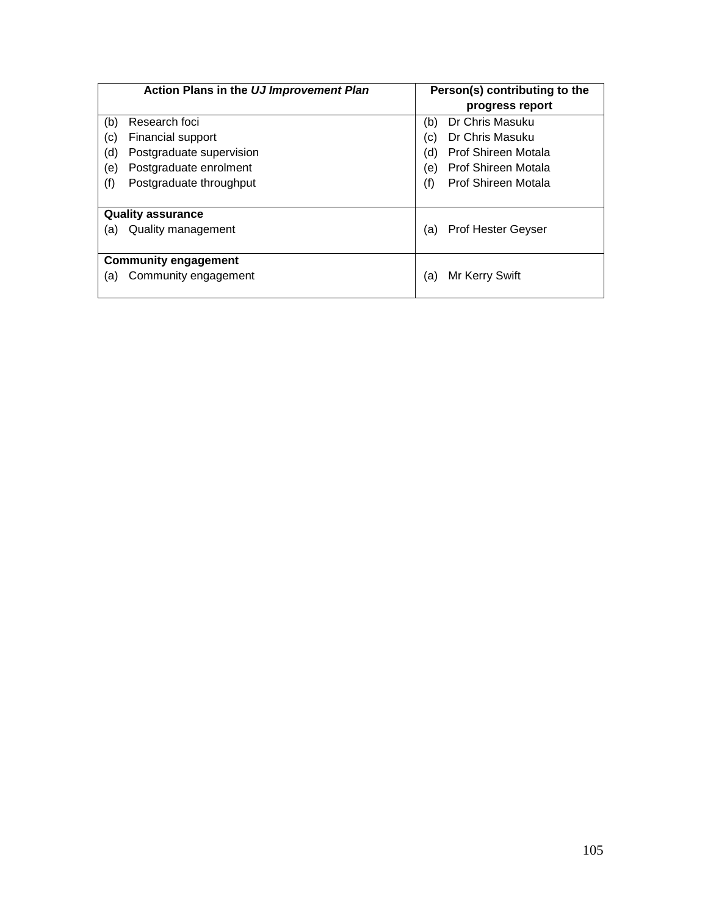| Action Plans in the *UJ Improvement Plan* | Person(s) contributing to the progress report |
|---|---|
| (b) Research foci<br>(c) Financial support<br>(d) Postgraduate supervision<br>(e) Postgraduate enrolment<br>(f) Postgraduate throughput | (b) Dr Chris Masuku<br>(c) Dr Chris Masuku<br>(d) Prof Shireen Motala<br>(e) Prof Shireen Motala<br>(f) Prof Shireen Motala |
| **Quality assurance**<br>(a) Quality management | (a) Prof Hester Geyser |
| **Community engagement**<br>(a) Community engagement | (a) Mr Kerry Swift |